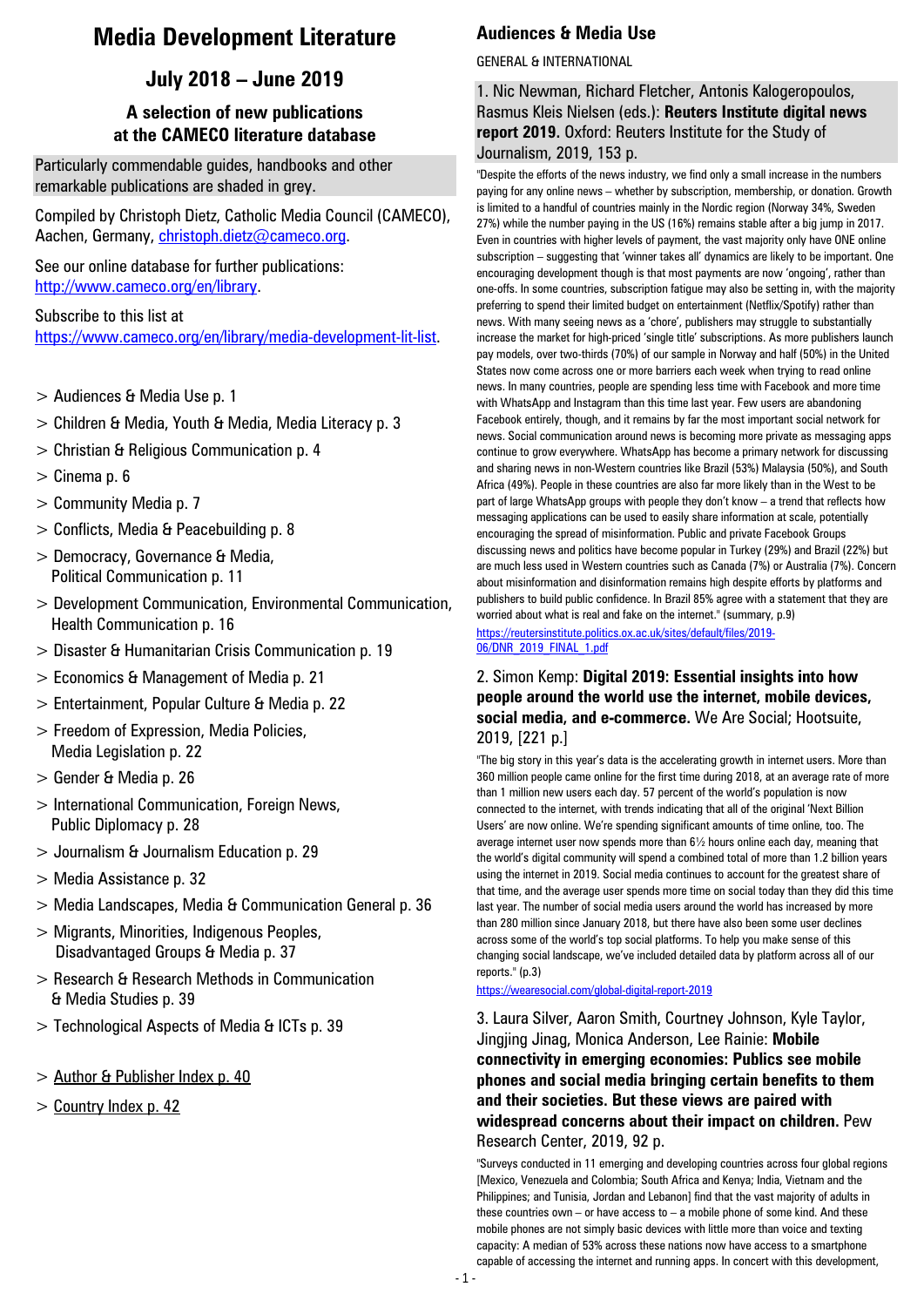# Media Development Literature

## July 2018 – June 2019

### A selection of new publications at the CAMECO literature database

Particularly commendable guides, handbooks and other remarkable publications are shaded in grey.

Compiled by Christoph Dietz, Catholic Media Council (CAMECO), Aachen, Germany, christoph.dietz@cameco.org.

See our online database for further publications: http://www.cameco.org/en/library.

Subscribe to this list at https://www.cameco.org/en/library/media-development-lit-list.

- > Audiences & Media Use p. 1
- > Children & Media, Youth & Media, Media Literacy p. 3
- > Christian & Religious Communication p. 4
- > Cinema p. 6
- > Community Media p. 7
- > Conflicts, Media & Peacebuilding p. 8
- > Democracy, Governance & Media, Political Communication p. 11
- > Development Communication, Environmental Communication, Health Communication p. 16
- > Disaster & Humanitarian Crisis Communication p. 19
- > Economics & Management of Media p. 21
- > Entertainment, Popular Culture & Media p. 22
- > Freedom of Expression, Media Policies, Media Legislation p. 22
- > Gender & Media p. 26
- > International Communication, Foreign News, Public Diplomacy p. 28
- > Journalism & Journalism Education p. 29
- > Media Assistance p. 32
- > Media Landscapes, Media & Communication General p. 36
- > Migrants, Minorities, Indigenous Peoples, Disadvantaged Groups & Media p. 37
- > Research & Research Methods in Communication & Media Studies p. 39
- > Technological Aspects of Media & ICTs p. 39

- > Author & Publisher Index p. 40
- > Country Index p. 42

## Audiences & Media Use

GENERAL & INTERNATIONAL

1. Nic Newman, Richard Fletcher, Antonis Kalogeropoulos, Rasmus Kleis Nielsen (eds.): **Reuters Institute digital news report 2019.** Oxford: Reuters Institute for the Study of Journalism, 2019, 153 p.

"Despite the efforts of the news industry, we find only a small increase in the numbers paying for any online news – whether by subscription, membership, or donation. Growth is limited to a handful of countries mainly in the Nordic region (Norway 34%, Sweden 27%) while the number paying in the US (16%) remains stable after a big jump in 2017. Even in countries with higher levels of payment, the vast majority only have ONE online subscription – suggesting that 'winner takes all' dynamics are likely to be important. One encouraging development though is that most payments are now 'ongoing', rather than one-offs. In some countries, subscription fatigue may also be setting in, with the majority preferring to spend their limited budget on entertainment (Netflix/Spotify) rather than news. With many seeing news as a 'chore', publishers may struggle to substantially increase the market for high-priced 'single title' subscriptions. As more publishers launch pay models, over two-thirds (70%) of our sample in Norway and half (50%) in the United States now come across one or more barriers each week when trying to read online news. In many countries, people are spending less time with Facebook and more time with WhatsApp and Instagram than this time last year. Few users are abandoning Facebook entirely, though, and it remains by far the most important social network for news. Social communication around news is becoming more private as messaging apps continue to grow everywhere. WhatsApp has become a primary network for discussing and sharing news in non-Western countries like Brazil (53%) Malaysia (50%), and South Africa (49%). People in these countries are also far more likely than in the West to be part of large WhatsApp groups with people they don't know – a trend that reflects how messaging applications can be used to easily share information at scale, potentially encouraging the spread of misinformation. Public and private Facebook Groups discussing news and politics have become popular in Turkey (29%) and Brazil (22%) but are much less used in Western countries such as Canada (7%) or Australia (7%). Concern about misinformation and disinformation remains high despite efforts by platforms and publishers to build public confidence. In Brazil 85% agree with a statement that they are worried about what is real and fake on the internet." (summary, p.9)

https://reutersinstitute.politics.ox.ac.uk/sites/default/files/2019-06/DNR_2019_FINAL_1.pdf

2. Simon Kemp: **Digital 2019: Essential insights into how people around the world use the internet, mobile devices, social media, and e-commerce.** We Are Social; Hootsuite, 2019, [221 p.]

"The big story in this year's data is the accelerating growth in internet users. More than 360 million people came online for the first time during 2018, at an average rate of more than 1 million new users each day. 57 percent of the world's population is now connected to the internet, with trends indicating that all of the original 'Next Billion Users' are now online. We're spending significant amounts of time online, too. The average internet user now spends more than 6½ hours online each day, meaning that the world's digital community will spend a combined total of more than 1.2 billion years using the internet in 2019. Social media continues to account for the greatest share of that time, and the average user spends more time on social today than they did this time last year. The number of social media users around the world has increased by more than 280 million since January 2018, but there have also been some user declines across some of the world's top social platforms. To help you make sense of this changing social landscape, we've included detailed data by platform across all of our reports." (p.3)

https://wearesocial.com/global-digital-report-2019

3. Laura Silver, Aaron Smith, Courtney Johnson, Kyle Taylor, Jingjing Jinag, Monica Anderson, Lee Rainie: **Mobile connectivity in emerging economies: Publics see mobile phones and social media bringing certain benefits to them and their societies. But these views are paired with widespread concerns about their impact on children.** Pew Research Center, 2019, 92 p.

"Surveys conducted in 11 emerging and developing countries across four global regions [Mexico, Venezuela and Colombia; South Africa and Kenya; India, Vietnam and the Philippines; and Tunisia, Jordan and Lebanon] find that the vast majority of adults in these countries own – or have access to – a mobile phone of some kind. And these mobile phones are not simply basic devices with little more than voice and texting capacity: A median of 53% across these nations now have access to a smartphone capable of accessing the internet and running apps. In concert with this development,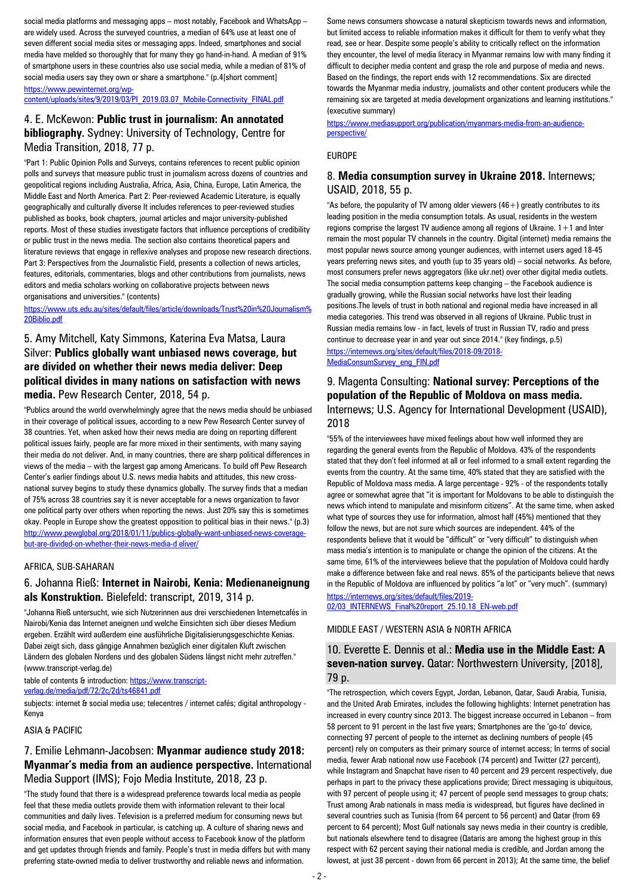social media platforms and messaging apps – most notably, Facebook and WhatsApp – are widely used. Across the surveyed countries, a median of 64% use at least one of seven different social media sites or messaging apps. Indeed, smartphones and social media have melded so thoroughly that for many they go hand-in-hand. A median of 91% of smartphone users in these countries also use social media, while a median of 81% of social media users say they own or share a smartphone." (p.4[short comment]

https://www.pewinternet.org/wp-content/uploads/sites/9/2019/03/PI_2019.03.07_Mobile-Connectivity_FINAL.pdf

## 4. E. McKewon: **Public trust in journalism: An annotated bibliography.** Sydney: University of Technology, Centre for Media Transition, 2018, 77 p.

"Part 1: Public Opinion Polls and Surveys, contains references to recent public opinion polls and surveys that measure public trust in journalism across dozens of countries and geopolitical regions including Australia, Africa, Asia, China, Europe, Latin America, the Middle East and North America. Part 2: Peer-reviewed Academic Literature, is equally geographically and culturally diverse It includes references to peer-reviewed studies published as books, book chapters, journal articles and major university-published reports. Most of these studies investigate factors that influence perceptions of credibility or public trust in the news media. The section also contains theoretical papers and literature reviews that engage in reflexive analyses and propose new research directions. Part 3: Perspectives from the Journalistic Field, presents a collection of news articles, features, editorials, commentaries, blogs and other contributions from journalists, news editors and media scholars working on collaborative projects between news organisations and universities." (contents)

https://www.uts.edu.au/sites/default/files/article/downloads/Trust%20in%20Journalism%20Biblio.pdf

## 5. Amy Mitchell, Katy Simmons, Katerina Eva Matsa, Laura Silver: **Publics globally want unbiased news coverage, but are divided on whether their news media deliver: Deep political divides in many nations on satisfaction with news media.** Pew Research Center, 2018, 54 p.

"Publics around the world overwhelmingly agree that the news media should be unbiased in their coverage of political issues, according to a new Pew Research Center survey of 38 countries. Yet, when asked how their news media are doing on reporting different political issues fairly, people are far more mixed in their sentiments, with many saying their media do not deliver. And, in many countries, there are sharp political differences in views of the media – with the largest gap among Americans. To build off Pew Research Center's earlier findings about U.S. news media habits and attitudes, this new cross-national survey begins to study these dynamics globally. The survey finds that a median of 75% across 38 countries say it is never acceptable for a news organization to favor one political party over others when reporting the news. Just 20% say this is sometimes okay. People in Europe show the greatest opposition to political bias in their news." (p.3)

http://www.pewglobal.org/2018/01/11/publics-globally-want-unbiased-news-coverage-but-are-divided-on-whether-their-news-media-d eliver/

### AFRICA, SUB-SAHARAN

## 6. Johanna Rieß: **Internet in Nairobi, Kenia: Medienaneignung als Konstruktion.** Bielefeld: transcript, 2019, 314 p.

"Johanna Rieß untersucht, wie sich Nutzerinnen aus drei verschiedenen Internetcafés in Nairobi/Kenia das Internet aneignen und welche Einsichten sich über dieses Medium ergeben. Erzählt wird außerdem eine ausführliche Digitalisierungsgeschichte Kenias. Dabei zeigt sich, dass gängige Annahmen bezüglich einer digitalen Kluft zwischen Ländern des globalen Nordens und des globalen Südens längst nicht mehr zutreffen." (www.transcript-verlag.de)

table of contents & introduction: https://www.transcript-verlag.de/media/pdf/72/2c/2d/ts46841.pdf

subjects: internet & social media use; telecentres / internet cafés; digital anthropology - Kenya

### ASIA & PACIFIC

## 7. Emilie Lehmann-Jacobsen: **Myanmar audience study 2018: Myanmar's media from an audience perspective.** International Media Support (IMS); Fojo Media Institute, 2018, 23 p.

"The study found that there is a widespread preference towards local media as people feel that these media outlets provide them with information relevant to their local communities and daily lives. Television is a preferred medium for consuming news but social media, and Facebook in particular, is catching up. A culture of sharing news and information ensures that even people without access to Facebook know of the platform and get updates through friends and family. People's trust in media differs but with many preferring state-owned media to deliver trustworthy and reliable news and information. Some news consumers showcase a natural skepticism towards news and information, but limited access to reliable information makes it difficult for them to verify what they read, see or hear. Despite some people's ability to critically reflect on the information they encounter, the level of media literacy in Myanmar remains low with many finding it difficult to decipher media content and grasp the role and purpose of media and news. Based on the findings, the report ends with 12 recommendations. Six are directed towards the Myanmar media industry, journalists and other content producers while the remaining six are targeted at media development organizations and learning institutions." (executive summary)

https://www.mediasupport.org/publication/myanmars-media-from-an-audience-perspective/

### EUROPE

## 8. **Media consumption survey in Ukraine 2018.** Internews; USAID, 2018, 55 p.

"As before, the popularity of TV among older viewers (46+) greatly contributes to its leading position in the media consumption totals. As usual, residents in the western regions comprise the largest TV audience among all regions of Ukraine. 1+1 and Inter remain the most popular TV channels in the country. Digital (internet) media remains the most popular news source among younger audiences, with internet users aged 18-45 years preferring news sites, and youth (up to 35 years old) – social networks. As before, most consumers prefer news aggregators (like ukr.net) over other digital media outlets. The social media consumption patterns keep changing – the Facebook audience is gradually growing, while the Russian social networks have lost their leading positions.The levels of trust in both national and regional media have increased in all media categories. This trend was observed in all regions of Ukraine. Public trust in Russian media remains low - in fact, levels of trust in Russian TV, radio and press continue to decrease year in and year out since 2014." (key findings, p.5)

https://internews.org/sites/default/files/2018-09/2018-MediaConsumSurvey_eng_FIN.pdf

## 9. Magenta Consulting: **National survey: Perceptions of the population of the Republic of Moldova on mass media.** Internews; U.S. Agency for International Development (USAID), 2018

"55% of the interviewees have mixed feelings about how well informed they are regarding the general events from the Republic of Moldova. 43% of the respondents stated that they don't feel informed at all or feel informed to a small extent regarding the events from the country. At the same time, 40% stated that they are satisfied with the Republic of Moldova mass media. A large percentage - 92% - of the respondents totally agree or somewhat agree that "it is important for Moldovans to be able to distinguish the news which intend to manipulate and misinform citizens". At the same time, when asked what type of sources they use for information, almost half (45%) mentioned that they follow the news, but are not sure which sources are independent. 44% of the respondents believe that it would be "difficult" or "very difficult" to distinguish when mass media's intention is to manipulate or change the opinion of the citizens. At the same time, 61% of the interviewees believe that the population of Moldova could hardly make a difference between fake and real news. 85% of the participants believe that news in the Republic of Moldova are influenced by politics "a lot" or "very much". (summary)

https://internews.org/sites/default/files/2019-02/03_INTERNEWS_Final%20report_25.10.18_EN-web.pdf

### MIDDLE EAST / WESTERN ASIA & NORTH AFRICA

## 10. Everette E. Dennis et al.: **Media use in the Middle East: A seven-nation survey.** Qatar: Northwestern University, [2018], 79 p.

"The retrospection, which covers Egypt, Jordan, Lebanon, Qatar, Saudi Arabia, Tunisia, and the United Arab Emirates, includes the following highlights: Internet penetration has increased in every country since 2013. The biggest increase occurred in Lebanon – from 58 percent to 91 percent in the last five years; Smartphones are the 'go-to' device, connecting 97 percent of people to the internet as declining numbers of people (45 percent) rely on computers as their primary source of internet access; In terms of social media, fewer Arab national now use Facebook (74 percent) and Twitter (27 percent), while Instagram and Snapchat have risen to 40 percent and 29 percent respectively, due perhaps in part to the privacy these applications provide; Direct messaging is ubiquitous, with 97 percent of people using it; 47 percent of people send messages to group chats; Trust among Arab nationals in news media is widespread, but figures have declined in several countries such as Tunisia (from 64 percent to 56 percent) and Qatar (from 69 percent to 64 percent); Most Gulf nationals say news media in their country is credible, but nationals elsewhere tend to disagree (Qataris are among the highest group in this respect with 62 percent saying their national media is credible, and Jordan among the lowest, at just 38 percent - down from 66 percent in 2013); At the same time, the belief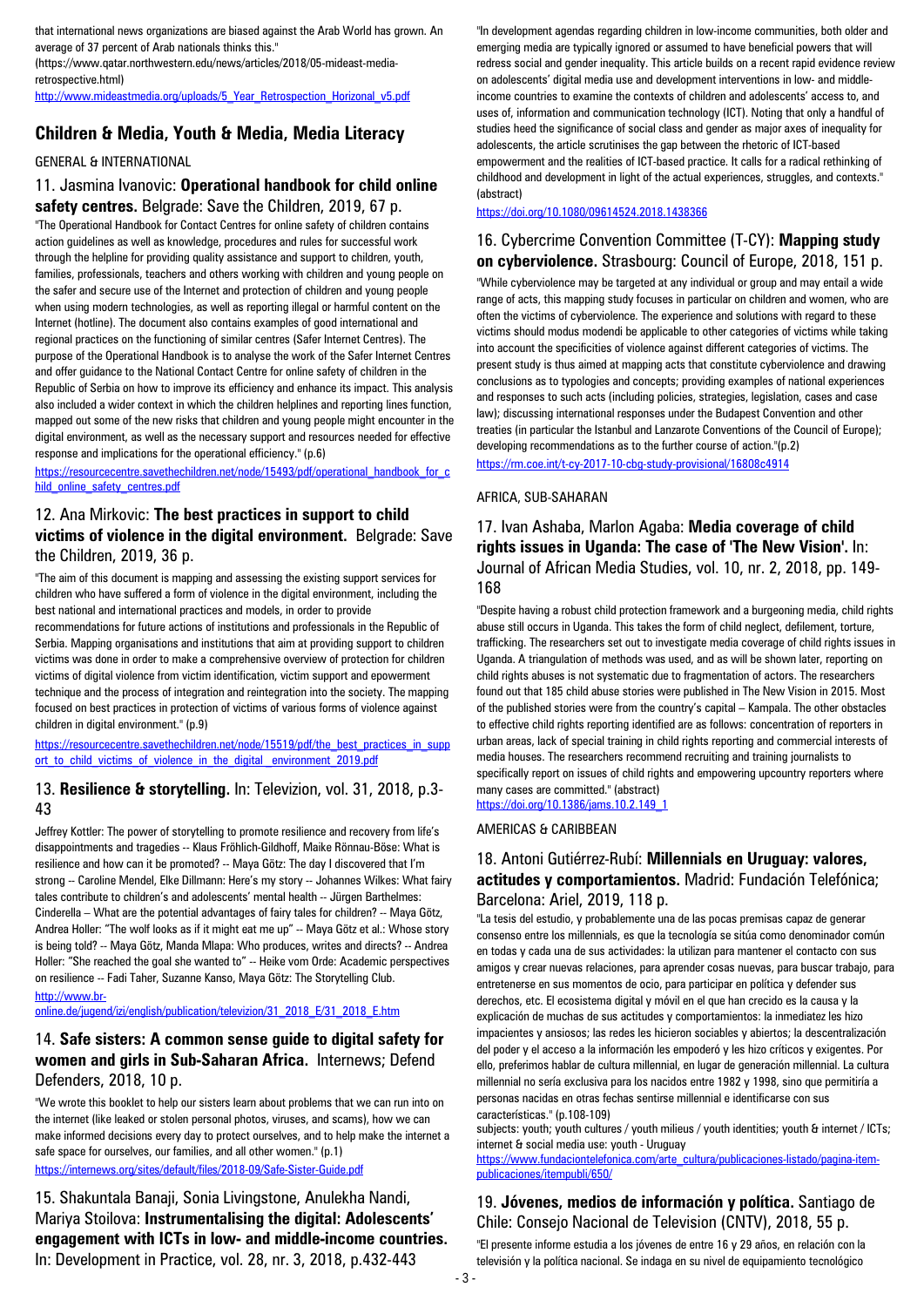that international news organizations are biased against the Arab World has grown. An average of 37 percent of Arab nationals thinks this."
(https://www.qatar.northwestern.edu/news/articles/2018/05-mideast-media-retrospective.html)
http://www.mideastmedia.org/uploads/5_Year_Retrospection_Horizonal_v5.pdf

## Children & Media, Youth & Media, Media Literacy

GENERAL & INTERNATIONAL

### 11. Jasmina Ivanovic: **Operational handbook for child online safety centres.** Belgrade: Save the Children, 2019, 67 p.

"The Operational Handbook for Contact Centres for online safety of children contains action guidelines as well as knowledge, procedures and rules for successful work through the helpline for providing quality assistance and support to children, youth, families, professionals, teachers and others working with children and young people on the safer and secure use of the Internet and protection of children and young people when using modern technologies, as well as reporting illegal or harmful content on the Internet (hotline). The document also contains examples of good international and regional practices on the functioning of similar centres (Safer Internet Centres). The purpose of the Operational Handbook is to analyse the work of the Safer Internet Centres and offer guidance to the National Contact Centre for online safety of children in the Republic of Serbia on how to improve its efficiency and enhance its impact. This analysis also included a wider context in which the children helplines and reporting lines function, mapped out some of the new risks that children and young people might encounter in the digital environment, as well as the necessary support and resources needed for effective response and implications for the operational efficiency." (p.6)

https://resourcecentre.savethechildren.net/node/15493/pdf/operational_handbook_for_child_online_safety_centres.pdf

### 12. Ana Mirkovic: **The best practices in support to child victims of violence in the digital environment.** Belgrade: Save the Children, 2019, 36 p.

"The aim of this document is mapping and assessing the existing support services for children who have suffered a form of violence in the digital environment, including the best national and international practices and models, in order to provide recommendations for future actions of institutions and professionals in the Republic of Serbia. Mapping organisations and institutions that aim at providing support to children victims was done in order to make a comprehensive overview of protection for children victims of digital violence from victim identification, victim support and epowerment technique and the process of integration and reintegration into the society. The mapping focused on best practices in protection of victims of various forms of violence against children in digital environment." (p.9)

https://resourcecentre.savethechildren.net/node/15519/pdf/the_best_practices_in_support_to_child_victims_of_violence_in_the_digital_environment_2019.pdf

### 13. **Resilience & storytelling.** In: Televizion, vol. 31, 2018, p.3-43

Jeffrey Kottler: The power of storytelling to promote resilience and recovery from life's disappointments and tragedies -- Klaus Fröhlich-Gildhoff, Maike Rönnau-Böse: What is resilience and how can it be promoted? -- Maya Götz: The day I discovered that I'm strong -- Caroline Mendel, Elke Dillmann: Here's my story -- Johannes Wilkes: What fairy tales contribute to children's and adolescents' mental health -- Jürgen Barthelmes: Cinderella – What are the potential advantages of fairy tales for children? -- Maya Götz, Andrea Holler: "The wolf looks as if it might eat me up" -- Maya Götz et al.: Whose story is being told? -- Maya Götz, Manda Mlapa: Who produces, writes and directs? -- Andrea Holler: "She reached the goal she wanted to" -- Heike vom Orde: Academic perspectives on resilience -- Fadi Taher, Suzanne Kanso, Maya Götz: The Storytelling Club.

http://www.br-online.de/jugend/izi/english/publication/televizion/31_2018_E/31_2018_E.htm

### 14. **Safe sisters: A common sense guide to digital safety for women and girls in Sub-Saharan Africa.** Internews; Defend Defenders, 2018, 10 p.

"We wrote this booklet to help our sisters learn about problems that we can run into on the internet (like leaked or stolen personal photos, viruses, and scams), how we can make informed decisions every day to protect ourselves, and to help make the internet a safe space for ourselves, our families, and all other women." (p.1)

https://internews.org/sites/default/files/2018-09/Safe-Sister-Guide.pdf

### 15. Shakuntala Banaji, Sonia Livingstone, Anulekha Nandi, Mariya Stoilova: **Instrumentalising the digital: Adolescents' engagement with ICTs in low- and middle-income countries.** In: Development in Practice, vol. 28, nr. 3, 2018, p.432-443

"In development agendas regarding children in low-income communities, both older and emerging media are typically ignored or assumed to have beneficial powers that will redress social and gender inequality. This article builds on a recent rapid evidence review on adolescents' digital media use and development interventions in low- and middle-income countries to examine the contexts of children and adolescents' access to, and uses of, information and communication technology (ICT). Noting that only a handful of studies heed the significance of social class and gender as major axes of inequality for adolescents, the article scrutinises the gap between the rhetoric of ICT-based empowerment and the realities of ICT-based practice. It calls for a radical rethinking of childhood and development in light of the actual experiences, struggles, and contexts." (abstract)

https://doi.org/10.1080/09614524.2018.1438366

### 16. Cybercrime Convention Committee (T-CY): **Mapping study on cyberviolence.** Strasbourg: Council of Europe, 2018, 151 p.

"While cyberviolence may be targeted at any individual or group and may entail a wide range of acts, this mapping study focuses in particular on children and women, who are often the victims of cyberviolence. The experience and solutions with regard to these victims should modus modendi be applicable to other categories of victims while taking into account the specificities of violence against different categories of victims. The present study is thus aimed at mapping acts that constitute cyberviolence and drawing conclusions as to typologies and concepts; providing examples of national experiences and responses to such acts (including policies, strategies, legislation, cases and case law); discussing international responses under the Budapest Convention and other treaties (in particular the Istanbul and Lanzarote Conventions of the Council of Europe); developing recommendations as to the further course of action."(p.2)

https://rm.coe.int/t-cy-2017-10-cbg-study-provisional/16808c4914

AFRICA, SUB-SAHARAN

### 17. Ivan Ashaba, Marlon Agaba: **Media coverage of child rights issues in Uganda: The case of 'The New Vision'.** In: Journal of African Media Studies, vol. 10, nr. 2, 2018, pp. 149-168

"Despite having a robust child protection framework and a burgeoning media, child rights abuse still occurs in Uganda. This takes the form of child neglect, defilement, torture, trafficking. The researchers set out to investigate media coverage of child rights issues in Uganda. A triangulation of methods was used, and as will be shown later, reporting on child rights abuses is not systematic due to fragmentation of actors. The researchers found out that 185 child abuse stories were published in The New Vision in 2015. Most of the published stories were from the country's capital – Kampala. The other obstacles to effective child rights reporting identified are as follows: concentration of reporters in urban areas, lack of special training in child rights reporting and commercial interests of media houses. The researchers recommend recruiting and training journalists to specifically report on issues of child rights and empowering upcountry reporters where many cases are committed." (abstract)

https://doi.org/10.1386/jams.10.2.149_1

AMERICAS & CARIBBEAN

### 18. Antoni Gutiérrez-Rubí: **Millennials en Uruguay: valores, actitudes y comportamientos.** Madrid: Fundación Telefónica; Barcelona: Ariel, 2019, 118 p.

"La tesis del estudio, y probablemente una de las pocas premisas capaz de generar consenso entre los millennials, es que la tecnología se sitúa como denominador común en todas y cada una de sus actividades: la utilizan para mantener el contacto con sus amigos y crear nuevas relaciones, para aprender cosas nuevas, para buscar trabajo, para entretenerse en sus momentos de ocio, para participar en política y defender sus derechos, etc. El ecosistema digital y móvil en el que han crecido es la causa y la explicación de muchas de sus actitudes y comportamientos: la inmediatez les hizo impacientes y ansiosos; las redes les hicieron sociables y abiertos; la descentralización del poder y el acceso a la información les empoderó y les hizo críticos y exigentes. Por ello, preferimos hablar de cultura millennial, en lugar de generación millennial. La cultura millennial no sería exclusiva para los nacidos entre 1982 y 1998, sino que permitiría a personas nacidas en otras fechas sentirse millennial e identificarse con sus características." (p.108-109)

subjects: youth; youth cultures / youth milieus / youth identities; youth & internet / ICTs; internet & social media use: youth - Uruguay

https://www.fundaciontelefonica.com/arte_cultura/publicaciones-listado/pagina-item-publicaciones/itempubli/650/

### 19. **Jóvenes, medios de información y política.** Santiago de Chile: Consejo Nacional de Television (CNTV), 2018, 55 p.

"El presente informe estudia a los jóvenes de entre 16 y 29 años, en relación con la televisión y la política nacional. Se indaga en su nivel de equipamiento tecnológico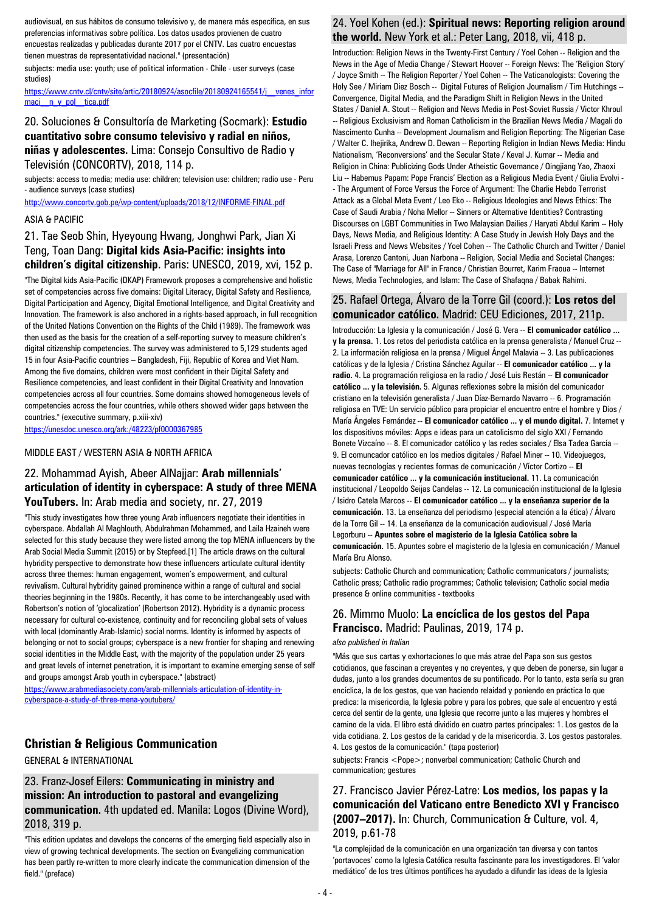audiovisual, en sus hábitos de consumo televisivo y, de manera más específica, en sus preferencias informativas sobre política. Los datos usados provienen de cuatro encuestas realizadas y publicadas durante 2017 por el CNTV. Las cuatro encuestas tienen muestras de representatividad nacional." (presentación)

subjects: media use: youth; use of political information - Chile - user surveys (case studies)

https://www.cntv.cl/cntv/site/artic/20180924/asocfile/20180924165541/j__venes_informaci__n_y_pol__tica.pdf

### 20. Soluciones & Consultoría de Marketing (Socmark): **Estudio cuantitativo sobre consumo televisivo y radial en niños, niñas y adolescentes.** Lima: Consejo Consultivo de Radio y Televisión (CONCORTV), 2018, 114 p.

subjects: access to media; media use: children; television use: children; radio use - Peru - audience surveys (case studies)

http://www.concortv.gob.pe/wp-content/uploads/2018/12/INFORME-FINAL.pdf

ASIA & PACIFIC

### 21. Tae Seob Shin, Hyeyoung Hwang, Jonghwi Park, Jian Xi Teng, Toan Dang: **Digital kids Asia-Pacific: insights into children's digital citizenship.** Paris: UNESCO, 2019, xvi, 152 p.

"The Digital kids Asia-Pacific (DKAP) Framework proposes a comprehensive and holistic set of competencies across five domains: Digital Literacy, Digital Safety and Resilience, Digital Participation and Agency, Digital Emotional Intelligence, and Digital Creativity and Innovation. The framework is also anchored in a rights-based approach, in full recognition of the United Nations Convention on the Rights of the Child (1989). The framework was then used as the basis for the creation of a self-reporting survey to measure children's digital citizenship competencies. The survey was administered to 5,129 students aged 15 in four Asia-Pacific countries – Bangladesh, Fiji, Republic of Korea and Viet Nam. Among the five domains, children were most confident in their Digital Safety and Resilience competencies, and least confident in their Digital Creativity and Innovation competencies across all four countries. Some domains showed homogeneous levels of competencies across the four countries, while others showed wider gaps between the countries." (executive summary, p.xiii-xiv)

https://unesdoc.unesco.org/ark:/48223/pf0000367985

MIDDLE EAST / WESTERN ASIA & NORTH AFRICA

### 22. Mohammad Ayish, Abeer AlNajjar: **Arab millennials' articulation of identity in cyberspace: A study of three MENA YouTubers.** In: Arab media and society, nr. 27, 2019

"This study investigates how three young Arab influencers negotiate their identities in cyberspace. Abdallah Al Maghlouth, Abdulrahman Mohammed, and Laila Hzaineh were selected for this study because they were listed among the top MENA influencers by the Arab Social Media Summit (2015) or by Stepfeed.[1] The article draws on the cultural hybridity perspective to demonstrate how these influencers articulate cultural identity across three themes: human engagement, women's empowerment, and cultural revivalism. Cultural hybridity gained prominence within a range of cultural and social theories beginning in the 1980s. Recently, it has come to be interchangeably used with Robertson's notion of 'glocalization' (Robertson 2012). Hybridity is a dynamic process necessary for cultural co-existence, continuity and for reconciling global sets of values with local (dominantly Arab-Islamic) social norms. Identity is informed by aspects of belonging or not to social groups; cyberspace is a new frontier for shaping and renewing social identities in the Middle East, with the majority of the population under 25 years and great levels of internet penetration, it is important to examine emerging sense of self and groups amongst Arab youth in cyberspace." (abstract)

https://www.arabmediasociety.com/arab-millennials-articulation-of-identity-in-cyberspace-a-study-of-three-mena-youtubers/

## Christian & Religious Communication

GENERAL & INTERNATIONAL

### 23. Franz-Josef Eilers: **Communicating in ministry and mission: An introduction to pastoral and evangelizing communication.** 4th updated ed. Manila: Logos (Divine Word), 2018, 319 p.

"This edition updates and develops the concerns of the emerging field especially also in view of growing technical developments. The section on Evangelizing communication has been partly re-written to more clearly indicate the communication dimension of the field." (preface)

### 24. Yoel Kohen (ed.): **Spiritual news: Reporting religion around the world.** New York et al.: Peter Lang, 2018, vii, 418 p.

Introduction: Religion News in the Twenty-First Century / Yoel Cohen -- Religion and the News in the Age of Media Change / Stewart Hoover -- Foreign News: The 'Religion Story' / Joyce Smith -- The Religion Reporter / Yoel Cohen -- The Vaticanologists: Covering the Holy See / Miriam Diez Bosch -- Digital Futures of Religion Journalism / Tim Hutchings -- Convergence, Digital Media, and the Paradigm Shift in Religion News in the United States / Daniel A. Stout -- Religion and News Media in Post-Soviet Russia / Victor Khroul -- Religious Exclusivism and Roman Catholicism in the Brazilian News Media / Magali do Nascimento Cunha -- Development Journalism and Religion Reporting: The Nigerian Case / Walter C. Ihejirika, Andrew D. Dewan -- Reporting Religion in Indian News Media: Hindu Nationalism, 'Reconversions' and the Secular State / Keval J. Kumar -- Media and Religion in China: Publicizing Gods Under Atheistic Governance / Qingjiang Yao, Zhaoxi Liu -- Habemus Papam: Pope Francis' Election as a Religious Media Event / Giulia Evolvi -- The Argument of Force Versus the Force of Argument: The Charlie Hebdo Terrorist Attack as a Global Meta Event / Leo Eko -- Religious Ideologies and News Ethics: The Case of Saudi Arabia / Noha Mellor -- Sinners or Alternative Identities? Contrasting Discourses on LGBT Communities in Two Malaysian Dailies / Haryati Abdul Karim -- Holy Days, News Media, and Religious Identity: A Case Study in Jewish Holy Days and the Israeli Press and News Websites / Yoel Cohen -- The Catholic Church and Twitter / Daniel Arasa, Lorenzo Cantoni, Juan Narbona -- Religion, Social Media and Societal Changes: The Case of "Marriage for All" in France / Christian Bourret, Karim Fraoua -- Internet News, Media Technologies, and Islam: The Case of Shafaqna / Babak Rahimi.

### 25. Rafael Ortega, Álvaro de la Torre Gil (coord.): **Los retos del comunicador católico.** Madrid: CEU Ediciones, 2017, 211p.

Introducción: La Iglesia y la comunicación / José G. Vera -- **El comunicador católico ... y la prensa.** 1. Los retos del periodista católica en la prensa generalista / Manuel Cruz -- 2. La información religiosa en la prensa / Miguel Ángel Malavia -- 3. Las publicaciones católicas y de la Iglesia / Cristina Sánchez Aguilar -- **El comunicador católico ... y la radio.** 4. La programación religiosa en la radio / José Luis Restán -- **El comunicador católico ... y la televisión.** 5. Algunas reflexiones sobre la misión del comunicador cristiano en la televisión generalista / Juan Díaz-Bernardo Navarro -- 6. Programación religiosa en TVE: Un servicio público para propiciar el encuentro entre el hombre y Dios / María Ángeles Fernández -- **El comunicador católico ... y el mundo digital.** 7. Internet y los dispositivos móviles: Apps e ideas para un catolicismo del siglo XXI / Fernando Bonete Vizcaíno -- 8. El comunicador católico y las redes sociales / Elsa Tadea García -- 9. El comuncador católico en los medios digitales / Rafael Miner -- 10. Videojuegos, nuevas tecnologías y recientes formas de comunicación / Víctor Cortizo -- **El comunicador católico ... y la comunicación institucional.** 11. La comunicación institucional / Leopoldo Seijas Candelas -- 12. La comunicación institucional de la Iglesia / Isidro Catela Marcos -- **El comunicador católico ... y la enseñanza superior de la comunicación.** 13. La enseñanza del periodismo (especial atención a la ética) / Álvaro de la Torre Gil -- 14. La enseñanza de la comunicación audiovisual / José María Legorburu -- **Apuntes sobre el magisterio de la Iglesia Católica sobre la comunicación.** 15. Apuntes sobre el magisterio de la Iglesia en comunicación / Manuel María Bru Alonso.

subjects: Catholic Church and communication; Catholic communicators / journalists; Catholic press; Catholic radio programmes; Catholic television; Catholic social media presence & online communities - textbooks

### 26. Mimmo Muolo: **La encíclica de los gestos del Papa Francisco.** Madrid: Paulinas, 2019, 174 p.

*also published in Italian*

"Más que sus cartas y exhortaciones lo que más atrae del Papa son sus gestos cotidianos, que fascinan a creyentes y no creyentes, y que deben de ponerse, sin lugar a dudas, junto a los grandes documentos de su pontificado. Por lo tanto, esta sería su gran encíclica, la de los gestos, que van haciendo relaidad y poniendo en práctica lo que predica: la misericordia, la Iglesia pobre y para los pobres, que sale al encuentro y está cerca del sentir de la gente, una Iglesia que recorre junto a las mujeres y hombres el camino de la vida. El libro está dividido en cuatro partes principales: 1. Los gestos de la vida cotidiana. 2. Los gestos de la caridad y de la misericordia. 3. Los gestos pastorales. 4. Los gestos de la comunicación." (tapa posterior)

subjects: Francis <Pope>; nonverbal communication; Catholic Church and communication; gestures

### 27. Francisco Javier Pérez-Latre: **Los medios, los papas y la comunicación del Vaticano entre Benedicto XVI y Francisco (2007–2017).** In: Church, Communication & Culture, vol. 4, 2019, p.61-78

"La complejidad de la comunicación en una organización tan diversa y con tantos 'portavoces' como la Iglesia Católica resulta fascinante para los investigadores. El 'valor mediático' de los tres últimos pontífices ha ayudado a difundir las ideas de la Iglesia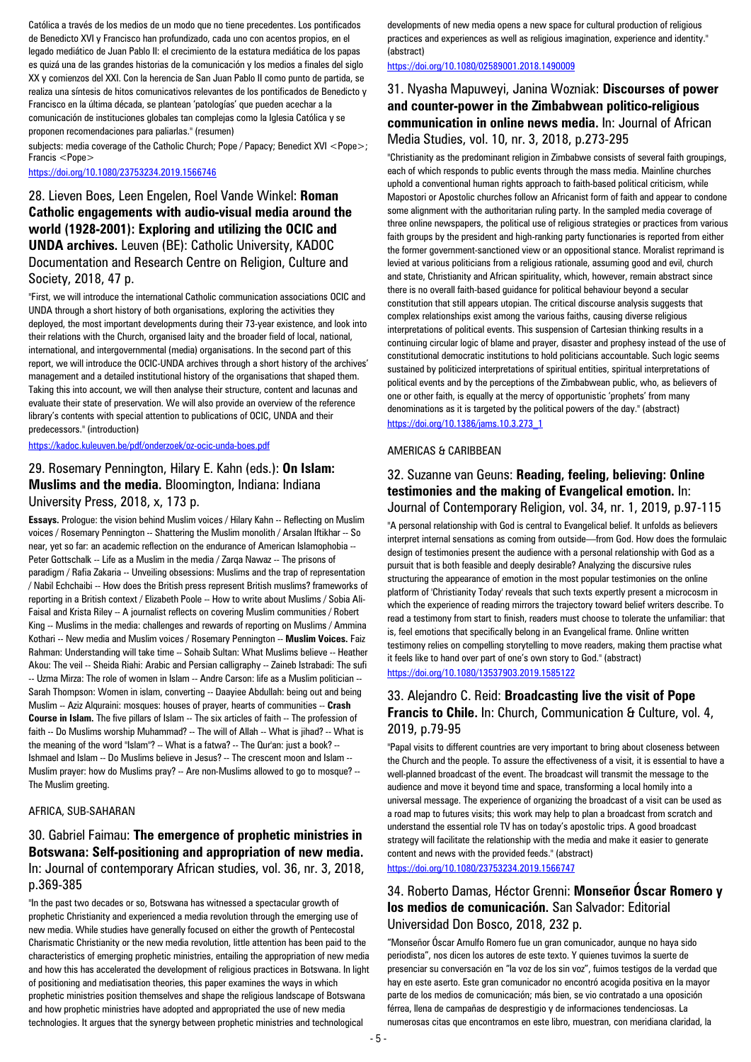Católica a través de los medios de un modo que no tiene precedentes. Los pontificados de Benedicto XVI y Francisco han profundizado, cada uno con acentos propios, en el legado mediático de Juan Pablo II: el crecimiento de la estatura mediática de los papas es quizá una de las grandes historias de la comunicación y los medios a finales del siglo XX y comienzos del XXI. Con la herencia de San Juan Pablo II como punto de partida, se realiza una síntesis de hitos comunicativos relevantes de los pontificados de Benedicto y Francisco en la última década, se plantean 'patologías' que pueden acechar a la comunicación de instituciones globales tan complejas como la Iglesia Católica y se proponen recomendaciones para paliarlas." (resumen)

subjects: media coverage of the Catholic Church; Pope / Papacy; Benedict XVI <Pope>; Francis <Pope>

https://doi.org/10.1080/23753234.2019.1566746

## 28. Lieven Boes, Leen Engelen, Roel Vande Winkel: **Roman Catholic engagements with audio-visual media around the world (1928-2001): Exploring and utilizing the OCIC and UNDA archives.** Leuven (BE): Catholic University, KADOC Documentation and Research Centre on Religion, Culture and Society, 2018, 47 p.

"First, we will introduce the international Catholic communication associations OCIC and UNDA through a short history of both organisations, exploring the activities they deployed, the most important developments during their 73-year existence, and look into their relations with the Church, organised laity and the broader field of local, national, international, and intergovernmental (media) organisations. In the second part of this report, we will introduce the OCIC-UNDA archives through a short history of the archives' management and a detailed institutional history of the organisations that shaped them. Taking this into account, we will then analyse their structure, content and lacunas and evaluate their state of preservation. We will also provide an overview of the reference library's contents with special attention to publications of OCIC, UNDA and their predecessors." (introduction)

https://kadoc.kuleuven.be/pdf/onderzoek/oz-ocic-unda-boes.pdf

## 29. Rosemary Pennington, Hilary E. Kahn (eds.): **On Islam: Muslims and the media.** Bloomington, Indiana: Indiana University Press, 2018, x, 173 p.

**Essays.** Prologue: the vision behind Muslim voices / Hilary Kahn -- Reflecting on Muslim voices / Rosemary Pennington -- Shattering the Muslim monolith / Arsalan Iftikhar -- So near, yet so far: an academic reflection on the endurance of American Islamophobia -- Peter Gottschalk -- Life as a Muslim in the media / Zarqa Nawaz -- The prisons of paradigm / Rafia Zakaria -- Unveiling obsessions: Muslims and the trap of representation / Nabil Echchaibi -- How does the British press represent British muslims? frameworks of reporting in a British context / Elizabeth Poole -- How to write about Muslims / Sobia Ali-Faisal and Krista Riley -- A journalist reflects on covering Muslim communities / Robert King -- Muslims in the media: challenges and rewards of reporting on Muslims / Ammina Kothari -- New media and Muslim voices / Rosemary Pennington -- **Muslim Voices.** Faiz Rahman: Understanding will take time -- Sohaib Sultan: What Muslims believe -- Heather Akou: The veil -- Sheida Riahi: Arabic and Persian calligraphy -- Zaineb Istrabadi: The sufi -- Uzma Mirza: The role of women in Islam -- Andre Carson: life as a Muslim politician -- Sarah Thompson: Women in islam, converting -- Daayiee Abdullah: being out and being Muslim -- Aziz Alquraini: mosques: houses of prayer, hearts of communities -- **Crash Course in Islam.** The five pillars of Islam -- The six articles of faith -- The profession of faith -- Do Muslims worship Muhammad? -- The will of Allah -- What is jihad? -- What is the meaning of the word "Islam"? -- What is a fatwa? -- The Qur'an: just a book? -- Ishmael and Islam -- Do Muslims believe in Jesus? -- The crescent moon and Islam -- Muslim prayer: how do Muslims pray? -- Are non-Muslims allowed to go to mosque? -- The Muslim greeting.

### AFRICA, SUB-SAHARAN

## 30. Gabriel Faimau: **The emergence of prophetic ministries in Botswana: Self-positioning and appropriation of new media.** In: Journal of contemporary African studies, vol. 36, nr. 3, 2018, p.369-385

"In the past two decades or so, Botswana has witnessed a spectacular growth of prophetic Christianity and experienced a media revolution through the emerging use of new media. While studies have generally focused on either the growth of Pentecostal Charismatic Christianity or the new media revolution, little attention has been paid to the characteristics of emerging prophetic ministries, entailing the appropriation of new media and how this has accelerated the development of religious practices in Botswana. In light of positioning and mediatisation theories, this paper examines the ways in which prophetic ministries position themselves and shape the religious landscape of Botswana and how prophetic ministries have adopted and appropriated the use of new media technologies. It argues that the synergy between prophetic ministries and technological developments of new media opens a new space for cultural production of religious practices and experiences as well as religious imagination, experience and identity." (abstract)

https://doi.org/10.1080/02589001.2018.1490009

## 31. Nyasha Mapuweyi, Janina Wozniak: **Discourses of power and counter-power in the Zimbabwean politico-religious communication in online news media.** In: Journal of African Media Studies, vol. 10, nr. 3, 2018, p.273-295

"Christianity as the predominant religion in Zimbabwe consists of several faith groupings, each of which responds to public events through the mass media. Mainline churches uphold a conventional human rights approach to faith-based political criticism, while Mapostori or Apostolic churches follow an Africanist form of faith and appear to condone some alignment with the authoritarian ruling party. In the sampled media coverage of three online newspapers, the political use of religious strategies or practices from various faith groups by the president and high-ranking party functionaries is reported from either the former government-sanctioned view or an oppositional stance. Moralist reprimand is levied at various politicians from a religious rationale, assuming good and evil, church and state, Christianity and African spirituality, which, however, remain abstract since there is no overall faith-based guidance for political behaviour beyond a secular constitution that still appears utopian. The critical discourse analysis suggests that complex relationships exist among the various faiths, causing diverse religious interpretations of political events. This suspension of Cartesian thinking results in a continuing circular logic of blame and prayer, disaster and prophesy instead of the use of constitutional democratic institutions to hold politicians accountable. Such logic seems sustained by politicized interpretations of spiritual entities, spiritual interpretations of political events and by the perceptions of the Zimbabwean public, who, as believers of one or other faith, is equally at the mercy of opportunistic 'prophets' from many denominations as it is targeted by the political powers of the day." (abstract)

https://doi.org/10.1386/jams.10.3.273_1

### AMERICAS & CARIBBEAN

## 32. Suzanne van Geuns: **Reading, feeling, believing: Online testimonies and the making of Evangelical emotion.** In: Journal of Contemporary Religion, vol. 34, nr. 1, 2019, p.97-115

"A personal relationship with God is central to Evangelical belief. It unfolds as believers interpret internal sensations as coming from outside—from God. How does the formulaic design of testimonies present the audience with a personal relationship with God as a pursuit that is both feasible and deeply desirable? Analyzing the discursive rules structuring the appearance of emotion in the most popular testimonies on the online platform of 'Christianity Today' reveals that such texts expertly present a microcosm in which the experience of reading mirrors the trajectory toward belief writers describe. To read a testimony from start to finish, readers must choose to tolerate the unfamiliar: that is, feel emotions that specifically belong in an Evangelical frame. Online written testimony relies on compelling storytelling to move readers, making them practise what it feels like to hand over part of one's own story to God." (abstract)

https://doi.org/10.1080/13537903.2019.1585122

## 33. Alejandro C. Reid: **Broadcasting live the visit of Pope Francis to Chile.** In: Church, Communication & Culture, vol. 4, 2019, p.79-95

"Papal visits to different countries are very important to bring about closeness between the Church and the people. To assure the effectiveness of a visit, it is essential to have a well-planned broadcast of the event. The broadcast will transmit the message to the audience and move it beyond time and space, transforming a local homily into a universal message. The experience of organizing the broadcast of a visit can be used as a road map to futures visits; this work may help to plan a broadcast from scratch and understand the essential role TV has on today's apostolic trips. A good broadcast strategy will facilitate the relationship with the media and make it easier to generate content and news with the provided feeds." (abstract)

https://doi.org/10.1080/23753234.2019.1566747

## 34. Roberto Damas, Héctor Grenni: **Monseñor Óscar Romero y los medios de comunicación.** San Salvador: Editorial Universidad Don Bosco, 2018, 232 p.

"Monseñor Óscar Arnulfo Romero fue un gran comunicador, aunque no haya sido periodista", nos dicen los autores de este texto. Y quienes tuvimos la suerte de presenciar su conversación en "la voz de los sin voz", fuimos testigos de la verdad que hay en este aserto. Este gran comunicador no encontró acogida positiva en la mayor parte de los medios de comunicación; más bien, se vio contratado a una oposición férrea, llena de campañas de desprestigio y de informaciones tendenciosas. La numerosas citas que encontramos en este libro, muestran, con meridiana claridad, la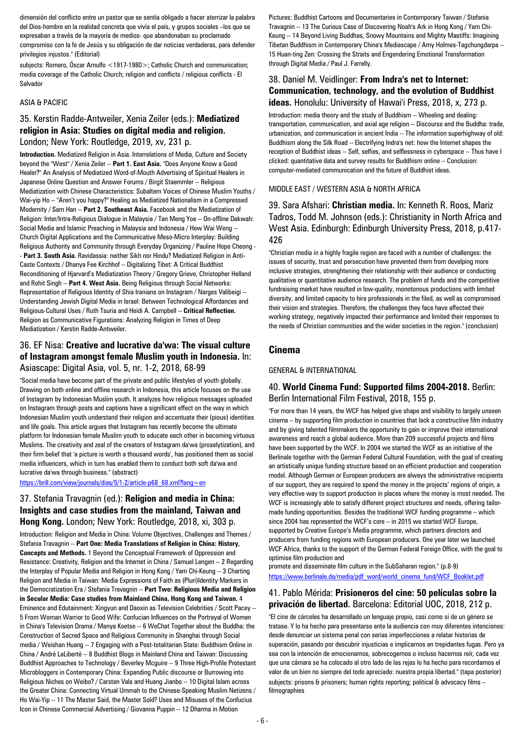dimensión del conflicto entre un pastor que se sentía obligado a hacer aterrizar la palabra del Dios-hombre en la realidad concreta que vivía el país, y grupos sociales –los que se expresaban a través de la mayoría de medios- que abandonaban su proclamado compromiso con la fe de Jesús y su obligación de dar noticias verdaderas, para defender privilegios injustos." (Editorial)

subjects: Romero, Óscar Arnulfo <1917-1980>; Catholic Church and communication; media coverage of the Catholic Church; religion and conflicts / religious conflicts - El Salvador

#### ASIA & PACIFIC

### 35. Kerstin Radde-Antweiler, Xenia Zeiler (eds.): **Mediatized religion in Asia: Studies on digital media and religion.** London; New York: Routledge, 2019, xv, 231 p.

**Introduction.** Mediatized Religion in Asia. Interrelations of Media, Culture and Society beyond the "West" / Xenia Zeiler -- **Part 1. East Asia.** "Does Anyone Know a Good Healer?" An Analysis of Mediatized Word-of-Mouth Advertising of Spiritual Healers in Japanese Online Question and Answer Forums / Birgit Staemmler -- Religious Mediatization with Chinese Characteristics: Subaltern Voices of Chinese Muslim Youths / Wai-yip Ho -- "Aren't you happy?" Healing as Mediatized Nationalism in a Compressed Modernity / Sam Han -- **Part 2. Southeast Asia.** Facebook and the Mediatization of Religion: Inter/Intra-Religious Dialogue in Malaysia / Tan Meng Yoe -- On-offline Dakwah: Social Media and Islamic Preaching in Malaysia and Indonesia / Hew Wai Weng -- Church Digital Applications and the Communicative Meso-Micro Interplay: Building Religious Authority and Community through Everyday Organizing / Pauline Hope Cheong -- **Part 3. South Asia.** Ravidassia: neither Sikh nor Hindu? Mediatized Religion in Anti-Caste Contexts / Dhanya Fee Kirchhof -- Digitalizing Tibet: A Critical Buddhist Reconditioning of Hjarvard's Mediatization Theory / Gregory Grieve, Christopher Helland and Rohit Singh -- **Part 4. West Asia.** Being Religious through Social Networks: Representation of Religious Identity of Shia Iranians on Instagram / Narges Valibeigi -- Understanding Jewish Digital Media in Israel: Between Technological Affordances and Religious-Cultural Uses / Ruth Tsuria and Heidi A. Campbell -- **Critical Reflection.** Religion as Communicative Figurations: Analyzing Religion in Times of Deep Mediatization / Kerstin Radde-Antweiler.

### 36. EF Nisa: **Creative and lucrative da'wa: The visual culture of Instagram amongst female Muslim youth in Indonesia.** In: Asiascape: Digital Asia, vol. 5, nr. 1-2, 2018, 68-99

"Social media have become part of the private and public lifestyles of youth globally. Drawing on both online and offline research in Indonesia, this article focuses on the use of Instagram by Indonesian Muslim youth. It analyzes how religious messages uploaded on Instagram through posts and captions have a significant effect on the way in which Indonesian Muslim youth understand their religion and accentuate their (pious) identities and life goals. This article argues that Instagram has recently become the ultimate platform for Indonesian female Muslim youth to educate each other in becoming virtuous Muslims. The creativity and zeal of the creators of Instagram da'wa (proselytization), and their firm belief that 'a picture is worth a thousand words', has positioned them as social media influencers, which in turn has enabled them to conduct both soft da'wa and lucrative da'wa through business." (abstract)

https://brill.com/view/journals/dias/5/1-2/article-p68_68.xml?lang=en

### 37. Stefania Travagnin (ed.): **Religion and media in China: Insights and case studies from the mainland, Taiwan and Hong Kong.** London; New York: Routledge, 2018, xi, 303 p.

Introduction: Religion and Media in China: Volume Objectives, Challenges and Themes / Stefania Travagnin -- **Part One: Media Translations of Religion in China: History, Concepts and Methods.** 1 Beyond the Conceptual Framework of Oppression and Resistance: Creativity, Religion and the Internet in China / Samuel Lengen -- 2 Regarding the Interplay of Popular Media and Religion in Hong Kong / Yam Chi-Keung -- 3 Charting Religion and Media in Taiwan: Media Expressions of Faith as (Pluri)Identity Markers in the Democratization Era / Stefania Travagnin -- **Part Two: Religious Media and Religion in Secular Media: Case studies from Mainland China, Hong Kong and Taiwan.** 4 Eminence and Edutainment: Xingyun and Daoxin as Television Celebrities / Scott Pacey -- 5 From Woman Warrior to Good Wife: Confucian Influences on the Portrayal of Women in China's Television Drama / Manya Koetse -- 6 WeChat Together about the Buddha: the Construction of Sacred Space and Religious Community in Shanghai through Social media / Weishan Huang -- 7 Engaging with a Post-totalitarian State: Buddhism Online in China / André LaLiberté -- 8 Buddhist Blogs in Mainland China and Taiwan: Discussing Buddhist Approaches to Technology / Beverley Mcguire -- 9 Three High-Profile Protestant Microbloggers in Contemporary China: Expanding Public discourse or Burrowing into Religious Niches on Weibo? / Carsten Vala and Huang Jianbo -- 10 Digital Islam across the Greater China: Connecting Virtual Ummah to the Chinese-Speaking Muslim Netizens / Ho Wai-Yip -- 11 The Master Said, the Master Sold? Uses and Misuses of the Confucius Icon in Chinese Commercial Advertising / Giovanna Puppin -- 12 Dharma in Motion Pictures: Buddhist Cartoons and Documentaries in Contemporary Taiwan / Stefania Travagnin -- 13 The Curious Case of Discovering Noah's Ark in Hong Kong / Yam Chi-Keung -- 14 Beyond Living Buddhas, Snowy Mountains and Mighty Mastiffs: Imagining Tibetan Buddhism in Contemporary China's Mediascape / Amy Holmes-Tagchungdarpa -- 15 Huan-ting Zen: Crossing the Straits and Engendering Emotional Transformation through Digital Media / Paul J. Farrelly.

### 38. Daniel M. Veidlinger: **From Indra's net to Internet: Communication, technology, and the evolution of Buddhist ideas.** Honolulu: University of Hawai'i Press, 2018, x, 273 p.

Introduction: media theory and the study of Buddhism -- Wheeling and dealing: transportation, communication, and axial age religion -- Discourse and the Buddha: trade, urbanization, and communication in ancient India -- The information superhighway of old: Buddhism along the Silk Road -- Electrifying Indra's net: how the Internet shapes the reception of Buddhist ideas -- Self, selfies, and selflessness in cyberspace -- Thus have I clicked: quantitative data and survey results for Buddhism online -- Conclusion: computer-mediated communication and the future of Buddhist ideas.

#### MIDDLE EAST / WESTERN ASIA & NORTH AFRICA

### 39. Sara Afshari: **Christian media.** In: Kenneth R. Roos, Mariz Tadros, Todd M. Johnson (eds.): Christianity in North Africa and West Asia. Edinburgh: Edinburgh University Press, 2018, p.417-426

"Christian media in a highly fragile region are faced with a number of challenges: the issues of security, trust and persecution have prevented them from develping more inclusive strategies, strenghtening their relationship with their audience or conducting qualitative or quantitative audience research. The problem of funds and the competitive fundraising market have resulted in low-quality, monotonous productions with limited diversity, and limited capacity to hire professionals in the filed, as well as compromised their vision and strategies. Therefore, the challenges they face have affected their working strategy, negatively impacted their performance and limited their responses to the needs of Christian communities and the wider societies in the region." (conclusion)

## Cinema

#### GENERAL & INTERNATIONAL

### 40. **World Cinema Fund: Supported films 2004-2018.** Berlin: Berlin International Film Festival, 2018, 155 p.

"For more than 14 years, the WCF has helped give shape and visibility to largely unseen cinema – by supporting film production in countries that lack a constructive film industry and by giving talented filmmakers the opportunity to gain or improve their international awareness and reach a global audience. More than 209 successful projects and films have been supported by the WCF. In 2004 we started the WCF as an initiative of the Berlinale together with the German Federal Cultural Foundation, with the goal of creating an artistically unique funding structure based on an efficient production and cooperation model. Although German or European producers are always the administrative recipients of our support, they are required to spend the money in the projects' regions of origin, a very effective way to support production in places where the money is most needed. The WCF is increasingly able to satisfy different project structures and needs, offering tailor-made funding opportunities. Besides the traditional WCF funding programme – which since 2004 has represented the WCF's core – in 2015 we started WCF Europe, supported by Creative Europe's Media programme, which partners directors and producers from funding regions with European producers. One year later we launched WCF Africa, thanks to the support of the German Federal Foreign Office, with the goal to optimise film production and promote and disseminate film culture in the SubSaharan region." (p.8-9)

https://www.berlinale.de/media/pdf_word/world_cinema_fund/WCF_Booklet.pdf

### 41. Pablo Mérida: **Prisioneros del cine: 50 películas sobre la privación de libertad.** Barcelona: Editorial UOC, 2018, 212 p.

"El cine de cárceles ha desarrollado un lenguaje propio, casi como si de un género se tratase. Y lo ha hecho para presentarse ante la audiencia con muy diferentes intenciones: desde denunciar un sistema penal con serias imperfecciones a relatar historias de superación, pasando por descubrir injusticias e implicarnos en trepidantes fugas. Pero ya sea con la intención de emocionarnos, sobrecogernos o incluso hacernos reír, cada vez que una cámara se ha colocado al otro lado de las rejas lo ha hecho para recordarnos el valor de un bien no siempre del todo apreciado: nuestra propia libertad." (tapa posterior)

subjects: prisons & prisoners; human rights reporting; political & advocacy films – filmographies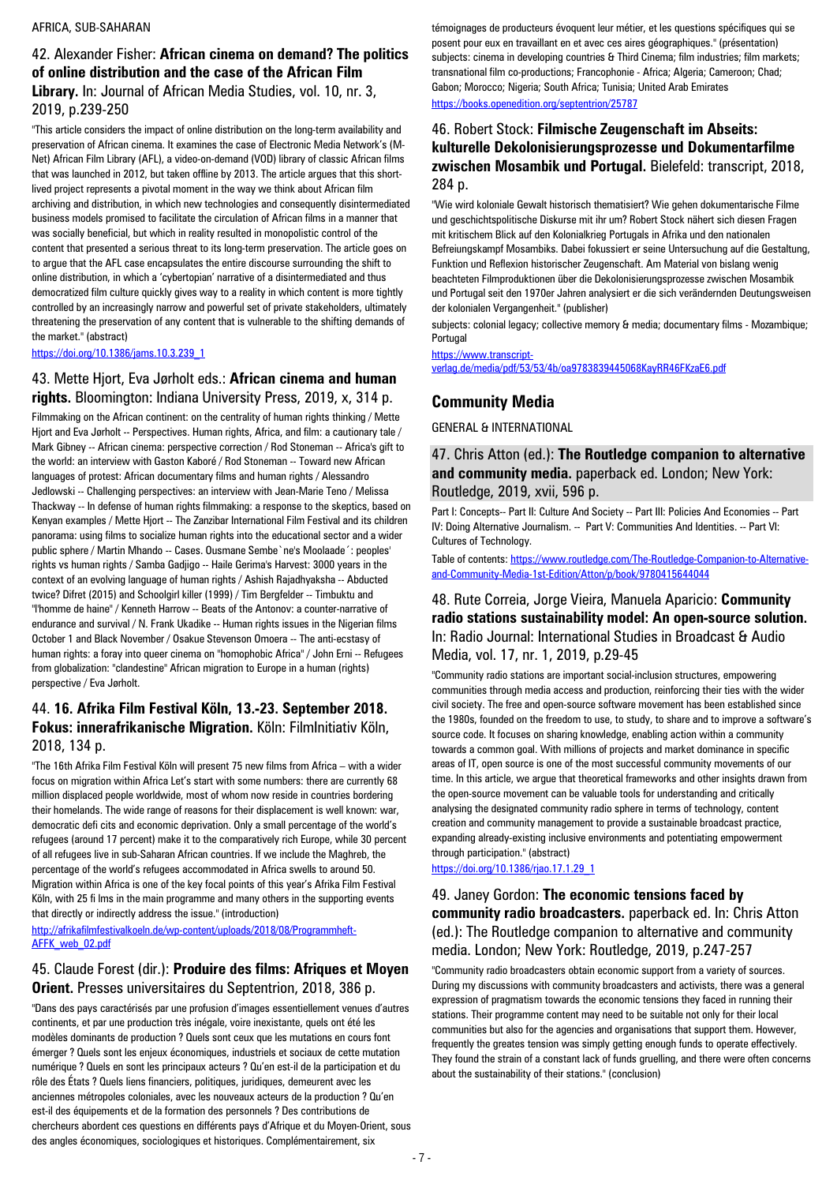AFRICA, SUB-SAHARAN

### 42. Alexander Fisher: **African cinema on demand? The politics of online distribution and the case of the African Film Library.** In: Journal of African Media Studies, vol. 10, nr. 3, 2019, p.239-250

"This article considers the impact of online distribution on the long-term availability and preservation of African cinema. It examines the case of Electronic Media Network's (M-Net) African Film Library (AFL), a video-on-demand (VOD) library of classic African films that was launched in 2012, but taken offline by 2013. The article argues that this short-lived project represents a pivotal moment in the way we think about African film archiving and distribution, in which new technologies and consequently disintermediated business models promised to facilitate the circulation of African films in a manner that was socially beneficial, but which in reality resulted in monopolistic control of the content that presented a serious threat to its long-term preservation. The article goes on to argue that the AFL case encapsulates the entire discourse surrounding the shift to online distribution, in which a 'cybertopian' narrative of a disintermediated and thus democratized film culture quickly gives way to a reality in which content is more tightly controlled by an increasingly narrow and powerful set of private stakeholders, ultimately threatening the preservation of any content that is vulnerable to the shifting demands of the market." (abstract)

https://doi.org/10.1386/jams.10.3.239_1

### 43. Mette Hjort, Eva Jørholt eds.: **African cinema and human rights.** Bloomington: Indiana University Press, 2019, x, 314 p.

Filmmaking on the African continent: on the centrality of human rights thinking / Mette Hjort and Eva Jørholt -- Perspectives. Human rights, Africa, and film: a cautionary tale / Mark Gibney -- African cinema: perspective correction / Rod Stoneman -- Africa's gift to the world: an interview with Gaston Kaboré / Rod Stoneman -- Toward new African languages of protest: African documentary films and human rights / Alessandro Jedlowski -- Challenging perspectives: an interview with Jean-Marie Teno / Melissa Thackway -- In defense of human rights filmmaking: a response to the skeptics, based on Kenyan examples / Mette Hjort -- The Zanzibar International Film Festival and its children panorama: using films to socialize human rights into the educational sector and a wider public sphere / Martin Mhando -- Cases. Ousmane Sembe`ne's Moolaade´: peoples' rights vs human rights / Samba Gadjigo -- Haile Gerima's Harvest: 3000 years in the context of an evolving language of human rights / Ashish Rajadhyaksha -- Abducted twice? Difret (2015) and Schoolgirl killer (1999) / Tim Bergfelder -- Timbuktu and "l'homme de haine" / Kenneth Harrow -- Beats of the Antonov: a counter-narrative of endurance and survival / N. Frank Ukadike -- Human rights issues in the Nigerian films October 1 and Black November / Osakue Stevenson Omoera -- The anti-ecstasy of human rights: a foray into queer cinema on "homophobic Africa" / John Erni -- Refugees from globalization: "clandestine" African migration to Europe in a human (rights) perspective / Eva Jørholt.

### 44. **16. Afrika Film Festival Köln, 13.-23. September 2018. Fokus: innerafrikanische Migration.** Köln: FilmInitiativ Köln, 2018, 134 p.

"The 16th Afrika Film Festival Köln will present 75 new films from Africa – with a wider focus on migration within Africa Let's start with some numbers: there are currently 68 million displaced people worldwide, most of whom now reside in countries bordering their homelands. The wide range of reasons for their displacement is well known: war, democratic defi cits and economic deprivation. Only a small percentage of the world's refugees (around 17 percent) make it to the comparatively rich Europe, while 30 percent of all refugees live in sub-Saharan African countries. If we include the Maghreb, the percentage of the world's refugees accommodated in Africa swells to around 50. Migration within Africa is one of the key focal points of this year's Afrika Film Festival Köln, with 25 fi lms in the main programme and many others in the supporting events that directly or indirectly address the issue." (introduction)

http://afrikafilmfestivalkoeln.de/wp-content/uploads/2018/08/Programmheft-AFFK_web_02.pdf

### 45. Claude Forest (dir.): **Produire des films: Afriques et Moyen Orient.** Presses universitaires du Septentrion, 2018, 386 p.

"Dans des pays caractérisés par une profusion d'images essentiellement venues d'autres continents, et par une production très inégale, voire inexistante, quels ont été les modèles dominants de production ? Quels sont ceux que les mutations en cours font émerger ? Quels sont les enjeux économiques, industriels et sociaux de cette mutation numérique ? Quels en sont les principaux acteurs ? Qu'en est-il de la participation et du rôle des États ? Quels liens financiers, politiques, juridiques, demeurent avec les anciennes métropoles coloniales, avec les nouveaux acteurs de la production ? Qu'en est-il des équipements et de la formation des personnels ? Des contributions de chercheurs abordent ces questions en différents pays d'Afrique et du Moyen-Orient, sous des angles économiques, sociologiques et historiques. Complémentairement, six témoignages de producteurs évoquent leur métier, et les questions spécifiques qui se posent pour eux en travaillant en et avec ces aires géographiques." (présentation)

subjects: cinema in developing countries & Third Cinema; film industries; film markets; transnational film co-productions; Francophonie - Africa; Algeria; Cameroon; Chad; Gabon; Morocco; Nigeria; South Africa; Tunisia; United Arab Emirates

https://books.openedition.org/septentrion/25787

### 46. Robert Stock: **Filmische Zeugenschaft im Abseits: kulturelle Dekolonisierungsprozesse und Dokumentarfilme zwischen Mosambik und Portugal.** Bielefeld: transcript, 2018, 284 p.

"Wie wird koloniale Gewalt historisch thematisiert? Wie gehen dokumentarische Filme und geschichtspolitische Diskurse mit ihr um? Robert Stock nähert sich diesen Fragen mit kritischem Blick auf den Kolonialkrieg Portugals in Afrika und den nationalen Befreiungskampf Mosambiks. Dabei fokussiert er seine Untersuchung auf die Gestaltung, Funktion und Reflexion historischer Zeugenschaft. Am Material von bislang wenig beachteten Filmproduktionen über die Dekolonisierungsprozesse zwischen Mosambik und Portugal seit den 1970er Jahren analysiert er die sich verändernden Deutungsweisen der kolonialen Vergangenheit." (publisher)

subjects: colonial legacy; collective memory & media; documentary films - Mozambique; Portugal

https://www.transcript-verlag.de/media/pdf/53/53/4b/oa9783839445068KayRR46FKzaE6.pdf

## Community Media

GENERAL & INTERNATIONAL

### 47. Chris Atton (ed.): **The Routledge companion to alternative and community media.** paperback ed. London; New York: Routledge, 2019, xvii, 596 p.

Part I: Concepts-- Part II: Culture And Society -- Part III: Policies And Economies -- Part IV: Doing Alternative Journalism. -- Part V: Communities And Identities. -- Part VI: Cultures of Technology.

Table of contents: https://www.routledge.com/The-Routledge-Companion-to-Alternative-and-Community-Media-1st-Edition/Atton/p/book/9780415644044

### 48. Rute Correia, Jorge Vieira, Manuela Aparicio: **Community radio stations sustainability model: An open-source solution.** In: Radio Journal: International Studies in Broadcast & Audio Media, vol. 17, nr. 1, 2019, p.29-45

"Community radio stations are important social-inclusion structures, empowering communities through media access and production, reinforcing their ties with the wider civil society. The free and open-source software movement has been established since the 1980s, founded on the freedom to use, to study, to share and to improve a software's source code. It focuses on sharing knowledge, enabling action within a community towards a common goal. With millions of projects and market dominance in specific areas of IT, open source is one of the most successful community movements of our time. In this article, we argue that theoretical frameworks and other insights drawn from the open-source movement can be valuable tools for understanding and critically analysing the designated community radio sphere in terms of technology, content creation and community management to provide a sustainable broadcast practice, expanding already-existing inclusive environments and potentiating empowerment through participation." (abstract)

https://doi.org/10.1386/rjao.17.1.29_1

### 49. Janey Gordon: **The economic tensions faced by community radio broadcasters.** paperback ed. In: Chris Atton (ed.): The Routledge companion to alternative and community media. London; New York: Routledge, 2019, p.247-257

"Community radio broadcasters obtain economic support from a variety of sources. During my discussions with community broadcasters and activists, there was a general expression of pragmatism towards the economic tensions they faced in running their stations. Their programme content may need to be suitable not only for their local communities but also for the agencies and organisations that support them. However, frequently the greates tension was simply getting enough funds to operate effectively. They found the strain of a constant lack of funds gruelling, and there were often concerns about the sustainability of their stations." (conclusion)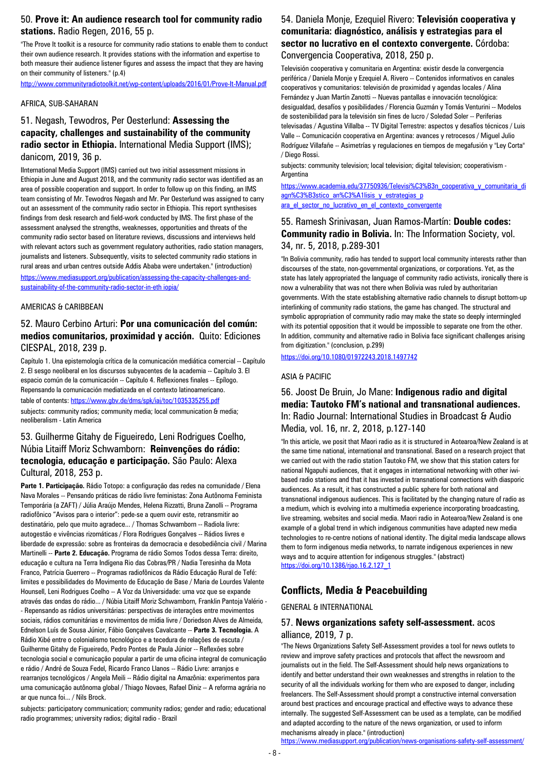### 50. **Prove it: An audience research tool for community radio stations.** Radio Regen, 2016, 55 p.

"The Prove It toolkit is a resource for community radio stations to enable them to conduct their own audience research. It provides stations with the information and expertise to both measure their audience listener figures and assess the impact that they are having on their community of listeners." (p.4)

http://www.communityradiotoolkit.net/wp-content/uploads/2016/01/Prove-It-Manual.pdf

AFRICA, SUB-SAHARAN

### 51. Negash, Tewodros, Per Oesterlund: **Assessing the capacity, challenges and sustainability of the community radio sector in Ethiopia.** International Media Support (IMS); danicom, 2019, 36 p.

IInternational Media Support (IMS) carried out two initial assessment missions in Ethiopia in June and August 2018, and the community radio sector was identified as an area of possible cooperation and support. In order to follow up on this finding, an IMS team consisting of Mr. Tewodros Negash and Mr. Per Oesterlund was assigned to carry out an assessment of the community radio sector in Ethiopia. This report synthesises findings from desk research and field-work conducted by IMS. The first phase of the assessment analysed the strengths, weaknesses, opportunities and threats of the community radio sector based on literature reviews, discussions and interviews held with relevant actors such as government regulatory authorities, radio station managers, journalists and listeners. Subsequently, visits to selected community radio stations in rural areas and urban centres outside Addis Ababa were undertaken." (introduction)

https://www.mediasupport.org/publication/assessing-the-capacity-challenges-and-sustainability-of-the-community-radio-sector-in-eth iopia/

AMERICAS & CARIBBEAN

### 52. Mauro Cerbino Arturi: **Por una comunicación del común: medios comunitarios, proximidad y acción.** Quito: Ediciones CIESPAL, 2018, 239 p.

Capítulo 1. Una epistemología crítica de la comunicación mediática comercial -- Capítulo 2. El sesgo neoliberal en los discursos subyacentes de la academia -- Capítulo 3. El espacio común de la comunicación -- Capítulo 4. Reflexiones finales -- Epílogo. Repensando la comunicación mediatizada en el contexto latinoamericano.

table of contents: https://www.gbv.de/dms/spk/iai/toc/1035335255.pdf

subjects: community radios; community media; local communication & media; neoliberalism - Latin America

### 53. Guilherme Gitahy de Figueiredo, Leni Rodrigues Coelho, Núbia Litaiff Moriz Schwamborn: **Reinvenções do rádio: tecnologia, educação e participação.** São Paulo: Alexa Cultural, 2018, 253 p.

**Parte 1. Participação.** Rádio Totopo: a configuração das redes na comunidade / Elena Nava Morales -- Pensando práticas de rádio livre feministas: Zona Autônoma Feminista Temporária (a ZAFT) / Júlia Araújo Mendes, Helena Rizzatti, Bruna Zanolli -- Programa radiofônico "Avisos para o interior": pede-se a quem ouvir este, retransmitir ao destinatário, pelo que muito agradece... / Thomas Schwamborn -- Radiola livre: autogestão e vivências rizomáticas / Flora Rodrigues Gonçalves -- Rádios livres e liberdade de expressão: sobre as fronteiras da democracia e desobediência civil / Marina Martinelli -- **Parte 2. Educação.** Programa de rádio Somos Todos dessa Terra: direito, educação e cultura na Terra Indígena Rio das Cobras/PR / Nadia Teresinha da Mota Franco, Patrícia Guerrero -- Programas radiofônicos da Rádio Educação Rural de Tefé: limites e possibilidades do Movimento de Educação de Base / Maria de Lourdes Valente Hounsell, Leni Rodrigues Coelho -- A Voz da Universidade: uma voz que se expande através das ondas do rádio... / Núbia Litaiff Moriz Schwamborn, Franklin Pantoja Valério -- Repensando as rádios universitárias: perspectivas de interações entre movimentos sociais, rádios comunitárias e movimentos de mídia livre / Doriedson Alves de Almeida, Ednelson Luís de Sousa Júnior, Fábio Gonçalves Cavalcante -- **Parte 3. Tecnologia.** A Rádio Xibé entre o colonialismo tecnológico e a tecedura de relações de escuta / Guilherme Gitahy de Figueiredo, Pedro Pontes de Paula Júnior -- Reflexões sobre tecnologia social e comunicação popular a partir de uma oficina integral de comunicação e rádio / André de Souza Fedel, Ricardo Franco Llanos -- Rádio Livre: arranjos e rearranjos tecnológicos / Angela Meili -- Rádio digital na Amazônia: experimentos para uma comunicação autônoma global / Thiago Novaes, Rafael Diniz -- A reforma agrária no ar que nunca foi... / Nils Brock.

subjects: participatory communication; community radios; gender and radio; educational radio programmes; university radios; digital radio - Brazil

### 54. Daniela Monje, Ezequiel Rivero: **Televisión cooperativa y comunitaria: diagnóstico, análisis y estrategias para el sector no lucrativo en el contexto convergente.** Córdoba: Convergencia Cooperativa, 2018, 250 p.

Televisión cooperativa y comunitaria en Argentina: existir desde la convergencia periférica / Daniela Monje y Ezequiel A. Rivero -- Contenidos informativos en canales cooperativos y comunitarios: televisión de proximidad y agendas locales / Alina Fernández y Juan Martín Zanotti -- Nuevas pantallas e innovación tecnológica: desigualdad, desafíos y posibilidades / Florencia Guzmán y Tomás Venturini -- Modelos de sostenibilidad para la televisión sin fines de lucro / Soledad Soler -- Periferias televisadas / Agustina Villalba -- TV Digital Terrestre: aspectos y desafíos técnicos / Luis Valle -- Comunicación cooperativa en Argentina: avances y retrocesos / Miguel Julio Rodríguez Villafañe -- Asimetrías y regulaciones en tiempos de megafusión y "Ley Corta" / Diego Rossi.

subjects: community television; local television; digital television; cooperativism - Argentina

https://www.academia.edu/37750936/Televisi%C3%B3n_cooperativa_y_comunitaria_diagn%C3%B3stico_an%C3%A1lisis_y_estrategias_para_el_sector_no_lucrativo_en_el_contexto_convergente

### 55. Ramesh Srinivasan, Juan Ramos-Martín: **Double codes: Community radio in Bolivia.** In: The Information Society, vol. 34, nr. 5, 2018, p.289-301

"In Bolivia community, radio has tended to support local community interests rather than discourses of the state, non-governmental organizations, or corporations. Yet, as the state has lately appropriated the language of community radio activists, ironically there is now a vulnerability that was not there when Bolivia was ruled by authoritarian governments. With the state establishing alternative radio channels to disrupt bottom-up interlinking of community radio stations, the game has changed. The structural and symbolic appropriation of community radio may make the state so deeply intermingled with its potential opposition that it would be impossible to separate one from the other. In addition, community and alternative radio in Bolivia face significant challenges arising from digitization." (conclusion, p.299)

https://doi.org/10.1080/01972243.2018.1497742

ASIA & PACIFIC

### 56. Joost De Bruin, Jo Mane: **Indigenous radio and digital media: Tautoko FM's national and transnational audiences.** In: Radio Journal: International Studies in Broadcast & Audio Media, vol. 16, nr. 2, 2018, p.127-140

"In this article, we posit that Maori radio as it is structured in Aotearoa/New Zealand is at the same time national, international and transnational. Based on a research project that we carried out with the radio station Tautoko FM, we show that this station caters for national Ngapuhi audiences, that it engages in international networking with other iwi-based radio stations and that it has invested in transnational connections with diasporic audiences. As a result, it has constructed a public sphere for both national and transnational indigenous audiences. This is facilitated by the changing nature of radio as a medium, which is evolving into a multimedia experience incorporating broadcasting, live streaming, websites and social media. Maori radio in Aotearoa/New Zealand is one example of a global trend in which indigenous communities have adapted new media technologies to re-centre notions of national identity. The digital media landscape allows them to form indigenous media networks, to narrate indigenous experiences in new ways and to acquire attention for indigenous struggles." (abstract)

https://doi.org/10.1386/rjao.16.2.127_1

## Conflicts, Media & Peacebuilding

GENERAL & INTERNATIONAL

### 57. **News organizations safety self-assessment.** acos alliance, 2019, 7 p.

"The News Organizations Safety Self-Assessment provides a tool for news outlets to review and improve safety practices and protocols that affect the newsroom and journalists out in the field. The Self-Assessment should help news organizations to identify and better understand their own weaknesses and strengths in relation to the security of all the individuals working for them who are exposed to danger, including freelancers. The Self-Assessment should prompt a constructive internal conversation around best practices and encourage practical and effective ways to advance these internally. The suggested Self-Assessment can be used as a template, can be modified and adapted according to the nature of the news organization, or used to inform mechanisms already in place." (introduction)

https://www.mediasupport.org/publication/news-organisations-safety-self-assessment/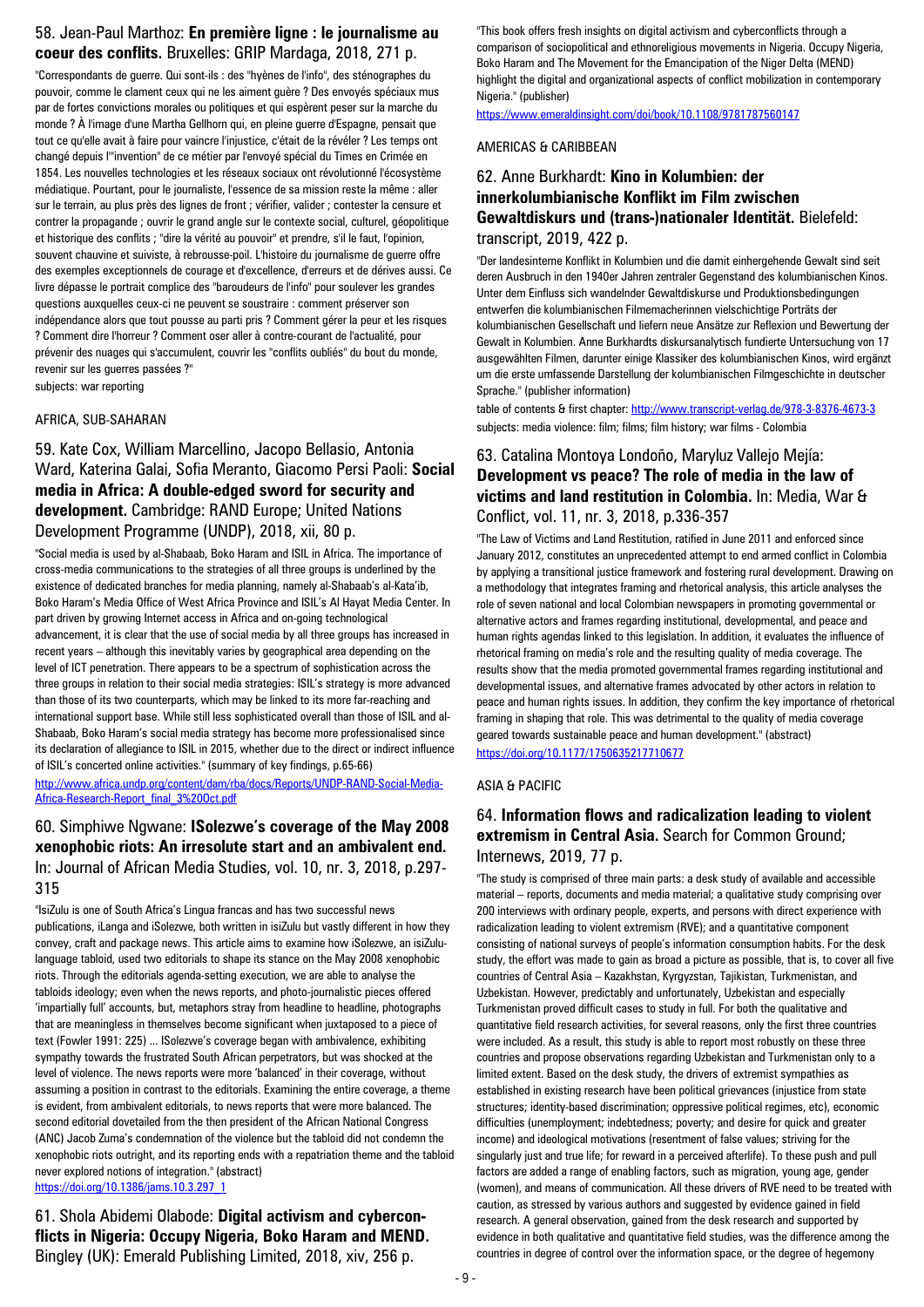## 58. Jean-Paul Marthoz: **En première ligne : le journalisme au coeur des conflits.** Bruxelles: GRIP Mardaga, 2018, 271 p.

"Correspondants de guerre. Qui sont-ils : des "hyènes de l'info", des sténographes du pouvoir, comme le clament ceux qui ne les aiment guère ? Des envoyés spéciaux mus par de fortes convictions morales ou politiques et qui espèrent peser sur la marche du monde ? À l'image d'une Martha Gellhorn qui, en pleine guerre d'Espagne, pensait que tout ce qu'elle avait à faire pour vaincre l'injustice, c'était de la révéler ? Les temps ont changé depuis l'"invention" de ce métier par l'envoyé spécial du Times en Crimée en 1854. Les nouvelles technologies et les réseaux sociaux ont révolutionné l'écosystème médiatique. Pourtant, pour le journaliste, l'essence de sa mission reste la même : aller sur le terrain, au plus près des lignes de front ; vérifier, valider ; contester la censure et contrer la propagande ; ouvrir le grand angle sur le contexte social, culturel, géopolitique et historique des conflits ; "dire la vérité au pouvoir" et prendre, s'il le faut, l'opinion, souvent chauvine et suiviste, à rebrousse-poil. L'histoire du journalisme de guerre offre des exemples exceptionnels de courage et d'excellence, d'erreurs et de dérives aussi. Ce livre dépasse le portrait complice des "baroudeurs de l'info" pour soulever les grandes questions auxquelles ceux-ci ne peuvent se soustraire : comment préserver son indépendance alors que tout pousse au parti pris ? Comment gérer la peur et les risques ? Comment dire l'horreur ? Comment oser aller à contre-courant de l'actualité, pour prévenir des nuages qui s'accumulent, couvrir les "conflits oubliés" du bout du monde, revenir sur les guerres passées ?"

subjects: war reporting

AFRICA, SUB-SAHARAN

## 59. Kate Cox, William Marcellino, Jacopo Bellasio, Antonia Ward, Katerina Galai, Sofia Meranto, Giacomo Persi Paoli: **Social media in Africa: A double-edged sword for security and development.** Cambridge: RAND Europe; United Nations Development Programme (UNDP), 2018, xii, 80 p.

"Social media is used by al-Shabaab, Boko Haram and ISIL in Africa. The importance of cross-media communications to the strategies of all three groups is underlined by the existence of dedicated branches for media planning, namely al-Shabaab's al-Kata'ib, Boko Haram's Media Office of West Africa Province and ISIL's Al Hayat Media Center. In part driven by growing Internet access in Africa and on-going technological advancement, it is clear that the use of social media by all three groups has increased in recent years – although this inevitably varies by geographical area depending on the level of ICT penetration. There appears to be a spectrum of sophistication across the three groups in relation to their social media strategies: ISIL's strategy is more advanced than those of its two counterparts, which may be linked to its more far-reaching and international support base. While still less sophisticated overall than those of ISIL and al-Shabaab, Boko Haram's social media strategy has become more professionalised since its declaration of allegiance to ISIL in 2015, whether due to the direct or indirect influence of ISIL's concerted online activities." (summary of key findings, p.65-66)

http://www.africa.undp.org/content/dam/rba/docs/Reports/UNDP-RAND-Social-Media-Africa-Research-Report_final_3%20Oct.pdf

## 60. Simphiwe Ngwane: **ISolezwe's coverage of the May 2008 xenophobic riots: An irresolute start and an ambivalent end.** In: Journal of African Media Studies, vol. 10, nr. 3, 2018, p.297-315

"IsiZulu is one of South Africa's Lingua francas and has two successful news publications, iLanga and iSolezwe, both written in isiZulu but vastly different in how they convey, craft and package news. This article aims to examine how iSolezwe, an isiZulu-language tabloid, used two editorials to shape its stance on the May 2008 xenophobic riots. Through the editorials agenda-setting execution, we are able to analyse the tabloids ideology; even when the news reports, and photo-journalistic pieces offered 'impartially full' accounts, but, metaphors stray from headline to headline, photographs that are meaningless in themselves become significant when juxtaposed to a piece of text (Fowler 1991: 225) ... ISolezwe's coverage began with ambivalence, exhibiting sympathy towards the frustrated South African perpetrators, but was shocked at the level of violence. The news reports were more 'balanced' in their coverage, without assuming a position in contrast to the editorials. Examining the entire coverage, a theme is evident, from ambivalent editorials, to news reports that were more balanced. The second editorial dovetailed from the then president of the African National Congress (ANC) Jacob Zuma's condemnation of the violence but the tabloid did not condemn the xenophobic riots outright, and its reporting ends with a repatriation theme and the tabloid never explored notions of integration." (abstract)

https://doi.org/10.1386/jams.10.3.297_1

## 61. Shola Abidemi Olabode: **Digital activism and cyberconflicts in Nigeria: Occupy Nigeria, Boko Haram and MEND.** Bingley (UK): Emerald Publishing Limited, 2018, xiv, 256 p.

"This book offers fresh insights on digital activism and cyberconflicts through a comparison of sociopolitical and ethnoreligious movements in Nigeria. Occupy Nigeria, Boko Haram and The Movement for the Emancipation of the Niger Delta (MEND) highlight the digital and organizational aspects of conflict mobilization in contemporary Nigeria." (publisher)

https://www.emeraldinsight.com/doi/book/10.1108/9781787560147

AMERICAS & CARIBBEAN

## 62. Anne Burkhardt: **Kino in Kolumbien: der innerkolumbianische Konflikt im Film zwischen Gewaltdiskurs und (trans-)nationaler Identität.** Bielefeld: transcript, 2019, 422 p.

"Der landesinterne Konflikt in Kolumbien und die damit einhergehende Gewalt sind seit deren Ausbruch in den 1940er Jahren zentraler Gegenstand des kolumbianischen Kinos. Unter dem Einfluss sich wandelnder Gewaltdiskurse und Produktionsbedingungen entwerfen die kolumbianischen Filmemacherinnen vielschichtige Porträts der kolumbianischen Gesellschaft und liefern neue Ansätze zur Reflexion und Bewertung der Gewalt in Kolumbien. Anne Burkhardts diskursanalytisch fundierte Untersuchung von 17 ausgewählten Filmen, darunter einige Klassiker des kolumbianischen Kinos, wird ergänzt um die erste umfassende Darstellung der kolumbianischen Filmgeschichte in deutscher Sprache." (publisher information)

table of contents & first chapter: http://www.transcript-verlag.de/978-3-8376-4673-3

subjects: media violence: film; films; film history; war films - Colombia

## 63. Catalina Montoya Londoño, Maryluz Vallejo Mejía: **Development vs peace? The role of media in the law of victims and land restitution in Colombia.** In: Media, War & Conflict, vol. 11, nr. 3, 2018, p.336-357

"The Law of Victims and Land Restitution, ratified in June 2011 and enforced since January 2012, constitutes an unprecedented attempt to end armed conflict in Colombia by applying a transitional justice framework and fostering rural development. Drawing on a methodology that integrates framing and rhetorical analysis, this article analyses the role of seven national and local Colombian newspapers in promoting governmental or alternative actors and frames regarding institutional, developmental, and peace and human rights agendas linked to this legislation. In addition, it evaluates the influence of rhetorical framing on media's role and the resulting quality of media coverage. The results show that the media promoted governmental frames regarding institutional and developmental issues, and alternative frames advocated by other actors in relation to peace and human rights issues. In addition, they confirm the key importance of rhetorical framing in shaping that role. This was detrimental to the quality of media coverage geared towards sustainable peace and human development." (abstract)

https://doi.org/10.1177/1750635217710677

ASIA & PACIFIC

## 64. **Information flows and radicalization leading to violent extremism in Central Asia.** Search for Common Ground; Internews, 2019, 77 p.

"The study is comprised of three main parts: a desk study of available and accessible material – reports, documents and media material; a qualitative study comprising over 200 interviews with ordinary people, experts, and persons with direct experience with radicalization leading to violent extremism (RVE); and a quantitative component consisting of national surveys of people's information consumption habits. For the desk study, the effort was made to gain as broad a picture as possible, that is, to cover all five countries of Central Asia – Kazakhstan, Kyrgyzstan, Tajikistan, Turkmenistan, and Uzbekistan. However, predictably and unfortunately, Uzbekistan and especially Turkmenistan proved difficult cases to study in full. For both the qualitative and quantitative field research activities, for several reasons, only the first three countries were included. As a result, this study is able to report most robustly on these three countries and propose observations regarding Uzbekistan and Turkmenistan only to a limited extent. Based on the desk study, the drivers of extremist sympathies as established in existing research have been political grievances (injustice from state structures; identity-based discrimination; oppressive political regimes, etc), economic difficulties (unemployment; indebtedness; poverty; and desire for quick and greater income) and ideological motivations (resentment of false values; striving for the singularly just and true life; for reward in a perceived afterlife). To these push and pull factors are added a range of enabling factors, such as migration, young age, gender (women), and means of communication. All these drivers of RVE need to be treated with caution, as stressed by various authors and suggested by evidence gained in field research. A general observation, gained from the desk research and supported by evidence in both qualitative and quantitative field studies, was the difference among the countries in degree of control over the information space, or the degree of hegemony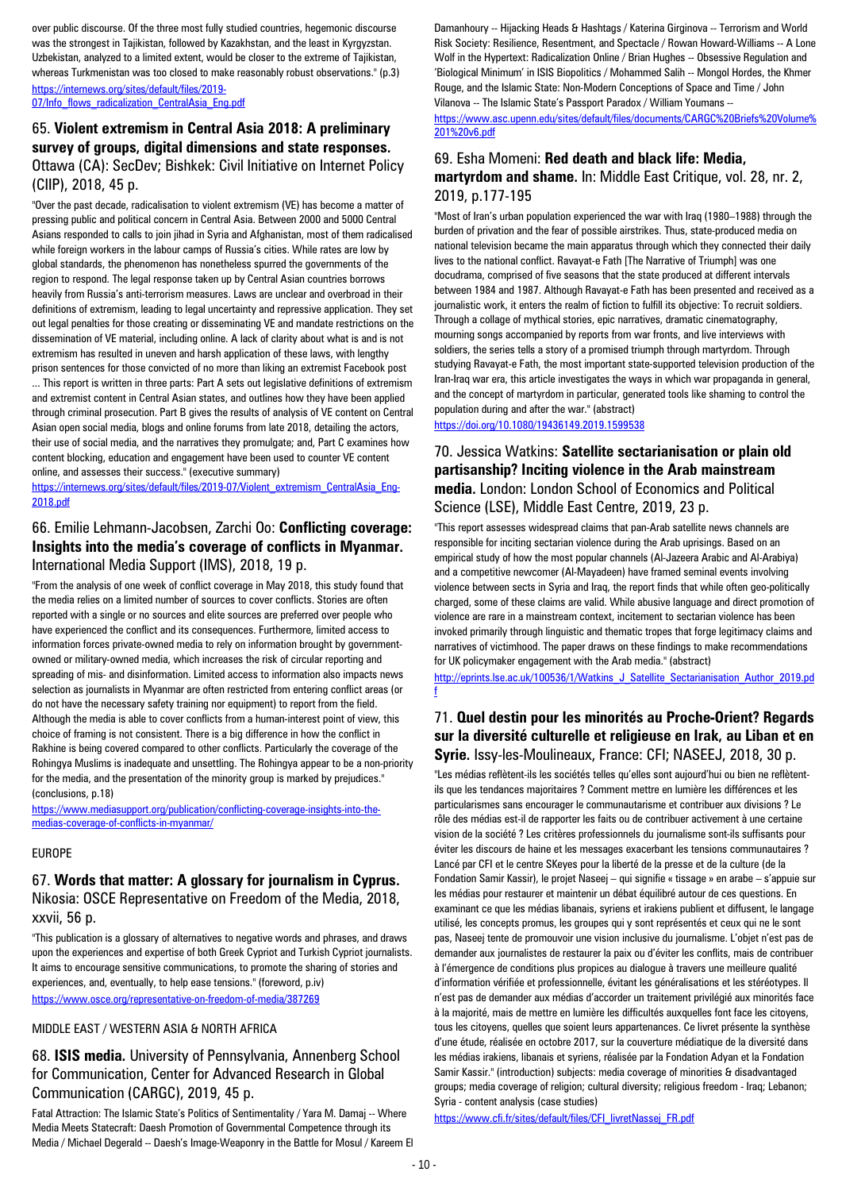over public discourse. Of the three most fully studied countries, hegemonic discourse was the strongest in Tajikistan, followed by Kazakhstan, and the least in Kyrgyzstan. Uzbekistan, analyzed to a limited extent, would be closer to the extreme of Tajikistan, whereas Turkmenistan was too closed to make reasonably robust observations." (p.3)
https://internews.org/sites/default/files/2019-07/Info_flows_radicalization_CentralAsia_Eng.pdf

## 65. **Violent extremism in Central Asia 2018: A preliminary survey of groups, digital dimensions and state responses.** Ottawa (CA): SecDev; Bishkek: Civil Initiative on Internet Policy (CIIP), 2018, 45 p.

"Over the past decade, radicalisation to violent extremism (VE) has become a matter of pressing public and political concern in Central Asia. Between 2000 and 5000 Central Asians responded to calls to join jihad in Syria and Afghanistan, most of them radicalised while foreign workers in the labour camps of Russia's cities. While rates are low by global standards, the phenomenon has nonetheless spurred the governments of the region to respond. The legal response taken up by Central Asian countries borrows heavily from Russia's anti-terrorism measures. Laws are unclear and overbroad in their definitions of extremism, leading to legal uncertainty and repressive application. They set out legal penalties for those creating or disseminating VE and mandate restrictions on the dissemination of VE material, including online. A lack of clarity about what is and is not extremism has resulted in uneven and harsh application of these laws, with lengthy prison sentences for those convicted of no more than liking an extremist Facebook post ... This report is written in three parts: Part A sets out legislative definitions of extremism and extremist content in Central Asian states, and outlines how they have been applied through criminal prosecution. Part B gives the results of analysis of VE content on Central Asian open social media, blogs and online forums from late 2018, detailing the actors, their use of social media, and the narratives they promulgate; and, Part C examines how content blocking, education and engagement have been used to counter VE content online, and assesses their success." (executive summary)
https://internews.org/sites/default/files/2019-07/Violent_extremism_CentralAsia_Eng-2018.pdf

## 66. Emilie Lehmann-Jacobsen, Zarchi Oo: **Conflicting coverage: Insights into the media's coverage of conflicts in Myanmar.** International Media Support (IMS), 2018, 19 p.

"From the analysis of one week of conflict coverage in May 2018, this study found that the media relies on a limited number of sources to cover conflicts. Stories are often reported with a single or no sources and elite sources are preferred over people who have experienced the conflict and its consequences. Furthermore, limited access to information forces private-owned media to rely on information brought by government-owned or military-owned media, which increases the risk of circular reporting and spreading of mis- and disinformation. Limited access to information also impacts news selection as journalists in Myanmar are often restricted from entering conflict areas (or do not have the necessary safety training nor equipment) to report from the field. Although the media is able to cover conflicts from a human-interest point of view, this choice of framing is not consistent. There is a big difference in how the conflict in Rakhine is being covered compared to other conflicts. Particularly the coverage of the Rohingya Muslims is inadequate and unsettling. The Rohingya appear to be a non-priority for the media, and the presentation of the minority group is marked by prejudices." (conclusions, p.18)
https://www.mediasupport.org/publication/conflicting-coverage-insights-into-the-medias-coverage-of-conflicts-in-myanmar/

EUROPE

## 67. **Words that matter: A glossary for journalism in Cyprus.** Nikosia: OSCE Representative on Freedom of the Media, 2018, xxvii, 56 p.

"This publication is a glossary of alternatives to negative words and phrases, and draws upon the experiences and expertise of both Greek Cypriot and Turkish Cypriot journalists. It aims to encourage sensitive communications, to promote the sharing of stories and experiences, and, eventually, to help ease tensions." (foreword, p.iv)
https://www.osce.org/representative-on-freedom-of-media/387269

MIDDLE EAST / WESTERN ASIA & NORTH AFRICA

## 68. **ISIS media.** University of Pennsylvania, Annenberg School for Communication, Center for Advanced Research in Global Communication (CARGC), 2019, 45 p.

Fatal Attraction: The Islamic State's Politics of Sentimentality / Yara M. Damaj -- Where Media Meets Statecraft: Daesh Promotion of Governmental Competence through its Media / Michael Degerald -- Daesh's Image-Weaponry in the Battle for Mosul / Kareem El Damanhoury -- Hijacking Heads & Hashtags / Katerina Girginova -- Terrorism and World Risk Society: Resilience, Resentment, and Spectacle / Rowan Howard-Williams -- A Lone Wolf in the Hypertext: Radicalization Online / Brian Hughes -- Obsessive Regulation and 'Biological Minimum' in ISIS Biopolitics / Mohammed Salih -- Mongol Hordes, the Khmer Rouge, and the Islamic State: Non-Modern Conceptions of Space and Time / John Vilanova -- The Islamic State's Passport Paradox / William Youmans --
https://www.asc.upenn.edu/sites/default/files/documents/CARGC%20Briefs%20Volume%201%20v6.pdf

## 69. Esha Momeni: **Red death and black life: Media, martyrdom and shame.** In: Middle East Critique, vol. 28, nr. 2, 2019, p.177-195

"Most of Iran's urban population experienced the war with Iraq (1980–1988) through the burden of privation and the fear of possible airstrikes. Thus, state-produced media on national television became the main apparatus through which they connected their daily lives to the national conflict. Ravayat-e Fath [The Narrative of Triumph] was one docudrama, comprised of five seasons that the state produced at different intervals between 1984 and 1987. Although Ravayat-e Fath has been presented and received as a journalistic work, it enters the realm of fiction to fulfill its objective: To recruit soldiers. Through a collage of mythical stories, epic narratives, dramatic cinematography, mourning songs accompanied by reports from war fronts, and live interviews with soldiers, the series tells a story of a promised triumph through martyrdom. Through studying Ravayat-e Fath, the most important state-supported television production of the Iran-Iraq war era, this article investigates the ways in which war propaganda in general, and the concept of martyrdom in particular, generated tools like shaming to control the population during and after the war." (abstract)
https://doi.org/10.1080/19436149.2019.1599538

## 70. Jessica Watkins: **Satellite sectarianisation or plain old partisanship? Inciting violence in the Arab mainstream media.** London: London School of Economics and Political Science (LSE), Middle East Centre, 2019, 23 p.

"This report assesses widespread claims that pan-Arab satellite news channels are responsible for inciting sectarian violence during the Arab uprisings. Based on an empirical study of how the most popular channels (Al-Jazeera Arabic and Al-Arabiya) and a competitive newcomer (Al-Mayadeen) have framed seminal events involving violence between sects in Syria and Iraq, the report finds that while often geo-politically charged, some of these claims are valid. While abusive language and direct promotion of violence are rare in a mainstream context, incitement to sectarian violence has been invoked primarily through linguistic and thematic tropes that forge legitimacy claims and narratives of victimhood. The paper draws on these findings to make recommendations for UK policymaker engagement with the Arab media." (abstract)
http://eprints.lse.ac.uk/100536/1/Watkins_J_Satellite_Sectarianisation_Author_2019.pdf

## 71. **Quel destin pour les minorités au Proche-Orient? Regards sur la diversité culturelle et religieuse en Irak, au Liban et en Syrie.** Issy-les-Moulineaux, France: CFI; NASEEJ, 2018, 30 p.

"Les médias reflètent-ils les sociétés telles qu'elles sont aujourd'hui ou bien ne reflètent-ils que les tendances majoritaires ? Comment mettre en lumière les différences et les particularismes sans encourager le communautarisme et contribuer aux divisions ? Le rôle des médias est-il de rapporter les faits ou de contribuer activement à une certaine vision de la société ? Les critères professionnels du journalisme sont-ils suffisants pour éviter les discours de haine et les messages exacerbant les tensions communautaires ? Lancé par CFI et le centre SKeyes pour la liberté de la presse et de la culture (de la Fondation Samir Kassir), le projet Naseej – qui signifie « tissage » en arabe – s'appuie sur les médias pour restaurer et maintenir un débat équilibré autour de ces questions. En examinant ce que les médias libanais, syriens et irakiens publient et diffusent, le langage utilisé, les concepts promus, les groupes qui y sont représentés et ceux qui ne le sont pas, Naseej tente de promouvoir une vision inclusive du journalisme. L'objet n'est pas de demander aux journalistes de restaurer la paix ou d'éviter les conflits, mais de contribuer à l'émergence de conditions plus propices au dialogue à travers une meilleure qualité d'information vérifiée et professionnelle, évitant les généralisations et les stéréotypes. Il n'est pas de demander aux médias d'accorder un traitement privilégié aux minorités face à la majorité, mais de mettre en lumière les difficultés auxquelles font face les citoyens, tous les citoyens, quelles que soient leurs appartenances. Ce livret présente la synthèse d'une étude, réalisée en octobre 2017, sur la couverture médiatique de la diversité dans les médias irakiens, libanais et syriens, réalisée par la Fondation Adyan et la Fondation Samir Kassir." (introduction) subjects: media coverage of minorities & disadvantaged groups; media coverage of religion; cultural diversity; religious freedom - Iraq; Lebanon; Syria - content analysis (case studies)
https://www.cfi.fr/sites/default/files/CFI_livretNassej_FR.pdf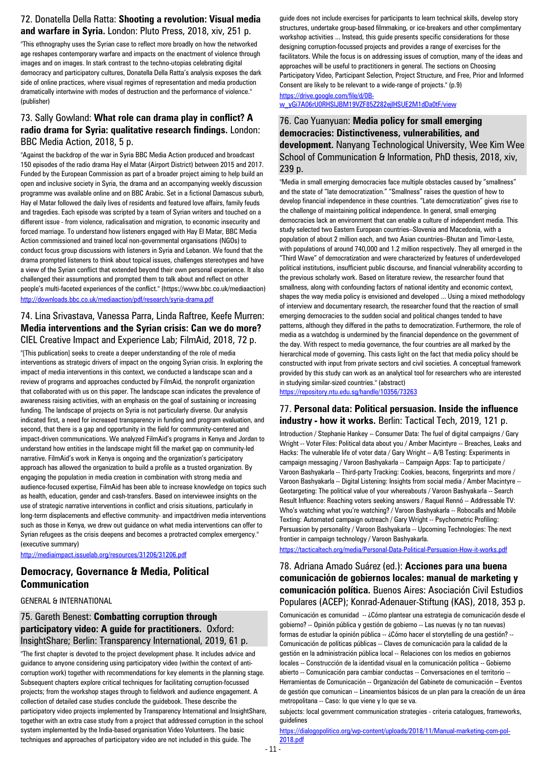## 72. Donatella Della Ratta: **Shooting a revolution: Visual media and warfare in Syria.** London: Pluto Press, 2018, xiv, 251 p.

"This ethnography uses the Syrian case to reflect more broadly on how the networked age reshapes contemporary warfare and impacts on the enactment of violence through images and on images. In stark contrast to the techno-utopias celebrating digital democracy and participatory cultures, Donatella Della Ratta's analysis exposes the dark side of online practices, where visual regimes of representation and media production dramatically intertwine with modes of destruction and the performance of violence." (publisher)

## 73. Sally Gowland: **What role can drama play in conflict? A radio drama for Syria: qualitative research findings.** London: BBC Media Action, 2018, 5 p.

"Against the backdrop of the war in Syria BBC Media Action produced and broadcast 150 episodes of the radio drama Hay el Matar (Airport District) between 2015 and 2017. Funded by the European Commission as part of a broader project aiming to help build an open and inclusive society in Syria, the drama and an accompanying weekly discussion programme was available online and on BBC Arabic. Set in a fictional Damascus suburb, Hay el Matar followed the daily lives of residents and featured love affairs, family feuds and tragedies. Each episode was scripted by a team of Syrian writers and touched on a different issue - from violence, radicalisation and migration, to economic insecurity and forced marriage. To understand how listeners engaged with Hay El Matar, BBC Media Action commissioned and trained local non-governmental organisations (NGOs) to conduct focus group discussions with listeners in Syria and Lebanon. We found that the drama prompted listeners to think about topical issues, challenges stereotypes and have a view of the Syrian conflict that extended beyond their own personal experience. It also challenged their assumptions and prompted them to talk about and reflect on other people's multi-faceted experiences of the conflict." (https://www.bbc.co.uk/mediaaction)

http://downloads.bbc.co.uk/mediaaction/pdf/research/syria-drama.pdf

## 74. Lina Srivastava, Vanessa Parra, Linda Raftree, Keefe Murren: **Media interventions and the Syrian crisis: Can we do more?** CIEL Creative Impact and Experience Lab; FilmAid, 2018, 72 p.

"[This publication] seeks to create a deeper understanding of the role of media interventions as strategic drivers of impact on the ongoing Syrian crisis. In exploring the impact of media interventions in this context, we conducted a landscape scan and a review of programs and approaches conducted by FilmAid, the nonprofit organization that collaborated with us on this paper. The landscape scan indicates the prevalence of awareness raising activities, with an emphasis on the goal of sustaining or increasing funding. The landscape of projects on Syria is not particularly diverse. Our analysis indicated first, a need for increased transparency in funding and program evaluation, and second, that there is a gap and opportunity in the field for community-centered and impact-driven communications. We analyzed FilmAid's programs in Kenya and Jordan to understand how entities in the landscape might fill the market gap on community-led narrative. FilmAid's work in Kenya is ongoing and the organization's participatory approach has allowed the organization to build a profile as a trusted organization. By engaging the population in media creation in combination with strong media and audience-focused expertise, FilmAid has been able to increase knowledge on topics such as health, education, gender and cash-transfers. Based on interviewee insights on the use of strategic narrative interventions in conflict and crisis situations, particularly in long-term displacements and effective community- and impactdriven media interventions such as those in Kenya, we drew out guidance on what media interventions can offer to Syrian refugees as the crisis deepens and becomes a protracted complex emergency." (executive summary)

http://mediaimpact.issuelab.org/resources/31206/31206.pdf

# Democracy, Governance & Media, Political Communication

GENERAL & INTERNATIONAL

## 75. Gareth Benest: **Combatting corruption through participatory video: A guide for practitioners.** Oxford: InsightShare; Berlin: Transparency International, 2019, 61 p.

"The first chapter is devoted to the project development phase. It includes advice and guidance to anyone considering using participatory video (within the context of anti-corruption work) together with recommendations for key elements in the planning stage. Subsequent chapters explore critical techniques for facilitating corruption-focussed projects; from the workshop stages through to fieldwork and audience engagement. A collection of detailed case studies conclude the guidebook. These describe the participatory video projects implemented by Transparency International and InsightShare, together with an extra case study from a project that addressed corruption in the school system implemented by the India-based organisation Video Volunteers. The basic techniques and approaches of participatory video are not included in this guide. The guide does not include exercises for participants to learn technical skills, develop story structures, undertake group-based filmmaking, or ice-breakers and other complimentary workshop activities ... Instead, this guide presents specific considerations for those designing corruption-focussed projects and provides a range of exercises for the facilitators. While the focus is on addressing issues of corruption, many of the ideas and approaches will be useful to practitioners in general. The sections on Choosing Participatory Video, Participant Selection, Project Structure, and Free, Prior and Informed Consent are likely to be relevant to a wide-range of projects." (p.9)

https://drive.google.com/file/d/0B-w_yGi7A06rU0RHSlJBM19VZF85Z282ejlHSUE2M1dDa0tF/view

## 76. Cao Yuanyuan: **Media policy for small emerging democracies: Distinctiveness, vulnerabilities, and development.** Nanyang Technological University, Wee Kim Wee School of Communication & Information, PhD thesis, 2018, xiv, 239 p.

"Media in small emerging democracies face multiple obstacles caused by "smallness" and the state of "late democratization." "Smallness" raises the question of how to develop financial independence in these countries. "Late democratization" gives rise to the challenge of maintaining political independence. In general, small emerging democracies lack an environment that can enable a culture of independent media. This study selected two Eastern European countries–Slovenia and Macedonia, with a population of about 2 million each, and two Asian countries–Bhutan and Timor-Leste, with populations of around 740,000 and 1.2 million respectively. They all emerged in the "Third Wave" of democratization and were characterized by features of underdeveloped political institutions, insufficient public discourse, and financial vulnerability according to the previous scholarly work. Based on literature review, the researcher found that smallness, along with confounding factors of national identity and economic context, shapes the way media policy is envisioned and developed ... Using a mixed methodology of interview and documentary research, the researcher found that the reaction of small emerging democracies to the sudden social and political changes tended to have patterns, although they differed in the paths to democratization. Furthermore, the role of media as a watchdog is undermined by the financial dependence on the government of the day. With respect to media governance, the four countries are all marked by the hierarchical mode of governing. This casts light on the fact that media policy should be constructed with input from private sectors and civil societies. A conceptual framework provided by this study can work as an analytical tool for researchers who are interested in studying similar-sized countries." (abstract)

https://repository.ntu.edu.sg/handle/10356/73263

## 77. **Personal data: Political persuasion. Inside the influence industry - how it works.** Berlin: Tactical Tech, 2019, 121 p.

Introduction / Stephanie Hankey -- Consumer Data: The fuel of digital campaigns / Gary Wright -- Voter Files: Political data about you / Amber Macintyre -- Breaches, Leaks and Hacks: The vulnerable life of voter data / Gary Wright -- A/B Testing: Experiments in campaign messaging / Varoon Bashyakarla -- Campaign Apps: Tap to participate / Varoon Bashyakarla -- Third-party Tracking: Cookies, beacons, fingerprints and more / Varoon Bashyakarla -- Digital Listening: Insights from social media / Amber Macintyre -- Geotargeting: The political value of your whereabouts / Varoon Bashyakarla -- Search Result Influence: Reaching voters seeking answers / Raquel Rennó -- Addressable TV: Who's watching what you're watching? / Varoon Bashyakarla -- Robocalls and Mobile Texting: Automated campaign outreach / Gary Wright -- Psychometric Profiling: Persuasion by personality / Varoon Bashyakarla -- Upcoming Technologies: The next frontier in campaign technology / Varoon Bashyakarla.

https://tacticaltech.org/media/Personal-Data-Political-Persuasion-How-it-works.pdf

## 78. Adriana Amado Suárez (ed.): **Acciones para una buena comunicación de gobiernos locales: manual de marketing y comunicación política.** Buenos Aires: Asociación Civil Estudios Populares (ACEP); Konrad-Adenauer-Stiftung (KAS), 2018, 353 p.

Comunicación es comunidad -- ¿Cómo plantear una estrategia de comunicación desde el gobierno? -- Opinión pública y gestión de gobierno -- Las nuevas (y no tan nuevas) formas de estudiar la opinión pública -- ¿Cómo hacer el storytelling de una gestión? -- Comunicación de políticas públicas -- Claves de comunicación para la calidad de la gestión en la administración pública local -- Relaciones con los medios en gobiernos locales -- Construcción de la identidad visual en la comunicación política -- Gobierno abierto -- Comunicación para cambiar conductas -- Conversaciones en el territorio -- Herramientas de Comunicación -- Organización del Gabinete de comunicación -- Eventos de gestión que comunican -- Lineamientos básicos de un plan para la creación de un área metropolitana -- Caso: lo que viene y lo que se va.

subjects: local government communication strategies - criteria catalogues, frameworks, guidelines

https://dialogopolitico.org/wp-content/uploads/2018/11/Manual-marketing-com-pol-2018.pdf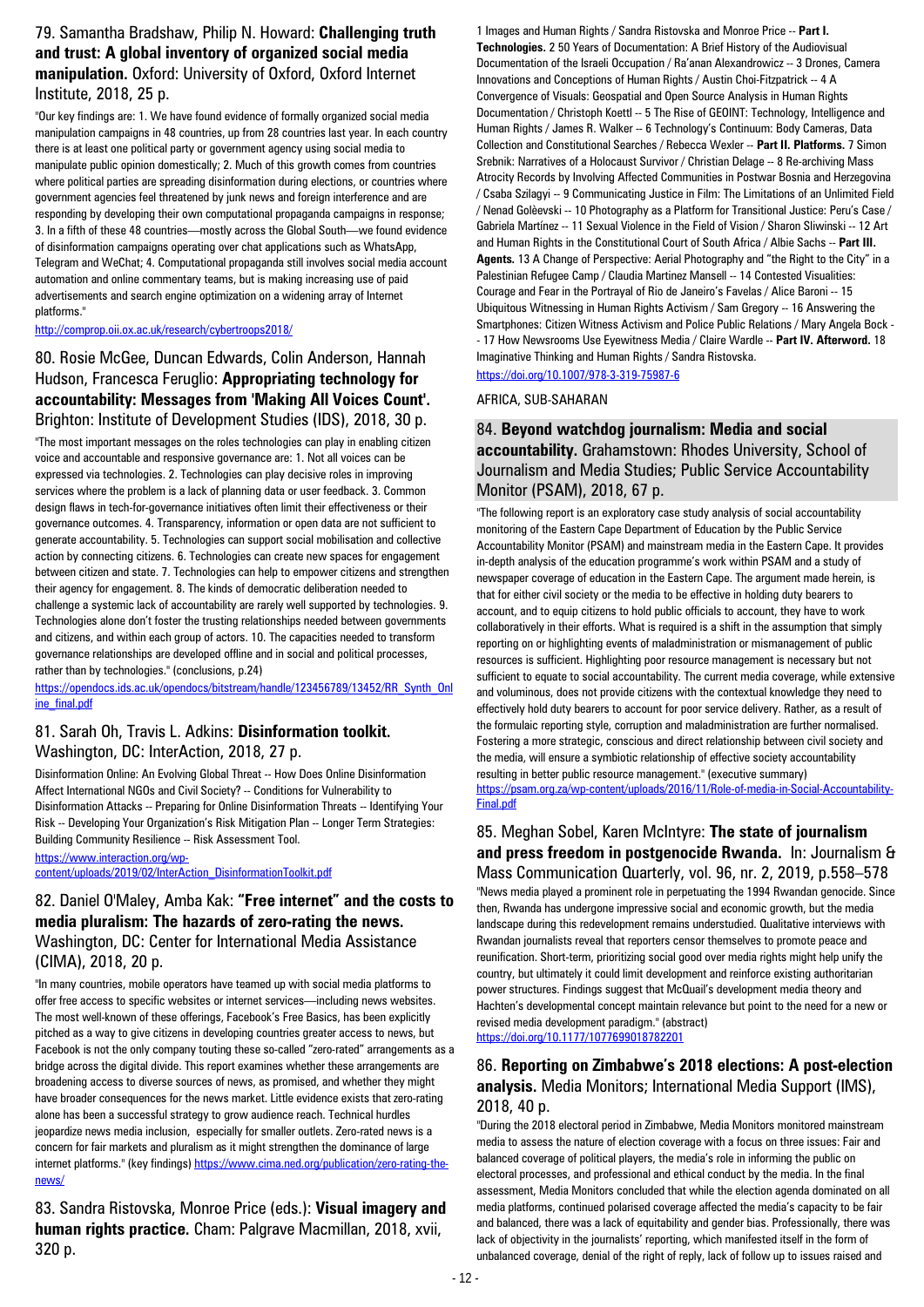### 79. Samantha Bradshaw, Philip N. Howard: **Challenging truth and trust: A global inventory of organized social media manipulation.** Oxford: University of Oxford, Oxford Internet Institute, 2018, 25 p.

"Our key findings are: 1. We have found evidence of formally organized social media manipulation campaigns in 48 countries, up from 28 countries last year. In each country there is at least one political party or government agency using social media to manipulate public opinion domestically; 2. Much of this growth comes from countries where political parties are spreading disinformation during elections, or countries where government agencies feel threatened by junk news and foreign interference and are responding by developing their own computational propaganda campaigns in response; 3. In a fifth of these 48 countries—mostly across the Global South—we found evidence of disinformation campaigns operating over chat applications such as WhatsApp, Telegram and WeChat; 4. Computational propaganda still involves social media account automation and online commentary teams, but is making increasing use of paid advertisements and search engine optimization on a widening array of Internet platforms."

http://comprop.oii.ox.ac.uk/research/cybertroops2018/

### 80. Rosie McGee, Duncan Edwards, Colin Anderson, Hannah Hudson, Francesca Feruglio: **Appropriating technology for accountability: Messages from 'Making All Voices Count'.** Brighton: Institute of Development Studies (IDS), 2018, 30 p.

"The most important messages on the roles technologies can play in enabling citizen voice and accountable and responsive governance are: 1. Not all voices can be expressed via technologies. 2. Technologies can play decisive roles in improving services where the problem is a lack of planning data or user feedback. 3. Common design flaws in tech-for-governance initiatives often limit their effectiveness or their governance outcomes. 4. Transparency, information or open data are not sufficient to generate accountability. 5. Technologies can support social mobilisation and collective action by connecting citizens. 6. Technologies can create new spaces for engagement between citizen and state. 7. Technologies can help to empower citizens and strengthen their agency for engagement. 8. The kinds of democratic deliberation needed to challenge a systemic lack of accountability are rarely well supported by technologies. 9. Technologies alone don't foster the trusting relationships needed between governments and citizens, and within each group of actors. 10. The capacities needed to transform governance relationships are developed offline and in social and political processes, rather than by technologies." (conclusions, p.24)

https://opendocs.ids.ac.uk/opendocs/bitstream/handle/123456789/13452/RR_Synth_Online_final.pdf

### 81. Sarah Oh, Travis L. Adkins: **Disinformation toolkit.** Washington, DC: InterAction, 2018, 27 p.

Disinformation Online: An Evolving Global Threat -- How Does Online Disinformation Affect International NGOs and Civil Society? -- Conditions for Vulnerability to Disinformation Attacks -- Preparing for Online Disinformation Threats -- Identifying Your Risk -- Developing Your Organization's Risk Mitigation Plan -- Longer Term Strategies: Building Community Resilience -- Risk Assessment Tool.

https://www.interaction.org/wp-content/uploads/2019/02/InterAction_DisinformationToolkit.pdf

### 82. Daniel O'Maley, Amba Kak: **"Free internet" and the costs to media pluralism: The hazards of zero-rating the news.** Washington, DC: Center for International Media Assistance (CIMA), 2018, 20 p.

"In many countries, mobile operators have teamed up with social media platforms to offer free access to specific websites or internet services—including news websites. The most well-known of these offerings, Facebook's Free Basics, has been explicitly pitched as a way to give citizens in developing countries greater access to news, but Facebook is not the only company touting these so-called "zero-rated" arrangements as a bridge across the digital divide. This report examines whether these arrangements are broadening access to diverse sources of news, as promised, and whether they might have broader consequences for the news market. Little evidence exists that zero-rating alone has been a successful strategy to grow audience reach. Technical hurdles jeopardize news media inclusion, especially for smaller outlets. Zero-rated news is a concern for fair markets and pluralism as it might strengthen the dominance of large internet platforms." (key findings) https://www.cima.ned.org/publication/zero-rating-the-news/

### 83. Sandra Ristovska, Monroe Price (eds.): **Visual imagery and human rights practice.** Cham: Palgrave Macmillan, 2018, xvii, 320 p.

1 Images and Human Rights / Sandra Ristovska and Monroe Price -- **Part I. Technologies.** 2 50 Years of Documentation: A Brief History of the Audiovisual Documentation of the Israeli Occupation / Ra'anan Alexandrowicz -- 3 Drones, Camera Innovations and Conceptions of Human Rights / Austin Choi-Fitzpatrick -- 4 A Convergence of Visuals: Geospatial and Open Source Analysis in Human Rights Documentation / Christoph Koettl -- 5 The Rise of GEOINT: Technology, Intelligence and Human Rights / James R. Walker -- 6 Technology's Continuum: Body Cameras, Data Collection and Constitutional Searches / Rebecca Wexler -- **Part II. Platforms.** 7 Simon Srebnik: Narratives of a Holocaust Survivor / Christian Delage -- 8 Re-archiving Mass Atrocity Records by Involving Affected Communities in Postwar Bosnia and Herzegovina / Csaba Szilagyi -- 9 Communicating Justice in Film: The Limitations of an Unlimited Field / Nenad Golèevski -- 10 Photography as a Platform for Transitional Justice: Peru's Case / Gabriela Martínez -- 11 Sexual Violence in the Field of Vision / Sharon Sliwinski -- 12 Art and Human Rights in the Constitutional Court of South Africa / Albie Sachs -- **Part III. Agents.** 13 A Change of Perspective: Aerial Photography and "the Right to the City" in a Palestinian Refugee Camp / Claudia Martinez Mansell -- 14 Contested Visualities: Courage and Fear in the Portrayal of Rio de Janeiro's Favelas / Alice Baroni -- 15 Ubiquitous Witnessing in Human Rights Activism / Sam Gregory -- 16 Answering the Smartphones: Citizen Witness Activism and Police Public Relations / Mary Angela Bock -- 17 How Newsrooms Use Eyewitness Media / Claire Wardle -- **Part IV. Afterword.** 18 Imaginative Thinking and Human Rights / Sandra Ristovska.

https://doi.org/10.1007/978-3-319-75987-6

AFRICA, SUB-SAHARAN

### 84. **Beyond watchdog journalism: Media and social accountability.** Grahamstown: Rhodes University, School of Journalism and Media Studies; Public Service Accountability Monitor (PSAM), 2018, 67 p.

"The following report is an exploratory case study analysis of social accountability monitoring of the Eastern Cape Department of Education by the Public Service Accountability Monitor (PSAM) and mainstream media in the Eastern Cape. It provides in-depth analysis of the education programme's work within PSAM and a study of newspaper coverage of education in the Eastern Cape. The argument made herein, is that for either civil society or the media to be effective in holding duty bearers to account, and to equip citizens to hold public officials to account, they have to work collaboratively in their efforts. What is required is a shift in the assumption that simply reporting on or highlighting events of maladministration or mismanagement of public resources is sufficient. Highlighting poor resource management is necessary but not sufficient to equate to social accountability. The current media coverage, while extensive and voluminous, does not provide citizens with the contextual knowledge they need to effectively hold duty bearers to account for poor service delivery. Rather, as a result of the formulaic reporting style, corruption and maladministration are further normalised. Fostering a more strategic, conscious and direct relationship between civil society and the media, will ensure a symbiotic relationship of effective society accountability resulting in better public resource management." (executive summary)

https://psam.org.za/wp-content/uploads/2016/11/Role-of-media-in-Social-Accountability-Final.pdf

### 85. Meghan Sobel, Karen McIntyre: **The state of journalism and press freedom in postgenocide Rwanda.** In: Journalism & Mass Communication Quarterly, vol. 96, nr. 2, 2019, p.558–578

"News media played a prominent role in perpetuating the 1994 Rwandan genocide. Since then, Rwanda has undergone impressive social and economic growth, but the media landscape during this redevelopment remains understudied. Qualitative interviews with Rwandan journalists reveal that reporters censor themselves to promote peace and reunification. Short-term, prioritizing social good over media rights might help unify the country, but ultimately it could limit development and reinforce existing authoritarian power structures. Findings suggest that McQuail's development media theory and Hachten's developmental concept maintain relevance but point to the need for a new or revised media development paradigm." (abstract)

https://doi.org/10.1177/1077699018782201

### 86. **Reporting on Zimbabwe's 2018 elections: A post-election analysis.** Media Monitors; International Media Support (IMS), 2018, 40 p.

"During the 2018 electoral period in Zimbabwe, Media Monitors monitored mainstream media to assess the nature of election coverage with a focus on three issues: Fair and balanced coverage of political players, the media's role in informing the public on electoral processes, and professional and ethical conduct by the media. In the final assessment, Media Monitors concluded that while the election agenda dominated on all media platforms, continued polarised coverage affected the media's capacity to be fair and balanced, there was a lack of equitability and gender bias. Professionally, there was lack of objectivity in the journalists' reporting, which manifested itself in the form of unbalanced coverage, denial of the right of reply, lack of follow up to issues raised and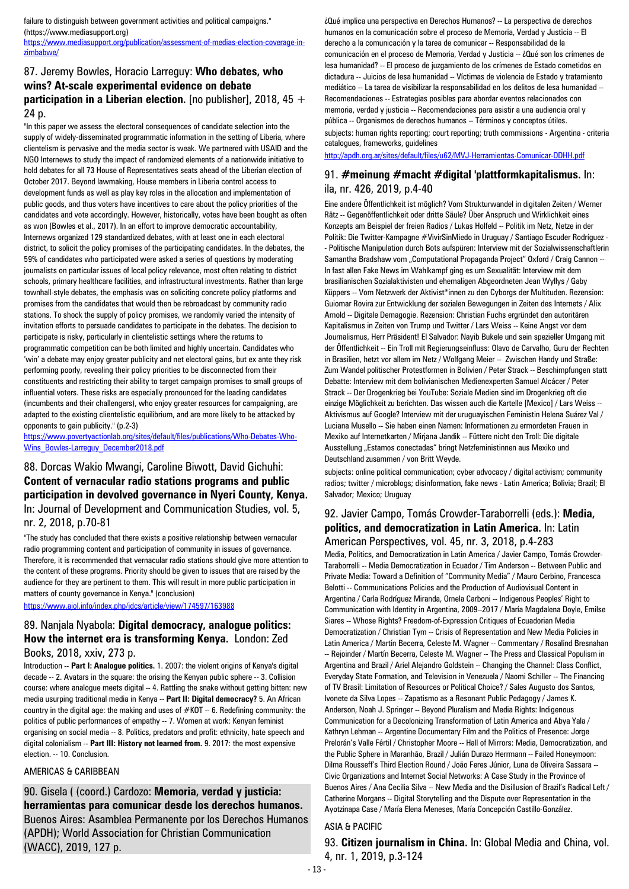failure to distinguish between government activities and political campaigns." (https://www.mediasupport.org)
https://www.mediasupport.org/publication/assessment-of-medias-election-coverage-in-zimbabwe/

## 87. Jeremy Bowles, Horacio Larreguy: **Who debates, who wins? At-scale experimental evidence on debate participation in a Liberian election.** [no publisher], 2018, 45 + 24 p.

"In this paper we assess the electoral consequences of candidate selection into the supply of widely-disseminated programmatic information in the setting of Liberia, where clientelism is pervasive and the media sector is weak. We partnered with USAID and the NGO Internews to study the impact of randomized elements of a nationwide initiative to hold debates for all 73 House of Representatives seats ahead of the Liberian election of October 2017. Beyond lawmaking, House members in Liberia control access to development funds as well as play key roles in the allocation and implementation of public goods, and thus voters have incentives to care about the policy priorities of the candidates and vote accordingly. However, historically, votes have been bought as often as won (Bowles et al., 2017). In an effort to improve democratic accountability, Internews organized 129 standardized debates, with at least one in each electoral district, to solicit the policy promises of the participating candidates. In the debates, the 59% of candidates who participated were asked a series of questions by moderating journalists on particular issues of local policy relevance, most often relating to district schools, primary healthcare facilities, and infrastructural investments. Rather than large townhall-style debates, the emphasis was on soliciting concrete policy platforms and promises from the candidates that would then be rebroadcast by community radio stations. To shock the supply of policy promises, we randomly varied the intensity of invitation efforts to persuade candidates to participate in the debates. The decision to participate is risky, particularly in clientelistic settings where the returns to programmatic competition can be both limited and highly uncertain. Candidates who 'win' a debate may enjoy greater publicity and net electoral gains, but ex ante they risk performing poorly, revealing their policy priorities to be disconnected from their constituents and restricting their ability to target campaign promises to small groups of influential voters. These risks are especially pronounced for the leading candidates (incumbents and their challengers), who enjoy greater resources for campaigning, are adapted to the existing clientelistic equilibrium, and are more likely to be attacked by opponents to gain publicity." (p.2-3)
https://www.povertyactionlab.org/sites/default/files/publications/Who-Debates-Who-Wins_Bowles-Larreguy_December2018.pdf

## 88. Dorcas Wakio Mwangi, Caroline Biwott, David Gichuhi: **Content of vernacular radio stations programs and public participation in devolved governance in Nyeri County, Kenya.** In: Journal of Development and Communication Studies, vol. 5, nr. 2, 2018, p.70-81

"The study has concluded that there exists a positive relationship between vernacular radio programming content and participation of community in issues of governance. Therefore, it is recommended that vernacular radio stations should give more attention to the content of these programs. Priority should be given to issues that are raised by the audience for they are pertinent to them. This will result in more public participation in matters of county governance in Kenya." (conclusion)
https://www.ajol.info/index.php/jdcs/article/view/174597/163988

## 89. Nanjala Nyabola: **Digital democracy, analogue politics: How the internet era is transforming Kenya.** London: Zed Books, 2018, xxiv, 273 p.

Introduction -- **Part I: Analogue politics.** 1. 2007: the violent origins of Kenya's digital decade -- 2. Avatars in the square: the orising the Kenyan public sphere -- 3. Collision course: where analogue meets digital -- 4. Rattling the snake without getting bitten: new media usurping traditional media in Kenya -- **Part II: Digital democracy?** 5. An African country in the digital age: the making and uses of #KOT -- 6. Redefining community: the politics of public performances of empathy -- 7. Women at work: Kenyan feminist organising on social media -- 8. Politics, predators and profit: ethnicity, hate speech and digital colonialism -- **Part III: History not learned from.** 9. 2017: the most expensive election. -- 10. Conclusion.

AMERICAS & CARIBBEAN

## 90. Gisela ( (coord.) Cardozo: **Memoria, verdad y justicia: herramientas para comunicar desde los derechos humanos.** Buenos Aires: Asamblea Permanente por los Derechos Humanos (APDH); World Association for Christian Communication (WACC), 2019, 127 p.

¿Qué implica una perspectiva en Derechos Humanos? -- La perspectiva de derechos humanos en la comunicación sobre el proceso de Memoria, Verdad y Justicia -- El derecho a la comunicación y la tarea de comunicar -- Responsabilidad de la comunicación en el proceso de Memoria, Verdad y Justicia -- ¿Qué son los crímenes de lesa humanidad? -- El proceso de juzgamiento de los crímenes de Estado cometidos en dictadura -- Juicios de lesa humanidad -- Víctimas de violencia de Estado y tratamiento mediático -- La tarea de visibilizar la responsabilidad en los delitos de lesa humanidad -- Recomendaciones -- Estrategias posibles para abordar eventos relacionados con memoria, verdad y justicia -- Recomendaciones para asistir a una audiencia oral y pública -- Organismos de derechos humanos -- Términos y conceptos útiles.

subjects: human rights reporting; court reporting; truth commissions - Argentina - criteria catalogues, frameworks, guidelines

http://apdh.org.ar/sites/default/files/u62/MVJ-Herramientas-Comunicar-DDHH.pdf

## 91. **#meinung #macht #digital 'plattformkapitalismus.** In: ila, nr. 426, 2019, p.4-40

Eine andere Öffentlichkeit ist möglich? Vom Strukturwandel in digitalen Zeiten / Werner Rätz -- Gegenöffentlichkeit oder dritte Säule? Über Anspruch und Wirklichkeit eines Konzepts am Beispiel der freien Radios / Lukas Holfeld -- Politik im Netz, Netze in der Politik: Die Twitter-Kampagne #VivirSinMiedo in Uruguay / Santiago Escuder Rodríguez -- Politische Manipulation durch Bots aufspüren: Interview mit der Sozialwissenschaftlerin Samantha Bradshaw vom „Computational Propaganda Project" Oxford / Craig Cannon -- In fast allen Fake News im Wahlkampf ging es um Sexualität: Interview mit dem brasilianischen Sozialaktivisten und ehemaligen Abgeordneten Jean Wyllys / Gaby Küppers -- Vom Netzwerk der Aktivist*innen zu den Cyborgs der Multituden. Rezension: Guiomar Rovira zur Entwicklung der sozialen Bewegungen in Zeiten des Internets / Alix Arnold -- Digitale Demagogie. Rezension: Christian Fuchs ergründet den autoritären Kapitalismus in Zeiten von Trump und Twitter / Lars Weiss -- Keine Angst vor dem Journalismus, Herr Präsident! El Salvador: Nayib Bukele und sein spezieller Umgang mit der Öffentlichkeit -- Ein Troll mit Regierungseinfluss: Olavo de Carvalho, Guru der Rechten in Brasilien, hetzt vor allem im Netz / Wolfgang Meier -- Zwischen Handy und Straße: Zum Wandel politischer Protestformen in Bolivien / Peter Strack -- Beschimpfungen statt Debatte: Interview mit dem bolivianischen Medienexperten Samuel Alcácer / Peter Strack -- Der Drogenkrieg bei YouTube: Soziale Medien sind im Drogenkrieg oft die einzige Möglichkeit zu berichten. Das wissen auch die Kartelle [Mexico] / Lars Weiss -- Aktivismus auf Google? Interview mit der uruguayischen Feministin Helena Suárez Val / Luciana Musello -- Sie haben einen Namen: Informationen zu ermordeten Frauen in Mexiko auf Internetkarten / Mirjana Jandik -- Füttere nicht den Troll: Die digitale Ausstellung „Estamos conectadas" bringt Netzfeministinnen aus Mexiko und Deutschland zusammen / von Britt Weyde.

subjects: online political communication; cyber advocacy / digital activism; community radios; twitter / microblogs; disinformation, fake news - Latin America; Bolivia; Brazil; El Salvador; Mexico; Uruguay

## 92. Javier Campo, Tomás Crowder-Taraborrelli (eds.): **Media, politics, and democratization in Latin America.** In: Latin American Perspectives, vol. 45, nr. 3, 2018, p.4-283

Media, Politics, and Democratization in Latin America / Javier Campo, Tomás Crowder-Taraborrelli -- Media Democratization in Ecuador / Tim Anderson -- Between Public and Private Media: Toward a Definition of "Community Media" / Mauro Cerbino, Francesca Belotti -- Communications Policies and the Production of Audiovisual Content in Argentina / Carla Rodríguez Miranda, Ornela Carboni -- Indigenous Peoples' Right to Communication with Identity in Argentina, 2009–2017 / María Magdalena Doyle, Emilse Siares -- Whose Rights? Freedom-of-Expression Critiques of Ecuadorian Media Democratization / Christian Tym -- Crisis of Representation and New Media Policies in Latin America / Martín Becerra, Celeste M. Wagner -- Commentary / Rosalind Bresnahan -- Rejoinder / Martín Becerra, Celeste M. Wagner -- The Press and Classical Populism in Argentina and Brazil / Ariel Alejandro Goldstein -- Changing the Channel: Class Conflict, Everyday State Formation, and Television in Venezuela / Naomi Schiller -- The Financing of TV Brasil: Limitation of Resources or Political Choice? / Sales Augusto dos Santos, Ivonete da Silva Lopes -- Zapatismo as a Resonant Public Pedagogy / James K. Anderson, Noah J. Springer -- Beyond Pluralism and Media Rights: Indigenous Communication for a Decolonizing Transformation of Latin America and Abya Yala / Kathryn Lehman -- Argentine Documentary Film and the Politics of Presence: Jorge Prelorán's Valle Fértil / Christopher Moore -- Hall of Mirrors: Media, Democratization, and the Public Sphere in Maranhão, Brazil / Julián Durazo Herrmann -- Failed Honeymoon: Dilma Rousseff's Third Election Round / João Feres Júnior, Luna de Oliveira Sassara -- Civic Organizations and Internet Social Networks: A Case Study in the Province of Buenos Aires / Ana Cecilia Silva -- New Media and the Disillusion of Brazil's Radical Left / Catherine Morgans -- Digital Storytelling and the Dispute over Representation in the Ayotzinapa Case / María Elena Meneses, María Concepción Castillo-González.

ASIA & PACIFIC

## 93. **Citizen journalism in China.** In: Global Media and China, vol. 4, nr. 1, 2019, p.3-124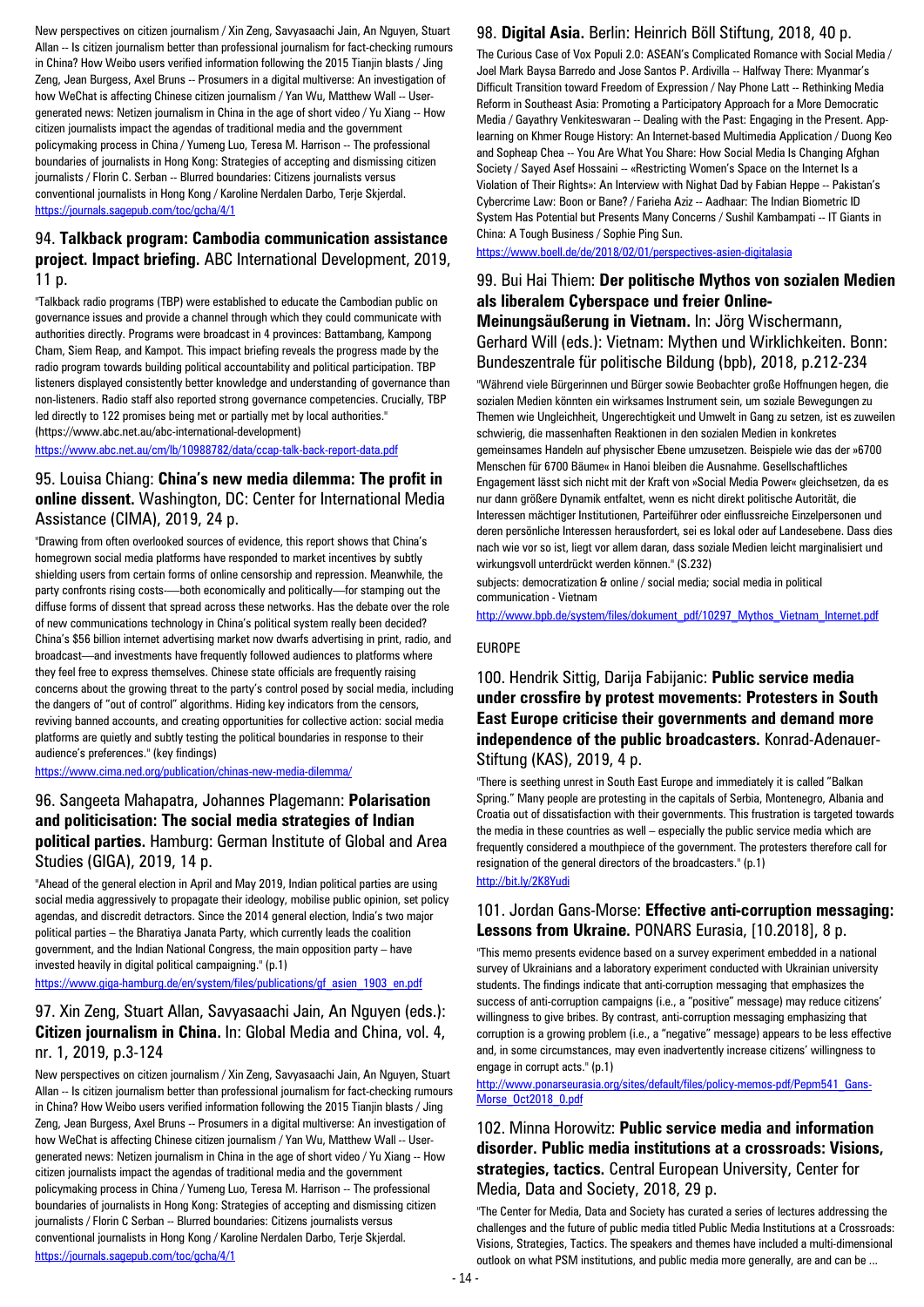New perspectives on citizen journalism / Xin Zeng, Savyasaachi Jain, An Nguyen, Stuart Allan -- Is citizen journalism better than professional journalism for fact-checking rumours in China? How Weibo users verified information following the 2015 Tianjin blasts / Jing Zeng, Jean Burgess, Axel Bruns -- Prosumers in a digital multiverse: An investigation of how WeChat is affecting Chinese citizen journalism / Yan Wu, Matthew Wall -- User-generated news: Netizen journalism in China in the age of short video / Yu Xiang -- How citizen journalists impact the agendas of traditional media and the government policymaking process in China / Yumeng Luo, Teresa M. Harrison -- The professional boundaries of journalists in Hong Kong: Strategies of accepting and dismissing citizen journalists / Florin C. Serban -- Blurred boundaries: Citizens journalists versus conventional journalists in Hong Kong / Karoline Nerdalen Darbo, Terje Skjerdal.
https://journals.sagepub.com/toc/gcha/4/1

### 94. **Talkback program: Cambodia communication assistance project. Impact briefing.** ABC International Development, 2019, 11 p.

"Talkback radio programs (TBP) were established to educate the Cambodian public on governance issues and provide a channel through which they could communicate with authorities directly. Programs were broadcast in 4 provinces: Battambang, Kampong Cham, Siem Reap, and Kampot. This impact briefing reveals the progress made by the radio program towards building political accountability and political participation. TBP listeners displayed consistently better knowledge and understanding of governance than non-listeners. Radio staff also reported strong governance competencies. Crucially, TBP led directly to 122 promises being met or partially met by local authorities." (https://www.abc.net.au/abc-international-development)
https://www.abc.net.au/cm/lb/10988782/data/ccap-talk-back-report-data.pdf

### 95. Louisa Chiang: **China's new media dilemma: The profit in online dissent.** Washington, DC: Center for International Media Assistance (CIMA), 2019, 24 p.

"Drawing from often overlooked sources of evidence, this report shows that China's homegrown social media platforms have responded to market incentives by subtly shielding users from certain forms of online censorship and repression. Meanwhile, the party confronts rising costs—both economically and politically—for stamping out the diffuse forms of dissent that spread across these networks. Has the debate over the role of new communications technology in China's political system really been decided? China's $56 billion internet advertising market now dwarfs advertising in print, radio, and broadcast—and investments have frequently followed audiences to platforms where they feel free to express themselves. Chinese state officials are frequently raising concerns about the growing threat to the party's control posed by social media, including the dangers of "out of control" algorithms. Hiding key indicators from the censors, reviving banned accounts, and creating opportunities for collective action: social media platforms are quietly and subtly testing the political boundaries in response to their audience's preferences." (key findings)
https://www.cima.ned.org/publication/chinas-new-media-dilemma/

### 96. Sangeeta Mahapatra, Johannes Plagemann: **Polarisation and politicisation: The social media strategies of Indian political parties.** Hamburg: German Institute of Global and Area Studies (GIGA), 2019, 14 p.

"Ahead of the general election in April and May 2019, Indian political parties are using social media aggressively to propagate their ideology, mobilise public opinion, set policy agendas, and discredit detractors. Since the 2014 general election, India's two major political parties – the Bharatiya Janata Party, which currently leads the coalition government, and the Indian National Congress, the main opposition party – have invested heavily in digital political campaigning." (p.1)
https://www.giga-hamburg.de/en/system/files/publications/gf_asien_1903_en.pdf

### 97. Xin Zeng, Stuart Allan, Savyasaachi Jain, An Nguyen (eds.): **Citizen journalism in China.** In: Global Media and China, vol. 4, nr. 1, 2019, p.3-124

New perspectives on citizen journalism / Xin Zeng, Savyasaachi Jain, An Nguyen, Stuart Allan -- Is citizen journalism better than professional journalism for fact-checking rumours in China? How Weibo users verified information following the 2015 Tianjin blasts / Jing Zeng, Jean Burgess, Axel Bruns -- Prosumers in a digital multiverse: An investigation of how WeChat is affecting Chinese citizen journalism / Yan Wu, Matthew Wall -- User-generated news: Netizen journalism in China in the age of short video / Yu Xiang -- How citizen journalists impact the agendas of traditional media and the government policymaking process in China / Yumeng Luo, Teresa M. Harrison -- The professional boundaries of journalists in Hong Kong: Strategies of accepting and dismissing citizen journalists / Florin C Serban -- Blurred boundaries: Citizens journalists versus conventional journalists in Hong Kong / Karoline Nerdalen Darbo, Terje Skjerdal.
https://journals.sagepub.com/toc/gcha/4/1

### 98. **Digital Asia.** Berlin: Heinrich Böll Stiftung, 2018, 40 p.

The Curious Case of Vox Populi 2.0: ASEAN's Complicated Romance with Social Media / Joel Mark Baysa Barredo and Jose Santos P. Ardivilla -- Halfway There: Myanmar's Difficult Transition toward Freedom of Expression / Nay Phone Latt -- Rethinking Media Reform in Southeast Asia: Promoting a Participatory Approach for a More Democratic Media / Gayathry Venkiteswaran -- Dealing with the Past: Engaging in the Present. App-learning on Khmer Rouge History: An Internet-based Multimedia Application / Duong Keo and Sopheap Chea -- You Are What You Share: How Social Media Is Changing Afghan Society / Sayed Asef Hossaini -- «Restricting Women's Space on the Internet Is a Violation of Their Rights»: An Interview with Nighat Dad by Fabian Heppe -- Pakistan's Cybercrime Law: Boon or Bane? / Farieha Aziz -- Aadhaar: The Indian Biometric ID System Has Potential but Presents Many Concerns / Sushil Kambampati -- IT Giants in China: A Tough Business / Sophie Ping Sun.
https://www.boell.de/de/2018/02/01/perspectives-asien-digitalasia

### 99. Bui Hai Thiem: **Der politische Mythos von sozialen Medien als liberalem Cyberspace und freier Online-Meinungsäußerung in Vietnam.** In: Jörg Wischermann, Gerhard Will (eds.): Vietnam: Mythen und Wirklichkeiten. Bonn: Bundeszentrale für politische Bildung (bpb), 2018, p.212-234

"Während viele Bürgerinnen und Bürger sowie Beobachter große Hoffnungen hegen, die sozialen Medien könnten ein wirksames Instrument sein, um soziale Bewegungen zu Themen wie Ungleichheit, Ungerechtigkeit und Umwelt in Gang zu setzen, ist es zuweilen schwierig, die massenhaften Reaktionen in den sozialen Medien in konkretes gemeinsames Handeln auf physischer Ebene umzusetzen. Beispiele wie das der »6700 Menschen für 6700 Bäume« in Hanoi bleiben die Ausnahme. Gesellschaftliches Engagement lässt sich nicht mit der Kraft von »Social Media Power« gleichsetzen, da es nur dann größere Dynamik entfaltet, wenn es nicht direkt politische Autorität, die Interessen mächtiger Institutionen, Parteiführer oder einflussreiche Einzelpersonen und deren persönliche Interessen herausfordert, sei es lokal oder auf Landesebene. Dass dies nach wie vor so ist, liegt vor allem daran, dass soziale Medien leicht marginalisiert und wirkungsvoll unterdrückt werden können." (S.232)

subjects: democratization & online / social media; social media in political communication - Vietnam

http://www.bpb.de/system/files/dokument_pdf/10297_Mythos_Vietnam_Internet.pdf

## EUROPE

### 100. Hendrik Sittig, Darija Fabijanic: **Public service media under crossfire by protest movements: Protesters in South East Europe criticise their governments and demand more independence of the public broadcasters.** Konrad-Adenauer-Stiftung (KAS), 2019, 4 p.

"There is seething unrest in South East Europe and immediately it is called "Balkan Spring." Many people are protesting in the capitals of Serbia, Montenegro, Albania and Croatia out of dissatisfaction with their governments. This frustration is targeted towards the media in these countries as well – especially the public service media which are frequently considered a mouthpiece of the government. The protesters therefore call for resignation of the general directors of the broadcasters." (p.1)
http://bit.ly/2K8Yudi

### 101. Jordan Gans-Morse: **Effective anti-corruption messaging: Lessons from Ukraine.** PONARS Eurasia, [10.2018], 8 p.

"This memo presents evidence based on a survey experiment embedded in a national survey of Ukrainians and a laboratory experiment conducted with Ukrainian university students. The findings indicate that anti-corruption messaging that emphasizes the success of anti-corruption campaigns (i.e., a "positive" message) may reduce citizens' willingness to give bribes. By contrast, anti-corruption messaging emphasizing that corruption is a growing problem (i.e., a "negative" message) appears to be less effective and, in some circumstances, may even inadvertently increase citizens' willingness to engage in corrupt acts." (p.1)
http://www.ponarseurasia.org/sites/default/files/policy-memos-pdf/Pepm541_Gans-Morse_Oct2018_0.pdf

### 102. Minna Horowitz: **Public service media and information disorder. Public media institutions at a crossroads: Visions, strategies, tactics.** Central European University, Center for Media, Data and Society, 2018, 29 p.

"The Center for Media, Data and Society has curated a series of lectures addressing the challenges and the future of public media titled Public Media Institutions at a Crossroads: Visions, Strategies, Tactics. The speakers and themes have included a multi-dimensional outlook on what PSM institutions, and public media more generally, are and can be ...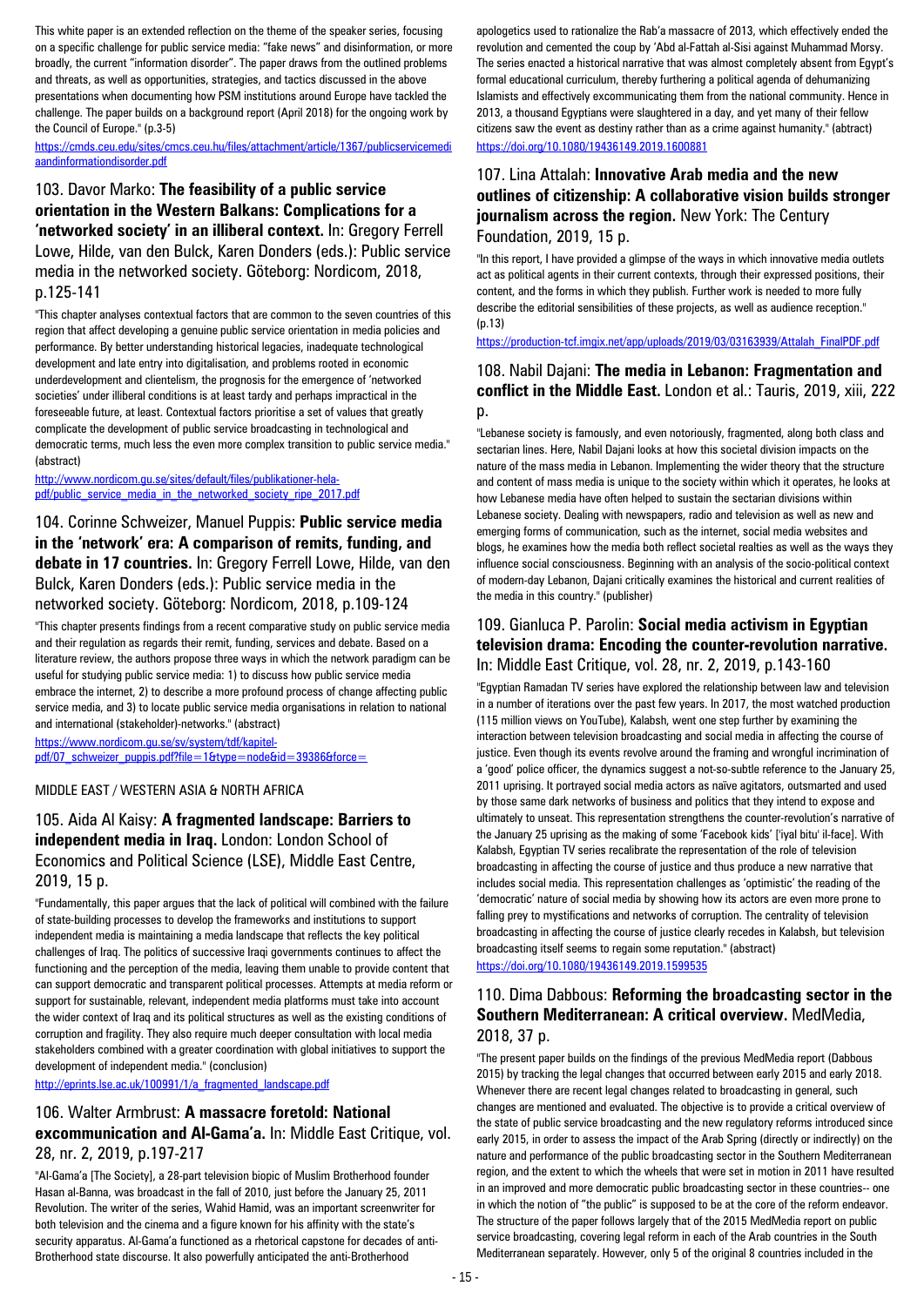This white paper is an extended reflection on the theme of the speaker series, focusing on a specific challenge for public service media: "fake news" and disinformation, or more broadly, the current "information disorder". The paper draws from the outlined problems and threats, as well as opportunities, strategies, and tactics discussed in the above presentations when documenting how PSM institutions around Europe have tackled the challenge. The paper builds on a background report (April 2018) for the ongoing work by the Council of Europe." (p.3-5)

https://cmds.ceu.edu/sites/cmcs.ceu.hu/files/attachment/article/1367/publicservicemediaandinformationdisorder.pdf

## 103. Davor Marko: **The feasibility of a public service orientation in the Western Balkans: Complications for a 'networked society' in an illiberal context.** In: Gregory Ferrell Lowe, Hilde, van den Bulck, Karen Donders (eds.): Public service media in the networked society. Göteborg: Nordicom, 2018, p.125-141

"This chapter analyses contextual factors that are common to the seven countries of this region that affect developing a genuine public service orientation in media policies and performance. By better understanding historical legacies, inadequate technological development and late entry into digitalisation, and problems rooted in economic underdevelopment and clientelism, the prognosis for the emergence of 'networked societies' under illiberal conditions is at least tardy and perhaps impractical in the foreseeable future, at least. Contextual factors prioritise a set of values that greatly complicate the development of public service broadcasting in technological and democratic terms, much less the even more complex transition to public service media." (abstract)

http://www.nordicom.gu.se/sites/default/files/publikationer-hela-pdf/public_service_media_in_the_networked_society_ripe_2017.pdf

## 104. Corinne Schweizer, Manuel Puppis: **Public service media in the 'network' era: A comparison of remits, funding, and debate in 17 countries.** In: Gregory Ferrell Lowe, Hilde, van den Bulck, Karen Donders (eds.): Public service media in the networked society. Göteborg: Nordicom, 2018, p.109-124

"This chapter presents findings from a recent comparative study on public service media and their regulation as regards their remit, funding, services and debate. Based on a literature review, the authors propose three ways in which the network paradigm can be useful for studying public service media: 1) to discuss how public service media embrace the internet, 2) to describe a more profound process of change affecting public service media, and 3) to locate public service media organisations in relation to national and international (stakeholder)-networks." (abstract)

https://www.nordicom.gu.se/sv/system/tdf/kapitel-pdf/07_schweizer_puppis.pdf?file=1&type=node&id=39386&force=

MIDDLE EAST / WESTERN ASIA & NORTH AFRICA

## 105. Aida Al Kaisy: **A fragmented landscape: Barriers to independent media in Iraq.** London: London School of Economics and Political Science (LSE), Middle East Centre, 2019, 15 p.

"Fundamentally, this paper argues that the lack of political will combined with the failure of state-building processes to develop the frameworks and institutions to support independent media is maintaining a media landscape that reflects the key political challenges of Iraq. The politics of successive Iraqi governments continues to affect the functioning and the perception of the media, leaving them unable to provide content that can support democratic and transparent political processes. Attempts at media reform or support for sustainable, relevant, independent media platforms must take into account the wider context of Iraq and its political structures as well as the existing conditions of corruption and fragility. They also require much deeper consultation with local media stakeholders combined with a greater coordination with global initiatives to support the development of independent media." (conclusion)

http://eprints.lse.ac.uk/100991/1/a_fragmented_landscape.pdf

## 106. Walter Armbrust: **A massacre foretold: National excommunication and Al-Gama'a.** In: Middle East Critique, vol. 28, nr. 2, 2019, p.197-217

"Al-Gama'a [The Society], a 28-part television biopic of Muslim Brotherhood founder Hasan al-Banna, was broadcast in the fall of 2010, just before the January 25, 2011 Revolution. The writer of the series, Wahid Hamid, was an important screenwriter for both television and the cinema and a figure known for his affinity with the state's security apparatus. Al-Gama'a functioned as a rhetorical capstone for decades of anti-Brotherhood state discourse. It also powerfully anticipated the anti-Brotherhood apologetics used to rationalize the Rab'a massacre of 2013, which effectively ended the revolution and cemented the coup by 'Abd al-Fattah al-Sisi against Muhammad Morsy. The series enacted a historical narrative that was almost completely absent from Egypt's formal educational curriculum, thereby furthering a political agenda of dehumanizing Islamists and effectively excommunicating them from the national community. Hence in 2013, a thousand Egyptians were slaughtered in a day, and yet many of their fellow citizens saw the event as destiny rather than as a crime against humanity." (abstract)

https://doi.org/10.1080/19436149.2019.1600881

## 107. Lina Attalah: **Innovative Arab media and the new outlines of citizenship: A collaborative vision builds stronger journalism across the region.** New York: The Century Foundation, 2019, 15 p.

"In this report, I have provided a glimpse of the ways in which innovative media outlets act as political agents in their current contexts, through their expressed positions, their content, and the forms in which they publish. Further work is needed to more fully describe the editorial sensibilities of these projects, as well as audience reception." (p.13)

https://production-tcf.imgix.net/app/uploads/2019/03/03163939/Attalah_FinalPDF.pdf

## 108. Nabil Dajani: **The media in Lebanon: Fragmentation and conflict in the Middle East.** London et al.: Tauris, 2019, xiii, 222 p.

"Lebanese society is famously, and even notoriously, fragmented, along both class and sectarian lines. Here, Nabil Dajani looks at how this societal division impacts on the nature of the mass media in Lebanon. Implementing the wider theory that the structure and content of mass media is unique to the society within which it operates, he looks at how Lebanese media have often helped to sustain the sectarian divisions within Lebanese society. Dealing with newspapers, radio and television as well as new and emerging forms of communication, such as the internet, social media websites and blogs, he examines how the media both reflect societal realties as well as the ways they influence social consciousness. Beginning with an analysis of the socio-political context of modern-day Lebanon, Dajani critically examines the historical and current realities of the media in this country." (publisher)

## 109. Gianluca P. Parolin: **Social media activism in Egyptian television drama: Encoding the counter-revolution narrative.** In: Middle East Critique, vol. 28, nr. 2, 2019, p.143-160

"Egyptian Ramadan TV series have explored the relationship between law and television in a number of iterations over the past few years. In 2017, the most watched production (115 million views on YouTube), Kalabsh, went one step further by examining the interaction between television broadcasting and social media in affecting the course of justice. Even though its events revolve around the framing and wrongful incrimination of a 'good' police officer, the dynamics suggest a not-so-subtle reference to the January 25, 2011 uprising. It portrayed social media actors as naïve agitators, outsmarted and used by those same dark networks of business and politics that they intend to expose and ultimately to unseat. This representation strengthens the counter-revolution's narrative of the January 25 uprising as the making of some 'Facebook kids' ['iyal bitu' il-face]. With Kalabsh, Egyptian TV series recalibrate the representation of the role of television broadcasting in affecting the course of justice and thus produce a new narrative that includes social media. This representation challenges as 'optimistic' the reading of the 'democratic' nature of social media by showing how its actors are even more prone to falling prey to mystifications and networks of corruption. The centrality of television broadcasting in affecting the course of justice clearly recedes in Kalabsh, but television broadcasting itself seems to regain some reputation." (abstract)

https://doi.org/10.1080/19436149.2019.1599535

## 110. Dima Dabbous: **Reforming the broadcasting sector in the Southern Mediterranean: A critical overview.** MedMedia, 2018, 37 p.

"The present paper builds on the findings of the previous MedMedia report (Dabbous 2015) by tracking the legal changes that occurred between early 2015 and early 2018. Whenever there are recent legal changes related to broadcasting in general, such changes are mentioned and evaluated. The objective is to provide a critical overview of the state of public service broadcasting and the new regulatory reforms introduced since early 2015, in order to assess the impact of the Arab Spring (directly or indirectly) on the nature and performance of the public broadcasting sector in the Southern Mediterranean region, and the extent to which the wheels that were set in motion in 2011 have resulted in an improved and more democratic public broadcasting sector in these countries-- one in which the notion of "the public" is supposed to be at the core of the reform endeavor. The structure of the paper follows largely that of the 2015 MedMedia report on public service broadcasting, covering legal reform in each of the Arab countries in the South Mediterranean separately. However, only 5 of the original 8 countries included in the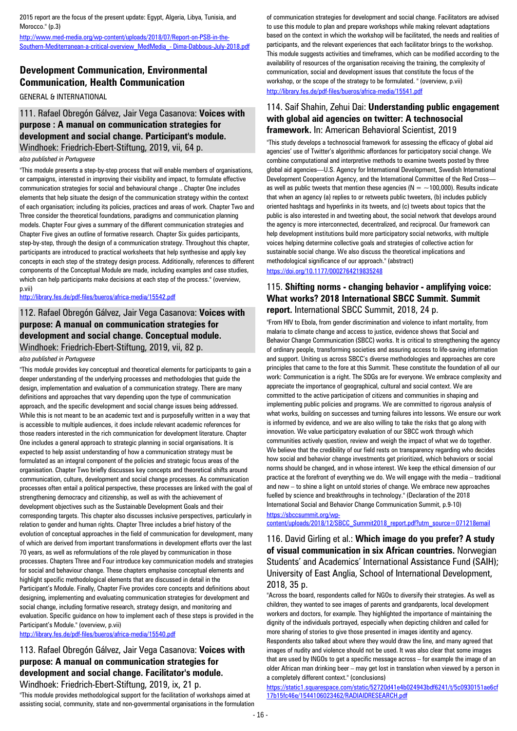2015 report are the focus of the present update: Egypt, Algeria, Libya, Tunisia, and Morocco." (p.3)

http://www.med-media.org/wp-content/uploads/2018/07/Report-on-PSB-in-the-Southern-Mediterranean-a-critical-overview_MedMedia_-Dima-Dabbous-July-2018.pdf

## Development Communication, Environmental Communication, Health Communication

GENERAL & INTERNATIONAL

### 111. Rafael Obregón Gálvez, Jair Vega Casanova: **Voices with purpose : A manual on communication strategies for development and social change. Participant's module.** Windhoek: Friedrich-Ebert-Stiftung, 2019, vii, 64 p.

*also published in Portuguese*

"This module presents a step-by-step process that will enable members of organisations, or campaigns, interested in improving their visibility and impact, to formulate effective communication strategies for social and behavioural change .. Chapter One includes elements that help situate the design of the communication strategy within the context of each organisation; including its policies, practices and areas of work. Chapter Two and Three consider the theoretical foundations, paradigms and communication planning models. Chapter Four gives a summary of the different communication strategies and Chapter Five gives an outline of formative research. Chapter Six guides participants, step-by-step, through the design of a communication strategy. Throughout this chapter, participants are introduced to practical worksheets that help synthesise and apply key concepts in each step of the strategy design process. Additionally, references to different components of the Conceptual Module are made, including examples and case studies, which can help participants make decisions at each step of the process." (overview, p.vii)

http://library.fes.de/pdf-files/bueros/africa-media/15542.pdf

### 112. Rafael Obregón Gálvez, Jair Vega Casanova: **Voices with purpose: A manual on communication strategies for development and social change. Conceptual module.** Windhoek: Friedrich-Ebert-Stiftung, 2019, vii, 82 p.

*also published in Portuguese*

"This module provides key conceptual and theoretical elements for participants to gain a deeper understanding of the underlying processes and methodologies that guide the design, implementation and evaluation of a communication strategy. There are many definitions and approaches that vary depending upon the type of communication approach, and the specific development and social change issues being addressed. While this is not meant to be an academic text and is purposefully written in a way that is accessible to multiple audiences, it does include relevant academic references for those readers interested in the rich communication for development literature. Chapter One includes a general approach to strategic planning in social organisations. It is expected to help assist understanding of how a communication strategy must be formulated as an integral component of the policies and strategic focus areas of the organisation. Chapter Two briefly discusses key concepts and theoretical shifts around communication, culture, development and social change processes. As communication processes often entail a political perspective, these processes are linked with the goal of strengthening democracy and citizenship, as well as with the achievement of development objectives such as the Sustainable Development Goals and their corresponding targets. This chapter also discusses inclusive perspectives, particularly in relation to gender and human rights. Chapter Three includes a brief history of the evolution of conceptual approaches in the field of communication for development, many of which are derived from important transformations in development efforts over the last 70 years, as well as reformulations of the role played by communication in those processes. Chapters Three and Four introduce key communication models and strategies for social and behaviour change. These chapters emphasise conceptual elements and highlight specific methodological elements that are discussed in detail in the Participant's Module. Finally, Chapter Five provides core concepts and definitions about designing, implementing and evaluating communication strategies for development and social change, including formative research, strategy design, and monitoring and evaluation. Specific guidance on how to implement each of these steps is provided in the Participant's Module." (overview, p.vii)

http://library.fes.de/pdf-files/bueros/africa-media/15540.pdf

### 113. Rafael Obregón Gálvez, Jair Vega Casanova: **Voices with purpose: A manual on communication strategies for development and social change. Facilitator's module.** Windhoek: Friedrich-Ebert-Stiftung, 2019, ix, 21 p.

"This module provides methodological support for the facilitation of workshops aimed at assisting social, community, state and non-governmental organisations in the formulation of communication strategies for development and social change. Facilitators are advised to use this module to plan and prepare workshops while making relevant adaptations based on the context in which the workshop will be facilitated, the needs and realities of participants, and the relevant experiences that each facilitator brings to the workshop. This module suggests activities and timeframes, which can be modified according to the availability of resources of the organisation receiving the training, the complexity of communication, social and development issues that constitute the focus of the workshop, or the scope of the strategy to be formulated. " (overview, p.vii)

http://library.fes.de/pdf-files/bueros/africa-media/15541.pdf

### 114. Saif Shahin, Zehui Dai: **Understanding public engagement with global aid agencies on twitter: A technosocial framework.** In: American Behavioral Scientist, 2019

"This study develops a technosocial framework for assessing the efficacy of global aid agencies' use of Twitter's algorithmic affordances for participatory social change. We combine computational and interpretive methods to examine tweets posted by three global aid agencies—U.S. Agency for International Development, Swedish International Development Cooperation Agency, and the International Committee of the Red Cross—as well as public tweets that mention these agencies (N = ~100,000). Results indicate that when an agency (a) replies to or retweets public tweeters, (b) includes publicly oriented hashtags and hyperlinks in its tweets, and (c) tweets about topics that the public is also interested in and tweeting about, the social network that develops around the agency is more interconnected, decentralized, and reciprocal. Our framework can help development institutions build more participatory social networks, with multiple voices helping determine collective goals and strategies of collective action for sustainable social change. We also discuss the theoretical implications and methodological significance of our approach." (abstract)

https://doi.org/10.1177/0002764219835248

### 115. **Shifting norms - changing behavior - amplifying voice: What works? 2018 International SBCC Summit. Summit report.** International SBCC Summit, 2018, 24 p.

"From HIV to Ebola, from gender discrimination and violence to infant mortality, from malaria to climate change and access to justice, evidence shows that Social and Behavior Change Communication (SBCC) works. It is critical to strengthening the agency of ordinary people, transforming societies and assuring access to life-saving information and support. Uniting us across SBCC's diverse methodologies and approaches are core principles that came to the fore at this Summit. These constitute the foundation of all our work: Communication is a right. The SDGs are for everyone. We embrace complexity and appreciate the importance of geographical, cultural and social context. We are committed to the active participation of citizens and communities in shaping and implementing public policies and programs. We are committed to rigorous analysis of what works, building on successes and turning failures into lessons. We ensure our work is informed by evidence, and we are also willing to take the risks that go along with innovation. We value participatory evaluation of our SBCC work through which communities actively question, review and weigh the impact of what we do together. We believe that the credibility of our field rests on transparency regarding who decides how social and behavior change investments get prioritized, which behaviors or social norms should be changed, and in whose interest. We keep the ethical dimension of our practice at the forefront of everything we do. We will engage with the media – traditional and new – to shine a light on untold stories of change. We embrace new approaches fuelled by science and breakthroughs in technology." (Declaration of the 2018 International Social and Behavior Change Communication Summit, p.9-10)

https://sbccsummit.org/wp-content/uploads/2018/12/SBCC_Summit2018_report.pdf?utm_source=071218email

### 116. David Girling et al.: **Which image do you prefer? A study of visual communication in six African countries.** Norwegian Students' and Academics' International Assistance Fund (SAIH); University of East Anglia, School of International Development, 2018, 35 p.

"Across the board, respondents called for NGOs to diversify their strategies. As well as children, they wanted to see images of parents and grandparents, local development workers and doctors, for example. They highlighted the importance of maintaining the dignity of the individuals portrayed, especially when depicting children and called for more sharing of stories to give those presented in images identity and agency. Respondents also talked about where they would draw the line, and many agreed that images of nudity and violence should not be used. It was also clear that some images that are used by INGOs to get a specific message across – for example the image of an older African man drinking beer – may get lost in translation when viewed by a person in a completely different context." (conclusions)

https://static1.squarespace.com/static/52720d41e4b024943bdf6241/t/5c0930151ae6cf17b15fc46e/1544106023462/RADIAIDRESEARCH.pdf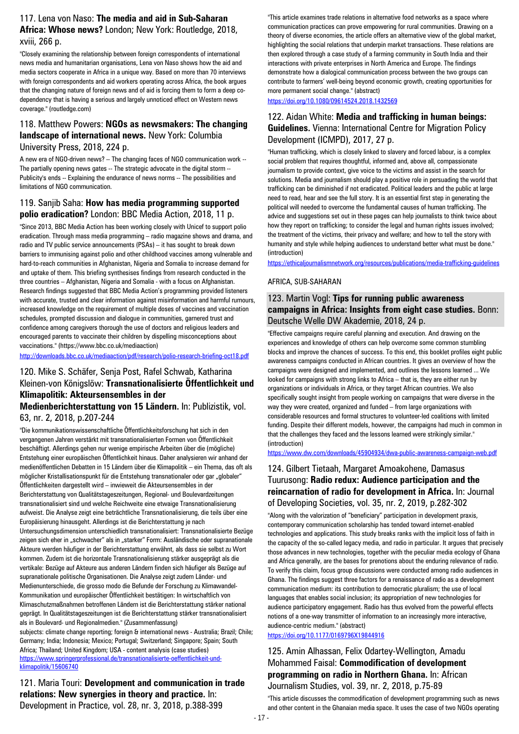### 117. Lena von Naso: **The media and aid in Sub-Saharan Africa: Whose news?** London; New York: Routledge, 2018, xviii, 266 p.

"Closely examining the relationship between foreign correspondents of international news media and humanitarian organisations, Lena von Naso shows how the aid and media sectors cooperate in Africa in a unique way. Based on more than 70 interviews with foreign correspondents and aid workers operating across Africa, the book argues that the changing nature of foreign news and of aid is forcing them to form a deep co-dependency that is having a serious and largely unnoticed effect on Western news coverage." (routledge.com)

### 118. Matthew Powers: **NGOs as newsmakers: The changing landscape of international news.** New York: Columbia University Press, 2018, 224 p.

A new era of NGO-driven news? -- The changing faces of NGO communication work -- The partially opening news gates -- The strategic advocate in the digital storm -- Publicity's ends -- Explaining the endurance of news norms -- The possibilities and limitations of NGO communication.

### 119. Sanjib Saha: **How has media programming supported polio eradication?** London: BBC Media Action, 2018, 11 p.

"Since 2013, BBC Media Action has been working closely with Unicef to support polio eradication. Through mass media programming – radio magazine shows and drama, and radio and TV public service announcements (PSAs) – it has sought to break down barriers to immunising against polio and other childhood vaccines among vulnerable and hard-to-reach communities in Afghanistan, Nigeria and Somalia to increase demand for and uptake of them. This briefing synthesises findings from research conducted in the three countries – Afghanistan, Nigeria and Somalia - with a focus on Afghanistan. Research findings suggested that BBC Media Action's programming provided listeners with accurate, trusted and clear information against misinformation and harmful rumours, increased knowledge on the requirement of multiple doses of vaccines and vaccination schedules, prompted discussion and dialogue in communities, garnered trust and confidence among caregivers thorough the use of doctors and religious leaders and encouraged parents to vaccinate their children by dispelling misconceptions about vaccinations." (https://www.bbc.co.uk/mediaaction)

http://downloads.bbc.co.uk/mediaaction/pdf/research/polio-research-briefing-oct18.pdf

### 120. Mike S. Schäfer, Senja Post, Rafel Schwab, Katharina Kleinen-von Königslöw: **Transnationalisierte Öffentlichkeit und Klimapolitik: Akteursensembles in der Medienberichterstattung von 15 Ländern.** In: Publizistik, vol. 63, nr. 2, 2018, p.207-244

"Die kommunikationswissenschaftliche Öffentlichkeitsforschung hat sich in den vergangenen Jahren verstärkt mit transnationalisierten Formen von Öffentlichkeit beschäftigt. Allerdings gehen nur wenige empirische Arbeiten über die (mögliche) Entstehung einer europäischen Öffentlichkeit hinaus. Daher analysieren wir anhand der medienöffentlichen Debatten in 15 Ländern über die Klimapolitik – ein Thema, das oft als möglicher Kristallisationspunkt für die Entstehung transnationaler oder gar „globaler" Öffentlichkeiten dargestellt wird – inwieweit die Akteursensembles in der Berichterstattung von Qualitätstageszeitungen, Regional- und Boulevardzeitungen transnationalisiert sind und welche Reichweite eine etwaige Transnationalisierung aufweist. Die Analyse zeigt eine beträchtliche Transnationalisierung, die teils über eine Europäisierung hinausgeht. Allerdings ist die Berichterstattung je nach Untersuchungsdimension unterschiedlich transnationalisiert: Transnationalisierte Bezüge zeigen sich eher in „schwacher" als in „starker" Form: Ausländische oder supranationale Akteure werden häufiger in der Berichterstattung erwähnt, als dass sie selbst zu Wort kommen. Zudem ist die horizontale Transnationalisierung stärker ausgeprägt als die vertikale: Bezüge auf Akteure aus anderen Ländern finden sich häufiger als Bezüge auf supranationale politische Organisationen. Die Analyse zeigt zudem Länder- und Medienunterschiede, die grosso modo die Befunde der Forschung zu Klimawandel-Kommunikation und europäischer Öffentlichkeit bestätigen: In wirtschaftlich von Klimaschutzmaßnahmen betroffenen Ländern ist die Berichterstattung stärker national geprägt. In Qualitätstageszeitungen ist die Berichterstattung stärker transnationalisiert als in Boulevard- und Regionalmedien." (Zusammenfassung)

subjects: climate change reporting; foreign & international news - Australia; Brazil; Chile; Germany; India; Indonesia; Mexico; Portugal; Switzerland; Singapore; Spain; South Africa; Thailand; United Kingdom; USA - content analysis (case studies)

https://www.springerprofessional.de/transnationalisierte-oeffentlichkeit-und-klimapolitik/15606740

### 121. Maria Touri: **Development and communication in trade relations: New synergies in theory and practice.** In: Development in Practice, vol. 28, nr. 3, 2018, p.388-399

"This article examines trade relations in alternative food networks as a space where communication practices can prove empowering for rural communities. Drawing on a theory of diverse economies, the article offers an alternative view of the global market, highlighting the social relations that underpin market transactions. These relations are then explored through a case study of a farming community in South India and their interactions with private enterprises in North America and Europe. The findings demonstrate how a dialogical communication process between the two groups can contribute to farmers' well-being beyond economic growth, creating opportunities for more permanent social change." (abstract)

https://doi.org/10.1080/09614524.2018.1432569

### 122. Aidan White: **Media and trafficking in human beings: Guidelines.** Vienna: International Centre for Migration Policy Development (ICMPD), 2017, 27 p.

"Human trafficking, which is closely linked to slavery and forced labour, is a complex social problem that requires thoughtful, informed and, above all, compassionate journalism to provide context, give voice to the victims and assist in the search for solutions. Media and journalism should play a positive role in persuading the world that trafficking can be diminished if not eradicated. Political leaders and the public at large need to read, hear and see the full story. It is an essential first step in generating the political will needed to overcome the fundamental causes of human trafficking. The advice and suggestions set out in these pages can help journalists to think twice about how they report on trafficking; to consider the legal and human rights issues involved; the treatment of the victims, their privacy and welfare; and how to tell the story with humanity and style while helping audiences to understand better what must be done." (introduction)

https://ethicaljournalismnetwork.org/resources/publications/media-trafficking-guidelines

## AFRICA, SUB-SAHARAN

### 123. Martin Vogl: **Tips for running public awareness campaigns in Africa: Insights from eight case studies.** Bonn: Deutsche Welle DW Akademie, 2018, 24 p.

"Effective campaigns require careful planning and execution. And drawing on the experiences and knowledge of others can help overcome some common stumbling blocks and improve the chances of success. To this end, this booklet profiles eight public awareness campaigns conducted in African countries. It gives an overview of how the campaigns were designed and implemented, and outlines the lessons learned ... We looked for campaigns with strong links to Africa – that is, they are either run by organizations or individuals in Africa, or they target African countries. We also specifically sought insight from people working on campaigns that were diverse in the way they were created, organized and funded – from large organizations with considerable resources and formal structures to volunteer-led coalitions with limited funding. Despite their different models, however, the campaigns had much in common in that the challenges they faced and the lessons learned were strikingly similar." (introduction)

https://www.dw.com/downloads/45904934/dwa-public-awareness-campaign-web.pdf

### 124. Gilbert Tietaah, Margaret Amoakohene, Damasus Tuurusong: **Radio redux: Audience participation and the reincarnation of radio for development in Africa.** In: Journal of Developing Societies, vol. 35, nr. 2, 2019, p.282-302

"Along with the valorization of "beneficiary" participation in development praxis, contemporary communication scholarship has tended toward internet-enabled technologies and applications. This study breaks ranks with the implicit loss of faith in the capacity of the so-called legacy media, and radio in particular. It argues that precisely those advances in new technologies, together with the peculiar media ecology of Ghana and Africa generally, are the bases for prenotions about the enduring relevance of radio. To verify this claim, focus group discussions were conducted among radio audiences in Ghana. The findings suggest three factors for a renaissance of radio as a development communication medium: its contribution to democratic pluralism; the use of local languages that enables social inclusion; its appropriation of new technologies for audience participatory engagement. Radio has thus evolved from the powerful effects notions of a one-way transmitter of information to an increasingly more interactive, audience-centric medium." (abstract)

https://doi.org/10.1177/0169796X19844916

### 125. Amin Alhassan, Felix Odartey-Wellington, Amadu Mohammed Faisal: **Commodification of development programming on radio in Northern Ghana.** In: African Journalism Studies, vol. 39, nr. 2, 2018, p.75-89

"This article discusses the commodification of development programming such as news and other content in the Ghanaian media space. It uses the case of two NGOs operating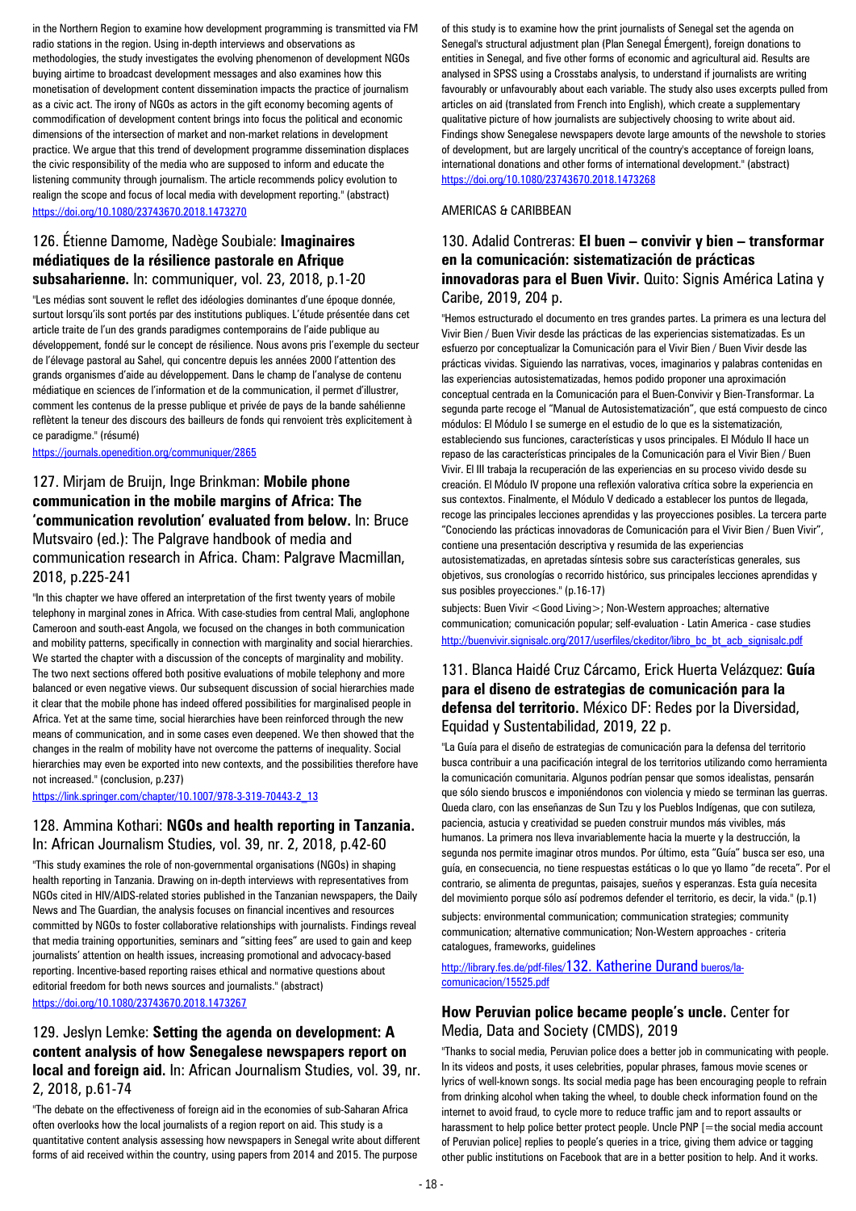in the Northern Region to examine how development programming is transmitted via FM radio stations in the region. Using in-depth interviews and observations as methodologies, the study investigates the evolving phenomenon of development NGOs buying airtime to broadcast development messages and also examines how this monetisation of development content dissemination impacts the practice of journalism as a civic act. The irony of NGOs as actors in the gift economy becoming agents of commodification of development content brings into focus the political and economic dimensions of the intersection of market and non-market relations in development practice. We argue that this trend of development programme dissemination displaces the civic responsibility of the media who are supposed to inform and educate the listening community through journalism. The article recommends policy evolution to realign the scope and focus of local media with development reporting." (abstract)
https://doi.org/10.1080/23743670.2018.1473270

## 126. Étienne Damome, Nadège Soubiale: **Imaginaires médiatiques de la résilience pastorale en Afrique subsaharienne.** In: communiquer, vol. 23, 2018, p.1-20

"Les médias sont souvent le reflet des idéologies dominantes d'une époque donnée, surtout lorsqu'ils sont portés par des institutions publiques. L'étude présentée dans cet article traite de l'un des grands paradigmes contemporains de l'aide publique au développement, fondé sur le concept de résilience. Nous avons pris l'exemple du secteur de l'élevage pastoral au Sahel, qui concentre depuis les années 2000 l'attention des grands organismes d'aide au développement. Dans le champ de l'analyse de contenu médiatique en sciences de l'information et de la communication, il permet d'illustrer, comment les contenus de la presse publique et privée de pays de la bande sahélienne reflètent la teneur des discours des bailleurs de fonds qui renvoient très explicitement à ce paradigme." (résumé)
https://journals.openedition.org/communiquer/2865

## 127. Mirjam de Bruijn, Inge Brinkman: **Mobile phone communication in the mobile margins of Africa: The 'communication revolution' evaluated from below.** In: Bruce Mutsvairo (ed.): The Palgrave handbook of media and communication research in Africa. Cham: Palgrave Macmillan, 2018, p.225-241

"In this chapter we have offered an interpretation of the first twenty years of mobile telephony in marginal zones in Africa. With case-studies from central Mali, anglophone Cameroon and south-east Angola, we focused on the changes in both communication and mobility patterns, specifically in connection with marginality and social hierarchies. We started the chapter with a discussion of the concepts of marginality and mobility. The two next sections offered both positive evaluations of mobile telephony and more balanced or even negative views. Our subsequent discussion of social hierarchies made it clear that the mobile phone has indeed offered possibilities for marginalised people in Africa. Yet at the same time, social hierarchies have been reinforced through the new means of communication, and in some cases even deepened. We then showed that the changes in the realm of mobility have not overcome the patterns of inequality. Social hierarchies may even be exported into new contexts, and the possibilities therefore have not increased." (conclusion, p.237)
https://link.springer.com/chapter/10.1007/978-3-319-70443-2_13

## 128. Ammina Kothari: **NGOs and health reporting in Tanzania.** In: African Journalism Studies, vol. 39, nr. 2, 2018, p.42-60

"This study examines the role of non-governmental organisations (NGOs) in shaping health reporting in Tanzania. Drawing on in-depth interviews with representatives from NGOs cited in HIV/AIDS-related stories published in the Tanzanian newspapers, the Daily News and The Guardian, the analysis focuses on financial incentives and resources committed by NGOs to foster collaborative relationships with journalists. Findings reveal that media training opportunities, seminars and "sitting fees" are used to gain and keep journalists' attention on health issues, increasing promotional and advocacy-based reporting. Incentive-based reporting raises ethical and normative questions about editorial freedom for both news sources and journalists." (abstract)
https://doi.org/10.1080/23743670.2018.1473267

## 129. Jeslyn Lemke: **Setting the agenda on development: A content analysis of how Senegalese newspapers report on local and foreign aid.** In: African Journalism Studies, vol. 39, nr. 2, 2018, p.61-74

"The debate on the effectiveness of foreign aid in the economies of sub-Saharan Africa often overlooks how the local journalists of a region report on aid. This study is a quantitative content analysis assessing how newspapers in Senegal write about different forms of aid received within the country, using papers from 2014 and 2015. The purpose of this study is to examine how the print journalists of Senegal set the agenda on Senegal's structural adjustment plan (Plan Senegal Émergent), foreign donations to entities in Senegal, and five other forms of economic and agricultural aid. Results are analysed in SPSS using a Crosstabs analysis, to understand if journalists are writing favourably or unfavourably about each variable. The study also uses excerpts pulled from articles on aid (translated from French into English), which create a supplementary qualitative picture of how journalists are subjectively choosing to write about aid. Findings show Senegalese newspapers devote large amounts of the newshole to stories of development, but are largely uncritical of the country's acceptance of foreign loans, international donations and other forms of international development." (abstract)
https://doi.org/10.1080/23743670.2018.1473268

AMERICAS & CARIBBEAN

## 130. Adalid Contreras: **El buen – convivir y bien – transformar en la comunicación: sistematización de prácticas innovadoras para el Buen Vivir.** Quito: Signis América Latina y Caribe, 2019, 204 p.

"Hemos estructurado el documento en tres grandes partes. La primera es una lectura del Vivir Bien / Buen Vivir desde las prácticas de las experiencias sistematizadas. Es un esfuerzo por conceptualizar la Comunicación para el Vivir Bien / Buen Vivir desde las prácticas vividas. Siguiendo las narrativas, voces, imaginarios y palabras contenidas en las experiencias autosistematizadas, hemos podido proponer una aproximación conceptual centrada en la Comunicación para el Buen-Convivir y Bien-Transformar. La segunda parte recoge el "Manual de Autosistematización", que está compuesto de cinco módulos: El Módulo I se sumerge en el estudio de lo que es la sistematización, estableciendo sus funciones, características y usos principales. El Módulo II hace un repaso de las características principales de la Comunicación para el Vivir Bien / Buen Vivir. El III trabaja la recuperación de las experiencias en su proceso vivido desde su creación. El Módulo IV propone una reflexión valorativa crítica sobre la experiencia en sus contextos. Finalmente, el Módulo V dedicado a establecer los puntos de llegada, recoge las principales lecciones aprendidas y las proyecciones posibles. La tercera parte "Conociendo las prácticas innovadoras de Comunicación para el Vivir Bien / Buen Vivir", contiene una presentación descriptiva y resumida de las experiencias autosistematizadas, en apretadas síntesis sobre sus características generales, sus objetivos, sus cronologías o recorrido histórico, sus principales lecciones aprendidas y sus posibles proyecciones." (p.16-17)

subjects: Buen Vivir <Good Living>; Non-Western approaches; alternative communication; comunicación popular; self-evaluation - Latin America - case studies
http://buenvivir.signislac.org/2017/userfiles/ckeditor/libro_bc_bt_acb_signislac.pdf

## 131. Blanca Haidé Cruz Cárcamo, Erick Huerta Velázquez: **Guía para el diseno de estrategias de comunicación para la defensa del territorio.** México DF: Redes por la Diversidad, Equidad y Sustentabilidad, 2019, 22 p.

"La Guía para el diseño de estrategias de comunicación para la defensa del territorio busca contribuir a una pacificación integral de los territorios utilizando como herramienta la comunicación comunitaria. Algunos podrían pensar que somos idealistas, pensarán que sólo siendo bruscos e imponiéndonos con violencia y miedo se terminan las guerras. Queda claro, con las enseñanzas de Sun Tzu y los Pueblos Indígenas, que con sutileza, paciencia, astucia y creatividad se pueden construir mundos más vivibles, más humanos. La primera nos lleva invariablemente hacia la muerte y la destrucción, la segunda nos permite imaginar otros mundos. Por último, esta "Guía" busca ser eso, una guía, en consecuencia, no tiene respuestas estáticas o lo que yo llamo "de receta". Por el contrario, se alimenta de preguntas, paisajes, sueños y esperanzas. Esta guía necesita del movimiento porque sólo así podremos defender el territorio, es decir, la vida." (p.1)

subjects: environmental communication; communication strategies; community communication; alternative communication; Non-Western approaches - criteria catalogues, frameworks, guidelines

http://library.fes.de/pdf-files/132. Katherine Durand bueros/la-comunicacion/15525.pdf

## **How Peruvian police became people's uncle.** Center for Media, Data and Society (CMDS), 2019

"Thanks to social media, Peruvian police does a better job in communicating with people. In its videos and posts, it uses celebrities, popular phrases, famous movie scenes or lyrics of well-known songs. Its social media page has been encouraging people to refrain from drinking alcohol when taking the wheel, to double check information found on the internet to avoid fraud, to cycle more to reduce traffic jam and to report assaults or harassment to help police better protect people. Uncle PNP [=the social media account of Peruvian police] replies to people's queries in a trice, giving them advice or tagging other public institutions on Facebook that are in a better position to help. And it works.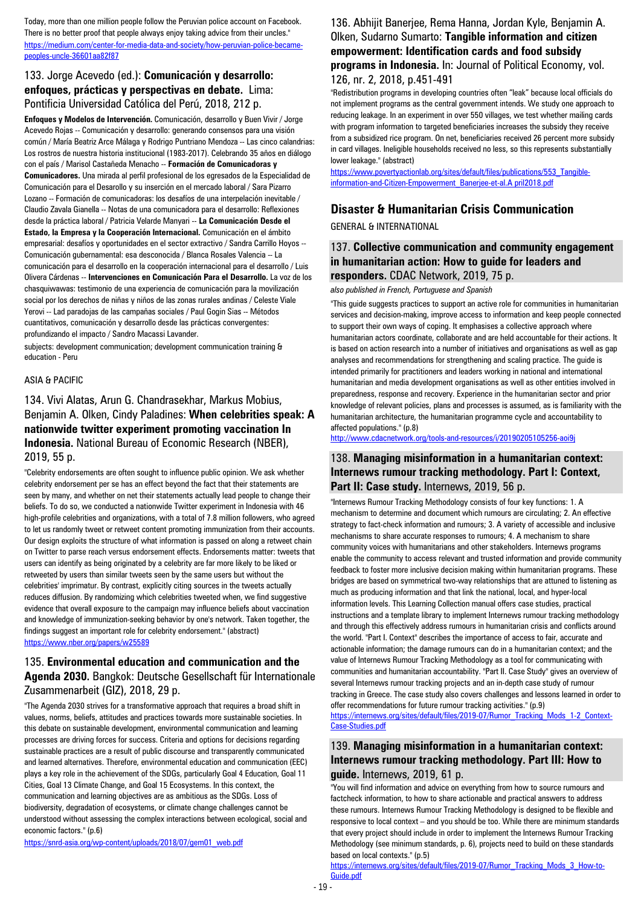Today, more than one million people follow the Peruvian police account on Facebook. There is no better proof that people always enjoy taking advice from their uncles."
https://medium.com/center-for-media-data-and-society/how-peruvian-police-became-peoples-uncle-36601aa82f87

### 133. Jorge Acevedo (ed.): **Comunicación y desarrollo: enfoques, prácticas y perspectivas en debate.** Lima: Pontificia Universidad Católica del Perú, 2018, 212 p.

**Enfoques y Modelos de Intervención.** Comunicación, desarrollo y Buen Vivir / Jorge Acevedo Rojas -- Comunicación y desarrollo: generando consensos para una visión común / María Beatriz Arce Málaga y Rodrigo Puntriano Mendoza -- Las cinco calandrias: Los rostros de nuestra historia institucional (1983-2017). Celebrando 35 años en diálogo con el país / Marisol Castañeda Menacho -- **Formación de Comunicadoras y Comunicadores.** Una mirada al perfil profesional de los egresados de la Especialidad de Comunicación para el Desarollo y su inserción en el mercado laboral / Sara Pizarro Lozano -- Formación de comunicadoras: los desafíos de una interpelación inevitable / Claudio Zavala Gianella -- Notas de una comunicadora para el desarrollo: Reflexiones desde la práctica laboral / Patricia Velarde Manyari -- **La Comunicación Desde el Estado, la Empresa y la Cooperación Internacional.** Comunicación en el ámbito empresarial: desafíos y oportunidades en el sector extractivo / Sandra Carrillo Hoyos -- Comunicación gubernamental: esa desconocida / Blanca Rosales Valencia -- La comunicación para el desarrollo en la cooperación internacional para el desarrollo / Luis Olivera Cárdenas -- **Intervenciones en Comunicación Para el Desarrollo.** La voz de los chasquiwawas: testimonio de una experiencia de comunicación para la movilización social por los derechos de niñas y niños de las zonas rurales andinas / Celeste Viale Yerovi -- Lad paradojas de las campañas sociales / Paul Gogin Sias -- Métodos cuantitativos, comunicación y desarrollo desde las prácticas convergentes: profundizando el impacto / Sandro Macassi Lavander.

subjects: development communication; development communication training & education - Peru

ASIA & PACIFIC

### 134. Vivi Alatas, Arun G. Chandrasekhar, Markus Mobius, Benjamin A. Olken, Cindy Paladines: **When celebrities speak: A nationwide twitter experiment promoting vaccination In Indonesia.** National Bureau of Economic Research (NBER), 2019, 55 p.

"Celebrity endorsements are often sought to influence public opinion. We ask whether celebrity endorsement per se has an effect beyond the fact that their statements are seen by many, and whether on net their statements actually lead people to change their beliefs. To do so, we conducted a nationwide Twitter experiment in Indonesia with 46 high-profile celebrities and organizations, with a total of 7.8 million followers, who agreed to let us randomly tweet or retweet content promoting immunization from their accounts. Our design exploits the structure of what information is passed on along a retweet chain on Twitter to parse reach versus endorsement effects. Endorsements matter: tweets that users can identify as being originated by a celebrity are far more likely to be liked or retweeted by users than similar tweets seen by the same users but without the celebrities' imprimatur. By contrast, explicitly citing sources in the tweets actually reduces diffusion. By randomizing which celebrities tweeted when, we find suggestive evidence that overall exposure to the campaign may influence beliefs about vaccination and knowledge of immunization-seeking behavior by one's network. Taken together, the findings suggest an important role for celebrity endorsement." (abstract)
https://www.nber.org/papers/w25589

### 135. **Environmental education and communication and the Agenda 2030.** Bangkok: Deutsche Gesellschaft für Internationale Zusammenarbeit (GIZ), 2018, 29 p.

"The Agenda 2030 strives for a transformative approach that requires a broad shift in values, norms, beliefs, attitudes and practices towards more sustainable societies. In this debate on sustainable development, environmental communication and learning processes are driving forces for success. Criteria and options for decisions regarding sustainable practices are a result of public discourse and transparently communicated and learned alternatives. Therefore, environmental education and communication (EEC) plays a key role in the achievement of the SDGs, particularly Goal 4 Education, Goal 11 Cities, Goal 13 Climate Change, and Goal 15 Ecosystems. In this context, the communication and learning objectives are as ambitious as the SDGs. Loss of biodiversity, degradation of ecosystems, or climate change challenges cannot be understood without assessing the complex interactions between ecological, social and economic factors." (p.6)
https://snrd-asia.org/wp-content/uploads/2018/07/gem01_web.pdf

### 136. Abhijit Banerjee, Rema Hanna, Jordan Kyle, Benjamin A. Olken, Sudarno Sumarto: **Tangible information and citizen empowerment: Identification cards and food subsidy programs in Indonesia.** In: Journal of Political Economy, vol. 126, nr. 2, 2018, p.451-491

"Redistribution programs in developing countries often "leak" because local officials do not implement programs as the central government intends. We study one approach to reducing leakage. In an experiment in over 550 villages, we test whether mailing cards with program information to targeted beneficiaries increases the subsidy they receive from a subsidized rice program. On net, beneficiaries received 26 percent more subsidy in card villages. Ineligible households received no less, so this represents substantially lower leakage." (abstract)
https://www.povertyactionlab.org/sites/default/files/publications/553_Tangible-information-and-Citizen-Empowerment_Banerjee-et-al.A pril2018.pdf

## Disaster & Humanitarian Crisis Communication

GENERAL & INTERNATIONAL

### 137. **Collective communication and community engagement in humanitarian action: How to guide for leaders and responders.** CDAC Network, 2019, 75 p.

*also published in French, Portuguese and Spanish*

"This guide suggests practices to support an active role for communities in humanitarian services and decision-making, improve access to information and keep people connected to support their own ways of coping. It emphasises a collective approach where humanitarian actors coordinate, collaborate and are held accountable for their actions. It is based on action research into a number of initiatives and organisations as well as gap analyses and recommendations for strengthening and scaling practice. The guide is intended primarily for practitioners and leaders working in national and international humanitarian and media development organisations as well as other entities involved in preparedness, response and recovery. Experience in the humanitarian sector and prior knowledge of relevant policies, plans and processes is assumed, as is familiarity with the humanitarian architecture, the humanitarian programme cycle and accountability to affected populations." (p.8)
http://www.cdacnetwork.org/tools-and-resources/i/20190205105256-aoi9j

### 138. **Managing misinformation in a humanitarian context: Internews rumour tracking methodology. Part I: Context, Part II: Case study.** Internews, 2019, 56 p.

"Internews Rumour Tracking Methodology consists of four key functions: 1. A mechanism to determine and document which rumours are circulating; 2. An effective strategy to fact-check information and rumours; 3. A variety of accessible and inclusive mechanisms to share accurate responses to rumours; 4. A mechanism to share community voices with humanitarians and other stakeholders. Internews programs enable the community to access relevant and trusted information and provide community feedback to foster more inclusive decision making within humanitarian programs. These bridges are based on symmetrical two-way relationships that are attuned to listening as much as producing information and that link the national, local, and hyper-local information levels. This Learning Collection manual offers case studies, practical instructions and a template library to implement Internews rumour tracking methodology and through this effectively address rumours in humanitarian crisis and conflicts around the world. "Part I. Context" describes the importance of access to fair, accurate and actionable information; the damage rumours can do in a humanitarian context; and the value of Internews Rumour Tracking Methodology as a tool for communicating with communities and humanitarian accountability. "Part II. Case Study" gives an overview of several Internews rumour tracking projects and an in-depth case study of rumour tracking in Greece. The case study also covers challenges and lessons learned in order to offer recommendations for future rumour tracking activities." (p.9)
https://internews.org/sites/default/files/2019-07/Rumor_Tracking_Mods_1-2_Context-Case-Studies.pdf

### 139. **Managing misinformation in a humanitarian context: Internews rumour tracking methodology. Part III: How to guide.** Internews, 2019, 61 p.

"You will find information and advice on everything from how to source rumours and factcheck information, to how to share actionable and practical answers to address these rumours. Internews Rumour Tracking Methodology is designed to be flexible and responsive to local context – and you should be too. While there are minimum standards that every project should include in order to implement the Internews Rumour Tracking Methodology (see minimum standards, p. 6), projects need to build on these standards based on local contexts." (p.5)
https://internews.org/sites/default/files/2019-07/Rumor_Tracking_Mods_3_How-to-Guide.pdf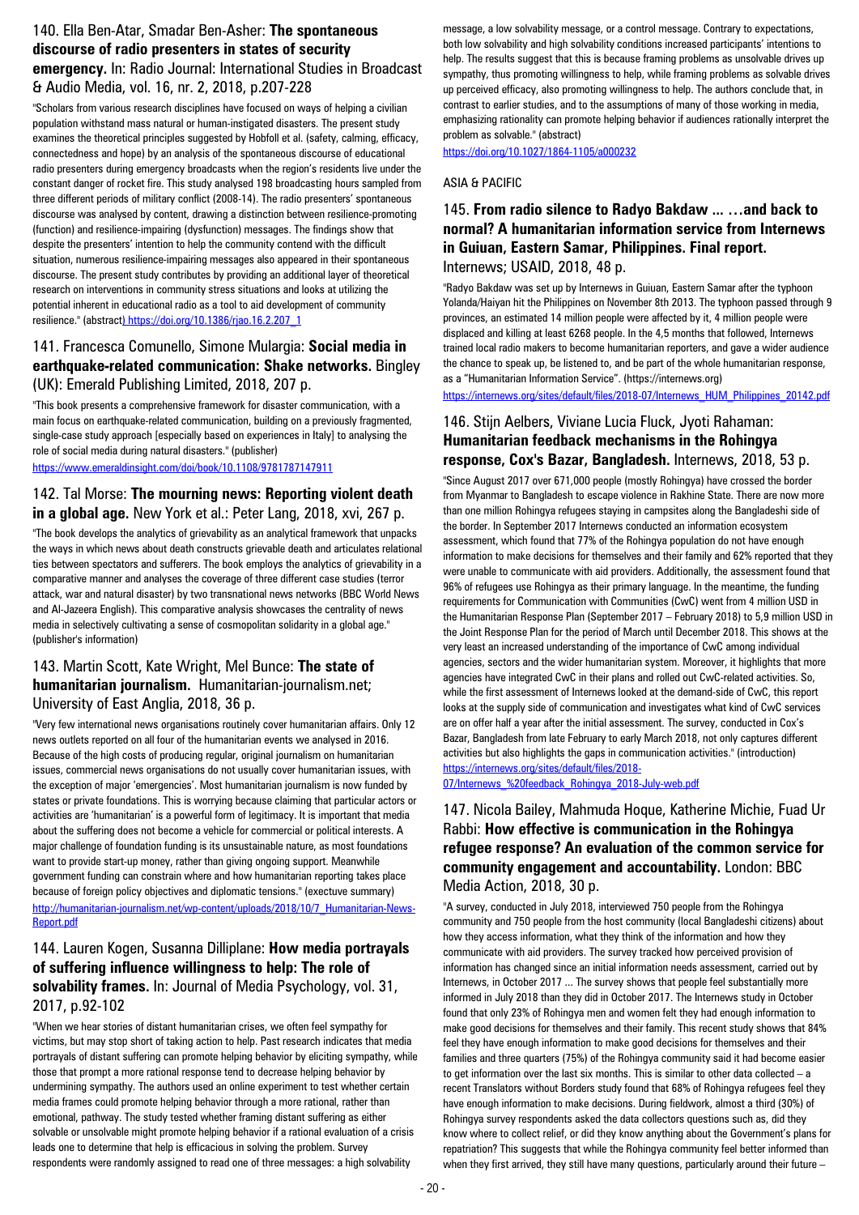## 140. Ella Ben-Atar, Smadar Ben-Asher: **The spontaneous discourse of radio presenters in states of security emergency.** In: Radio Journal: International Studies in Broadcast & Audio Media, vol. 16, nr. 2, 2018, p.207-228

"Scholars from various research disciplines have focused on ways of helping a civilian population withstand mass natural or human-instigated disasters. The present study examines the theoretical principles suggested by Hobfoll et al. (safety, calming, efficacy, connectedness and hope) by an analysis of the spontaneous discourse of educational radio presenters during emergency broadcasts when the region's residents live under the constant danger of rocket fire. This study analysed 198 broadcasting hours sampled from three different periods of military conflict (2008-14). The radio presenters' spontaneous discourse was analysed by content, drawing a distinction between resilience-promoting (function) and resilience-impairing (dysfunction) messages. The findings show that despite the presenters' intention to help the community contend with the difficult situation, numerous resilience-impairing messages also appeared in their spontaneous discourse. The present study contributes by providing an additional layer of theoretical research on interventions in community stress situations and looks at utilizing the potential inherent in educational radio as a tool to aid development of community resilience." (abstract) https://doi.org/10.1386/rjao.16.2.207_1

## 141. Francesca Comunello, Simone Mulargia: **Social media in earthquake-related communication: Shake networks.** Bingley (UK): Emerald Publishing Limited, 2018, 207 p.

"This book presents a comprehensive framework for disaster communication, with a main focus on earthquake-related communication, building on a previously fragmented, single-case study approach [especially based on experiences in Italy] to analysing the role of social media during natural disasters." (publisher)

https://www.emeraldinsight.com/doi/book/10.1108/9781787147911

## 142. Tal Morse: **The mourning news: Reporting violent death in a global age.** New York et al.: Peter Lang, 2018, xvi, 267 p.

"The book develops the analytics of grievability as an analytical framework that unpacks the ways in which news about death constructs grievable death and articulates relational ties between spectators and sufferers. The book employs the analytics of grievability in a comparative manner and analyses the coverage of three different case studies (terror attack, war and natural disaster) by two transnational news networks (BBC World News and Al-Jazeera English). This comparative analysis showcases the centrality of news media in selectively cultivating a sense of cosmopolitan solidarity in a global age." (publisher's information)

## 143. Martin Scott, Kate Wright, Mel Bunce: **The state of humanitarian journalism.** Humanitarian-journalism.net; University of East Anglia, 2018, 36 p.

"Very few international news organisations routinely cover humanitarian affairs. Only 12 news outlets reported on all four of the humanitarian events we analysed in 2016. Because of the high costs of producing regular, original journalism on humanitarian issues, commercial news organisations do not usually cover humanitarian issues, with the exception of major 'emergencies'. Most humanitarian journalism is now funded by states or private foundations. This is worrying because claiming that particular actors or activities are 'humanitarian' is a powerful form of legitimacy. It is important that media about the suffering does not become a vehicle for commercial or political interests. A major challenge of foundation funding is its unsustainable nature, as most foundations want to provide start-up money, rather than giving ongoing support. Meanwhile government funding can constrain where and how humanitarian reporting takes place because of foreign policy objectives and diplomatic tensions." (exectuve summary)

http://humanitarian-journalism.net/wp-content/uploads/2018/10/7_Humanitarian-News-Report.pdf

## 144. Lauren Kogen, Susanna Dilliplane: **How media portrayals of suffering influence willingness to help: The role of solvability frames.** In: Journal of Media Psychology, vol. 31, 2017, p.92-102

"When we hear stories of distant humanitarian crises, we often feel sympathy for victims, but may stop short of taking action to help. Past research indicates that media portrayals of distant suffering can promote helping behavior by eliciting sympathy, while those that prompt a more rational response tend to decrease helping behavior by undermining sympathy. The authors used an online experiment to test whether certain media frames could promote helping behavior through a more rational, rather than emotional, pathway. The study tested whether framing distant suffering as either solvable or unsolvable might promote helping behavior if a rational evaluation of a crisis leads one to determine that help is efficacious in solving the problem. Survey respondents were randomly assigned to read one of three messages: a high solvability message, a low solvability message, or a control message. Contrary to expectations, both low solvability and high solvability conditions increased participants' intentions to help. The results suggest that this is because framing problems as unsolvable drives up sympathy, thus promoting willingness to help, while framing problems as solvable drives up perceived efficacy, also promoting willingness to help. The authors conclude that, in contrast to earlier studies, and to the assumptions of many of those working in media, emphasizing rationality can promote helping behavior if audiences rationally interpret the problem as solvable." (abstract)

https://doi.org/10.1027/1864-1105/a000232

ASIA & PACIFIC

## 145. **From radio silence to Radyo Bakdaw ... …and back to normal? A humanitarian information service from Internews in Guiuan, Eastern Samar, Philippines. Final report.** Internews; USAID, 2018, 48 p.

"Radyo Bakdaw was set up by Internews in Guiuan, Eastern Samar after the typhoon Yolanda/Haiyan hit the Philippines on November 8th 2013. The typhoon passed through 9 provinces, an estimated 14 million people were affected by it, 4 million people were displaced and killing at least 6268 people. In the 4,5 months that followed, Internews trained local radio makers to become humanitarian reporters, and gave a wider audience the chance to speak up, be listened to, and be part of the whole humanitarian response, as a "Humanitarian Information Service". (https://internews.org)

https://internews.org/sites/default/files/2018-07/Internews_HUM_Philippines_20142.pdf

## 146. Stijn Aelbers, Viviane Lucia Fluck, Jyoti Rahaman: **Humanitarian feedback mechanisms in the Rohingya response, Cox's Bazar, Bangladesh.** Internews, 2018, 53 p.

"Since August 2017 over 671,000 people (mostly Rohingya) have crossed the border from Myanmar to Bangladesh to escape violence in Rakhine State. There are now more than one million Rohingya refugees staying in campsites along the Bangladeshi side of the border. In September 2017 Internews conducted an information ecosystem assessment, which found that 77% of the Rohingya population do not have enough information to make decisions for themselves and their family and 62% reported that they were unable to communicate with aid providers. Additionally, the assessment found that 96% of refugees use Rohingya as their primary language. In the meantime, the funding requirements for Communication with Communities (CwC) went from 4 million USD in the Humanitarian Response Plan (September 2017 – February 2018) to 5,9 million USD in the Joint Response Plan for the period of March until December 2018. This shows at the very least an increased understanding of the importance of CwC among individual agencies, sectors and the wider humanitarian system. Moreover, it highlights that more agencies have integrated CwC in their plans and rolled out CwC-related activities. So, while the first assessment of Internews looked at the demand-side of CwC, this report looks at the supply side of communication and investigates what kind of CwC services are on offer half a year after the initial assessment. The survey, conducted in Cox's Bazar, Bangladesh from late February to early March 2018, not only captures different activities but also highlights the gaps in communication activities." (introduction)

https://internews.org/sites/default/files/2018-07/Internews_%20feedback_Rohingya_2018-July-web.pdf

## 147. Nicola Bailey, Mahmuda Hoque, Katherine Michie, Fuad Ur Rabbi: **How effective is communication in the Rohingya refugee response? An evaluation of the common service for community engagement and accountability.** London: BBC Media Action, 2018, 30 p.

"A survey, conducted in July 2018, interviewed 750 people from the Rohingya community and 750 people from the host community (local Bangladeshi citizens) about how they access information, what they think of the information and how they communicate with aid providers. The survey tracked how perceived provision of information has changed since an initial information needs assessment, carried out by Internews, in October 2017 ... The survey shows that people feel substantially more informed in July 2018 than they did in October 2017. The Internews study in October found that only 23% of Rohingya men and women felt they had enough information to make good decisions for themselves and their family. This recent study shows that 84% feel they have enough information to make good decisions for themselves and their families and three quarters (75%) of the Rohingya community said it had become easier to get information over the last six months. This is similar to other data collected – a recent Translators without Borders study found that 68% of Rohingya refugees feel they have enough information to make decisions. During fieldwork, almost a third (30%) of Rohingya survey respondents asked the data collectors questions such as, did they know where to collect relief, or did they know anything about the Government's plans for repatriation? This suggests that while the Rohingya community feel better informed than when they first arrived, they still have many questions, particularly around their future –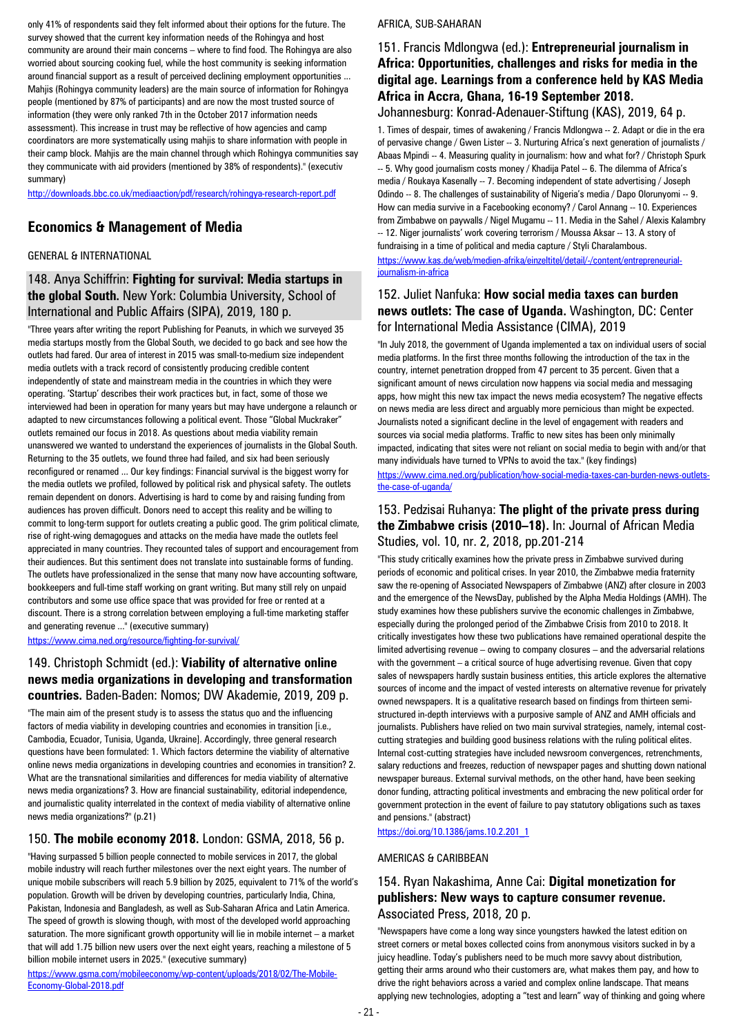only 41% of respondents said they felt informed about their options for the future. The survey showed that the current key information needs of the Rohingya and host community are around their main concerns – where to find food. The Rohingya are also worried about sourcing cooking fuel, while the host community is seeking information around financial support as a result of perceived declining employment opportunities ... Mahjis (Rohingya community leaders) are the main source of information for Rohingya people (mentioned by 87% of participants) and are now the most trusted source of information (they were only ranked 7th in the October 2017 information needs assessment). This increase in trust may be reflective of how agencies and camp coordinators are more systematically using mahjis to share information with people in their camp block. Mahjis are the main channel through which Rohingya communities say they communicate with aid providers (mentioned by 38% of respondents)." (executiv summary)

http://downloads.bbc.co.uk/mediaaction/pdf/research/rohingya-research-report.pdf

## Economics & Management of Media

GENERAL & INTERNATIONAL

### 148. Anya Schiffrin: **Fighting for survival: Media startups in the global South.** New York: Columbia University, School of International and Public Affairs (SIPA), 2019, 180 p.

"Three years after writing the report Publishing for Peanuts, in which we surveyed 35 media startups mostly from the Global South, we decided to go back and see how the outlets had fared. Our area of interest in 2015 was small-to-medium size independent media outlets with a track record of consistently producing credible content independently of state and mainstream media in the countries in which they were operating. 'Startup' describes their work practices but, in fact, some of those we interviewed had been in operation for many years but may have undergone a relaunch or adapted to new circumstances following a political event. Those "Global Muckraker" outlets remained our focus in 2018. As questions about media viability remain unanswered we wanted to understand the experiences of journalists in the Global South. Returning to the 35 outlets, we found three had failed, and six had been seriously reconfigured or renamed ... Our key findings: Financial survival is the biggest worry for the media outlets we profiled, followed by political risk and physical safety. The outlets remain dependent on donors. Advertising is hard to come by and raising funding from audiences has proven difficult. Donors need to accept this reality and be willing to commit to long-term support for outlets creating a public good. The grim political climate, rise of right-wing demagogues and attacks on the media have made the outlets feel appreciated in many countries. They recounted tales of support and encouragement from their audiences. But this sentiment does not translate into sustainable forms of funding. The outlets have professionalized in the sense that many now have accounting software, bookkeepers and full-time staff working on grant writing. But many still rely on unpaid contributors and some use office space that was provided for free or rented at a discount. There is a strong correlation between employing a full-time marketing staffer and generating revenue ..." (executive summary)

https://www.cima.ned.org/resource/fighting-for-survival/

### 149. Christoph Schmidt (ed.): **Viability of alternative online news media organizations in developing and transformation countries.** Baden-Baden: Nomos; DW Akademie, 2019, 209 p.

"The main aim of the present study is to assess the status quo and the influencing factors of media viability in developing countries and economies in transition [i.e., Cambodia, Ecuador, Tunisia, Uganda, Ukraine]. Accordingly, three general research questions have been formulated: 1. Which factors determine the viability of alternative online news media organizations in developing countries and economies in transition? 2. What are the transnational similarities and differences for media viability of alternative news media organizations? 3. How are financial sustainability, editorial independence, and journalistic quality interrelated in the context of media viability of alternative online news media organizations?" (p.21)

### 150. **The mobile economy 2018.** London: GSMA, 2018, 56 p.

"Having surpassed 5 billion people connected to mobile services in 2017, the global mobile industry will reach further milestones over the next eight years. The number of unique mobile subscribers will reach 5.9 billion by 2025, equivalent to 71% of the world's population. Growth will be driven by developing countries, particularly India, China, Pakistan, Indonesia and Bangladesh, as well as Sub-Saharan Africa and Latin America. The speed of growth is slowing though, with most of the developed world approaching saturation. The more significant growth opportunity will lie in mobile internet – a market that will add 1.75 billion new users over the next eight years, reaching a milestone of 5 billion mobile internet users in 2025." (executive summary)

https://www.gsma.com/mobileeconomy/wp-content/uploads/2018/02/The-Mobile-Economy-Global-2018.pdf

AFRICA, SUB-SAHARAN

### 151. Francis Mdlongwa (ed.): **Entrepreneurial journalism in Africa: Opportunities, challenges and risks for media in the digital age. Learnings from a conference held by KAS Media Africa in Accra, Ghana, 16-19 September 2018.** Johannesburg: Konrad-Adenauer-Stiftung (KAS), 2019, 64 p.

1. Times of despair, times of awakening / Francis Mdlongwa -- 2. Adapt or die in the era of pervasive change / Gwen Lister -- 3. Nurturing Africa's next generation of journalists / Abaas Mpindi -- 4. Measuring quality in journalism: how and what for? / Christoph Spurk -- 5. Why good journalism costs money / Khadija Patel -- 6. The dilemma of Africa's media / Roukaya Kasenally -- 7. Becoming independent of state advertising / Joseph Odindo -- 8. The challenges of sustainability of Nigeria's media / Dapo Olorunyomi -- 9. How can media survive in a Facebooking economy? / Carol Annang -- 10. Experiences from Zimbabwe on paywalls / Nigel Mugamu -- 11. Media in the Sahel / Alexis Kalambry -- 12. Niger journalists' work covering terrorism / Moussa Aksar -- 13. A story of fundraising in a time of political and media capture / Styli Charalambous.

https://www.kas.de/web/medien-afrika/einzeltitel/detail/-/content/entrepreneurial-journalism-in-africa

### 152. Juliet Nanfuka: **How social media taxes can burden news outlets: The case of Uganda.** Washington, DC: Center for International Media Assistance (CIMA), 2019

"In July 2018, the government of Uganda implemented a tax on individual users of social media platforms. In the first three months following the introduction of the tax in the country, internet penetration dropped from 47 percent to 35 percent. Given that a significant amount of news circulation now happens via social media and messaging apps, how might this new tax impact the news media ecosystem? The negative effects on news media are less direct and arguably more pernicious than might be expected. Journalists noted a significant decline in the level of engagement with readers and sources via social media platforms. Traffic to new sites has been only minimally impacted, indicating that sites were not reliant on social media to begin with and/or that many individuals have turned to VPNs to avoid the tax." (key findings)

https://www.cima.ned.org/publication/how-social-media-taxes-can-burden-news-outlets-the-case-of-uganda/

### 153. Pedzisai Ruhanya: **The plight of the private press during the Zimbabwe crisis (2010–18).** In: Journal of African Media Studies, vol. 10, nr. 2, 2018, pp.201-214

"This study critically examines how the private press in Zimbabwe survived during periods of economic and political crises. In year 2010, the Zimbabwe media fraternity saw the re-opening of Associated Newspapers of Zimbabwe (ANZ) after closure in 2003 and the emergence of the NewsDay, published by the Alpha Media Holdings (AMH). The study examines how these publishers survive the economic challenges in Zimbabwe, especially during the prolonged period of the Zimbabwe Crisis from 2010 to 2018. It critically investigates how these two publications have remained operational despite the limited advertising revenue – owing to company closures – and the adversarial relations with the government – a critical source of huge advertising revenue. Given that copy sales of newspapers hardly sustain business entities, this article explores the alternative sources of income and the impact of vested interests on alternative revenue for privately owned newspapers. It is a qualitative research based on findings from thirteen semi-structured in-depth interviews with a purposive sample of ANZ and AMH officials and journalists. Publishers have relied on two main survival strategies, namely, internal cost-cutting strategies and building good business relations with the ruling political elites. Internal cost-cutting strategies have included newsroom convergences, retrenchments, salary reductions and freezes, reduction of newspaper pages and shutting down national newspaper bureaus. External survival methods, on the other hand, have been seeking donor funding, attracting political investments and embracing the new political order for government protection in the event of failure to pay statutory obligations such as taxes and pensions." (abstract)

https://doi.org/10.1386/jams.10.2.201_1

AMERICAS & CARIBBEAN

### 154. Ryan Nakashima, Anne Cai: **Digital monetization for publishers: New ways to capture consumer revenue.** Associated Press, 2018, 20 p.

"Newspapers have come a long way since youngsters hawked the latest edition on street corners or metal boxes collected coins from anonymous visitors sucked in by a juicy headline. Today's publishers need to be much more savvy about distribution, getting their arms around who their customers are, what makes them pay, and how to drive the right behaviors across a varied and complex online landscape. That means applying new technologies, adopting a "test and learn" way of thinking and going where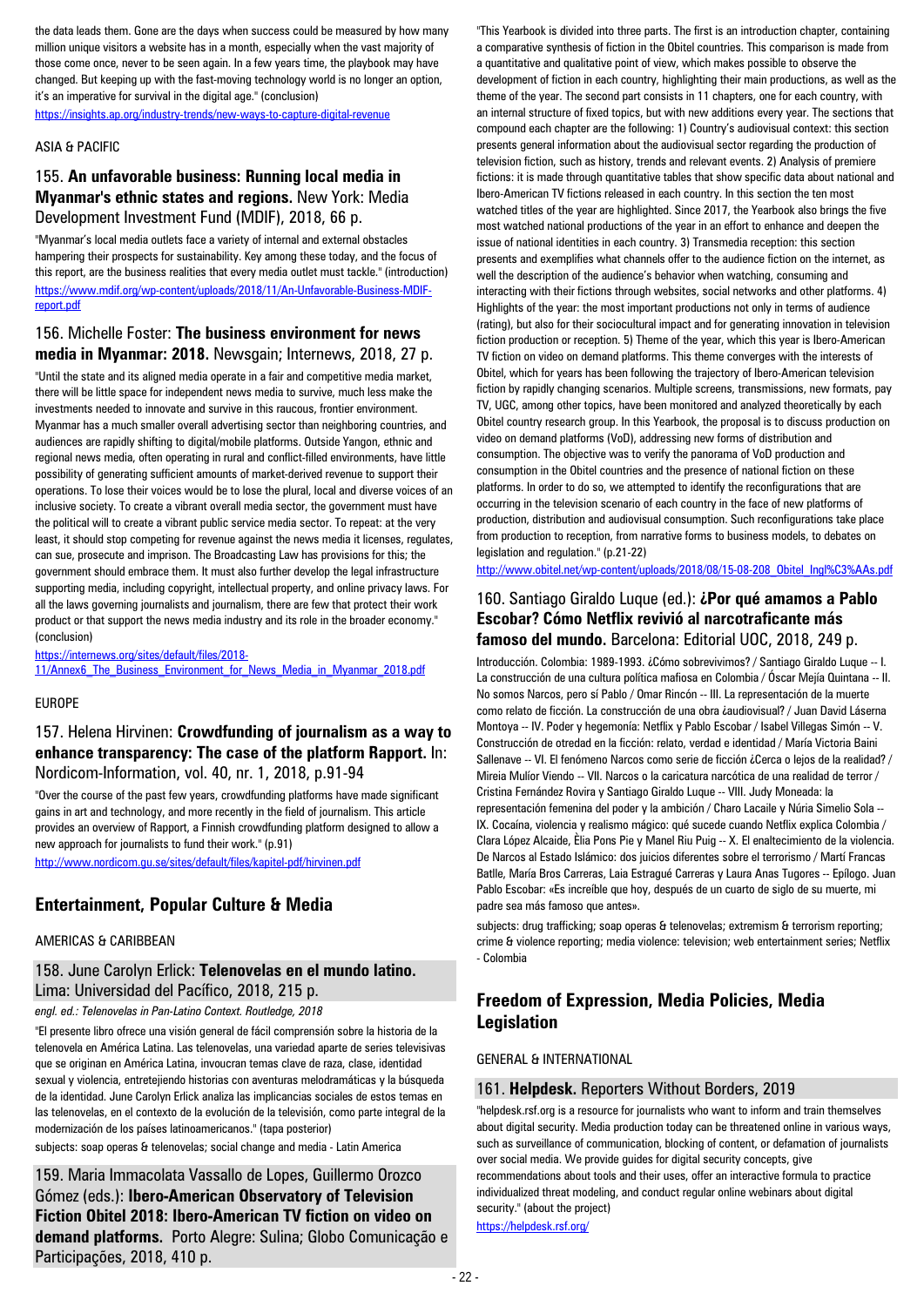the data leads them. Gone are the days when success could be measured by how many million unique visitors a website has in a month, especially when the vast majority of those come once, never to be seen again. In a few years time, the playbook may have changed. But keeping up with the fast-moving technology world is no longer an option, it's an imperative for survival in the digital age." (conclusion)
https://insights.ap.org/industry-trends/new-ways-to-capture-digital-revenue

ASIA & PACIFIC

### 155. **An unfavorable business: Running local media in Myanmar's ethnic states and regions.** New York: Media Development Investment Fund (MDIF), 2018, 66 p.

"Myanmar's local media outlets face a variety of internal and external obstacles hampering their prospects for sustainability. Key among these today, and the focus of this report, are the business realities that every media outlet must tackle." (introduction)
https://www.mdif.org/wp-content/uploads/2018/11/An-Unfavorable-Business-MDIF-report.pdf

### 156. Michelle Foster: **The business environment for news media in Myanmar: 2018.** Newsgain; Internews, 2018, 27 p.

"Until the state and its aligned media operate in a fair and competitive media market, there will be little space for independent news media to survive, much less make the investments needed to innovate and survive in this raucous, frontier environment. Myanmar has a much smaller overall advertising sector than neighboring countries, and audiences are rapidly shifting to digital/mobile platforms. Outside Yangon, ethnic and regional news media, often operating in rural and conflict-filled environments, have little possibility of generating sufficient amounts of market-derived revenue to support their operations. To lose their voices would be to lose the plural, local and diverse voices of an inclusive society. To create a vibrant overall media sector, the government must have the political will to create a vibrant public service media sector. To repeat: at the very least, it should stop competing for revenue against the news media it licenses, regulates, can sue, prosecute and imprison. The Broadcasting Law has provisions for this; the government should embrace them. It must also further develop the legal infrastructure supporting media, including copyright, intellectual property, and online privacy laws. For all the laws governing journalists and journalism, there are few that protect their work product or that support the news media industry and its role in the broader economy." (conclusion)
https://internews.org/sites/default/files/2018-11/Annex6_The_Business_Environment_for_News_Media_in_Myanmar_2018.pdf

EUROPE

### 157. Helena Hirvinen: **Crowdfunding of journalism as a way to enhance transparency: The case of the platform Rapport.** In: Nordicom-Information, vol. 40, nr. 1, 2018, p.91-94

"Over the course of the past few years, crowdfunding platforms have made significant gains in art and technology, and more recently in the field of journalism. This article provides an overview of Rapport, a Finnish crowdfunding platform designed to allow a new approach for journalists to fund their work." (p.91)
http://www.nordicom.gu.se/sites/default/files/kapitel-pdf/hirvinen.pdf

## Entertainment, Popular Culture & Media

AMERICAS & CARIBBEAN

### 158. June Carolyn Erlick: **Telenovelas en el mundo latino.** Lima: Universidad del Pacífico, 2018, 215 p.

*engl. ed.: Telenovelas in Pan-Latino Context. Routledge, 2018*

"El presente libro ofrece una visión general de fácil comprensión sobre la historia de la telenovela en América Latina. Las telenovelas, una variedad aparte de series televisivas que se originan en América Latina, invocan temas clave de raza, clase, identidad sexual y violencia, entretejiendo historias con aventuras melodramáticas y la búsqueda de la identidad. June Carolyn Erlick analiza las implicancias sociales de estos temas en las telenovelas, en el contexto de la evolución de la televisión, como parte integral de la modernización de los países latinoamericanos." (tapa posterior)

subjects: soap operas & telenovelas; social change and media - Latin America

### 159. Maria Immacolata Vassallo de Lopes, Guillermo Orozco Gómez (eds.): **Ibero-American Observatory of Television Fiction Obitel 2018: Ibero-American TV fiction on video on demand platforms.** Porto Alegre: Sulina; Globo Comunicação e Participações, 2018, 410 p.

"This Yearbook is divided into three parts. The first is an introduction chapter, containing a comparative synthesis of fiction in the Obitel countries. This comparison is made from a quantitative and qualitative point of view, which makes possible to observe the development of fiction in each country, highlighting their main productions, as well as the theme of the year. The second part consists in 11 chapters, one for each country, with an internal structure of fixed topics, but with new additions every year. The sections that compound each chapter are the following: 1) Country's audiovisual context: this section presents general information about the audiovisual sector regarding the production of television fiction, such as history, trends and relevant events. 2) Analysis of premiere fictions: it is made through quantitative tables that show specific data about national and Ibero-American TV fictions released in each country. In this section the ten most watched titles of the year are highlighted. Since 2017, the Yearbook also brings the five most watched national productions of the year in an effort to enhance and deepen the issue of national identities in each country. 3) Transmedia reception: this section presents and exemplifies what channels offer to the audience fiction on the internet, as well the description of the audience's behavior when watching, consuming and interacting with their fictions through websites, social networks and other platforms. 4) Highlights of the year: the most important productions not only in terms of audience (rating), but also for their sociocultural impact and for generating innovation in television fiction production or reception. 5) Theme of the year, which this year is Ibero-American TV fiction on video on demand platforms. This theme converges with the interests of Obitel, which for years has been following the trajectory of Ibero-American television fiction by rapidly changing scenarios. Multiple screens, transmissions, new formats, pay TV, UGC, among other topics, have been monitored and analyzed theoretically by each Obitel country research group. In this Yearbook, the proposal is to discuss production on video on demand platforms (VoD), addressing new forms of distribution and consumption. The objective was to verify the panorama of VoD production and consumption in the Obitel countries and the presence of national fiction on these platforms. In order to do so, we attempted to identify the reconfigurations that are occurring in the television scenario of each country in the face of new platforms of production, distribution and audiovisual consumption. Such reconfigurations take place from production to reception, from narrative forms to business models, to debates on legislation and regulation." (p.21-22)
http://www.obitel.net/wp-content/uploads/2018/08/15-08-208_Obitel_Ingl%C3%AAs.pdf

### 160. Santiago Giraldo Luque (ed.): **¿Por qué amamos a Pablo Escobar? Cómo Netflix revivió al narcotraficante más famoso del mundo.** Barcelona: Editorial UOC, 2018, 249 p.

Introducción. Colombia: 1989-1993. ¿Cómo sobrevivimos? / Santiago Giraldo Luque -- I. La construcción de una cultura política mafiosa en Colombia / Óscar Mejía Quintana -- II. No somos Narcos, pero sí Pablo / Omar Rincón -- III. La representación de la muerte como relato de ficción. La construcción de una obra ¿audiovisual? / Juan David Láserna Montoya -- IV. Poder y hegemonía: Netflix y Pablo Escobar / Isabel Villegas Simón -- V. Construcción de otredad en la ficción: relato, verdad e identidad / María Victoria Baini Sallenave -- VI. El fenómeno Narcos como serie de ficción ¿Cerca o lejos de la realidad? / Mireia Mulíor Viendo -- VII. Narcos o la caricatura narcótica de una realidad de terror / Cristina Fernández Rovira y Santiago Giraldo Luque -- VIII. Judy Moneada: la representación femenina del poder y la ambición / Charo Lacaile y Núria Simelio Sola -- IX. Cocaína, violencia y realismo mágico: qué sucede cuando Netflix explica Colombia / Clara López Alcaide, Èlia Pons Pie y Manel Riu Puig -- X. El enaltecimiento de la violencia. De Narcos al Estado Islámico: dos juicios diferentes sobre el terrorismo / Martí Francas Batlle, María Bros Carreras, Laia Estragué Carreras y Laura Anas Tugores -- Epílogo. Juan Pablo Escobar: «Es increíble que hoy, después de un cuarto de siglo de su muerte, mi padre sea más famoso que antes».

subjects: drug trafficking; soap operas & telenovelas; extremism & terrorism reporting; crime & violence reporting; media violence: television; web entertainment series; Netflix - Colombia

## Freedom of Expression, Media Policies, Media Legislation

GENERAL & INTERNATIONAL

### 161. **Helpdesk.** Reporters Without Borders, 2019

"helpdesk.rsf.org is a resource for journalists who want to inform and train themselves about digital security. Media production today can be threatened online in various ways, such as surveillance of communication, blocking of content, or defamation of journalists over social media. We provide guides for digital security concepts, give recommendations about tools and their uses, offer an interactive formula to practice individualized threat modeling, and conduct regular online webinars about digital security." (about the project)
https://helpdesk.rsf.org/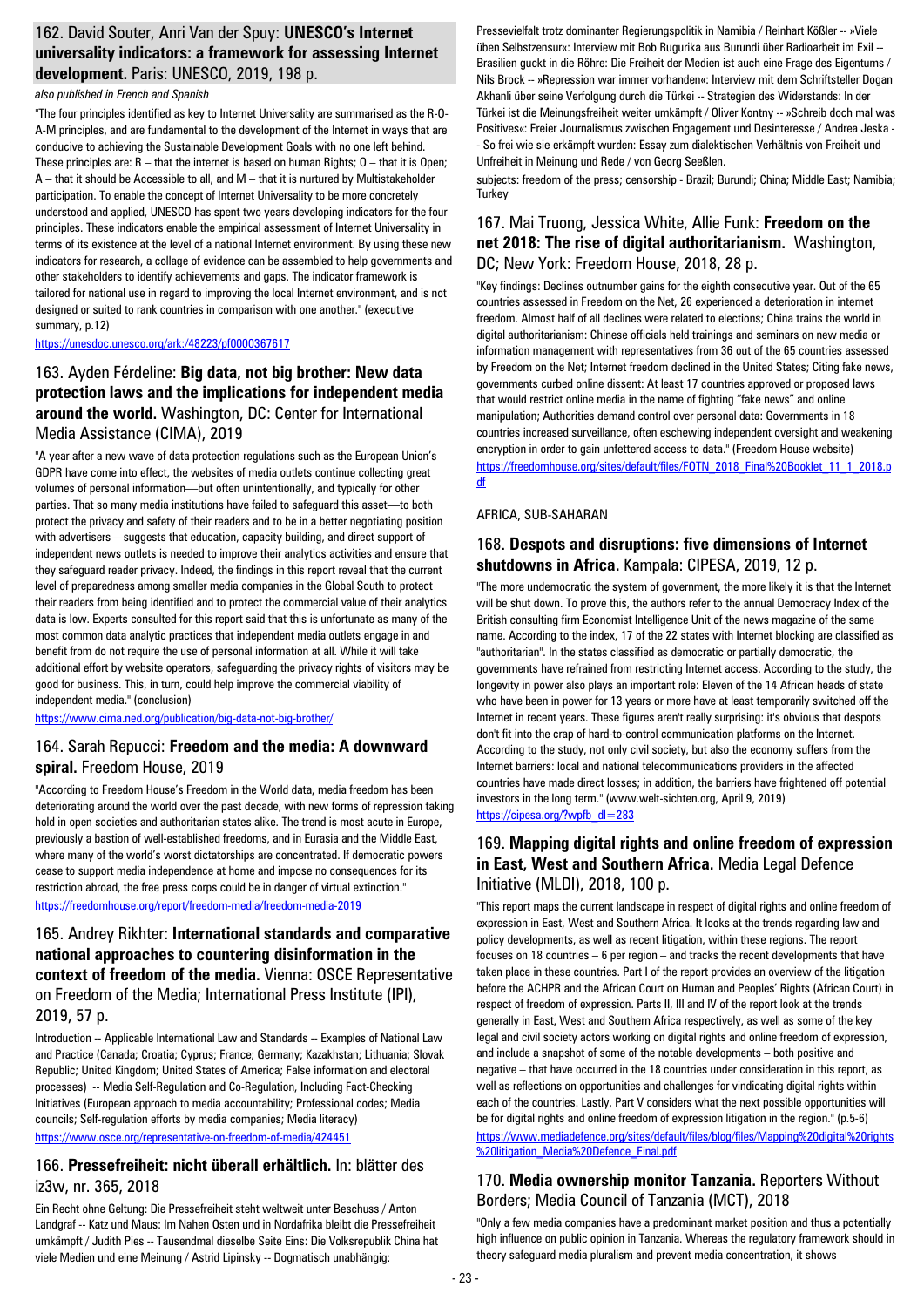## 162. David Souter, Anri Van der Spuy: **UNESCO's Internet universality indicators: a framework for assessing Internet development.** Paris: UNESCO, 2019, 198 p.

*also published in French and Spanish*

"The four principles identified as key to Internet Universality are summarised as the R-O-A-M principles, and are fundamental to the development of the Internet in ways that are conducive to achieving the Sustainable Development Goals with no one left behind. These principles are: R – that the internet is based on human Rights; O – that it is Open; A – that it should be Accessible to all, and M – that it is nurtured by Multistakeholder participation. To enable the concept of Internet Universality to be more concretely understood and applied, UNESCO has spent two years developing indicators for the four principles. These indicators enable the empirical assessment of Internet Universality in terms of its existence at the level of a national Internet environment. By using these new indicators for research, a collage of evidence can be assembled to help governments and other stakeholders to identify achievements and gaps. The indicator framework is tailored for national use in regard to improving the local Internet environment, and is not designed or suited to rank countries in comparison with one another." (executive summary, p.12)

https://unesdoc.unesco.org/ark:/48223/pf0000367617

## 163. Ayden Férdeline: **Big data, not big brother: New data protection laws and the implications for independent media around the world.** Washington, DC: Center for International Media Assistance (CIMA), 2019

"A year after a new wave of data protection regulations such as the European Union's GDPR have come into effect, the websites of media outlets continue collecting great volumes of personal information—but often unintentionally, and typically for other parties. That so many media institutions have failed to safeguard this asset—to both protect the privacy and safety of their readers and to be in a better negotiating position with advertisers—suggests that education, capacity building, and direct support of independent news outlets is needed to improve their analytics activities and ensure that they safeguard reader privacy. Indeed, the findings in this report reveal that the current level of preparedness among smaller media companies in the Global South to protect their readers from being identified and to protect the commercial value of their analytics data is low. Experts consulted for this report said that this is unfortunate as many of the most common data analytic practices that independent media outlets engage in and benefit from do not require the use of personal information at all. While it will take additional effort by website operators, safeguarding the privacy rights of visitors may be good for business. This, in turn, could help improve the commercial viability of independent media." (conclusion)

https://www.cima.ned.org/publication/big-data-not-big-brother/

## 164. Sarah Repucci: **Freedom and the media: A downward spiral.** Freedom House, 2019

"According to Freedom House's Freedom in the World data, media freedom has been deteriorating around the world over the past decade, with new forms of repression taking hold in open societies and authoritarian states alike. The trend is most acute in Europe, previously a bastion of well-established freedoms, and in Eurasia and the Middle East, where many of the world's worst dictatorships are concentrated. If democratic powers cease to support media independence at home and impose no consequences for its restriction abroad, the free press corps could be in danger of virtual extinction."

https://freedomhouse.org/report/freedom-media/freedom-media-2019

## 165. Andrey Rikhter: **International standards and comparative national approaches to countering disinformation in the context of freedom of the media.** Vienna: OSCE Representative on Freedom of the Media; International Press Institute (IPI), 2019, 57 p.

Introduction -- Applicable International Law and Standards -- Examples of National Law and Practice (Canada; Croatia; Cyprus; France; Germany; Kazakhstan; Lithuania; Slovak Republic; United Kingdom; United States of America; False information and electoral processes) -- Media Self-Regulation and Co-Regulation, Including Fact-Checking Initiatives (European approach to media accountability; Professional codes; Media councils; Self-regulation efforts by media companies; Media literacy)

https://www.osce.org/representative-on-freedom-of-media/424451

## 166. **Pressefreiheit: nicht überall erhältlich.** In: blätter des iz3w, nr. 365, 2018

Ein Recht ohne Geltung: Die Pressefreiheit steht weltweit unter Beschuss / Anton Landgraf -- Katz und Maus: Im Nahen Osten und in Nordafrika bleibt die Pressefreiheit umkämpft / Judith Pies -- Tausendmal dieselbe Seite Eins: Die Volksrepublik China hat viele Medien und eine Meinung / Astrid Lipinsky -- Dogmatisch unabhängig: Pressevielfalt trotz dominanter Regierungspolitik in Namibia / Reinhart Kößler -- »Viele üben Selbstzensur«: Interview mit Bob Rugurika aus Burundi über Radioarbeit im Exil -- Brasilien guckt in die Röhre: Die Freiheit der Medien ist auch eine Frage des Eigentums / Nils Brock -- »Repression war immer vorhanden«: Interview mit dem Schriftsteller Dogan Akhanli über seine Verfolgung durch die Türkei -- Strategien des Widerstands: In der Türkei ist die Meinungsfreiheit weiter umkämpft / Oliver Kontny -- »Schreib doch mal was Positives«: Freier Journalismus zwischen Engagement und Desinteresse / Andrea Jeska -- So frei wie sie erkämpft wurden: Essay zum dialektischen Verhältnis von Freiheit und Unfreiheit in Meinung und Rede / von Georg Seeßlen.

subjects: freedom of the press; censorship - Brazil; Burundi; China; Middle East; Namibia; Turkey

## 167. Mai Truong, Jessica White, Allie Funk: **Freedom on the net 2018: The rise of digital authoritarianism.** Washington, DC; New York: Freedom House, 2018, 28 p.

"Key findings: Declines outnumber gains for the eighth consecutive year. Out of the 65 countries assessed in Freedom on the Net, 26 experienced a deterioration in internet freedom. Almost half of all declines were related to elections; China trains the world in digital authoritarianism: Chinese officials held trainings and seminars on new media or information management with representatives from 36 out of the 65 countries assessed by Freedom on the Net; Internet freedom declined in the United States; Citing fake news, governments curbed online dissent: At least 17 countries approved or proposed laws that would restrict online media in the name of fighting "fake news" and online manipulation; Authorities demand control over personal data: Governments in 18 countries increased surveillance, often eschewing independent oversight and weakening encryption in order to gain unfettered access to data." (Freedom House website)

https://freedomhouse.org/sites/default/files/FOTN_2018_Final%20Booklet_11_1_2018.pdf

AFRICA, SUB-SAHARAN

## 168. **Despots and disruptions: five dimensions of Internet shutdowns in Africa.** Kampala: CIPESA, 2019, 12 p.

"The more undemocratic the system of government, the more likely it is that the Internet will be shut down. To prove this, the authors refer to the annual Democracy Index of the British consulting firm Economist Intelligence Unit of the news magazine of the same name. According to the index, 17 of the 22 states with Internet blocking are classified as "authoritarian". In the states classified as democratic or partially democratic, the governments have refrained from restricting Internet access. According to the study, the longevity in power also plays an important role: Eleven of the 14 African heads of state who have been in power for 13 years or more have at least temporarily switched off the Internet in recent years. These figures aren't really surprising: it's obvious that despots don't fit into the crap of hard-to-control communication platforms on the Internet. According to the study, not only civil society, but also the economy suffers from the Internet barriers: local and national telecommunications providers in the affected countries have made direct losses; in addition, the barriers have frightened off potential investors in the long term." (www.welt-sichten.org, April 9, 2019)

https://cipesa.org/?wpfb_dl=283

## 169. **Mapping digital rights and online freedom of expression in East, West and Southern Africa.** Media Legal Defence Initiative (MLDI), 2018, 100 p.

"This report maps the current landscape in respect of digital rights and online freedom of expression in East, West and Southern Africa. It looks at the trends regarding law and policy developments, as well as recent litigation, within these regions. The report focuses on 18 countries – 6 per region – and tracks the recent developments that have taken place in these countries. Part I of the report provides an overview of the litigation before the ACHPR and the African Court on Human and Peoples' Rights (African Court) in respect of freedom of expression. Parts II, III and IV of the report look at the trends generally in East, West and Southern Africa respectively, as well as some of the key legal and civil society actors working on digital rights and online freedom of expression, and include a snapshot of some of the notable developments – both positive and negative – that have occurred in the 18 countries under consideration in this report, as well as reflections on opportunities and challenges for vindicating digital rights within each of the countries. Lastly, Part V considers what the next possible opportunities will be for digital rights and online freedom of expression litigation in the region." (p.5-6)

https://www.mediadefence.org/sites/default/files/blog/files/Mapping%20digital%20rights%20litigation_Media%20Defence_Final.pdf

## 170. **Media ownership monitor Tanzania.** Reporters Without Borders; Media Council of Tanzania (MCT), 2018

"Only a few media companies have a predominant market position and thus a potentially high influence on public opinion in Tanzania. Whereas the regulatory framework should in theory safeguard media pluralism and prevent media concentration, it shows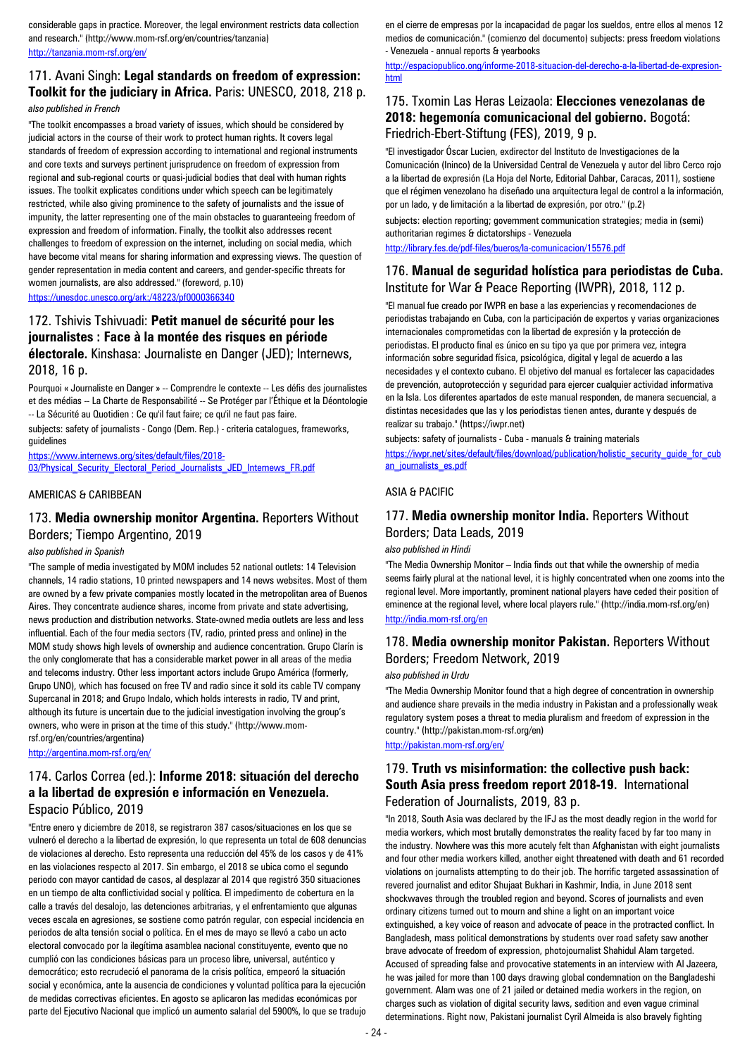considerable gaps in practice. Moreover, the legal environment restricts data collection and research." (http://www.mom-rsf.org/en/countries/tanzania)
http://tanzania.mom-rsf.org/en/

### 171. Avani Singh: **Legal standards on freedom of expression: Toolkit for the judiciary in Africa.** Paris: UNESCO, 2018, 218 p.

*also published in French*

"The toolkit encompasses a broad variety of issues, which should be considered by judicial actors in the course of their work to protect human rights. It covers legal standards of freedom of expression according to international and regional instruments and core texts and surveys pertinent jurisprudence on freedom of expression from regional and sub-regional courts or quasi-judicial bodies that deal with human rights issues. The toolkit explicates conditions under which speech can be legitimately restricted, while also giving prominence to the safety of journalists and the issue of impunity, the latter representing one of the main obstacles to guaranteeing freedom of expression and freedom of information. Finally, the toolkit also addresses recent challenges to freedom of expression on the internet, including on social media, which have become vital means for sharing information and expressing views. The question of gender representation in media content and careers, and gender-specific threats for women journalists, are also addressed." (foreword, p.10)
https://unesdoc.unesco.org/ark:/48223/pf0000366340

### 172. Tshivis Tshivuadi: **Petit manuel de sécurité pour les journalistes : Face à la montée des risques en période électorale.** Kinshasa: Journaliste en Danger (JED); Internews, 2018, 16 p.

Pourquoi « Journaliste en Danger » -- Comprendre le contexte -- Les défis des journalistes et des médias -- La Charte de Responsabilité -- Se Protéger par l'Éthique et la Déontologie -- La Sécurité au Quotidien : Ce qu'il faut faire; ce qu'il ne faut pas faire.

subjects: safety of journalists - Congo (Dem. Rep.) - criteria catalogues, frameworks, guidelines

https://www.internews.org/sites/default/files/2018-03/Physical_Security_Electoral_Period_Journalists_JED_Internews_FR.pdf

AMERICAS & CARIBBEAN

### 173. **Media ownership monitor Argentina.** Reporters Without Borders; Tiempo Argentino, 2019

*also published in Spanish*

"The sample of media investigated by MOM includes 52 national outlets: 14 Television channels, 14 radio stations, 10 printed newspapers and 14 news websites. Most of them are owned by a few private companies mostly located in the metropolitan area of Buenos Aires. They concentrate audience shares, income from private and state advertising, news production and distribution networks. State-owned media outlets are less and less influential. Each of the four media sectors (TV, radio, printed press and online) in the MOM study shows high levels of ownership and audience concentration. Grupo Clarín is the only conglomerate that has a considerable market power in all areas of the media and telecoms industry. Other less important actors include Grupo América (formerly, Grupo UNO), which has focused on free TV and radio since it sold its cable TV company Supercanal in 2018; and Grupo Indalo, which holds interests in radio, TV and print, although its future is uncertain due to the judicial investigation involving the group's owners, who were in prison at the time of this study." (http://www.mom-rsf.org/en/countries/argentina)
http://argentina.mom-rsf.org/en/

### 174. Carlos Correa (ed.): **Informe 2018: situación del derecho a la libertad de expresión e información en Venezuela.** Espacio Público, 2019

"Entre enero y diciembre de 2018, se registraron 387 casos/situaciones en los que se vulneró el derecho a la libertad de expresión, lo que representa un total de 608 denuncias de violaciones al derecho. Esto representa una reducción del 45% de los casos y de 41% en las violaciones respecto al 2017. Sin embargo, el 2018 se ubica como el segundo periodo con mayor cantidad de casos, al desplazar al 2014 que registró 350 situaciones en un tiempo de alta conflictividad social y política. El impedimento de cobertura en la calle a través del desalojo, las detenciones arbitrarias, y el enfrentamiento que algunas veces escala en agresiones, se sostiene como patrón regular, con especial incidencia en periodos de alta tensión social o política. En el mes de mayo se llevó a cabo un acto electoral convocado por la ilegítima asamblea nacional constituyente, evento que no cumplió con las condiciones básicas para un proceso libre, universal, auténtico y democrático; esto recrudeció el panorama de la crisis política, empeoró la situación social y económica, ante la ausencia de condiciones y voluntad política para la ejecución de medidas correctivas eficientes. En agosto se aplicaron las medidas económicas por parte del Ejecutivo Nacional que implicó un aumento salarial del 5900%, lo que se tradujo en el cierre de empresas por la incapacidad de pagar los sueldos, entre ellos al menos 12 medios de comunicación." (comienzo del documento) subjects: press freedom violations - Venezuela - annual reports & yearbooks
http://espaciopublico.ong/informe-2018-situacion-del-derecho-a-la-libertad-de-expresion-html

### 175. Txomin Las Heras Leizaola: **Elecciones venezolanas de 2018: hegemonía comunicacional del gobierno.** Bogotá: Friedrich-Ebert-Stiftung (FES), 2019, 9 p.

"El investigador Óscar Lucien, exdirector del Instituto de Investigaciones de la Comunicación (Ininco) de la Universidad Central de Venezuela y autor del libro Cerco rojo a la libertad de expresión (La Hoja del Norte, Editorial Dahbar, Caracas, 2011), sostiene que el régimen venezolano ha diseñado una arquitectura legal de control a la información, por un lado, y de limitación a la libertad de expresión, por otro." (p.2)

subjects: election reporting; government communication strategies; media in (semi) authoritarian regimes & dictatorships - Venezuela

http://library.fes.de/pdf-files/bueros/la-comunicacion/15576.pdf

### 176. **Manual de seguridad holística para periodistas de Cuba.** Institute for War & Peace Reporting (IWPR), 2018, 112 p.

"El manual fue creado por IWPR en base a las experiencias y recomendaciones de periodistas trabajando en Cuba, con la participación de expertos y varias organizaciones internacionales comprometidas con la libertad de expresión y la protección de periodistas. El producto final es único en su tipo ya que por primera vez, integra información sobre seguridad física, psicológica, digital y legal de acuerdo a las necesidades y el contexto cubano. El objetivo del manual es fortalecer las capacidades de prevención, autoprotección y seguridad para ejercer cualquier actividad informativa en la Isla. Los diferentes apartados de este manual responden, de manera secuencial, a distintas necesidades que las y los periodistas tienen antes, durante y después de realizar su trabajo." (https://iwpr.net)

subjects: safety of journalists - Cuba - manuals & training materials

https://iwpr.net/sites/default/files/download/publication/holistic_security_guide_for_cuban_journalists_es.pdf

ASIA & PACIFIC

### 177. **Media ownership monitor India.** Reporters Without Borders; Data Leads, 2019

*also published in Hindi*

"The Media Ownership Monitor – India finds out that while the ownership of media seems fairly plural at the national level, it is highly concentrated when one zooms into the regional level. More importantly, prominent national players have ceded their position of eminence at the regional level, where local players rule." (http://india.mom-rsf.org/en)
http://india.mom-rsf.org/en

### 178. **Media ownership monitor Pakistan.** Reporters Without Borders; Freedom Network, 2019

*also published in Urdu*

"The Media Ownership Monitor found that a high degree of concentration in ownership and audience share prevails in the media industry in Pakistan and a professionally weak regulatory system poses a threat to media pluralism and freedom of expression in the country." (http://pakistan.mom-rsf.org/en)
http://pakistan.mom-rsf.org/en/

### 179. **Truth vs misinformation: the collective push back: South Asia press freedom report 2018-19.** International Federation of Journalists, 2019, 83 p.

"In 2018, South Asia was declared by the IFJ as the most deadly region in the world for media workers, which most brutally demonstrates the reality faced by far too many in the industry. Nowhere was this more acutely felt than Afghanistan with eight journalists and four other media workers killed, another eight threatened with death and 61 recorded violations on journalists attempting to do their job. The horrific targeted assassination of revered journalist and editor Shujaat Bukhari in Kashmir, India, in June 2018 sent shockwaves through the troubled region and beyond. Scores of journalists and even ordinary citizens turned out to mourn and shine a light on an important voice extinguished, a key voice of reason and advocate of peace in the protracted conflict. In Bangladesh, mass political demonstrations by students over road safety saw another brave advocate of freedom of expression, photojournalist Shahidul Alam targeted. Accused of spreading false and provocative statements in an interview with Al Jazeera, he was jailed for more than 100 days drawing global condemnation on the Bangladeshi government. Alam was one of 21 jailed or detained media workers in the region, on charges such as violation of digital security laws, sedition and even vague criminal determinations. Right now, Pakistani journalist Cyril Almeida is also bravely fighting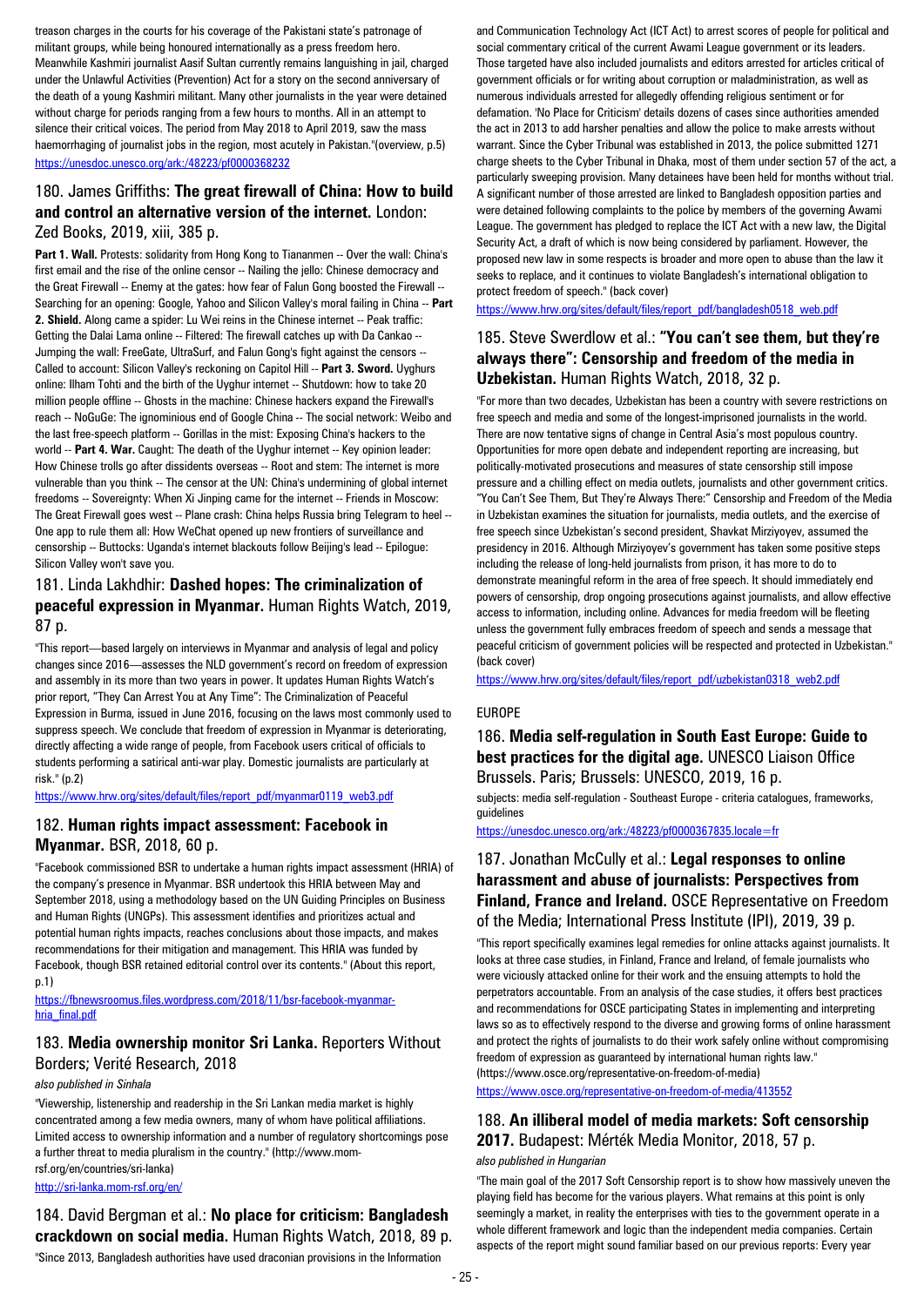treason charges in the courts for his coverage of the Pakistani state's patronage of militant groups, while being honoured internationally as a press freedom hero. Meanwhile Kashmiri journalist Aasif Sultan currently remains languishing in jail, charged under the Unlawful Activities (Prevention) Act for a story on the second anniversary of the death of a young Kashmiri militant. Many other journalists in the year were detained without charge for periods ranging from a few hours to months. All in an attempt to silence their critical voices. The period from May 2018 to April 2019, saw the mass haemorrhaging of journalist jobs in the region, most acutely in Pakistan."(overview, p.5)
https://unesdoc.unesco.org/ark:/48223/pf0000368232

### 180. James Griffiths: **The great firewall of China: How to build and control an alternative version of the internet.** London: Zed Books, 2019, xiii, 385 p.

**Part 1. Wall.** Protests: solidarity from Hong Kong to Tiananmen -- Over the wall: China's first email and the rise of the online censor -- Nailing the jello: Chinese democracy and the Great Firewall -- Enemy at the gates: how fear of Falun Gong boosted the Firewall -- Searching for an opening: Google, Yahoo and Silicon Valley's moral failing in China -- **Part 2. Shield.** Along came a spider: Lu Wei reins in the Chinese internet -- Peak traffic: Getting the Dalai Lama online -- Filtered: The firewall catches up with Da Cankao -- Jumping the wall: FreeGate, UltraSurf, and Falun Gong's fight against the censors -- Called to account: Silicon Valley's reckoning on Capitol Hill -- **Part 3. Sword.** Uyghurs online: Ilham Tohti and the birth of the Uyghur internet -- Shutdown: how to take 20 million people offline -- Ghosts in the machine: Chinese hackers expand the Firewall's reach -- NoGuGe: The ignominious end of Google China -- The social network: Weibo and the last free-speech platform -- Gorillas in the mist: Exposing China's hackers to the world -- **Part 4. War.** Caught: The death of the Uyghur internet -- Key opinion leader: How Chinese trolls go after dissidents overseas -- Root and stem: The internet is more vulnerable than you think -- The censor at the UN: China's undermining of global internet freedoms -- Sovereignty: When Xi Jinping came for the internet -- Friends in Moscow: The Great Firewall goes west -- Plane crash: China helps Russia bring Telegram to heel -- One app to rule them all: How WeChat opened up new frontiers of surveillance and censorship -- Buttocks: Uganda's internet blackouts follow Beijing's lead -- Epilogue: Silicon Valley won't save you.

### 181. Linda Lakhdhir: **Dashed hopes: The criminalization of peaceful expression in Myanmar.** Human Rights Watch, 2019, 87 p.

"This report—based largely on interviews in Myanmar and analysis of legal and policy changes since 2016—assesses the NLD government's record on freedom of expression and assembly in its more than two years in power. It updates Human Rights Watch's prior report, "They Can Arrest You at Any Time": The Criminalization of Peaceful Expression in Burma, issued in June 2016, focusing on the laws most commonly used to suppress speech. We conclude that freedom of expression in Myanmar is deteriorating, directly affecting a wide range of people, from Facebook users critical of officials to students performing a satirical anti-war play. Domestic journalists are particularly at risk." (p.2)
https://www.hrw.org/sites/default/files/report_pdf/myanmar0119_web3.pdf

### 182. **Human rights impact assessment: Facebook in Myanmar.** BSR, 2018, 60 p.

"Facebook commissioned BSR to undertake a human rights impact assessment (HRIA) of the company's presence in Myanmar. BSR undertook this HRIA between May and September 2018, using a methodology based on the UN Guiding Principles on Business and Human Rights (UNGPs). This assessment identifies and prioritizes actual and potential human rights impacts, reaches conclusions about those impacts, and makes recommendations for their mitigation and management. This HRIA was funded by Facebook, though BSR retained editorial control over its contents." (About this report, p.1)
https://fbnewsroomus.files.wordpress.com/2018/11/bsr-facebook-myanmar-hria_final.pdf

### 183. **Media ownership monitor Sri Lanka.** Reporters Without Borders; Verité Research, 2018

*also published in Sinhala*

"Viewership, listenership and readership in the Sri Lankan media market is highly concentrated among a few media owners, many of whom have political affiliations. Limited access to ownership information and a number of regulatory shortcomings pose a further threat to media pluralism in the country." (http://www.mom-rsf.org/en/countries/sri-lanka)
http://sri-lanka.mom-rsf.org/en/

### 184. David Bergman et al.: **No place for criticism: Bangladesh crackdown on social media.** Human Rights Watch, 2018, 89 p.

"Since 2013, Bangladesh authorities have used draconian provisions in the Information and Communication Technology Act (ICT Act) to arrest scores of people for political and social commentary critical of the current Awami League government or its leaders. Those targeted have also included journalists and editors arrested for articles critical of government officials or for writing about corruption or maladministration, as well as numerous individuals arrested for allegedly offending religious sentiment or for defamation. 'No Place for Criticism' details dozens of cases since authorities amended the act in 2013 to add harsher penalties and allow the police to make arrests without warrant. Since the Cyber Tribunal was established in 2013, the police submitted 1271 charge sheets to the Cyber Tribunal in Dhaka, most of them under section 57 of the act, a particularly sweeping provision. Many detainees have been held for months without trial. A significant number of those arrested are linked to Bangladesh opposition parties and were detained following complaints to the police by members of the governing Awami League. The government has pledged to replace the ICT Act with a new law, the Digital Security Act, a draft of which is now being considered by parliament. However, the proposed new law in some respects is broader and more open to abuse than the law it seeks to replace, and it continues to violate Bangladesh's international obligation to protect freedom of speech." (back cover)
https://www.hrw.org/sites/default/files/report_pdf/bangladesh0518_web.pdf

### 185. Steve Swerdlow et al.: **"You can't see them, but they're always there": Censorship and freedom of the media in Uzbekistan.** Human Rights Watch, 2018, 32 p.

"For more than two decades, Uzbekistan has been a country with severe restrictions on free speech and media and some of the longest-imprisoned journalists in the world. There are now tentative signs of change in Central Asia's most populous country. Opportunities for more open debate and independent reporting are increasing, but politically-motivated prosecutions and measures of state censorship still impose pressure and a chilling effect on media outlets, journalists and other government critics. "You Can't See Them, But They're Always There:" Censorship and Freedom of the Media in Uzbekistan examines the situation for journalists, media outlets, and the exercise of free speech since Uzbekistan's second president, Shavkat Mirziyoyev, assumed the presidency in 2016. Although Mirziyoyev's government has taken some positive steps including the release of long-held journalists from prison, it has more to do to demonstrate meaningful reform in the area of free speech. It should immediately end powers of censorship, drop ongoing prosecutions against journalists, and allow effective access to information, including online. Advances for media freedom will be fleeting unless the government fully embraces freedom of speech and sends a message that peaceful criticism of government policies will be respected and protected in Uzbekistan." (back cover)
https://www.hrw.org/sites/default/files/report_pdf/uzbekistan0318_web2.pdf

## EUROPE

### 186. **Media self-regulation in South East Europe: Guide to best practices for the digital age.** UNESCO Liaison Office Brussels. Paris; Brussels: UNESCO, 2019, 16 p.

subjects: media self-regulation - Southeast Europe - criteria catalogues, frameworks, guidelines
https://unesdoc.unesco.org/ark:/48223/pf0000367835.locale=fr

### 187. Jonathan McCully et al.: **Legal responses to online harassment and abuse of journalists: Perspectives from Finland, France and Ireland.** OSCE Representative on Freedom of the Media; International Press Institute (IPI), 2019, 39 p.

"This report specifically examines legal remedies for online attacks against journalists. It looks at three case studies, in Finland, France and Ireland, of female journalists who were viciously attacked online for their work and the ensuing attempts to hold the perpetrators accountable. From an analysis of the case studies, it offers best practices and recommendations for OSCE participating States in implementing and interpreting laws so as to effectively respond to the diverse and growing forms of online harassment and protect the rights of journalists to do their work safely online without compromising freedom of expression as guaranteed by international human rights law." (https://www.osce.org/representative-on-freedom-of-media)
https://www.osce.org/representative-on-freedom-of-media/413552

### 188. **An illiberal model of media markets: Soft censorship 2017.** Budapest: Mérték Media Monitor, 2018, 57 p.

*also published in Hungarian*

"The main goal of the 2017 Soft Censorship report is to show how massively uneven the playing field has become for the various players. What remains at this point is only seemingly a market, in reality the enterprises with ties to the government operate in a whole different framework and logic than the independent media companies. Certain aspects of the report might sound familiar based on our previous reports: Every year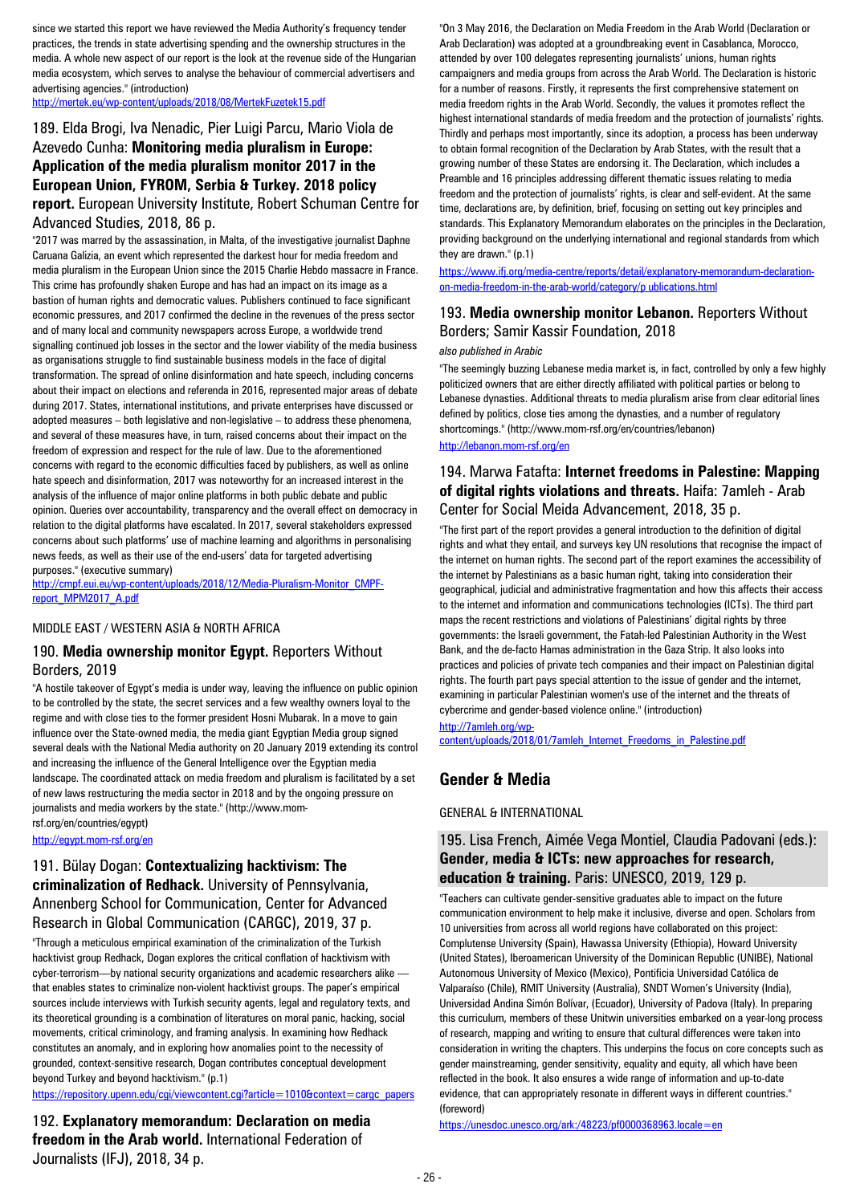since we started this report we have reviewed the Media Authority's frequency tender practices, the trends in state advertising spending and the ownership structures in the media. A whole new aspect of our report is the look at the revenue side of the Hungarian media ecosystem, which serves to analyse the behaviour of commercial advertisers and advertising agencies." (introduction)

http://mertek.eu/wp-content/uploads/2018/08/MertekFuzetek15.pdf

### 189. Elda Brogi, Iva Nenadic, Pier Luigi Parcu, Mario Viola de Azevedo Cunha: **Monitoring media pluralism in Europe: Application of the media pluralism monitor 2017 in the European Union, FYROM, Serbia & Turkey. 2018 policy report.** European University Institute, Robert Schuman Centre for Advanced Studies, 2018, 86 p.

"2017 was marred by the assassination, in Malta, of the investigative journalist Daphne Caruana Galizia, an event which represented the darkest hour for media freedom and media pluralism in the European Union since the 2015 Charlie Hebdo massacre in France. This crime has profoundly shaken Europe and has had an impact on its image as a bastion of human rights and democratic values. Publishers continued to face significant economic pressures, and 2017 confirmed the decline in the revenues of the press sector and of many local and community newspapers across Europe, a worldwide trend signalling continued job losses in the sector and the lower viability of the media business as organisations struggle to find sustainable business models in the face of digital transformation. The spread of online disinformation and hate speech, including concerns about their impact on elections and referenda in 2016, represented major areas of debate during 2017. States, international institutions, and private enterprises have discussed or adopted measures – both legislative and non-legislative – to address these phenomena, and several of these measures have, in turn, raised concerns about their impact on the freedom of expression and respect for the rule of law. Due to the aforementioned concerns with regard to the economic difficulties faced by publishers, as well as online hate speech and disinformation, 2017 was noteworthy for an increased interest in the analysis of the influence of major online platforms in both public debate and public opinion. Queries over accountability, transparency and the overall effect on democracy in relation to the digital platforms have escalated. In 2017, several stakeholders expressed concerns about such platforms' use of machine learning and algorithms in personalising news feeds, as well as their use of the end-users' data for targeted advertising purposes." (executive summary)

http://cmpf.eui.eu/wp-content/uploads/2018/12/Media-Pluralism-Monitor_CMPF-report_MPM2017_A.pdf

MIDDLE EAST / WESTERN ASIA & NORTH AFRICA

### 190. **Media ownership monitor Egypt.** Reporters Without Borders, 2019

"A hostile takeover of Egypt's media is under way, leaving the influence on public opinion to be controlled by the state, the secret services and a few wealthy owners loyal to the regime and with close ties to the former president Hosni Mubarak. In a move to gain influence over the State-owned media, the media giant Egyptian Media group signed several deals with the National Media authority on 20 January 2019 extending its control and increasing the influence of the General Intelligence over the Egyptian media landscape. The coordinated attack on media freedom and pluralism is facilitated by a set of new laws restructuring the media sector in 2018 and by the ongoing pressure on journalists and media workers by the state." (http://www.mom-rsf.org/en/countries/egypt)

http://egypt.mom-rsf.org/en

### 191. Bülay Dogan: **Contextualizing hacktivism: The criminalization of Redhack.** University of Pennsylvania, Annenberg School for Communication, Center for Advanced Research in Global Communication (CARGC), 2019, 37 p.

"Through a meticulous empirical examination of the criminalization of the Turkish hacktivist group Redhack, Dogan explores the critical conflation of hacktivism with cyber-terrorism—by national security organizations and academic researchers alike — that enables states to criminalize non-violent hacktivist groups. The paper's empirical sources include interviews with Turkish security agents, legal and regulatory texts, and its theoretical grounding is a combination of literatures on moral panic, hacking, social movements, critical criminology, and framing analysis. In examining how Redhack constitutes an anomaly, and in exploring how anomalies point to the necessity of grounded, context-sensitive research, Dogan contributes conceptual development beyond Turkey and beyond hacktivism." (p.1)

https://repository.upenn.edu/cgi/viewcontent.cgi?article=1010&context=cargc_papers

### 192. **Explanatory memorandum: Declaration on media freedom in the Arab world.** International Federation of Journalists (IFJ), 2018, 34 p.

"On 3 May 2016, the Declaration on Media Freedom in the Arab World (Declaration or Arab Declaration) was adopted at a groundbreaking event in Casablanca, Morocco, attended by over 100 delegates representing journalists' unions, human rights campaigners and media groups from across the Arab World. The Declaration is historic for a number of reasons. Firstly, it represents the first comprehensive statement on media freedom rights in the Arab World. Secondly, the values it promotes reflect the highest international standards of media freedom and the protection of journalists' rights. Thirdly and perhaps most importantly, since its adoption, a process has been underway to obtain formal recognition of the Declaration by Arab States, with the result that a growing number of these States are endorsing it. The Declaration, which includes a Preamble and 16 principles addressing different thematic issues relating to media freedom and the protection of journalists' rights, is clear and self-evident. At the same time, declarations are, by definition, brief, focusing on setting out key principles and standards. This Explanatory Memorandum elaborates on the principles in the Declaration, providing background on the underlying international and regional standards from which they are drawn." (p.1)

https://www.ifj.org/media-centre/reports/detail/explanatory-memorandum-declaration-on-media-freedom-in-the-arab-world/category/p ublications.html

### 193. **Media ownership monitor Lebanon.** Reporters Without Borders; Samir Kassir Foundation, 2018

*also published in Arabic*

"The seemingly buzzing Lebanese media market is, in fact, controlled by only a few highly politicized owners that are either directly affiliated with political parties or belong to Lebanese dynasties. Additional threats to media pluralism arise from clear editorial lines defined by politics, close ties among the dynasties, and a number of regulatory shortcomings." (http://www.mom-rsf.org/en/countries/lebanon)

http://lebanon.mom-rsf.org/en

### 194. Marwa Fatafta: **Internet freedoms in Palestine: Mapping of digital rights violations and threats.** Haifa: 7amleh - Arab Center for Social Meida Advancement, 2018, 35 p.

"The first part of the report provides a general introduction to the definition of digital rights and what they entail, and surveys key UN resolutions that recognise the impact of the internet on human rights. The second part of the report examines the accessibility of the internet by Palestinians as a basic human right, taking into consideration their geographical, judicial and administrative fragmentation and how this affects their access to the internet and information and communications technologies (ICTs). The third part maps the recent restrictions and violations of Palestinians' digital rights by three governments: the Israeli government, the Fatah-led Palestinian Authority in the West Bank, and the de-facto Hamas administration in the Gaza Strip. It also looks into practices and policies of private tech companies and their impact on Palestinian digital rights. The fourth part pays special attention to the issue of gender and the internet, examining in particular Palestinian women's use of the internet and the threats of cybercrime and gender-based violence online." (introduction)

http://7amleh.org/wp-content/uploads/2018/01/7amleh_Internet_Freedoms_in_Palestine.pdf

## Gender & Media

GENERAL & INTERNATIONAL

### 195. Lisa French, Aimée Vega Montiel, Claudia Padovani (eds.): **Gender, media & ICTs: new approaches for research, education & training.** Paris: UNESCO, 2019, 129 p.

"Teachers can cultivate gender-sensitive graduates able to impact on the future communication environment to help make it inclusive, diverse and open. Scholars from 10 universities from across all world regions have collaborated on this project: Complutense University (Spain), Hawassa University (Ethiopia), Howard University (United States), Iberoamerican University of the Dominican Republic (UNIBE), National Autonomous University of Mexico (Mexico), Pontificia Universidad Católica de Valparaíso (Chile), RMIT University (Australia), SNDT Women's University (India), Universidad Andina Simón Bolívar, (Ecuador), University of Padova (Italy). In preparing this curriculum, members of these Unitwin universities embarked on a year-long process of research, mapping and writing to ensure that cultural differences were taken into consideration in writing the chapters. This underpins the focus on core concepts such as gender mainstreaming, gender sensitivity, equality and equity, all which have been reflected in the book. It also ensures a wide range of information and up-to-date evidence, that can appropriately resonate in different ways in different countries." (foreword)

https://unesdoc.unesco.org/ark:/48223/pf0000368963.locale=en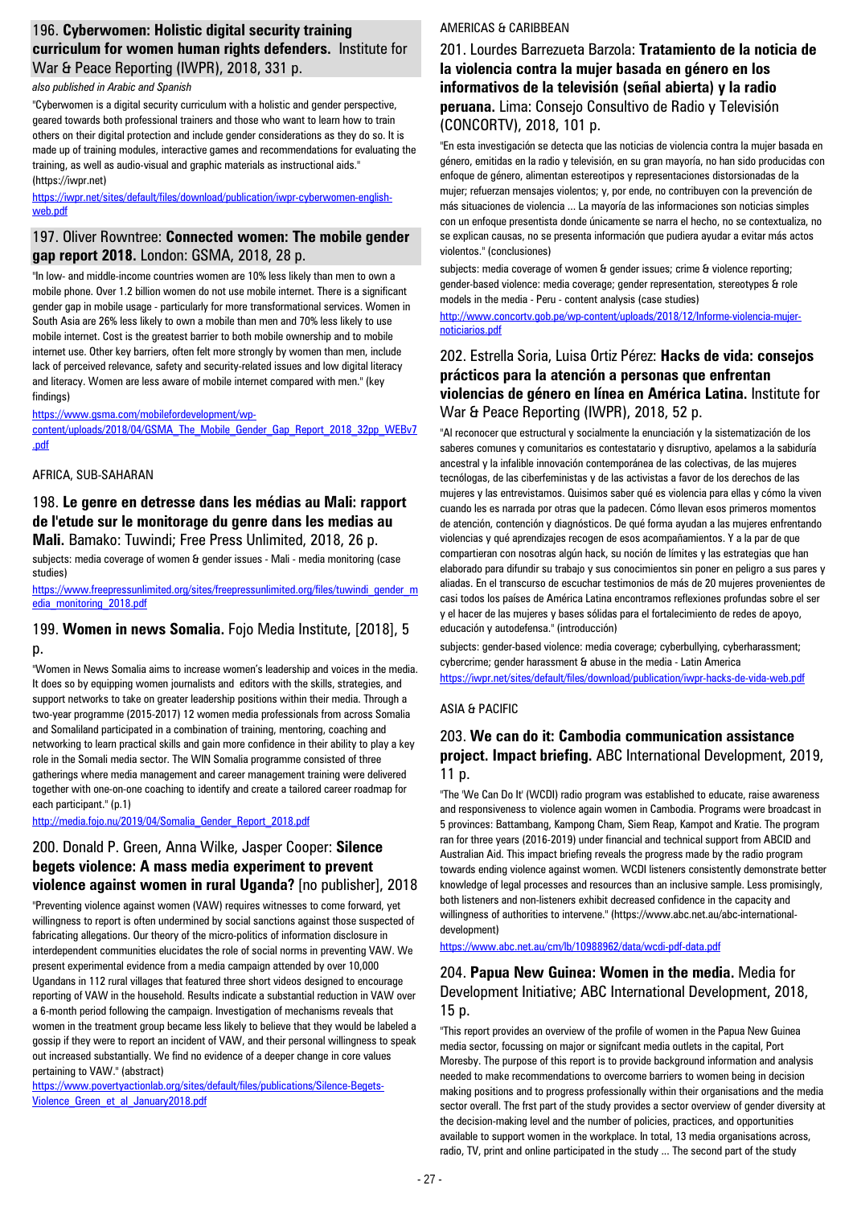### 196. **Cyberwomen: Holistic digital security training curriculum for women human rights defenders.** Institute for War & Peace Reporting (IWPR), 2018, 331 p.

*also published in Arabic and Spanish*

"Cyberwomen is a digital security curriculum with a holistic and gender perspective, geared towards both professional trainers and those who want to learn how to train others on their digital protection and include gender considerations as they do so. It is made up of training modules, interactive games and recommendations for evaluating the training, as well as audio-visual and graphic materials as instructional aids." (https://iwpr.net)

https://iwpr.net/sites/default/files/download/publication/iwpr-cyberwomen-english-web.pdf

### 197. Oliver Rowntree: **Connected women: The mobile gender gap report 2018.** London: GSMA, 2018, 28 p.

"In low- and middle-income countries women are 10% less likely than men to own a mobile phone. Over 1.2 billion women do not use mobile internet. There is a significant gender gap in mobile usage - particularly for more transformational services. Women in South Asia are 26% less likely to own a mobile than men and 70% less likely to use mobile internet. Cost is the greatest barrier to both mobile ownership and to mobile internet use. Other key barriers, often felt more strongly by women than men, include lack of perceived relevance, safety and security-related issues and low digital literacy and literacy. Women are less aware of mobile internet compared with men." (key findings)

https://www.gsma.com/mobilefordevelopment/wp-content/uploads/2018/04/GSMA_The_Mobile_Gender_Gap_Report_2018_32pp_WEBv7.pdf

AFRICA, SUB-SAHARAN

### 198. **Le genre en detresse dans les médias au Mali: rapport de l'etude sur le monitorage du genre dans les medias au Mali.** Bamako: Tuwindi; Free Press Unlimited, 2018, 26 p.

subjects: media coverage of women & gender issues - Mali - media monitoring (case studies)

https://www.freepressunlimited.org/sites/freepressunlimited.org/files/tuwindi_gender_media_monitoring_2018.pdf

### 199. **Women in news Somalia.** Fojo Media Institute, [2018], 5 p.

"Women in News Somalia aims to increase women's leadership and voices in the media. It does so by equipping women journalists and editors with the skills, strategies, and support networks to take on greater leadership positions within their media. Through a two-year programme (2015-2017) 12 women media professionals from across Somalia and Somaliland participated in a combination of training, mentoring, coaching and networking to learn practical skills and gain more confidence in their ability to play a key role in the Somali media sector. The WIN Somalia programme consisted of three gatherings where media management and career management training were delivered together with one-on-one coaching to identify and create a tailored career roadmap for each participant." (p.1)

http://media.fojo.nu/2019/04/Somalia_Gender_Report_2018.pdf

### 200. Donald P. Green, Anna Wilke, Jasper Cooper: **Silence begets violence: A mass media experiment to prevent violence against women in rural Uganda?** [no publisher], 2018

"Preventing violence against women (VAW) requires witnesses to come forward, yet willingness to report is often undermined by social sanctions against those suspected of fabricating allegations. Our theory of the micro-politics of information disclosure in interdependent communities elucidates the role of social norms in preventing VAW. We present experimental evidence from a media campaign attended by over 10,000 Ugandans in 112 rural villages that featured three short videos designed to encourage reporting of VAW in the household. Results indicate a substantial reduction in VAW over a 6-month period following the campaign. Investigation of mechanisms reveals that women in the treatment group became less likely to believe that they would be labeled a gossip if they were to report an incident of VAW, and their personal willingness to speak out increased substantially. We find no evidence of a deeper change in core values pertaining to VAW." (abstract)

https://www.povertyactionlab.org/sites/default/files/publications/Silence-Begets-Violence_Green_et_al_January2018.pdf

AMERICAS & CARIBBEAN

### 201. Lourdes Barrezueta Barzola: **Tratamiento de la noticia de la violencia contra la mujer basada en género en los informativos de la televisión (señal abierta) y la radio peruana.** Lima: Consejo Consultivo de Radio y Televisión (CONCORTV), 2018, 101 p.

"En esta investigación se detecta que las noticias de violencia contra la mujer basada en género, emitidas en la radio y televisión, en su gran mayoría, no han sido producidas con enfoque de género, alimentan estereotipos y representaciones distorsionadas de la mujer; refuerzan mensajes violentos; y, por ende, no contribuyen con la prevención de más situaciones de violencia ... La mayoría de las informaciones son noticias simples con un enfoque presentista donde únicamente se narra el hecho, no se contextualiza, no se explican causas, no se presenta información que pudiera ayudar a evitar más actos violentos." (conclusiones)

subjects: media coverage of women & gender issues; crime & violence reporting; gender-based violence: media coverage; gender representation, stereotypes & role models in the media - Peru - content analysis (case studies)

http://www.concortv.gob.pe/wp-content/uploads/2018/12/Informe-violencia-mujer-noticiarios.pdf

### 202. Estrella Soria, Luisa Ortiz Pérez: **Hacks de vida: consejos prácticos para la atención a personas que enfrentan violencias de género en línea en América Latina.** Institute for War & Peace Reporting (IWPR), 2018, 52 p.

"Al reconocer que estructural y socialmente la enunciación y la sistematización de los saberes comunes y comunitarios es contestatario y disruptivo, apelamos a la sabiduría ancestral y la infalible innovación contemporánea de las colectivas, de las mujeres tecnólogas, de las ciberfeministas y de las activistas a favor de los derechos de las mujeres y las entrevistamos. Quisimos saber qué es violencia para ellas y cómo la viven cuando les es narrada por otras que la padecen. Cómo llevan esos primeros momentos de atención, contención y diagnósticos. De qué forma ayudan a las mujeres enfrentando violencias y qué aprendizajes recogen de esos acompañamientos. Y a la par de que compartieran con nosotras algún hack, su noción de límites y las estrategias que han elaborado para difundir su trabajo y sus conocimientos sin poner en peligro a sus pares y aliadas. En el transcurso de escuchar testimonios de más de 20 mujeres provenientes de casi todos los países de América Latina encontramos reflexiones profundas sobre el ser y el hacer de las mujeres y bases sólidas para el fortalecimiento de redes de apoyo, educación y autodefensa." (introducción)

subjects: gender-based violence: media coverage; cyberbullying, cyberharassment; cybercrime; gender harassment & abuse in the media - Latin America

https://iwpr.net/sites/default/files/download/publication/iwpr-hacks-de-vida-web.pdf

ASIA & PACIFIC

### 203. **We can do it: Cambodia communication assistance project. Impact briefing.** ABC International Development, 2019, 11 p.

"The 'We Can Do It' (WCDI) radio program was established to educate, raise awareness and responsiveness to violence again women in Cambodia. Programs were broadcast in 5 provinces: Battambang, Kampong Cham, Siem Reap, Kampot and Kratie. The program ran for three years (2016-2019) under financial and technical support from ABCID and Australian Aid. This impact briefing reveals the progress made by the radio program towards ending violence against women. WCDI listeners consistently demonstrate better knowledge of legal processes and resources than an inclusive sample. Less promisingly, both listeners and non-listeners exhibit decreased confidence in the capacity and willingness of authorities to intervene." (https://www.abc.net.au/abc-international-development)

https://www.abc.net.au/cm/lb/10988962/data/wcdi-pdf-data.pdf

### 204. **Papua New Guinea: Women in the media.** Media for Development Initiative; ABC International Development, 2018, 15 p.

"This report provides an overview of the profile of women in the Papua New Guinea media sector, focussing on major or signifcant media outlets in the capital, Port Moresby. The purpose of this report is to provide background information and analysis needed to make recommendations to overcome barriers to women being in decision making positions and to progress professionally within their organisations and the media sector overall. The frst part of the study provides a sector overview of gender diversity at the decision-making level and the number of policies, practices, and opportunities available to support women in the workplace. In total, 13 media organisations across, radio, TV, print and online participated in the study ... The second part of the study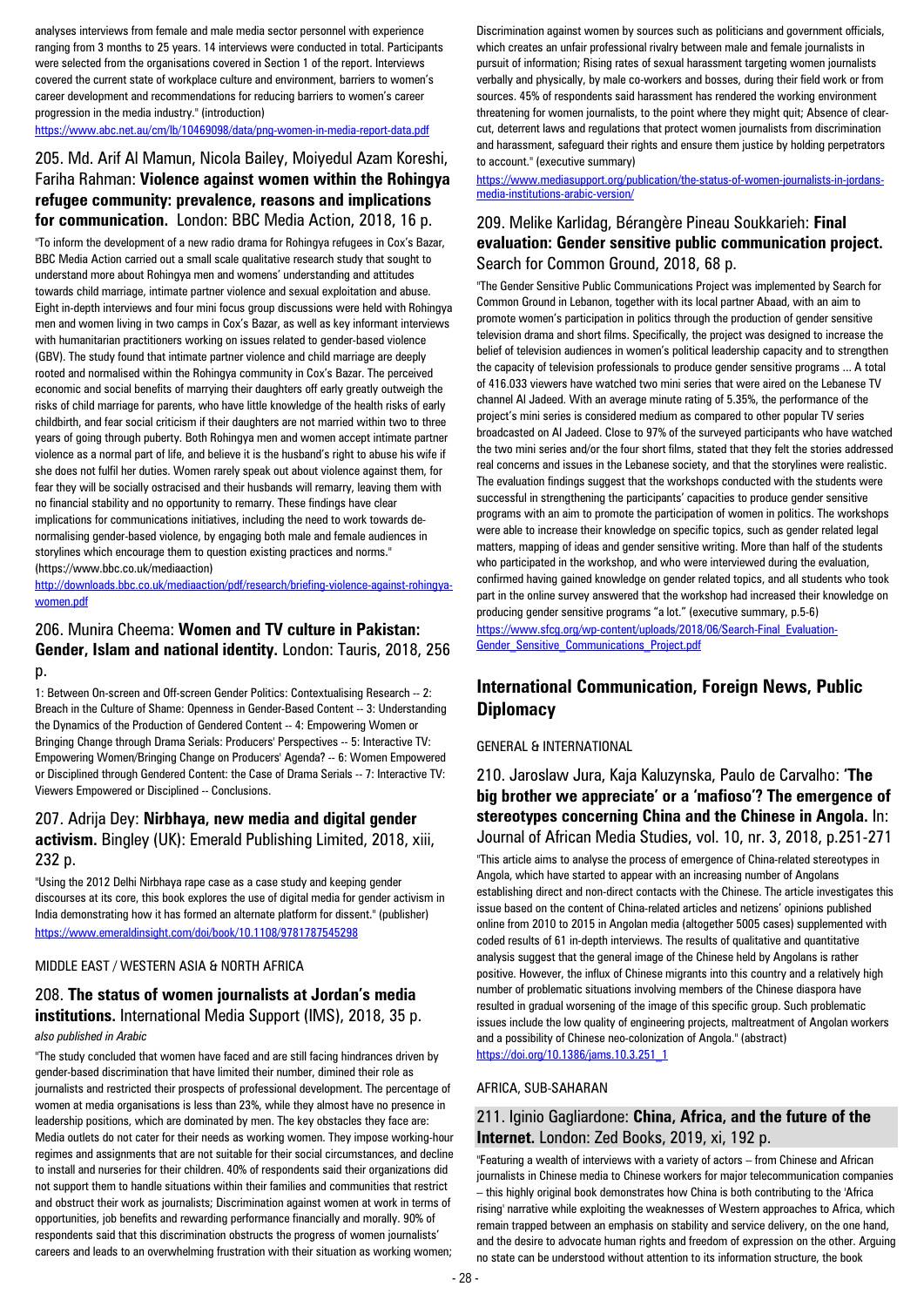analyses interviews from female and male media sector personnel with experience ranging from 3 months to 25 years. 14 interviews were conducted in total. Participants were selected from the organisations covered in Section 1 of the report. Interviews covered the current state of workplace culture and environment, barriers to women's career development and recommendations for reducing barriers to women's career progression in the media industry." (introduction)

https://www.abc.net.au/cm/lb/10469098/data/png-women-in-media-report-data.pdf

### 205. Md. Arif Al Mamun, Nicola Bailey, Moiyedul Azam Koreshi, Fariha Rahman: **Violence against women within the Rohingya refugee community: prevalence, reasons and implications for communication.** London: BBC Media Action, 2018, 16 p.

"To inform the development of a new radio drama for Rohingya refugees in Cox's Bazar, BBC Media Action carried out a small scale qualitative research study that sought to understand more about Rohingya men and womens' understanding and attitudes towards child marriage, intimate partner violence and sexual exploitation and abuse. Eight in-depth interviews and four mini focus group discussions were held with Rohingya men and women living in two camps in Cox's Bazar, as well as key informant interviews with humanitarian practitioners working on issues related to gender-based violence (GBV). The study found that intimate partner violence and child marriage are deeply rooted and normalised within the Rohingya community in Cox's Bazar. The perceived economic and social benefits of marrying their daughters off early greatly outweigh the risks of child marriage for parents, who have little knowledge of the health risks of early childbirth, and fear social criticism if their daughters are not married within two to three years of going through puberty. Both Rohingya men and women accept intimate partner violence as a normal part of life, and believe it is the husband's right to abuse his wife if she does not fulfil her duties. Women rarely speak out about violence against them, for fear they will be socially ostracised and their husbands will remarry, leaving them with no financial stability and no opportunity to remarry. These findings have clear implications for communications initiatives, including the need to work towards de-normalising gender-based violence, by engaging both male and female audiences in storylines which encourage them to question existing practices and norms." (https://www.bbc.co.uk/mediaaction)

http://downloads.bbc.co.uk/mediaaction/pdf/research/briefing-violence-against-rohingya-women.pdf

### 206. Munira Cheema: **Women and TV culture in Pakistan: Gender, Islam and national identity.** London: Tauris, 2018, 256 p.

1: Between On-screen and Off-screen Gender Politics: Contextualising Research -- 2: Breach in the Culture of Shame: Openness in Gender-Based Content -- 3: Understanding the Dynamics of the Production of Gendered Content -- 4: Empowering Women or Bringing Change through Drama Serials: Producers' Perspectives -- 5: Interactive TV: Empowering Women/Bringing Change on Producers' Agenda? -- 6: Women Empowered or Disciplined through Gendered Content: the Case of Drama Serials -- 7: Interactive TV: Viewers Empowered or Disciplined -- Conclusions.

### 207. Adrija Dey: **Nirbhaya, new media and digital gender activism.** Bingley (UK): Emerald Publishing Limited, 2018, xiii, 232 p.

"Using the 2012 Delhi Nirbhaya rape case as a case study and keeping gender discourses at its core, this book explores the use of digital media for gender activism in India demonstrating how it has formed an alternate platform for dissent." (publisher)

https://www.emeraldinsight.com/doi/book/10.1108/9781787545298

#### MIDDLE EAST / WESTERN ASIA & NORTH AFRICA

### 208. **The status of women journalists at Jordan's media institutions.** International Media Support (IMS), 2018, 35 p.

*also published in Arabic*

"The study concluded that women have faced and are still facing hindrances driven by gender-based discrimination that have limited their number, dimined their role as journalists and restricted their prospects of professional development. The percentage of women at media organisations is less than 23%, while they almost have no presence in leadership positions, which are dominated by men. The key obstacles they face are: Media outlets do not cater for their needs as working women. They impose working-hour regimes and assignments that are not suitable for their social circumstances, and decline to install and nurseries for their children. 40% of respondents said their organizations did not support them to handle situations within their families and communities that restrict and obstruct their work as journalists; Discrimination against women at work in terms of opportunities, job benefits and rewarding performance financially and morally. 90% of respondents said that this discrimination obstructs the progress of women journalists' careers and leads to an overwhelming frustration with their situation as working women; Discrimination against women by sources such as politicians and government officials, which creates an unfair professional rivalry between male and female journalists in pursuit of information; Rising rates of sexual harassment targeting women journalists verbally and physically, by male co-workers and bosses, during their field work or from sources. 45% of respondents said harassment has rendered the working environment threatening for women journalists, to the point where they might quit; Absence of clear-cut, deterrent laws and regulations that protect women journalists from discrimination and harassment, safeguard their rights and ensure them justice by holding perpetrators to account." (executive summary)

https://www.mediasupport.org/publication/the-status-of-women-journalists-in-jordans-media-institutions-arabic-version/

### 209. Melike Karlidag, Bérangère Pineau Soukkarieh: **Final evaluation: Gender sensitive public communication project.** Search for Common Ground, 2018, 68 p.

"The Gender Sensitive Public Communications Project was implemented by Search for Common Ground in Lebanon, together with its local partner Abaad, with an aim to promote women's participation in politics through the production of gender sensitive television drama and short films. Specifically, the project was designed to increase the belief of television audiences in women's political leadership capacity and to strengthen the capacity of television professionals to produce gender sensitive programs ... A total of 416.033 viewers have watched two mini series that were aired on the Lebanese TV channel Al Jadeed. With an average minute rating of 5.35%, the performance of the project's mini series is considered medium as compared to other popular TV series broadcasted on Al Jadeed. Close to 97% of the surveyed participants who have watched the two mini series and/or the four short films, stated that they felt the stories addressed real concerns and issues in the Lebanese society, and that the storylines were realistic. The evaluation findings suggest that the workshops conducted with the students were successful in strengthening the participants' capacities to produce gender sensitive programs with an aim to promote the participation of women in politics. The workshops were able to increase their knowledge on specific topics, such as gender related legal matters, mapping of ideas and gender sensitive writing. More than half of the students who participated in the workshop, and who were interviewed during the evaluation, confirmed having gained knowledge on gender related topics, and all students who took part in the online survey answered that the workshop had increased their knowledge on producing gender sensitive programs "a lot." (executive summary, p.5-6)

https://www.sfcg.org/wp-content/uploads/2018/06/Search-Final_Evaluation-Gender_Sensitive_Communications_Project.pdf

## International Communication, Foreign News, Public Diplomacy

#### GENERAL & INTERNATIONAL

### 210. Jaroslaw Jura, Kaja Kaluzynska, Paulo de Carvalho: **'The big brother we appreciate' or a 'mafioso'? The emergence of stereotypes concerning China and the Chinese in Angola.** In: Journal of African Media Studies, vol. 10, nr. 3, 2018, p.251-271

"This article aims to analyse the process of emergence of China-related stereotypes in Angola, which have started to appear with an increasing number of Angolans establishing direct and non-direct contacts with the Chinese. The article investigates this issue based on the content of China-related articles and netizens' opinions published online from 2010 to 2015 in Angolan media (altogether 5005 cases) supplemented with coded results of 61 in-depth interviews. The results of qualitative and quantitative analysis suggest that the general image of the Chinese held by Angolans is rather positive. However, the influx of Chinese migrants into this country and a relatively high number of problematic situations involving members of the Chinese diaspora have resulted in gradual worsening of the image of this specific group. Such problematic issues include the low quality of engineering projects, maltreatment of Angolan workers and a possibility of Chinese neo-colonization of Angola." (abstract)

https://doi.org/10.1386/jams.10.3.251_1

#### AFRICA, SUB-SAHARAN

### 211. Iginio Gagliardone: **China, Africa, and the future of the Internet.** London: Zed Books, 2019, xi, 192 p.

"Featuring a wealth of interviews with a variety of actors – from Chinese and African journalists in Chinese media to Chinese workers for major telecommunication companies – this highly original book demonstrates how China is both contributing to the 'Africa rising' narrative while exploiting the weaknesses of Western approaches to Africa, which remain trapped between an emphasis on stability and service delivery, on the one hand, and the desire to advocate human rights and freedom of expression on the other. Arguing no state can be understood without attention to its information structure, the book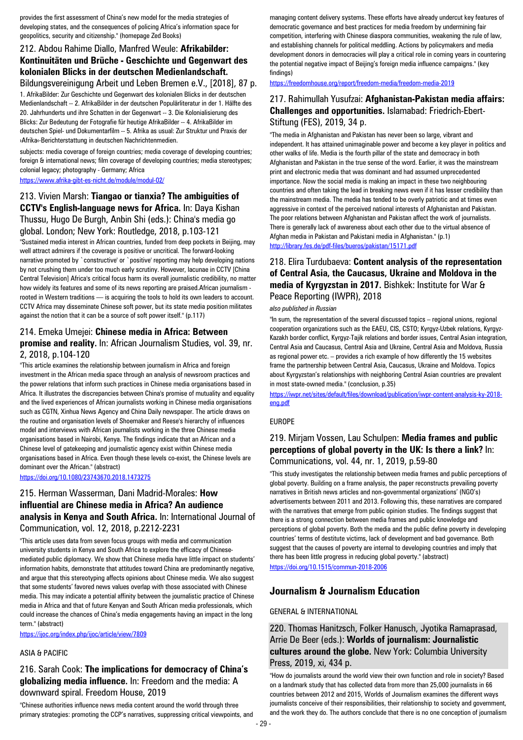provides the first assessment of China's new model for the media strategies of developing states, and the consequences of policing Africa's information space for geopolitics, security and citizenship." (homepage Zed Books)

### 212. Abdou Rahime Diallo, Manfred Weule: **Afrikabilder: Kontinuitäten und Brüche - Geschichte und Gegenwart des kolonialen Blicks in der deutschen Medienlandschaft.** Bildungsvereinigung Arbeit und Leben Bremen e.V., [2018], 87 p.

1. AfrikaBilder: Zur Geschichte und Gegenwart des kolonialen Blicks in der deutschen Medienlandschaft -- 2. AfrikaBilder in der deutschen Populärliteratur in der 1. Hälfte des 20. Jahrhunderts und ihre Schatten in der Gegenwart -- 3. Die Kolonialisierung des Blicks: Zur Bedeutung der Fotografie für heutige AfrikaBilder -- 4. AfrikaBilder im deutschen Spiel- und Dokumentarfilm -- 5. Afrika as usual: Zur Struktur und Praxis der ›Afrika‹-Berichterstattung in deutschen Nachrichtenmedien.

subjects: media coverage of foreign countries; media coverage of developing countries; foreign & international news; film coverage of developing countries; media stereotypes; colonial legacy; photography - Germany; Africa

https://www.afrika-gibt-es-nicht.de/module/modul-02/

### 213. Vivien Marsh: **Tiangao or tianxia? The ambiguities of CCTV's English-language news for Africa.** In: Daya Kishan Thussu, Hugo De Burgh, Anbin Shi (eds.): China's media go global. London; New York: Routledge, 2018, p.103-121

"Sustained media interest in African countries, funded from deep pockets in Beijing, may well attract admirers if the coverage is positive or uncritical. The forward-looking narrative promoted by `constructive' or `positive' reporting may help developing nations by not crushing them under too much early scrutiny. However, lacunae in CCTV [China Central Television] Africa's critical focus harm its overall journalistic credibility, no matter how widely its features and some of its news reporting are praised.African journalism - rooted in Western traditions — is acquiring the tools to hold its own leaders to account. CCTV Africa may disseminate Chinese soft power, but its state media position militates against the notion that it can be a source of soft power itself." (p.117)

### 214. Emeka Umejei: **Chinese media in Africa: Between promise and reality.** In: African Journalism Studies, vol. 39, nr. 2, 2018, p.104-120

"This article examines the relationship between journalism in Africa and foreign investment in the African media space through an analysis of newsroom practices and the power relations that inform such practices in Chinese media organisations based in Africa. It illustrates the discrepancies between China's promise of mutuality and equality and the lived experiences of African journalists working in Chinese media organisations such as CGTN, Xinhua News Agency and China Daily newspaper. The article draws on the routine and organisation levels of Shoemaker and Reese's hierarchy of influences model and interviews with African journalists working in the three Chinese media organisations based in Nairobi, Kenya. The findings indicate that an African and a Chinese level of gatekeeping and journalistic agency exist within Chinese media organisations based in Africa. Even though these levels co-exist, the Chinese levels are dominant over the African." (abstract)

https://doi.org/10.1080/23743670.2018.1473275

### 215. Herman Wasserman, Dani Madrid-Morales: **How influential are Chinese media in Africa? An audience analysis in Kenya and South Africa.** In: International Journal of Communication, vol. 12, 2018, p.2212-2231

"This article uses data from seven focus groups with media and communication university students in Kenya and South Africa to explore the efficacy of Chinese-mediated public diplomacy. We show that Chinese media have little impact on students' information habits, demonstrate that attitudes toward China are predominantly negative, and argue that this stereotyping affects opinions about Chinese media. We also suggest that some students' favored news values overlap with those associated with Chinese media. This may indicate a potential affinity between the journalistic practice of Chinese media in Africa and that of future Kenyan and South African media professionals, which could increase the chances of China's media engagements having an impact in the long term." (abstract)

https://ijoc.org/index.php/ijoc/article/view/7809

ASIA & PACIFIC

### 216. Sarah Cook: **The implications for democracy of China's globalizing media influence.** In: Freedom and the media: A downward spiral. Freedom House, 2019

"Chinese authorities influence news media content around the world through three primary strategies: promoting the CCP's narratives, suppressing critical viewpoints, and managing content delivery systems. These efforts have already undercut key features of democratic governance and best practices for media freedom by undermining fair competition, interfering with Chinese diaspora communities, weakening the rule of law, and establishing channels for political meddling. Actions by policymakers and media development donors in democracies will play a critical role in coming years in countering the potential negative impact of Beijing's foreign media influence campaigns." (key findings)

https://freedomhouse.org/report/freedom-media/freedom-media-2019

### 217. Rahimullah Yusufzai: **Afghanistan-Pakistan media affairs: Challenges and opportunities.** Islamabad: Friedrich-Ebert-Stiftung (FES), 2019, 34 p.

"The media in Afghanistan and Pakistan has never been so large, vibrant and independent. It has attained unimaginable power and become a key player in politics and other walks of life. Media is the fourth pillar of the state and democracy in both Afghanistan and Pakistan in the true sense of the word. Earlier, it was the mainstream print and electronic media that was dominant and had assumed unprecedented importance. Now the social media is making an impact in these two neighbouring countries and often taking the lead in breaking news even if it has lesser credibility than the mainstream media. The media has tended to be overly patriotic and at times even aggressive in context of the perceived national interests of Afghanistan and Pakistan. The poor relations between Afghanistan and Pakistan affect the work of journalists. There is generally lack of awareness about each other due to the virtual absence of Afghan media in Pakistan and Pakistani media in Afghanistan." (p.1)

http://library.fes.de/pdf-files/bueros/pakistan/15171.pdf

### 218. Elira Turdubaeva: **Content analysis of the representation of Central Asia, the Caucasus, Ukraine and Moldova in the media of Kyrgyzstan in 2017.** Bishkek: Institute for War & Peace Reporting (IWPR), 2018

*also published in Russian*

"In sum, the representation of the several discussed topics – regional unions, regional cooperation organizations such as the EAEU, CIS, CSTO; Kyrgyz-Uzbek relations, Kyrgyz-Kazakh border conflict, Kyrgyz-Tajik relations and border issues, Central Asian integration, Central Asia and Caucasus, Central Asia and Ukraine, Central Asia and Moldova, Russia as regional power etc. – provides a rich example of how differently the 15 websites frame the partnership between Central Asia, Caucasus, Ukraine and Moldova. Topics about Kyrgyzstan's relationships with neighboring Central Asian countries are prevalent in most state-owned media." (conclusion, p.35)

https://iwpr.net/sites/default/files/download/publication/iwpr-content-analysis-ky-2018-eng.pdf

EUROPE

### 219. Mirjam Vossen, Lau Schulpen: **Media frames and public perceptions of global poverty in the UK: Is there a link?** In: Communications, vol. 44, nr. 1, 2019, p.59-80

"This study investigates the relationship between media frames and public perceptions of global poverty. Building on a frame analysis, the paper reconstructs prevailing poverty narratives in British news articles and non-governmental organizations' (NGO's) advertisements between 2011 and 2013. Following this, these narratives are compared with the narratives that emerge from public opinion studies. The findings suggest that there is a strong connection between media frames and public knowledge and perceptions of global poverty. Both the media and the public define poverty in developing countries' terms of destitute victims, lack of development and bad governance. Both suggest that the causes of poverty are internal to developing countries and imply that there has been little progress in reducing global poverty." (abstract)

https://doi.org/10.1515/commun-2018-2006

## Journalism & Journalism Education

GENERAL & INTERNATIONAL

### 220. Thomas Hanitzsch, Folker Hanusch, Jyotika Ramaprasad, Arrie De Beer (eds.): **Worlds of journalism: Journalistic cultures around the globe.** New York: Columbia University Press, 2019, xi, 434 p.

"How do journalists around the world view their own function and role in society? Based on a landmark study that has collected data from more than 25,000 journalists in 66 countries between 2012 and 2015, Worlds of Journalism examines the different ways journalists conceive of their responsibilities, their relationship to society and government, and the work they do. The authors conclude that there is no one conception of journalism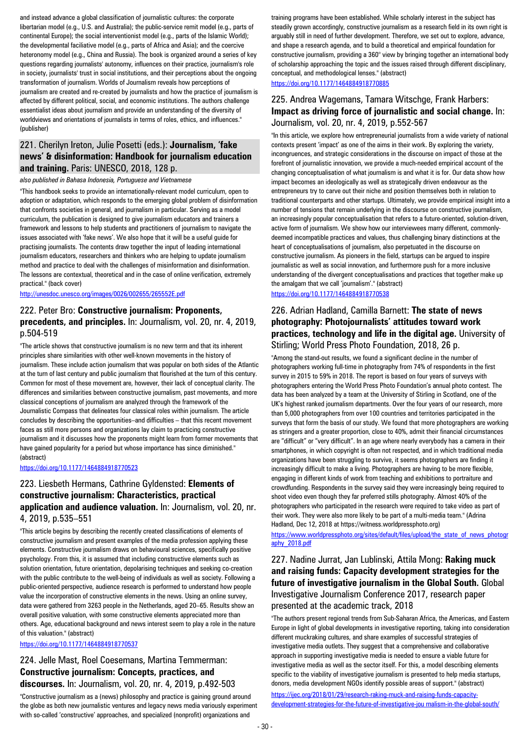and instead advance a global classification of journalistic cultures: the corporate libertarian model (e.g., U.S. and Australia); the public-service remit model (e.g., parts of continental Europe); the social interventionist model (e.g., parts of the Islamic World); the developmental faciliative model (e.g., parts of Africa and Asia); and the coercive heteronomy model (e.g., China and Russia). The book is organized around a series of key questions regarding journalists' autonomy, influences on their practice, journalism's role in society, journalists' trust in social institutions, and their perceptions about the ongoing transformation of journalism. Worlds of Journalism reveals how perceptions of journalism are created and re-created by journalists and how the practice of journalism is affected by different political, social, and economic institutions. The authors challenge essentialist ideas about journalism and provide an understanding of the diversity of worldviews and orientations of journalists in terms of roles, ethics, and influences." (publisher)

## 221. Cherilyn Ireton, Julie Posetti (eds.): **Journalism, 'fake news' & disinformation: Handbook for journalism education and training.** Paris: UNESCO, 2018, 128 p.

*also published in Bahasa Indonesia, Portuguese and Vietnamese*

"This handbook seeks to provide an internationally-relevant model curriculum, open to adoption or adaptation, which responds to the emerging global problem of disinformation that confronts societies in general, and journalism in particular. Serving as a model curriculum, the publication is designed to give journalism educators and trainers a framework and lessons to help students and practitioners of journalism to navigate the issues associated with 'fake news'. We also hope that it will be a useful guide for practising journalists. The contents draw together the input of leading international journalism educators, researchers and thinkers who are helping to update journalism method and practice to deal with the challenges of misinformation and disinformation. The lessons are contextual, theoretical and in the case of online verification, extremely practical." (back cover)

http://unesdoc.unesco.org/images/0026/002655/265552E.pdf

## 222. Peter Bro: **Constructive journalism: Proponents, precedents, and principles.** In: Journalism, vol. 20, nr. 4, 2019, p.504-519

"The article shows that constructive journalism is no new term and that its inherent principles share similarities with other well-known movements in the history of journalism. These include action journalism that was popular on both sides of the Atlantic at the turn of last century and public journalism that flourished at the turn of this century. Common for most of these movement are, however, their lack of conceptual clarity. The differences and similarities between constructive journalism, past movements, and more classical conceptions of journalism are analyzed through the framework of the Journalistic Compass that delineates four classical roles within journalism. The article concludes by describing the opportunities–and difficulties – that this recent movement faces as still more persons and organizations lay claim to practicing constructive journalism and it discusses how the proponents might learn from former movements that have gained popularity for a period but whose importance has since diminished." (abstract)

https://doi.org/10.1177/1464884918770523

## 223. Liesbeth Hermans, Cathrine Gyldensted: **Elements of constructive journalism: Characteristics, practical application and audience valuation.** In: Journalism, vol. 20, nr. 4, 2019, p.535–551

"This article begins by describing the recently created classifications of elements of constructive journalism and present examples of the media profession applying these elements. Constructive journalism draws on behavioural sciences, specifically positive psychology. From this, it is assumed that including constructive elements such as solution orientation, future orientation, depolarising techniques and seeking co-creation with the public contribute to the well-being of individuals as well as society. Following a public-oriented perspective, audience research is performed to understand how people value the incorporation of constructive elements in the news. Using an online survey, data were gathered from 3263 people in the Netherlands, aged 20–65. Results show an overall positive valuation, with some constructive elements appreciated more than others. Age, educational background and news interest seem to play a role in the nature of this valuation." (abstract)

https://doi.org/10.1177/1464884918770537

## 224. Jelle Mast, Roel Coesemans, Martina Temmerman: **Constructive journalism: Concepts, practices, and discourses.** In: Journalism, vol. 20, nr. 4, 2019, p.492-503

"Constructive journalism as a (news) philosophy and practice is gaining ground around the globe as both new journalistic ventures and legacy news media variously experiment with so-called 'constructive' approaches, and specialized (nonprofit) organizations and training programs have been established. While scholarly interest in the subject has steadily grown accordingly, constructive journalism as a research field in its own right is arguably still in need of further development. Therefore, we set out to explore, advance, and shape a research agenda, and to build a theoretical and empirical foundation for constructive journalism, providing a 360° view by bringing together an international body of scholarship approaching the topic and the issues raised through different disciplinary, conceptual, and methodological lenses." (abstract)

https://doi.org/10.1177/1464884918770885

## 225. Andrea Wagemans, Tamara Witschge, Frank Harbers: **Impact as driving force of journalistic and social change.** In: Journalism, vol. 20, nr. 4, 2019, p.552-567

"In this article, we explore how entrepreneurial journalists from a wide variety of national contexts present 'impact' as one of the aims in their work. By exploring the variety, incongruences, and strategic considerations in the discourse on impact of those at the forefront of journalistic innovation, we provide a much-needed empirical account of the changing conceptualisation of what journalism is and what it is for. Our data show how impact becomes an ideologically as well as strategically driven endeavour as the entrepreneurs try to carve out their niche and position themselves both in relation to traditional counterparts and other startups. Ultimately, we provide empirical insight into a number of tensions that remain underlying in the discourse on constructive journalism, an increasingly popular conceptualisation that refers to a future-oriented, solution-driven, active form of journalism. We show how our interviewees marry different, commonly-deemed incompatible practices and values, thus challenging binary distinctions at the heart of conceptualisations of journalism, also perpetuated in the discourse on constructive journalism. As pioneers in the field, startups can be argued to inspire journalistic as well as social innovation, and furthermore push for a more inclusive understanding of the divergent conceptualisations and practices that together make up the amalgam that we call 'journalism'." (abstract)

https://doi.org/10.1177/1464884918770538

## 226. Adrian Hadland, Camilla Barnett: **The state of news photography: Photojournalists' attitudes toward work practices, technology and life in the digital age.** University of Stirling; World Press Photo Foundation, 2018, 26 p.

"Among the stand-out results, we found a significant decline in the number of photographers working full-time in photography from 74% of respondents in the first survey in 2015 to 59% in 2018. The report is based on four years of surveys with photographers entering the World Press Photo Foundation's annual photo contest. The data has been analyzed by a team at the University of Stirling in Scotland, one of the UK's highest ranked journalism departments. Over the four years of our research, more than 5,000 photographers from over 100 countries and territories participated in the surveys that form the basis of our study. We found that more photographers are working as stringers and a greater proportion, close to 40%, admit their financial circumstances are "difficult" or "very difficult". In an age where nearly everybody has a camera in their smartphones, in which copyright is often not respected, and in which traditional media organizations have been struggling to survive, it seems photographers are finding it increasingly difficult to make a living. Photographers are having to be more flexible, engaging in different kinds of work from teaching and exhibitions to portraiture and crowdfunding. Respondents in the survey said they were increasingly being required to shoot video even though they far preferred stills photography. Almost 40% of the photographers who participated in the research were required to take video as part of their work. They were also more likely to be part of a multi-media team." (Adrina Hadland, Dec 12, 2018 at https://witness.worldpressphoto.org)

https://www.worldpressphoto.org/sites/default/files/upload/the_state_of_news_photography_2018.pdf

## 227. Nadine Jurrat, Jan Lublinski, Attila Mong: **Raking muck and raising funds: Capacity development strategies for the future of investigative journalism in the Global South.** Global Investigative Journalism Conference 2017, research paper presented at the academic track, 2018

"The authors present regional trends from Sub-Saharan Africa, the Americas, and Eastern Europe in light of global developments in investigative reporting, taking into consideration different muckraking cultures, and share examples of successful strategies of investigative media outlets. They suggest that a comprehensive and collaborative approach in supporting investigative media is needed to ensure a viable future for investigative media as well as the sector itself. For this, a model describing elements specific to the viability of investigative journalism is presented to help media startups, donors, media development NGOs identify possible areas of support." (abstract)

https://ijec.org/2018/01/29/research-raking-muck-and-raising-funds-capacity-development-strategies-for-the-future-of-investigative-jou rnalism-in-the-global-south/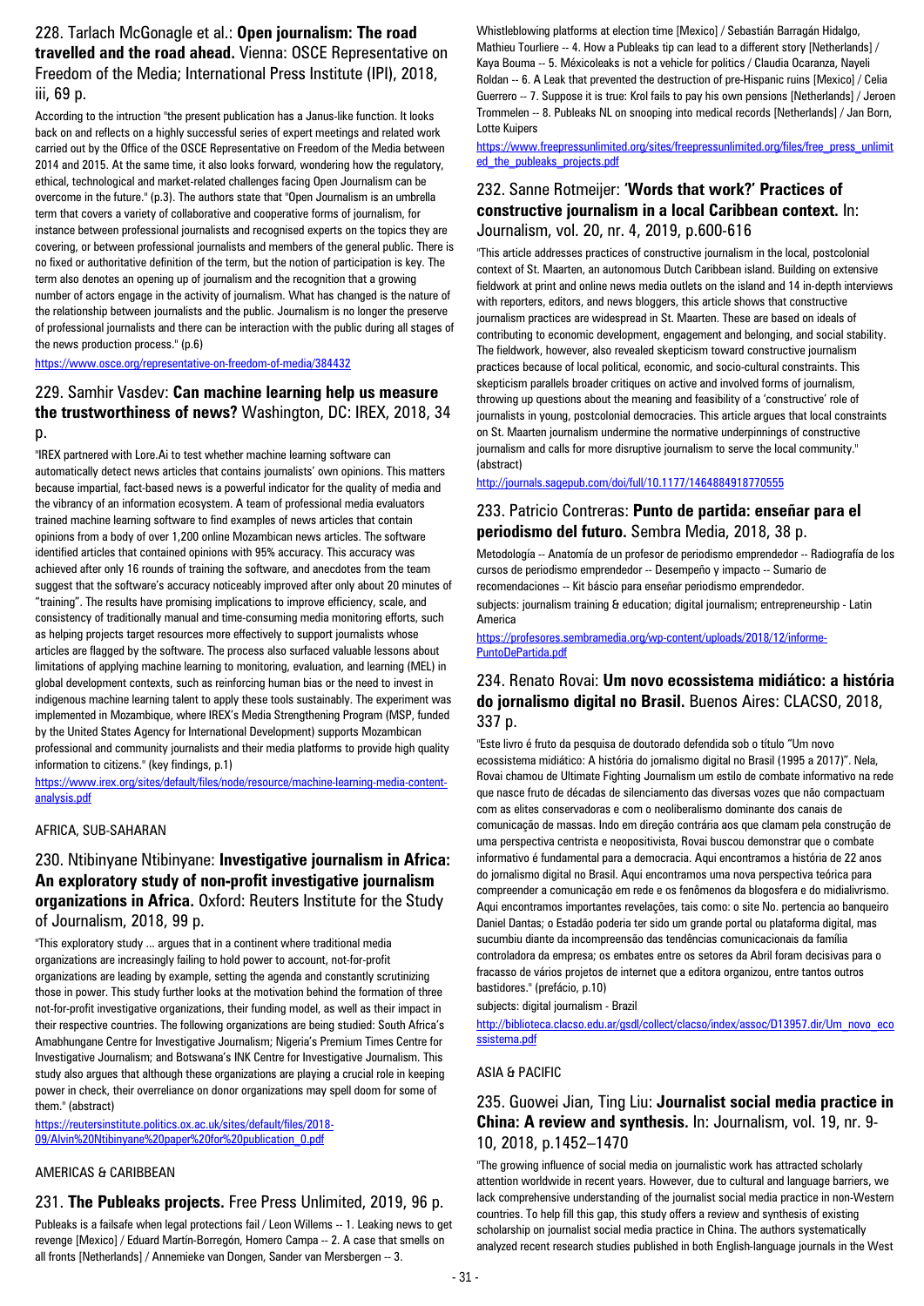## 228. Tarlach McGonagle et al.: **Open journalism: The road travelled and the road ahead.** Vienna: OSCE Representative on Freedom of the Media; International Press Institute (IPI), 2018, iii, 69 p.

According to the intruction "the present publication has a Janus-like function. It looks back on and reflects on a highly successful series of expert meetings and related work carried out by the Office of the OSCE Representative on Freedom of the Media between 2014 and 2015. At the same time, it also looks forward, wondering how the regulatory, ethical, technological and market-related challenges facing Open Journalism can be overcome in the future." (p.3). The authors state that "Open Journalism is an umbrella term that covers a variety of collaborative and cooperative forms of journalism, for instance between professional journalists and recognised experts on the topics they are covering, or between professional journalists and members of the general public. There is no fixed or authoritative definition of the term, but the notion of participation is key. The term also denotes an opening up of journalism and the recognition that a growing number of actors engage in the activity of journalism. What has changed is the nature of the relationship between journalists and the public. Journalism is no longer the preserve of professional journalists and there can be interaction with the public during all stages of the news production process." (p.6)

https://www.osce.org/representative-on-freedom-of-media/384432

## 229. Samhir Vasdev: **Can machine learning help us measure the trustworthiness of news?** Washington, DC: IREX, 2018, 34 p.

"IREX partnered with Lore.Ai to test whether machine learning software can automatically detect news articles that contains journalists' own opinions. This matters because impartial, fact-based news is a powerful indicator for the quality of media and the vibrancy of an information ecosystem. A team of professional media evaluators trained machine learning software to find examples of news articles that contain opinions from a body of over 1,200 online Mozambican news articles. The software identified articles that contained opinions with 95% accuracy. This accuracy was achieved after only 16 rounds of training the software, and anecdotes from the team suggest that the software's accuracy noticeably improved after only about 20 minutes of "training". The results have promising implications to improve efficiency, scale, and consistency of traditionally manual and time-consuming media monitoring efforts, such as helping projects target resources more effectively to support journalists whose articles are flagged by the software. The process also surfaced valuable lessons about limitations of applying machine learning to monitoring, evaluation, and learning (MEL) in global development contexts, such as reinforcing human bias or the need to invest in indigenous machine learning talent to apply these tools sustainably. The experiment was implemented in Mozambique, where IREX's Media Strengthening Program (MSP, funded by the United States Agency for International Development) supports Mozambican professional and community journalists and their media platforms to provide high quality information to citizens." (key findings, p.1)

https://www.irex.org/sites/default/files/node/resource/machine-learning-media-content-analysis.pdf

### AFRICA, SUB-SAHARAN

## 230. Ntibinyane Ntibinyane: **Investigative journalism in Africa: An exploratory study of non-profit investigative journalism organizations in Africa.** Oxford: Reuters Institute for the Study of Journalism, 2018, 99 p.

"This exploratory study ... argues that in a continent where traditional media organizations are increasingly failing to hold power to account, not-for-profit organizations are leading by example, setting the agenda and constantly scrutinizing those in power. This study further looks at the motivation behind the formation of three not-for-profit investigative organizations, their funding model, as well as their impact in their respective countries. The following organizations are being studied: South Africa's Amabhungane Centre for Investigative Journalism; Nigeria's Premium Times Centre for Investigative Journalism; and Botswana's INK Centre for Investigative Journalism. This study also argues that although these organizations are playing a crucial role in keeping power in check, their overreliance on donor organizations may spell doom for some of them." (abstract)

https://reutersinstitute.politics.ox.ac.uk/sites/default/files/2018-09/Alvin%20Ntibinyane%20paper%20for%20publication_0.pdf

### AMERICAS & CARIBBEAN

## 231. **The Publeaks projects.** Free Press Unlimited, 2019, 96 p.

Publeaks is a failsafe when legal protections fail / Leon Willems -- 1. Leaking news to get revenge [Mexico] / Eduard Martín-Borregón, Homero Campa -- 2. A case that smells on all fronts [Netherlands] / Annemieke van Dongen, Sander van Mersbergen -- 3. Whistleblowing platforms at election time [Mexico] / Sebastián Barragán Hidalgo, Mathieu Tourliere -- 4. How a Publeaks tip can lead to a different story [Netherlands] / Kaya Bouma -- 5. Méxicoleaks is not a vehicle for politics / Claudia Ocaranza, Nayeli Roldan -- 6. A Leak that prevented the destruction of pre-Hispanic ruins [Mexico] / Celia Guerrero -- 7. Suppose it is true: Krol fails to pay his own pensions [Netherlands] / Jeroen Trommelen -- 8. Publeaks NL on snooping into medical records [Netherlands] / Jan Born, Lotte Kuipers

https://www.freepressunlimited.org/sites/freepressunlimited.org/files/free_press_unlimited_the_publeaks_projects.pdf

## 232. Sanne Rotmeijer: **'Words that work?' Practices of constructive journalism in a local Caribbean context.** In: Journalism, vol. 20, nr. 4, 2019, p.600-616

"This article addresses practices of constructive journalism in the local, postcolonial context of St. Maarten, an autonomous Dutch Caribbean island. Building on extensive fieldwork at print and online news media outlets on the island and 14 in-depth interviews with reporters, editors, and news bloggers, this article shows that constructive journalism practices are widespread in St. Maarten. These are based on ideals of contributing to economic development, engagement and belonging, and social stability. The fieldwork, however, also revealed skepticism toward constructive journalism practices because of local political, economic, and socio-cultural constraints. This skepticism parallels broader critiques on active and involved forms of journalism, throwing up questions about the meaning and feasibility of a 'constructive' role of journalists in young, postcolonial democracies. This article argues that local constraints on St. Maarten journalism undermine the normative underpinnings of constructive journalism and calls for more disruptive journalism to serve the local community." (abstract)

http://journals.sagepub.com/doi/full/10.1177/1464884918770555

## 233. Patricio Contreras: **Punto de partida: enseñar para el periodismo del futuro.** Sembra Media, 2018, 38 p.

Metodología -- Anatomía de un profesor de periodismo emprendedor -- Radiografía de los cursos de periodismo emprendedor -- Desempeño y impacto -- Sumario de recomendaciones -- Kit báscio para enseñar periodismo emprendedor.

subjects: journalism training & education; digital journalism; entrepreneurship - Latin America

https://profesores.sembramedia.org/wp-content/uploads/2018/12/informe-PuntoDePartida.pdf

## 234. Renato Rovai: **Um novo ecossistema midiático: a história do jornalismo digital no Brasil.** Buenos Aires: CLACSO, 2018, 337 p.

"Este livro é fruto da pesquisa de doutorado defendida sob o título "Um novo ecossistema midiático: A história do jornalismo digital no Brasil (1995 a 2017)". Nela, Rovai chamou de Ultimate Fighting Journalism um estilo de combate informativo na rede que nasce fruto de décadas de silenciamento das diversas vozes que não compactuam com as elites conservadoras e com o neoliberalismo dominante dos canais de comunicação de massas. Indo em direção contrária aos que clamam pela construção de uma perspectiva centrista e neopositivista, Rovai buscou demonstrar que o combate informativo é fundamental para a democracia. Aqui encontramos a história de 22 anos do jornalismo digital no Brasil. Aqui encontramos uma nova perspectiva teórica para compreender a comunicação em rede e os fenômenos da blogosfera e do midialivrismo. Aqui encontramos importantes revelações, tais como: o site No. pertencia ao banqueiro Daniel Dantas; o Estadão poderia ter sido um grande portal ou plataforma digital, mas sucumbiu diante da incompreensão das tendências comunicacionais da família controladora da empresa; os embates entre os setores da Abril foram decisivas para o fracasso de vários projetos de internet que a editora organizou, entre tantos outros bastidores." (prefácio, p.10)

subjects: digital journalism - Brazil

http://biblioteca.clacso.edu.ar/gsdl/collect/clacso/index/assoc/D13957.dir/Um_novo_ecossistema.pdf

### ASIA & PACIFIC

## 235. Guowei Jian, Ting Liu: **Journalist social media practice in China: A review and synthesis.** In: Journalism, vol. 19, nr. 9-10, 2018, p.1452–1470

"The growing influence of social media on journalistic work has attracted scholarly attention worldwide in recent years. However, due to cultural and language barriers, we lack comprehensive understanding of the journalist social media practice in non-Western countries. To help fill this gap, this study offers a review and synthesis of existing scholarship on journalist social media practice in China. The authors systematically analyzed recent research studies published in both English-language journals in the West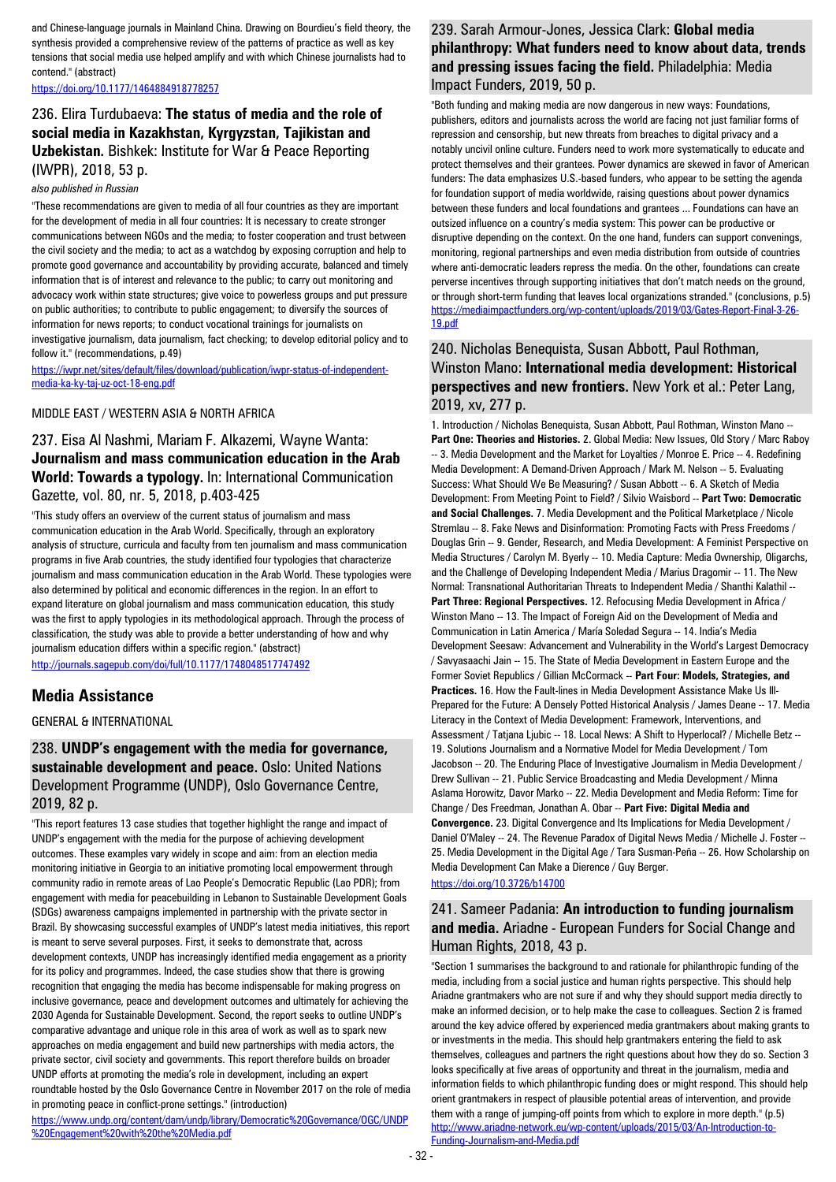and Chinese-language journals in Mainland China. Drawing on Bourdieu's field theory, the synthesis provided a comprehensive review of the patterns of practice as well as key tensions that social media use helped amplify and with which Chinese journalists had to contend." (abstract)

https://doi.org/10.1177/1464884918778257

### 236. Elira Turdubaeva: **The status of media and the role of social media in Kazakhstan, Kyrgyzstan, Tajikistan and Uzbekistan.** Bishkek: Institute for War & Peace Reporting (IWPR), 2018, 53 p.

*also published in Russian*

"These recommendations are given to media of all four countries as they are important for the development of media in all four countries: It is necessary to create stronger communications between NGOs and the media; to foster cooperation and trust between the civil society and the media; to act as a watchdog by exposing corruption and help to promote good governance and accountability by providing accurate, balanced and timely information that is of interest and relevance to the public; to carry out monitoring and advocacy work within state structures; give voice to powerless groups and put pressure on public authorities; to contribute to public engagement; to diversify the sources of information for news reports; to conduct vocational trainings for journalists on investigative journalism, data journalism, fact checking; to develop editorial policy and to follow it." (recommendations, p.49)

https://iwpr.net/sites/default/files/download/publication/iwpr-status-of-independent-media-ka-ky-taj-uz-oct-18-eng.pdf

MIDDLE EAST / WESTERN ASIA & NORTH AFRICA

### 237. Eisa Al Nashmi, Mariam F. Alkazemi, Wayne Wanta: **Journalism and mass communication education in the Arab World: Towards a typology.** In: International Communication Gazette, vol. 80, nr. 5, 2018, p.403-425

"This study offers an overview of the current status of journalism and mass communication education in the Arab World. Specifically, through an exploratory analysis of structure, curricula and faculty from ten journalism and mass communication programs in five Arab countries, the study identified four typologies that characterize journalism and mass communication education in the Arab World. These typologies were also determined by political and economic differences in the region. In an effort to expand literature on global journalism and mass communication education, this study was the first to apply typologies in its methodological approach. Through the process of classification, the study was able to provide a better understanding of how and why journalism education differs within a specific region." (abstract)

http://journals.sagepub.com/doi/full/10.1177/1748048517747492

## Media Assistance

GENERAL & INTERNATIONAL

### 238. **UNDP's engagement with the media for governance, sustainable development and peace.** Oslo: United Nations Development Programme (UNDP), Oslo Governance Centre, 2019, 82 p.

"This report features 13 case studies that together highlight the range and impact of UNDP's engagement with the media for the purpose of achieving development outcomes. These examples vary widely in scope and aim: from an election media monitoring initiative in Georgia to an initiative promoting local empowerment through community radio in remote areas of Lao People's Democratic Republic (Lao PDR); from engagement with media for peacebuilding in Lebanon to Sustainable Development Goals (SDGs) awareness campaigns implemented in partnership with the private sector in Brazil. By showcasing successful examples of UNDP's latest media initiatives, this report is meant to serve several purposes. First, it seeks to demonstrate that, across development contexts, UNDP has increasingly identified media engagement as a priority for its policy and programmes. Indeed, the case studies show that there is growing recognition that engaging the media has become indispensable for making progress on inclusive governance, peace and development outcomes and ultimately for achieving the 2030 Agenda for Sustainable Development. Second, the report seeks to outline UNDP's comparative advantage and unique role in this area of work as well as to spark new approaches on media engagement and build new partnerships with media actors, the private sector, civil society and governments. This report therefore builds on broader UNDP efforts at promoting the media's role in development, including an expert roundtable hosted by the Oslo Governance Centre in November 2017 on the role of media in promoting peace in conflict-prone settings." (introduction)

https://www.undp.org/content/dam/undp/library/Democratic%20Governance/OGC/UNDP%20Engagement%20with%20the%20Media.pdf

### 239. Sarah Armour-Jones, Jessica Clark: **Global media philanthropy: What funders need to know about data, trends and pressing issues facing the field.** Philadelphia: Media Impact Funders, 2019, 50 p.

"Both funding and making media are now dangerous in new ways: Foundations, publishers, editors and journalists across the world are facing not just familiar forms of repression and censorship, but new threats from breaches to digital privacy and a notably uncivil online culture. Funders need to work more systematically to educate and protect themselves and their grantees. Power dynamics are skewed in favor of American funders: The data emphasizes U.S.-based funders, who appear to be setting the agenda for foundation support of media worldwide, raising questions about power dynamics between these funders and local foundations and grantees ... Foundations can have an outsized influence on a country's media system: This power can be productive or disruptive depending on the context. On the one hand, funders can support convenings, monitoring, regional partnerships and even media distribution from outside of countries where anti-democratic leaders repress the media. On the other, foundations can create perverse incentives through supporting initiatives that don't match needs on the ground, or through short-term funding that leaves local organizations stranded." (conclusions, p.5)

https://mediaimpactfunders.org/wp-content/uploads/2019/03/Gates-Report-Final-3-26-19.pdf

### 240. Nicholas Benequista, Susan Abbott, Paul Rothman, Winston Mano: **International media development: Historical perspectives and new frontiers.** New York et al.: Peter Lang, 2019, xv, 277 p.

1. Introduction / Nicholas Benequista, Susan Abbott, Paul Rothman, Winston Mano -- **Part One: Theories and Histories.** 2. Global Media: New Issues, Old Story / Marc Raboy -- 3. Media Development and the Market for Loyalties / Monroe E. Price -- 4. Redefining Media Development: A Demand-Driven Approach / Mark M. Nelson -- 5. Evaluating Success: What Should We Be Measuring? / Susan Abbott -- 6. A Sketch of Media Development: From Meeting Point to Field? / Silvio Waisbord -- **Part Two: Democratic and Social Challenges.** 7. Media Development and the Political Marketplace / Nicole Stremlau -- 8. Fake News and Disinformation: Promoting Facts with Press Freedoms / Douglas Grin -- 9. Gender, Research, and Media Development: A Feminist Perspective on Media Structures / Carolyn M. Byerly -- 10. Media Capture: Media Ownership, Oligarchs, and the Challenge of Developing Independent Media / Marius Dragomir -- 11. The New Normal: Transnational Authoritarian Threats to Independent Media / Shanthi Kalathil -- **Part Three: Regional Perspectives.** 12. Refocusing Media Development in Africa / Winston Mano -- 13. The Impact of Foreign Aid on the Development of Media and Communication in Latin America / María Soledad Segura -- 14. India's Media Development Seesaw: Advancement and Vulnerability in the World's Largest Democracy / Savyasaachi Jain -- 15. The State of Media Development in Eastern Europe and the Former Soviet Republics / Gillian McCormack -- **Part Four: Models, Strategies, and Practices.** 16. How the Fault-lines in Media Development Assistance Make Us Ill-Prepared for the Future: A Densely Potted Historical Analysis / James Deane -- 17. Media Literacy in the Context of Media Development: Framework, Interventions, and Assessment / Tatjana Ljubic -- 18. Local News: A Shift to Hyperlocal? / Michelle Betz -- 19. Solutions Journalism and a Normative Model for Media Development / Tom Jacobson -- 20. The Enduring Place of Investigative Journalism in Media Development / Drew Sullivan -- 21. Public Service Broadcasting and Media Development / Minna Aslama Horowitz, Davor Marko -- 22. Media Development and Media Reform: Time for Change / Des Freedman, Jonathan A. Obar -- **Part Five: Digital Media and Convergence.** 23. Digital Convergence and Its Implications for Media Development / Daniel O'Maley -- 24. The Revenue Paradox of Digital News Media / Michelle J. Foster -- 25. Media Development in the Digital Age / Tara Susman-Peña -- 26. How Scholarship on Media Development Can Make a Dierence / Guy Berger.

https://doi.org/10.3726/b14700

### 241. Sameer Padania: **An introduction to funding journalism and media.** Ariadne - European Funders for Social Change and Human Rights, 2018, 43 p.

"Section 1 summarises the background to and rationale for philanthropic funding of the media, including from a social justice and human rights perspective. This should help Ariadne grantmakers who are not sure if and why they should support media directly to make an informed decision, or to help make the case to colleagues. Section 2 is framed around the key advice offered by experienced media grantmakers about making grants to or investments in the media. This should help grantmakers entering the field to ask themselves, colleagues and partners the right questions about how they do so. Section 3 looks specifically at five areas of opportunity and threat in the journalism, media and information fields to which philanthropic funding does or might respond. This should help orient grantmakers in respect of plausible potential areas of intervention, and provide them with a range of jumping-off points from which to explore in more depth." (p.5)

http://www.ariadne-network.eu/wp-content/uploads/2015/03/An-Introduction-to-Funding-Journalism-and-Media.pdf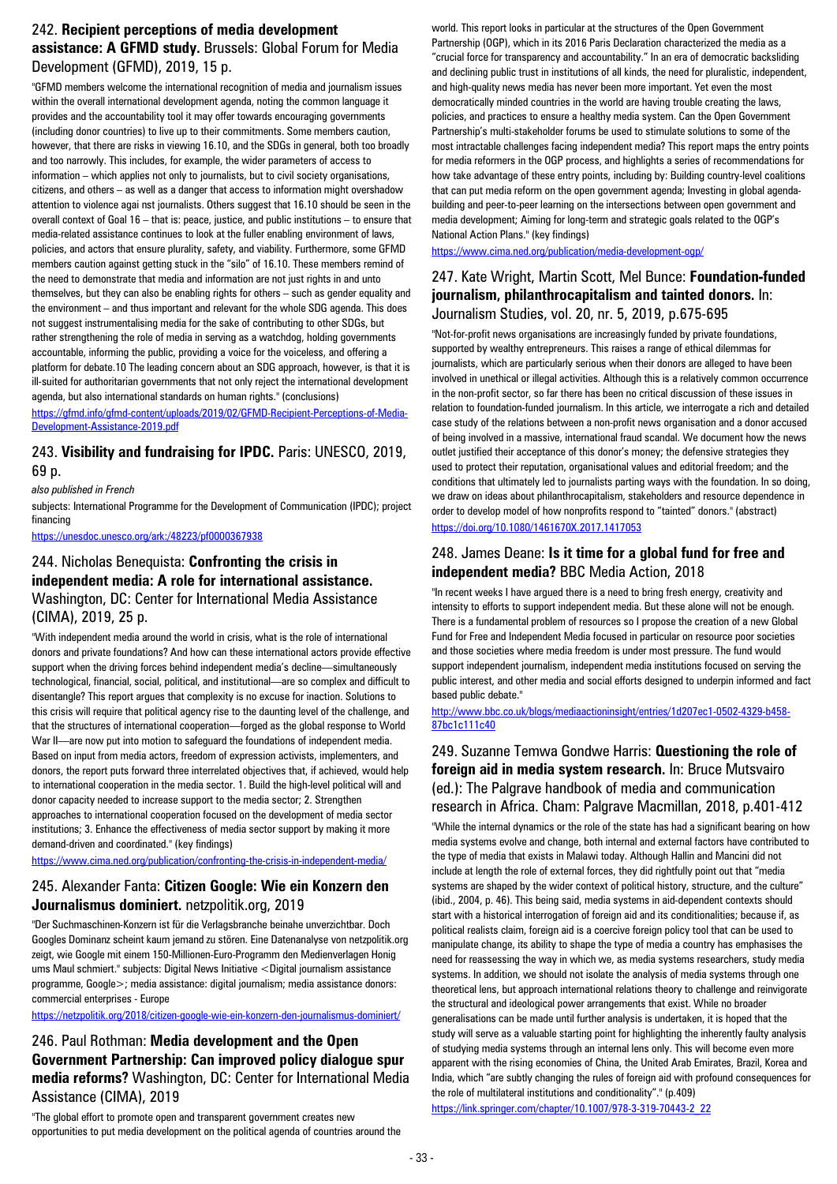## 242. **Recipient perceptions of media development assistance: A GFMD study.** Brussels: Global Forum for Media Development (GFMD), 2019, 15 p.

"GFMD members welcome the international recognition of media and journalism issues within the overall international development agenda, noting the common language it provides and the accountability tool it may offer towards encouraging governments (including donor countries) to live up to their commitments. Some members caution, however, that there are risks in viewing 16.10, and the SDGs in general, both too broadly and too narrowly. This includes, for example, the wider parameters of access to information – which applies not only to journalists, but to civil society organisations, citizens, and others – as well as a danger that access to information might overshadow attention to violence agai nst journalists. Others suggest that 16.10 should be seen in the overall context of Goal 16 – that is: peace, justice, and public institutions – to ensure that media-related assistance continues to look at the fuller enabling environment of laws, policies, and actors that ensure plurality, safety, and viability. Furthermore, some GFMD members caution against getting stuck in the "silo" of 16.10. These members remind of the need to demonstrate that media and information are not just rights in and unto themselves, but they can also be enabling rights for others – such as gender equality and the environment – and thus important and relevant for the whole SDG agenda. This does not suggest instrumentalising media for the sake of contributing to other SDGs, but rather strengthening the role of media in serving as a watchdog, holding governments accountable, informing the public, providing a voice for the voiceless, and offering a platform for debate.10 The leading concern about an SDG approach, however, is that it is ill-suited for authoritarian governments that not only reject the international development agenda, but also international standards on human rights." (conclusions)

https://gfmd.info/gfmd-content/uploads/2019/02/GFMD-Recipient-Perceptions-of-Media-Development-Assistance-2019.pdf

## 243. **Visibility and fundraising for IPDC.** Paris: UNESCO, 2019, 69 p.

*also published in French*

subjects: International Programme for the Development of Communication (IPDC); project financing

https://unesdoc.unesco.org/ark:/48223/pf0000367938

## 244. Nicholas Benequista: **Confronting the crisis in independent media: A role for international assistance.** Washington, DC: Center for International Media Assistance (CIMA), 2019, 25 p.

"With independent media around the world in crisis, what is the role of international donors and private foundations? And how can these international actors provide effective support when the driving forces behind independent media's decline—simultaneously technological, financial, social, political, and institutional—are so complex and difficult to disentangle? This report argues that complexity is no excuse for inaction. Solutions to this crisis will require that political agency rise to the daunting level of the challenge, and that the structures of international cooperation—forged as the global response to World War II—are now put into motion to safeguard the foundations of independent media. Based on input from media actors, freedom of expression activists, implementers, and donors, the report puts forward three interrelated objectives that, if achieved, would help to international cooperation in the media sector. 1. Build the high-level political will and donor capacity needed to increase support to the media sector; 2. Strengthen approaches to international cooperation focused on the development of media sector institutions; 3. Enhance the effectiveness of media sector support by making it more demand-driven and coordinated." (key findings)

https://www.cima.ned.org/publication/confronting-the-crisis-in-independent-media/

## 245. Alexander Fanta: **Citizen Google: Wie ein Konzern den Journalismus dominiert.** netzpolitik.org, 2019

"Der Suchmaschinen-Konzern ist für die Verlagsbranche beinahe unverzichtbar. Doch Googles Dominanz scheint kaum jemand zu stören. Eine Datenanalyse von netzpolitik.org zeigt, wie Google mit einem 150-Millionen-Euro-Programm den Medienverlagen Honig ums Maul schmiert." subjects: Digital News Initiative <Digital journalism assistance programme, Google>; media assistance: digital journalism; media assistance donors: commercial enterprises - Europe

https://netzpolitik.org/2018/citizen-google-wie-ein-konzern-den-journalismus-dominiert/

## 246. Paul Rothman: **Media development and the Open Government Partnership: Can improved policy dialogue spur media reforms?** Washington, DC: Center for International Media Assistance (CIMA), 2019

"The global effort to promote open and transparent government creates new opportunities to put media development on the political agenda of countries around the world. This report looks in particular at the structures of the Open Government Partnership (OGP), which in its 2016 Paris Declaration characterized the media as a "crucial force for transparency and accountability." In an era of democratic backsliding and declining public trust in institutions of all kinds, the need for pluralistic, independent, and high-quality news media has never been more important. Yet even the most democratically minded countries in the world are having trouble creating the laws, policies, and practices to ensure a healthy media system. Can the Open Government Partnership's multi-stakeholder forums be used to stimulate solutions to some of the most intractable challenges facing independent media? This report maps the entry points for media reformers in the OGP process, and highlights a series of recommendations for how take advantage of these entry points, including by: Building country-level coalitions that can put media reform on the open government agenda; Investing in global agenda-building and peer-to-peer learning on the intersections between open government and media development; Aiming for long-term and strategic goals related to the OGP's National Action Plans." (key findings)

https://www.cima.ned.org/publication/media-development-ogp/

## 247. Kate Wright, Martin Scott, Mel Bunce: **Foundation-funded journalism, philanthrocapitalism and tainted donors.** In: Journalism Studies, vol. 20, nr. 5, 2019, p.675-695

"Not-for-profit news organisations are increasingly funded by private foundations, supported by wealthy entrepreneurs. This raises a range of ethical dilemmas for journalists, which are particularly serious when their donors are alleged to have been involved in unethical or illegal activities. Although this is a relatively common occurrence in the non-profit sector, so far there has been no critical discussion of these issues in relation to foundation-funded journalism. In this article, we interrogate a rich and detailed case study of the relations between a non-profit news organisation and a donor accused of being involved in a massive, international fraud scandal. We document how the news outlet justified their acceptance of this donor's money; the defensive strategies they used to protect their reputation, organisational values and editorial freedom; and the conditions that ultimately led to journalists parting ways with the foundation. In so doing, we draw on ideas about philanthrocapitalism, stakeholders and resource dependence in order to develop model of how nonprofits respond to "tainted" donors." (abstract)

https://doi.org/10.1080/1461670X.2017.1417053

## 248. James Deane: **Is it time for a global fund for free and independent media?** BBC Media Action, 2018

"In recent weeks I have argued there is a need to bring fresh energy, creativity and intensity to efforts to support independent media. But these alone will not be enough. There is a fundamental problem of resources so I propose the creation of a new Global Fund for Free and Independent Media focused in particular on resource poor societies and those societies where media freedom is under most pressure. The fund would support independent journalism, independent media institutions focused on serving the public interest, and other media and social efforts designed to underpin informed and fact based public debate."

http://www.bbc.co.uk/blogs/mediaactioninsight/entries/1d207ec1-0502-4329-b458-87bc1c111c40

## 249. Suzanne Temwa Gondwe Harris: **Questioning the role of foreign aid in media system research.** In: Bruce Mutsvairo (ed.): The Palgrave handbook of media and communication research in Africa. Cham: Palgrave Macmillan, 2018, p.401-412

"While the internal dynamics or the role of the state has had a significant bearing on how media systems evolve and change, both internal and external factors have contributed to the type of media that exists in Malawi today. Although Hallin and Mancini did not include at length the role of external forces, they did rightfully point out that "media systems are shaped by the wider context of political history, structure, and the culture" (ibid., 2004, p. 46). This being said, media systems in aid-dependent contexts should start with a historical interrogation of foreign aid and its conditionalities; because if, as political realists claim, foreign aid is a coercive foreign policy tool that can be used to manipulate change, its ability to shape the type of media a country has emphasises the need for reassessing the way in which we, as media systems researchers, study media systems. In addition, we should not isolate the analysis of media systems through one theoretical lens, but approach international relations theory to challenge and reinvigorate the structural and ideological power arrangements that exist. While no broader generalisations can be made until further analysis is undertaken, it is hoped that the study will serve as a valuable starting point for highlighting the inherently faulty analysis of studying media systems through an internal lens only. This will become even more apparent with the rising economies of China, the United Arab Emirates, Brazil, Korea and India, which "are subtly changing the rules of foreign aid with profound consequences for the role of multilateral institutions and conditionality"." (p.409)

https://link.springer.com/chapter/10.1007/978-3-319-70443-2_22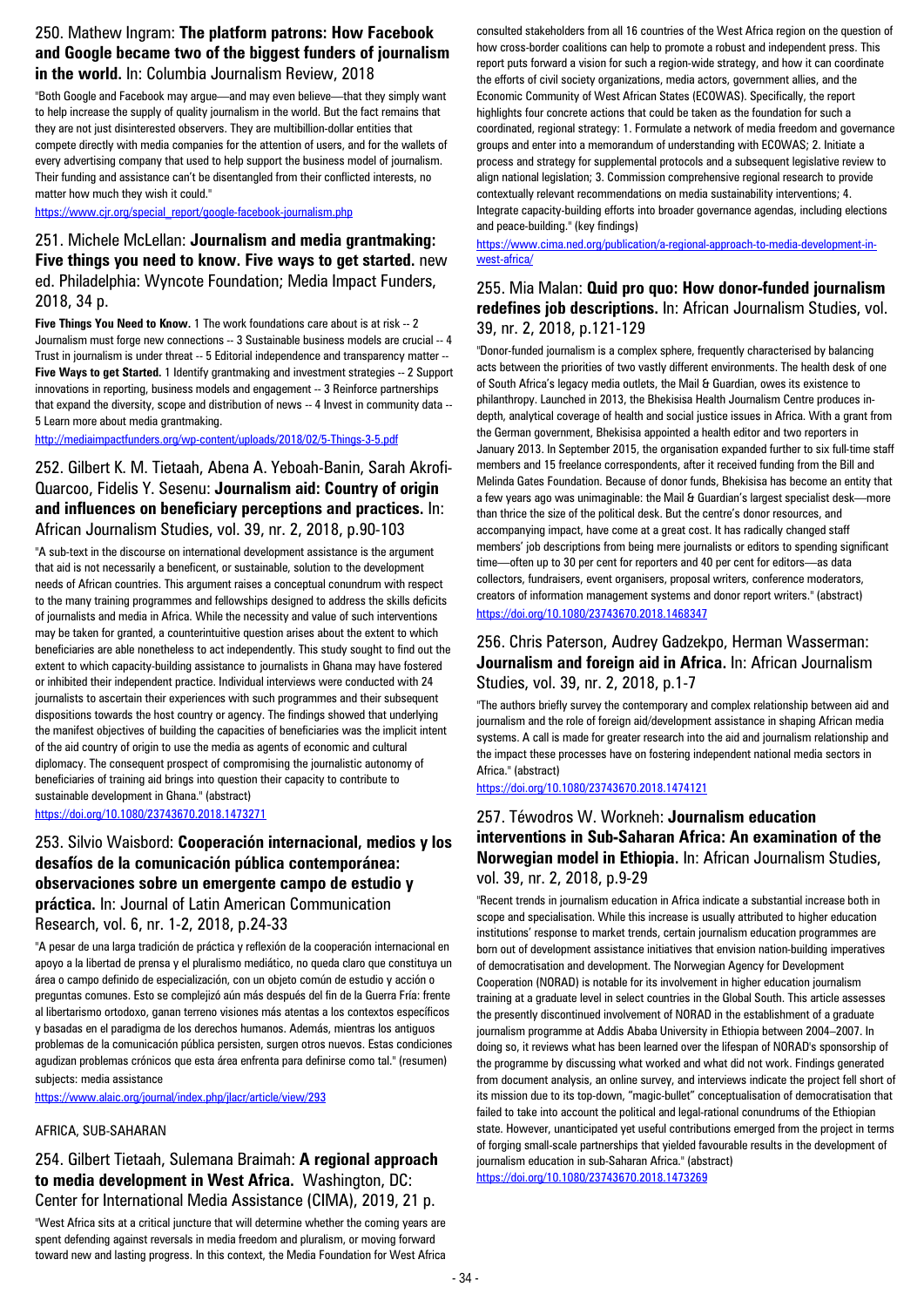## 250. Mathew Ingram: **The platform patrons: How Facebook and Google became two of the biggest funders of journalism in the world.** In: Columbia Journalism Review, 2018

"Both Google and Facebook may argue—and may even believe—that they simply want to help increase the supply of quality journalism in the world. But the fact remains that they are not just disinterested observers. They are multibillion-dollar entities that compete directly with media companies for the attention of users, and for the wallets of every advertising company that used to help support the business model of journalism. Their funding and assistance can't be disentangled from their conflicted interests, no matter how much they wish it could."

https://www.cjr.org/special_report/google-facebook-journalism.php

## 251. Michele McLellan: **Journalism and media grantmaking: Five things you need to know. Five ways to get started.** new ed. Philadelphia: Wyncote Foundation; Media Impact Funders, 2018, 34 p.

**Five Things You Need to Know.** 1 The work foundations care about is at risk -- 2 Journalism must forge new connections -- 3 Sustainable business models are crucial -- 4 Trust in journalism is under threat -- 5 Editorial independence and transparency matter -- **Five Ways to get Started.** 1 Identify grantmaking and investment strategies -- 2 Support innovations in reporting, business models and engagement -- 3 Reinforce partnerships that expand the diversity, scope and distribution of news -- 4 Invest in community data -- 5 Learn more about media grantmaking.

http://mediaimpactfunders.org/wp-content/uploads/2018/02/5-Things-3-5.pdf

## 252. Gilbert K. M. Tietaah, Abena A. Yeboah-Banin, Sarah Akrofi-Quarcoo, Fidelis Y. Sesenu: **Journalism aid: Country of origin and influences on beneficiary perceptions and practices.** In: African Journalism Studies, vol. 39, nr. 2, 2018, p.90-103

"A sub-text in the discourse on international development assistance is the argument that aid is not necessarily a beneficent, or sustainable, solution to the development needs of African countries. This argument raises a conceptual conundrum with respect to the many training programmes and fellowships designed to address the skills deficits of journalists and media in Africa. While the necessity and value of such interventions may be taken for granted, a counterintuitive question arises about the extent to which beneficiaries are able nonetheless to act independently. This study sought to find out the extent to which capacity-building assistance to journalists in Ghana may have fostered or inhibited their independent practice. Individual interviews were conducted with 24 journalists to ascertain their experiences with such programmes and their subsequent dispositions towards the host country or agency. The findings showed that underlying the manifest objectives of building the capacities of beneficiaries was the implicit intent of the aid country of origin to use the media as agents of economic and cultural diplomacy. The consequent prospect of compromising the journalistic autonomy of beneficiaries of training aid brings into question their capacity to contribute to sustainable development in Ghana." (abstract)

https://doi.org/10.1080/23743670.2018.1473271

## 253. Silvio Waisbord: **Cooperación internacional, medios y los desafíos de la comunicación pública contemporánea: observaciones sobre un emergente campo de estudio y práctica.** In: Journal of Latin American Communication Research, vol. 6, nr. 1-2, 2018, p.24-33

"A pesar de una larga tradición de práctica y reflexión de la cooperación internacional en apoyo a la libertad de prensa y el pluralismo mediático, no queda claro que constituya un área o campo definido de especialización, con un objeto común de estudio y acción o preguntas comunes. Esto se complejizó aún más después del fin de la Guerra Fría: frente al libertarismo ortodoxo, ganan terreno visiones más atentas a los contextos específicos y basadas en el paradigma de los derechos humanos. Además, mientras los antiguos problemas de la comunicación pública persisten, surgen otros nuevos. Estas condiciones agudizan problemas crónicos que esta área enfrenta para definirse como tal." (resumen)

subjects: media assistance

https://www.alaic.org/journal/index.php/jlacr/article/view/293

AFRICA, SUB-SAHARAN

## 254. Gilbert Tietaah, Sulemana Braimah: **A regional approach to media development in West Africa.** Washington, DC: Center for International Media Assistance (CIMA), 2019, 21 p.

"West Africa sits at a critical juncture that will determine whether the coming years are spent defending against reversals in media freedom and pluralism, or moving forward toward new and lasting progress. In this context, the Media Foundation for West Africa consulted stakeholders from all 16 countries of the West Africa region on the question of how cross-border coalitions can help to promote a robust and independent press. This report puts forward a vision for such a region-wide strategy, and how it can coordinate the efforts of civil society organizations, media actors, government allies, and the Economic Community of West African States (ECOWAS). Specifically, the report highlights four concrete actions that could be taken as the foundation for such a coordinated, regional strategy: 1. Formulate a network of media freedom and governance groups and enter into a memorandum of understanding with ECOWAS; 2. Initiate a process and strategy for supplemental protocols and a subsequent legislative review to align national legislation; 3. Commission comprehensive regional research to provide contextually relevant recommendations on media sustainability interventions; 4. Integrate capacity-building efforts into broader governance agendas, including elections and peace-building." (key findings)

https://www.cima.ned.org/publication/a-regional-approach-to-media-development-in-west-africa/

## 255. Mia Malan: **Quid pro quo: How donor-funded journalism redefines job descriptions.** In: African Journalism Studies, vol. 39, nr. 2, 2018, p.121-129

"Donor-funded journalism is a complex sphere, frequently characterised by balancing acts between the priorities of two vastly different environments. The health desk of one of South Africa's legacy media outlets, the Mail & Guardian, owes its existence to philanthropy. Launched in 2013, the Bhekisisa Health Journalism Centre produces in-depth, analytical coverage of health and social justice issues in Africa. With a grant from the German government, Bhekisisa appointed a health editor and two reporters in January 2013. In September 2015, the organisation expanded further to six full-time staff members and 15 freelance correspondents, after it received funding from the Bill and Melinda Gates Foundation. Because of donor funds, Bhekisisa has become an entity that a few years ago was unimaginable: the Mail & Guardian's largest specialist desk—more than thrice the size of the political desk. But the centre's donor resources, and accompanying impact, have come at a great cost. It has radically changed staff members' job descriptions from being mere journalists or editors to spending significant time—often up to 30 per cent for reporters and 40 per cent for editors—as data collectors, fundraisers, event organisers, proposal writers, conference moderators, creators of information management systems and donor report writers." (abstract)

https://doi.org/10.1080/23743670.2018.1468347

## 256. Chris Paterson, Audrey Gadzekpo, Herman Wasserman: **Journalism and foreign aid in Africa.** In: African Journalism Studies, vol. 39, nr. 2, 2018, p.1-7

"The authors briefly survey the contemporary and complex relationship between aid and journalism and the role of foreign aid/development assistance in shaping African media systems. A call is made for greater research into the aid and journalism relationship and the impact these processes have on fostering independent national media sectors in Africa." (abstract)

https://doi.org/10.1080/23743670.2018.1474121

## 257. Téwodros W. Workneh: **Journalism education interventions in Sub-Saharan Africa: An examination of the Norwegian model in Ethiopia.** In: African Journalism Studies, vol. 39, nr. 2, 2018, p.9-29

"Recent trends in journalism education in Africa indicate a substantial increase both in scope and specialisation. While this increase is usually attributed to higher education institutions' response to market trends, certain journalism education programmes are born out of development assistance initiatives that envision nation-building imperatives of democratisation and development. The Norwegian Agency for Development Cooperation (NORAD) is notable for its involvement in higher education journalism training at a graduate level in select countries in the Global South. This article assesses the presently discontinued involvement of NORAD in the establishment of a graduate journalism programme at Addis Ababa University in Ethiopia between 2004–2007. In doing so, it reviews what has been learned over the lifespan of NORAD's sponsorship of the programme by discussing what worked and what did not work. Findings generated from document analysis, an online survey, and interviews indicate the project fell short of its mission due to its top-down, "magic-bullet" conceptualisation of democratisation that failed to take into account the political and legal-rational conundrums of the Ethiopian state. However, unanticipated yet useful contributions emerged from the project in terms of forging small-scale partnerships that yielded favourable results in the development of journalism education in sub-Saharan Africa." (abstract)

https://doi.org/10.1080/23743670.2018.1473269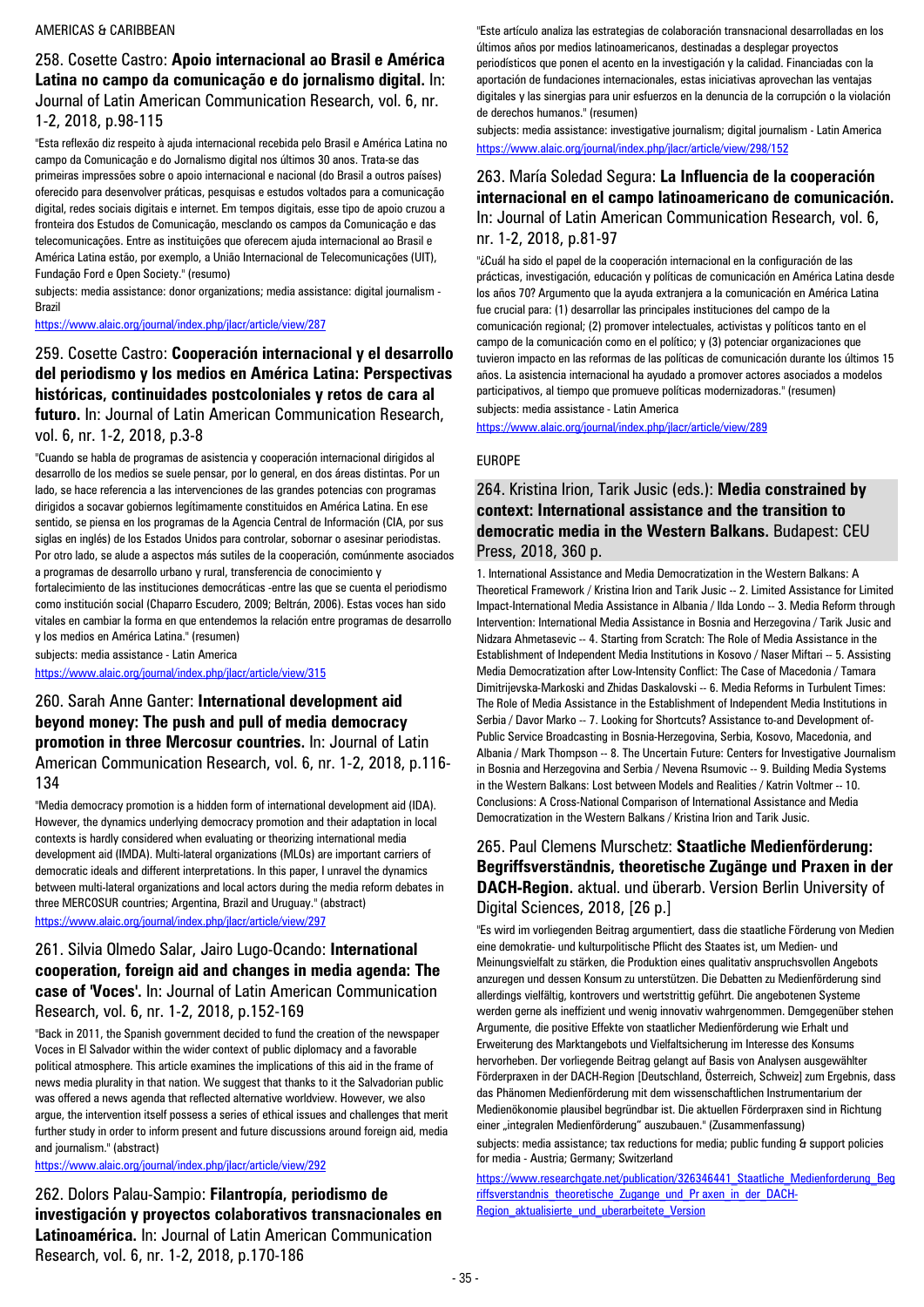AMERICAS & CARIBBEAN

## 258. Cosette Castro: **Apoio internacional ao Brasil e América Latina no campo da comunicação e do jornalismo digital.** In: Journal of Latin American Communication Research, vol. 6, nr. 1-2, 2018, p.98-115

"Esta reflexão diz respeito à ajuda internacional recebida pelo Brasil e América Latina no campo da Comunicação e do Jornalismo digital nos últimos 30 anos. Trata-se das primeiras impressões sobre o apoio internacional e nacional (do Brasil a outros países) oferecido para desenvolver práticas, pesquisas e estudos voltados para a comunicação digital, redes sociais digitais e internet. Em tempos digitais, esse tipo de apoio cruzou a fronteira dos Estudos de Comunicação, mesclando os campos da Comunicação e das telecomunicações. Entre as instituições que oferecem ajuda internacional ao Brasil e América Latina estão, por exemplo, a União Internacional de Telecomunicações (UIT), Fundação Ford e Open Society." (resumo)

subjects: media assistance: donor organizations; media assistance: digital journalism - Brazil

https://www.alaic.org/journal/index.php/jlacr/article/view/287

## 259. Cosette Castro: **Cooperación internacional y el desarrollo del periodismo y los medios en América Latina: Perspectivas históricas, continuidades postcoloniales y retos de cara al futuro.** In: Journal of Latin American Communication Research, vol. 6, nr. 1-2, 2018, p.3-8

"Cuando se habla de programas de asistencia y cooperación internacional dirigidos al desarrollo de los medios se suele pensar, por lo general, en dos áreas distintas. Por un lado, se hace referencia a las intervenciones de las grandes potencias con programas dirigidos a socavar gobiernos legítimamente constituidos en América Latina. En ese sentido, se piensa en los programas de la Agencia Central de Información (CIA, por sus siglas en inglés) de los Estados Unidos para controlar, sobornar o asesinar periodistas. Por otro lado, se alude a aspectos más sutiles de la cooperación, comúnmente asociados a programas de desarrollo urbano y rural, transferencia de conocimiento y fortalecimiento de las instituciones democráticas -entre las que se cuenta el periodismo como institución social (Chaparro Escudero, 2009; Beltrán, 2006). Estas voces han sido vitales en cambiar la forma en que entendemos la relación entre programas de desarrollo y los medios en América Latina." (resumen)

subjects: media assistance - Latin America

https://www.alaic.org/journal/index.php/jlacr/article/view/315

## 260. Sarah Anne Ganter: **International development aid beyond money: The push and pull of media democracy promotion in three Mercosur countries.** In: Journal of Latin American Communication Research, vol. 6, nr. 1-2, 2018, p.116-134

"Media democracy promotion is a hidden form of international development aid (IDA). However, the dynamics underlying democracy promotion and their adaptation in local contexts is hardly considered when evaluating or theorizing international media development aid (IMDA). Multi-lateral organizations (MLOs) are important carriers of democratic ideals and different interpretations. In this paper, I unravel the dynamics between multi-lateral organizations and local actors during the media reform debates in three MERCOSUR countries; Argentina, Brazil and Uruguay." (abstract)

https://www.alaic.org/journal/index.php/jlacr/article/view/297

## 261. Silvia Olmedo Salar, Jairo Lugo-Ocando: **International cooperation, foreign aid and changes in media agenda: The case of 'Voces'.** In: Journal of Latin American Communication Research, vol. 6, nr. 1-2, 2018, p.152-169

"Back in 2011, the Spanish government decided to fund the creation of the newspaper Voces in El Salvador within the wider context of public diplomacy and a favorable political atmosphere. This article examines the implications of this aid in the frame of news media plurality in that nation. We suggest that thanks to it the Salvadorian public was offered a news agenda that reflected alternative worldview. However, we also argue, the intervention itself possess a series of ethical issues and challenges that merit further study in order to inform present and future discussions around foreign aid, media and journalism." (abstract)

https://www.alaic.org/journal/index.php/jlacr/article/view/292

## 262. Dolors Palau-Sampio: **Filantropía, periodismo de investigación y proyectos colaborativos transnacionales en Latinoamérica.** In: Journal of Latin American Communication Research, vol. 6, nr. 1-2, 2018, p.170-186

"Este artículo analiza las estrategias de colaboración transnacional desarrolladas en los últimos años por medios latinoamericanos, destinadas a desplegar proyectos periodísticos que ponen el acento en la investigación y la calidad. Financiadas con la aportación de fundaciones internacionales, estas iniciativas aprovechan las ventajas digitales y las sinergias para unir esfuerzos en la denuncia de la corrupción o la violación de derechos humanos." (resumen)

subjects: media assistance: investigative journalism; digital journalism - Latin America

https://www.alaic.org/journal/index.php/jlacr/article/view/298/152

## 263. María Soledad Segura: **La Influencia de la cooperación internacional en el campo latinoamericano de comunicación.** In: Journal of Latin American Communication Research, vol. 6, nr. 1-2, 2018, p.81-97

"¿Cuál ha sido el papel de la cooperación internacional en la configuración de las prácticas, investigación, educación y políticas de comunicación en América Latina desde los años 70? Argumento que la ayuda extranjera a la comunicación en América Latina fue crucial para: (1) desarrollar las principales instituciones del campo de la comunicación regional; (2) promover intelectuales, activistas y políticos tanto en el campo de la comunicación como en el político; y (3) potenciar organizaciones que tuvieron impacto en las reformas de las políticas de comunicación durante los últimos 15 años. La asistencia internacional ha ayudado a promover actores asociados a modelos participativos, al tiempo que promueve políticas modernizadoras." (resumen)

subjects: media assistance - Latin America

https://www.alaic.org/journal/index.php/jlacr/article/view/289

EUROPE

## 264. Kristina Irion, Tarik Jusic (eds.): **Media constrained by context: International assistance and the transition to democratic media in the Western Balkans.** Budapest: CEU Press, 2018, 360 p.

1. International Assistance and Media Democratization in the Western Balkans: A Theoretical Framework / Kristina Irion and Tarik Jusic -- 2. Limited Assistance for Limited Impact-International Media Assistance in Albania / Ilda Londo -- 3. Media Reform through Intervention: International Media Assistance in Bosnia and Herzegovina / Tarik Jusic and Nidzara Ahmetasevic -- 4. Starting from Scratch: The Role of Media Assistance in the Establishment of Independent Media Institutions in Kosovo / Naser Miftari -- 5. Assisting Media Democratization after Low-Intensity Conflict: The Case of Macedonia / Tamara Dimitrijevska-Markoski and Zhidas Daskalovski -- 6. Media Reforms in Turbulent Times: The Role of Media Assistance in the Establishment of Independent Media Institutions in Serbia / Davor Marko -- 7. Looking for Shortcuts? Assistance to-and Development of-Public Service Broadcasting in Bosnia-Herzegovina, Serbia, Kosovo, Macedonia, and Albania / Mark Thompson -- 8. The Uncertain Future: Centers for Investigative Journalism in Bosnia and Herzegovina and Serbia / Nevena Rsumovic -- 9. Building Media Systems in the Western Balkans: Lost between Models and Realities / Katrin Voltmer -- 10. Conclusions: A Cross-National Comparison of International Assistance and Media Democratization in the Western Balkans / Kristina Irion and Tarik Jusic.

## 265. Paul Clemens Murschetz: **Staatliche Medienförderung: Begriffsverständnis, theoretische Zugänge und Praxen in der DACH-Region.** aktual. und überarb. Version Berlin University of Digital Sciences, 2018, [26 p.]

"Es wird im vorliegenden Beitrag argumentiert, dass die staatliche Förderung von Medien eine demokratie- und kulturpolitische Pflicht des Staates ist, um Medien- und Meinungsvielfalt zu stärken, die Produktion eines qualitativ anspruchsvollen Angebots anzuregen und dessen Konsum zu unterstützen. Die Debatten zu Medienförderung sind allerdings vielfältig, kontrovers und wertstrittig geführt. Die angebotenen Systeme werden gerne als ineffizient und wenig innovativ wahrgenommen. Demgegenüber stehen Argumente, die positive Effekte von staatlicher Medienförderung wie Erhalt und Erweiterung des Marktangebots und Vielfaltsicherung im Interesse des Konsums hervorheben. Der vorliegende Beitrag gelangt auf Basis von Analysen ausgewählter Förderpraxen in der DACH-Region [Deutschland, Österreich, Schweiz] zum Ergebnis, dass das Phänomen Medienförderung mit dem wissenschaftlichen Instrumentarium der Medienökonomie plausibel begründbar ist. Die aktuellen Förderpraxen sind in Richtung einer „integralen Medienförderung" auszubauen." (Zusammenfassung)

subjects: media assistance; tax reductions for media; public funding & support policies for media - Austria; Germany; Switzerland

https://www.researchgate.net/publication/326346441_Staatliche_Medienforderung_Begriffsverstandnis_theoretische_Zugange_und_Praxen_in_der_DACH-Region_aktualisierte_und_uberarbeitete_Version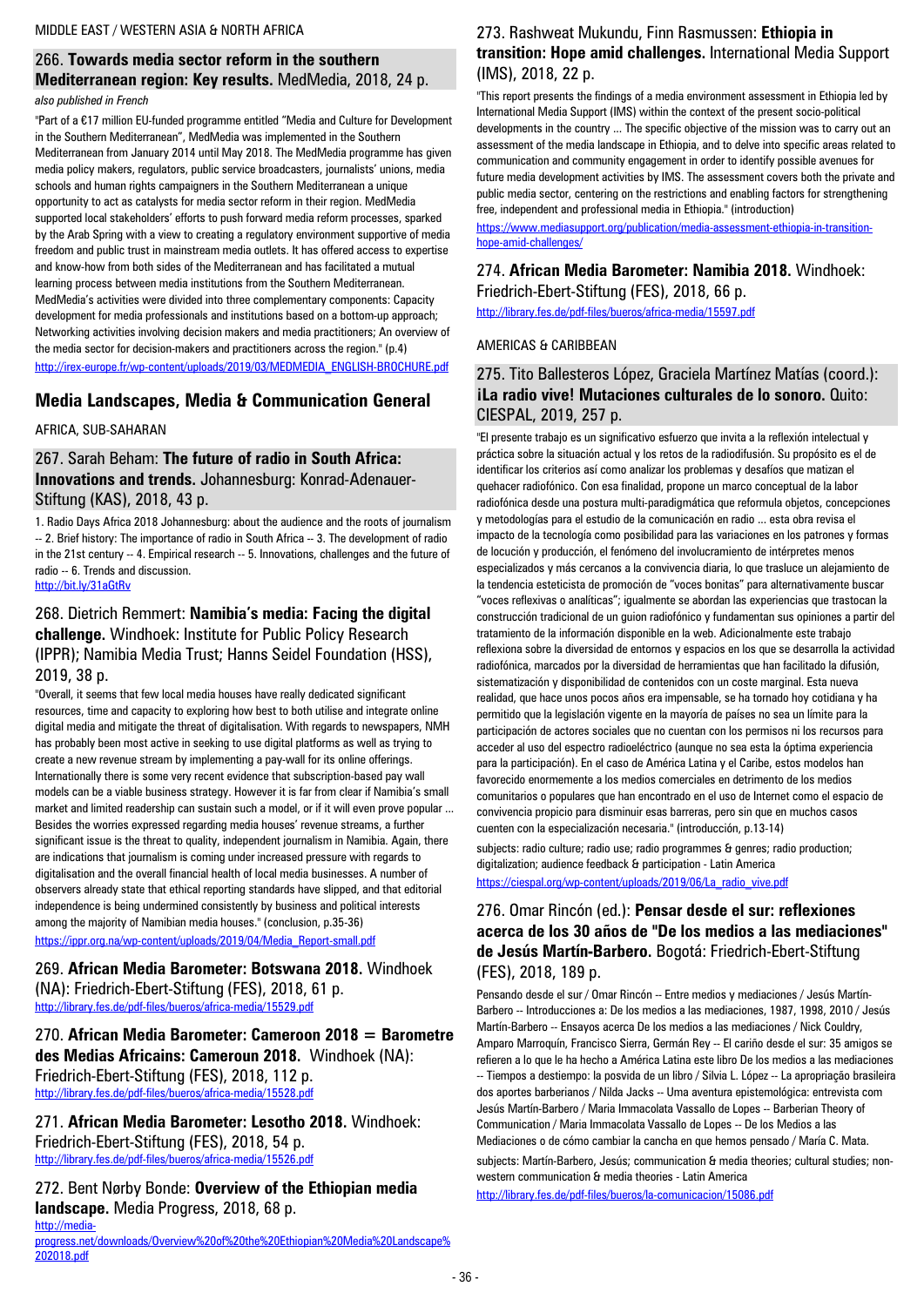MIDDLE EAST / WESTERN ASIA & NORTH AFRICA

### 266. **Towards media sector reform in the southern Mediterranean region: Key results.** MedMedia, 2018, 24 p.

*also published in French*

"Part of a €17 million EU-funded programme entitled "Media and Culture for Development in the Southern Mediterranean", MedMedia was implemented in the Southern Mediterranean from January 2014 until May 2018. The MedMedia programme has given media policy makers, regulators, public service broadcasters, journalists' unions, media schools and human rights campaigners in the Southern Mediterranean a unique opportunity to act as catalysts for media sector reform in their region. MedMedia supported local stakeholders' efforts to push forward media reform processes, sparked by the Arab Spring with a view to creating a regulatory environment supportive of media freedom and public trust in mainstream media outlets. It has offered access to expertise and know-how from both sides of the Mediterranean and has facilitated a mutual learning process between media institutions from the Southern Mediterranean. MedMedia's activities were divided into three complementary components: Capacity development for media professionals and institutions based on a bottom-up approach; Networking activities involving decision makers and media practitioners; An overview of the media sector for decision-makers and practitioners across the region." (p.4)

http://irex-europe.fr/wp-content/uploads/2019/03/MEDMEDIA_ENGLISH-BROCHURE.pdf

## Media Landscapes, Media & Communication General

AFRICA, SUB-SAHARAN

### 267. Sarah Beham: **The future of radio in South Africa: Innovations and trends.** Johannesburg: Konrad-Adenauer-Stiftung (KAS), 2018, 43 p.

1. Radio Days Africa 2018 Johannesburg: about the audience and the roots of journalism -- 2. Brief history: The importance of radio in South Africa -- 3. The development of radio in the 21st century -- 4. Empirical research -- 5. Innovations, challenges and the future of radio -- 6. Trends and discussion.

http://bit.ly/31aGtRv

### 268. Dietrich Remmert: **Namibia's media: Facing the digital challenge.** Windhoek: Institute for Public Policy Research (IPPR); Namibia Media Trust; Hanns Seidel Foundation (HSS), 2019, 38 p.

"Overall, it seems that few local media houses have really dedicated significant resources, time and capacity to exploring how best to both utilise and integrate online digital media and mitigate the threat of digitalisation. With regards to newspapers, NMH has probably been most active in seeking to use digital platforms as well as trying to create a new revenue stream by implementing a pay-wall for its online offerings. Internationally there is some very recent evidence that subscription-based pay wall models can be a viable business strategy. However it is far from clear if Namibia's small market and limited readership can sustain such a model, or if it will even prove popular ... Besides the worries expressed regarding media houses' revenue streams, a further significant issue is the threat to quality, independent journalism in Namibia. Again, there are indications that journalism is coming under increased pressure with regards to digitalisation and the overall financial health of local media businesses. A number of observers already state that ethical reporting standards have slipped, and that editorial independence is being undermined consistently by business and political interests among the majority of Namibian media houses." (conclusion, p.35-36)

https://ippr.org.na/wp-content/uploads/2019/04/Media_Report-small.pdf

### 269. **African Media Barometer: Botswana 2018.** Windhoek (NA): Friedrich-Ebert-Stiftung (FES), 2018, 61 p.

http://library.fes.de/pdf-files/bueros/africa-media/15529.pdf

### 270. **African Media Barometer: Cameroon 2018 = Barometre des Medias Africains: Cameroun 2018.** Windhoek (NA): Friedrich-Ebert-Stiftung (FES), 2018, 112 p.

http://library.fes.de/pdf-files/bueros/africa-media/15528.pdf

### 271. **African Media Barometer: Lesotho 2018.** Windhoek: Friedrich-Ebert-Stiftung (FES), 2018, 54 p.

http://library.fes.de/pdf-files/bueros/africa-media/15526.pdf

### 272. Bent Nørby Bonde: **Overview of the Ethiopian media landscape.** Media Progress, 2018, 68 p.

http://media-progress.net/downloads/Overview%20of%20the%20Ethiopian%20Media%20Landscape%202018.pdf

### 273. Rashweat Mukundu, Finn Rasmussen: **Ethiopia in transition: Hope amid challenges.** International Media Support (IMS), 2018, 22 p.

"This report presents the findings of a media environment assessment in Ethiopia led by International Media Support (IMS) within the context of the present socio-political developments in the country ... The specific objective of the mission was to carry out an assessment of the media landscape in Ethiopia, and to delve into specific areas related to communication and community engagement in order to identify possible avenues for future media development activities by IMS. The assessment covers both the private and public media sector, centering on the restrictions and enabling factors for strengthening free, independent and professional media in Ethiopia." (introduction)

https://www.mediasupport.org/publication/media-assessment-ethiopia-in-transition-hope-amid-challenges/

### 274. **African Media Barometer: Namibia 2018.** Windhoek: Friedrich-Ebert-Stiftung (FES), 2018, 66 p.

http://library.fes.de/pdf-files/bueros/africa-media/15597.pdf

AMERICAS & CARIBBEAN

### 275. Tito Ballesteros López, Graciela Martínez Matías (coord.): **¡La radio vive! Mutaciones culturales de lo sonoro.** Quito: CIESPAL, 2019, 257 p.

"El presente trabajo es un significativo esfuerzo que invita a la reflexión intelectual y práctica sobre la situación actual y los retos de la radiodifusión. Su propósito es el de identificar los criterios así como analizar los problemas y desafíos que matizan el quehacer radiofónico. Con esa finalidad, propone un marco conceptual de la labor radiofónica desde una postura multi-paradigmática que reformula objetos, concepciones y metodologías para el estudio de la comunicación en radio ... esta obra revisa el impacto de la tecnología como posibilidad para las variaciones en los patrones y formas de locución y producción, el fenómeno del involucramiento de intérpretes menos especializados y más cercanos a la convivencia diaria, lo que trasluce un alejamiento de la tendencia esteticista de promoción de "voces bonitas" para alternativamente buscar "voces reflexivas o analíticas"; igualmente se abordan las experiencias que trastocan la construcción tradicional de un guion radiofónico y fundamentan sus opiniones a partir del tratamiento de la información disponible en la web. Adicionalmente este trabajo reflexiona sobre la diversidad de entornos y espacios en los que se desarrolla la actividad radiofónica, marcados por la diversidad de herramientas que han facilitado la difusión, sistematización y disponibilidad de contenidos con un coste marginal. Esta nueva realidad, que hace unos pocos años era impensable, se ha tornado hoy cotidiana y ha permitido que la legislación vigente en la mayoría de países no sea un límite para la participación de actores sociales que no cuentan con los permisos ni los recursos para acceder al uso del espectro radioeléctrico (aunque no sea esta la óptima experiencia para la participación). En el caso de América Latina y el Caribe, estos modelos han favorecido enormemente a los medios comerciales en detrimento de los medios comunitarios o populares que han encontrado en el uso de Internet como el espacio de convivencia propicio para disminuir esas barreras, pero sin que en muchos casos cuenten con la especialización necesaria." (introducción, p.13-14)

subjects: radio culture; radio use; radio programmes & genres; radio production; digitalization; audience feedback & participation - Latin America

https://ciespal.org/wp-content/uploads/2019/06/La_radio_vive.pdf

### 276. Omar Rincón (ed.): **Pensar desde el sur: reflexiones acerca de los 30 años de "De los medios a las mediaciones" de Jesús Martín-Barbero.** Bogotá: Friedrich-Ebert-Stiftung (FES), 2018, 189 p.

Pensando desde el sur / Omar Rincón -- Entre medios y mediaciones / Jesús Martín-Barbero -- Introducciones a: De los medios a las mediaciones, 1987, 1998, 2010 / Jesús Martín-Barbero -- Ensayos acerca De los medios a las mediaciones / Nick Couldry, Amparo Marroquín, Francisco Sierra, Germán Rey -- El cariño desde el sur: 35 amigos se refieren a lo que le ha hecho a América Latina este libro De los medios a las mediaciones -- Tiempos a destiempo: la posvida de un libro / Silvia L. López -- La apropriação brasileira dos aportes barberianos / Nilda Jacks -- Uma aventura epistemológica: entrevista com Jesús Martín-Barbero / Maria Immacolata Vassallo de Lopes -- Barberian Theory of Communication / Maria Immacolata Vassallo de Lopes -- De los Medios a las Mediaciones o de cómo cambiar la cancha en que hemos pensado / María C. Mata.

subjects: Martín-Barbero, Jesús; communication & media theories; cultural studies; non-western communication & media theories - Latin America

http://library.fes.de/pdf-files/bueros/la-comunicacion/15086.pdf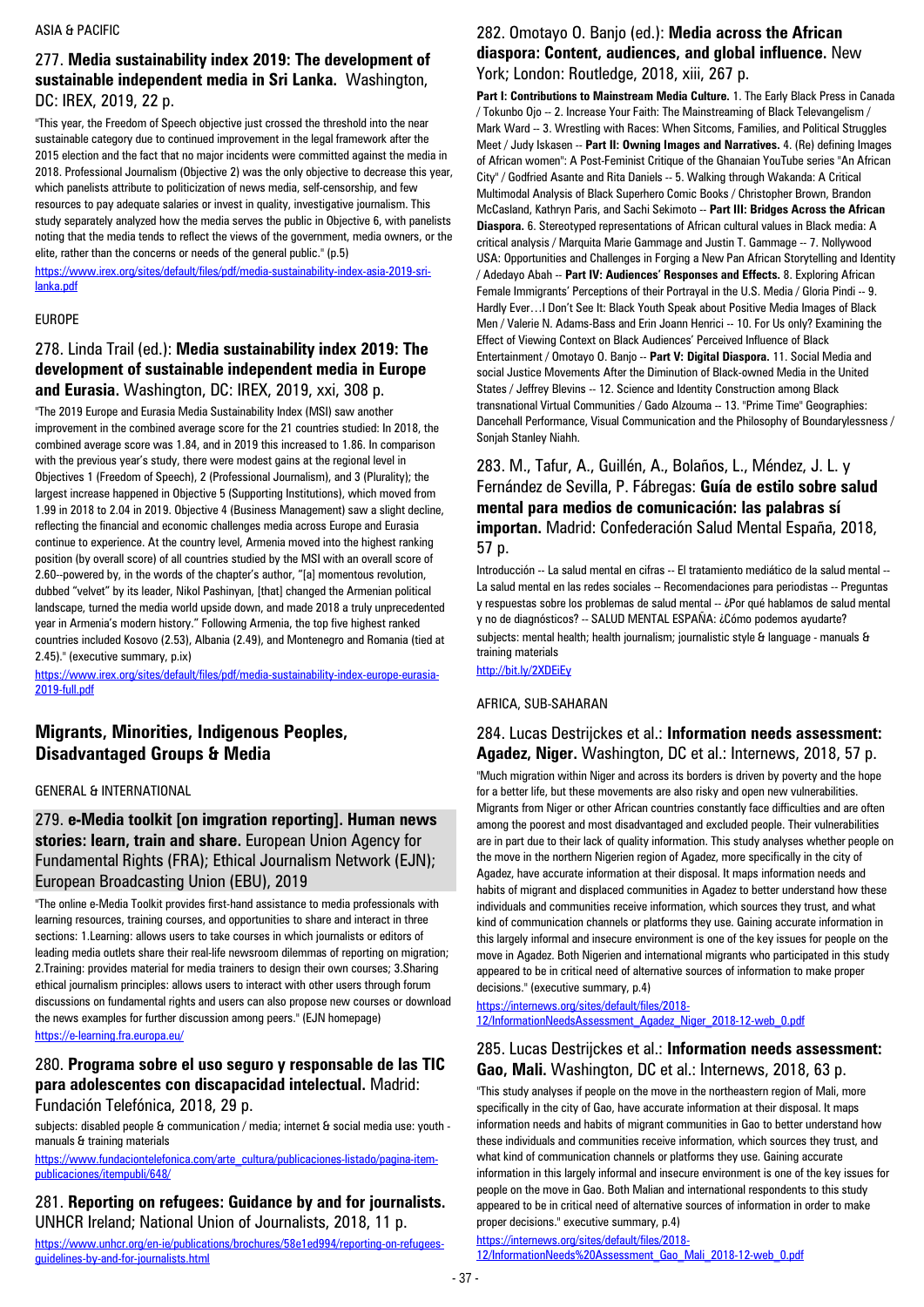ASIA & PACIFIC

### 277. **Media sustainability index 2019: The development of sustainable independent media in Sri Lanka.** Washington, DC: IREX, 2019, 22 p.

"This year, the Freedom of Speech objective just crossed the threshold into the near sustainable category due to continued improvement in the legal framework after the 2015 election and the fact that no major incidents were committed against the media in 2018. Professional Journalism (Objective 2) was the only objective to decrease this year, which panelists attribute to politicization of news media, self-censorship, and few resources to pay adequate salaries or invest in quality, investigative journalism. This study separately analyzed how the media serves the public in Objective 6, with panelists noting that the media tends to reflect the views of the government, media owners, or the elite, rather than the concerns or needs of the general public." (p.5)

https://www.irex.org/sites/default/files/pdf/media-sustainability-index-asia-2019-sri-lanka.pdf

EUROPE

### 278. Linda Trail (ed.): **Media sustainability index 2019: The development of sustainable independent media in Europe and Eurasia.** Washington, DC: IREX, 2019, xxi, 308 p.

"The 2019 Europe and Eurasia Media Sustainability Index (MSI) saw another improvement in the combined average score for the 21 countries studied: In 2018, the combined average score was 1.84, and in 2019 this increased to 1.86. In comparison with the previous year's study, there were modest gains at the regional level in Objectives 1 (Freedom of Speech), 2 (Professional Journalism), and 3 (Plurality); the largest increase happened in Objective 5 (Supporting Institutions), which moved from 1.99 in 2018 to 2.04 in 2019. Objective 4 (Business Management) saw a slight decline, reflecting the financial and economic challenges media across Europe and Eurasia continue to experience. At the country level, Armenia moved into the highest ranking position (by overall score) of all countries studied by the MSI with an overall score of 2.60--powered by, in the words of the chapter's author, "[a] momentous revolution, dubbed "velvet" by its leader, Nikol Pashinyan, [that] changed the Armenian political landscape, turned the media world upside down, and made 2018 a truly unprecedented year in Armenia's modern history." Following Armenia, the top five highest ranked countries included Kosovo (2.53), Albania (2.49), and Montenegro and Romania (tied at 2.45)." (executive summary, p.ix)

https://www.irex.org/sites/default/files/pdf/media-sustainability-index-europe-eurasia-2019-full.pdf

## Migrants, Minorities, Indigenous Peoples, Disadvantaged Groups & Media

GENERAL & INTERNATIONAL

### 279. **e-Media toolkit [on imgration reporting]. Human news stories: learn, train and share.** European Union Agency for Fundamental Rights (FRA); Ethical Journalism Network (EJN); European Broadcasting Union (EBU), 2019

"The online e-Media Toolkit provides first-hand assistance to media professionals with learning resources, training courses, and opportunities to share and interact in three sections: 1.Learning: allows users to take courses in which journalists or editors of leading media outlets share their real-life newsroom dilemmas of reporting on migration; 2.Training: provides material for media trainers to design their own courses; 3.Sharing ethical journalism principles: allows users to interact with other users through forum discussions on fundamental rights and users can also propose new courses or download the news examples for further discussion among peers." (EJN homepage)

https://e-learning.fra.europa.eu/

### 280. **Programa sobre el uso seguro y responsable de las TIC para adolescentes con discapacidad intelectual.** Madrid: Fundación Telefónica, 2018, 29 p.

subjects: disabled people & communication / media; internet & social media use: youth - manuals & training materials

https://www.fundaciontelefonica.com/arte_cultura/publicaciones-listado/pagina-item-publicaciones/itempubli/648/

### 281. **Reporting on refugees: Guidance by and for journalists.** UNHCR Ireland; National Union of Journalists, 2018, 11 p.

https://www.unhcr.org/en-ie/publications/brochures/58e1ed994/reporting-on-refugees-guidelines-by-and-for-journalists.html

### 282. Omotayo O. Banjo (ed.): **Media across the African diaspora: Content, audiences, and global influence.** New York; London: Routledge, 2018, xiii, 267 p.

**Part I: Contributions to Mainstream Media Culture.** 1. The Early Black Press in Canada / Tokunbo Ojo -- 2. Increase Your Faith: The Mainstreaming of Black Televangelism / Mark Ward -- 3. Wrestling with Races: When Sitcoms, Families, and Political Struggles Meet / Judy Iskasen -- **Part II: Owning Images and Narratives.** 4. (Re) defining Images of African women": A Post-Feminist Critique of the Ghanaian YouTube series "An African City" / Godfried Asante and Rita Daniels -- 5. Walking through Wakanda: A Critical Multimodal Analysis of Black Superhero Comic Books / Christopher Brown, Brandon McCasland, Kathryn Paris, and Sachi Sekimoto -- **Part III: Bridges Across the African Diaspora.** 6. Stereotyped representations of African cultural values in Black media: A critical analysis / Marquita Marie Gammage and Justin T. Gammage -- 7. Nollywood USA: Opportunities and Challenges in Forging a New Pan African Storytelling and Identity / Adedayo Abah -- **Part IV: Audiences' Responses and Effects.** 8. Exploring African Female Immigrants' Perceptions of their Portrayal in the U.S. Media / Gloria Pindi -- 9. Hardly Ever…I Don't See It: Black Youth Speak about Positive Media Images of Black Men / Valerie N. Adams-Bass and Erin Joann Henrici -- 10. For Us only? Examining the Effect of Viewing Context on Black Audiences' Perceived Influence of Black Entertainment / Omotayo O. Banjo -- **Part V: Digital Diaspora.** 11. Social Media and social Justice Movements After the Diminution of Black-owned Media in the United States / Jeffrey Blevins -- 12. Science and Identity Construction among Black transnational Virtual Communities / Gado Alzouma -- 13. "Prime Time" Geographies: Dancehall Performance, Visual Communication and the Philosophy of Boundarylessness / Sonjah Stanley Niahh.

### 283. M., Tafur, A., Guillén, A., Bolaños, L., Méndez, J. L. y Fernández de Sevilla, P. Fábregas: **Guía de estilo sobre salud mental para medios de comunicación: las palabras sí importan.** Madrid: Confederación Salud Mental España, 2018, 57 p.

Introducción -- La salud mental en cifras -- El tratamiento mediático de la salud mental -- La salud mental en las redes sociales -- Recomendaciones para periodistas -- Preguntas y respuestas sobre los problemas de salud mental -- ¿Por qué hablamos de salud mental y no de diagnósticos? -- SALUD MENTAL ESPAÑA: ¿Cómo podemos ayudarte?

subjects: mental health; health journalism; journalistic style & language - manuals & training materials

http://bit.ly/2XDEiEy

AFRICA, SUB-SAHARAN

### 284. Lucas Destrijckes et al.: **Information needs assessment: Agadez, Niger.** Washington, DC et al.: Internews, 2018, 57 p.

"Much migration within Niger and across its borders is driven by poverty and the hope for a better life, but these movements are also risky and open new vulnerabilities. Migrants from Niger or other African countries constantly face difficulties and are often among the poorest and most disadvantaged and excluded people. Their vulnerabilities are in part due to their lack of quality information. This study analyses whether people on the move in the northern Nigerien region of Agadez, more specifically in the city of Agadez, have accurate information at their disposal. It maps information needs and habits of migrant and displaced communities in Agadez to better understand how these individuals and communities receive information, which sources they trust, and what kind of communication channels or platforms they use. Gaining accurate information in this largely informal and insecure environment is one of the key issues for people on the move in Agadez. Both Nigerien and international migrants who participated in this study appeared to be in critical need of alternative sources of information to make proper decisions." (executive summary, p.4)

https://internews.org/sites/default/files/2018-12/InformationNeedsAssessment_Agadez_Niger_2018-12-web_0.pdf

### 285. Lucas Destrijckes et al.: **Information needs assessment: Gao, Mali.** Washington, DC et al.: Internews, 2018, 63 p.

"This study analyses if people on the move in the northeastern region of Mali, more specifically in the city of Gao, have accurate information at their disposal. It maps information needs and habits of migrant communities in Gao to better understand how these individuals and communities receive information, which sources they trust, and what kind of communication channels or platforms they use. Gaining accurate information in this largely informal and insecure environment is one of the key issues for people on the move in Gao. Both Malian and international respondents to this study appeared to be in critical need of alternative sources of information in order to make proper decisions." executive summary, p.4)

https://internews.org/sites/default/files/2018-12/InformationNeeds%20Assessment_Gao_Mali_2018-12-web_0.pdf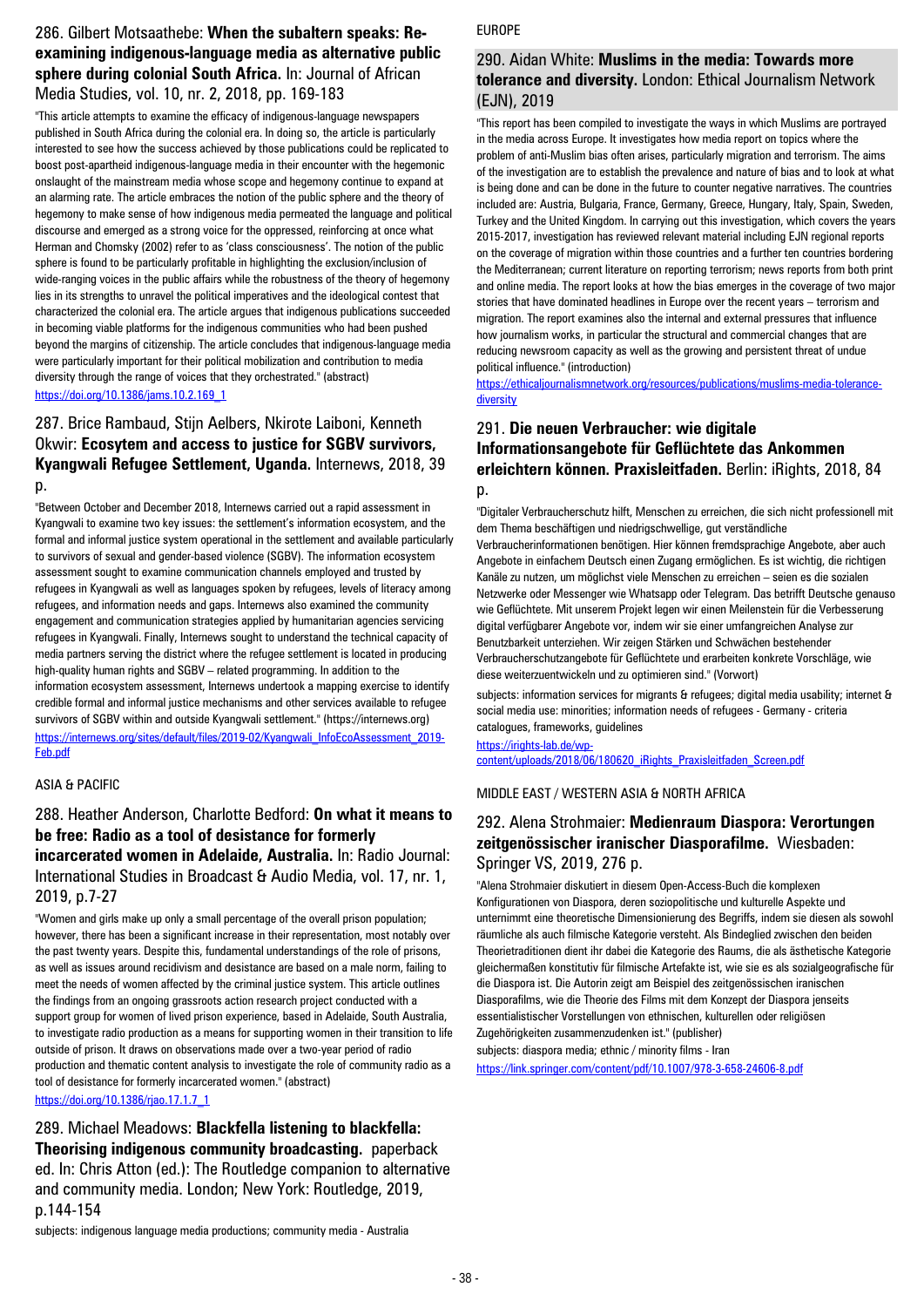286. Gilbert Motsaathebe: **When the subaltern speaks: Re-examining indigenous-language media as alternative public sphere during colonial South Africa.** In: Journal of African Media Studies, vol. 10, nr. 2, 2018, pp. 169-183

"This article attempts to examine the efficacy of indigenous-language newspapers published in South Africa during the colonial era. In doing so, the article is particularly interested to see how the success achieved by those publications could be replicated to boost post-apartheid indigenous-language media in their encounter with the hegemonic onslaught of the mainstream media whose scope and hegemony continue to expand at an alarming rate. The article embraces the notion of the public sphere and the theory of hegemony to make sense of how indigenous media permeated the language and political discourse and emerged as a strong voice for the oppressed, reinforcing at once what Herman and Chomsky (2002) refer to as 'class consciousness'. The notion of the public sphere is found to be particularly profitable in highlighting the exclusion/inclusion of wide-ranging voices in the public affairs while the robustness of the theory of hegemony lies in its strengths to unravel the political imperatives and the ideological contest that characterized the colonial era. The article argues that indigenous publications succeeded in becoming viable platforms for the indigenous communities who had been pushed beyond the margins of citizenship. The article concludes that indigenous-language media were particularly important for their political mobilization and contribution to media diversity through the range of voices that they orchestrated." (abstract)

https://doi.org/10.1386/jams.10.2.169_1

287. Brice Rambaud, Stijn Aelbers, Nkirote Laiboni, Kenneth Okwir: **Ecosytem and access to justice for SGBV survivors, Kyangwali Refugee Settlement, Uganda.** Internews, 2018, 39 p.

"Between October and December 2018, Internews carried out a rapid assessment in Kyangwali to examine two key issues: the settlement's information ecosystem, and the formal and informal justice system operational in the settlement and available particularly to survivors of sexual and gender-based violence (SGBV). The information ecosystem assessment sought to examine communication channels employed and trusted by refugees in Kyangwali as well as languages spoken by refugees, levels of literacy among refugees, and information needs and gaps. Internews also examined the community engagement and communication strategies applied by humanitarian agencies servicing refugees in Kyangwali. Finally, Internews sought to understand the technical capacity of media partners serving the district where the refugee settlement is located in producing high-quality human rights and SGBV – related programming. In addition to the information ecosystem assessment, Internews undertook a mapping exercise to identify credible formal and informal justice mechanisms and other services available to refugee survivors of SGBV within and outside Kyangwali settlement." (https://internews.org)

https://internews.org/sites/default/files/2019-02/Kyangwali_InfoEcoAssessment_2019-Feb.pdf

ASIA & PACIFIC

288. Heather Anderson, Charlotte Bedford: **On what it means to be free: Radio as a tool of desistance for formerly incarcerated women in Adelaide, Australia.** In: Radio Journal: International Studies in Broadcast & Audio Media, vol. 17, nr. 1, 2019, p.7-27

"Women and girls make up only a small percentage of the overall prison population; however, there has been a significant increase in their representation, most notably over the past twenty years. Despite this, fundamental understandings of the role of prisons, as well as issues around recidivism and desistance are based on a male norm, failing to meet the needs of women affected by the criminal justice system. This article outlines the findings from an ongoing grassroots action research project conducted with a support group for women of lived prison experience, based in Adelaide, South Australia, to investigate radio production as a means for supporting women in their transition to life outside of prison. It draws on observations made over a two-year period of radio production and thematic content analysis to investigate the role of community radio as a tool of desistance for formerly incarcerated women." (abstract)

https://doi.org/10.1386/rjao.17.1.7_1

289. Michael Meadows: **Blackfella listening to blackfella: Theorising indigenous community broadcasting.** paperback ed. In: Chris Atton (ed.): The Routledge companion to alternative and community media. London; New York: Routledge, 2019, p.144-154

subjects: indigenous language media productions; community media - Australia

EUROPE

290. Aidan White: **Muslims in the media: Towards more tolerance and diversity.** London: Ethical Journalism Network (EJN), 2019

"This report has been compiled to investigate the ways in which Muslims are portrayed in the media across Europe. It investigates how media report on topics where the problem of anti-Muslim bias often arises, particularly migration and terrorism. The aims of the investigation are to establish the prevalence and nature of bias and to look at what is being done and can be done in the future to counter negative narratives. The countries included are: Austria, Bulgaria, France, Germany, Hungary, Italy, Spain, Sweden, Turkey and the United Kingdom. In carrying out this investigation, which covers the years 2015-2017, investigation has reviewed relevant material including EJN regional reports on the coverage of migration within those countries and a further ten countries bordering the Mediterranean; current literature on reporting terrorism; news reports from both print and online media. The report looks at how the bias emerges in the coverage of two major stories that have dominated headlines in Europe over the recent years – terrorism and migration. The report examines also the internal and external pressures that influence how journalism works, in particular the structural and commercial changes that are reducing newsroom capacity as well as the growing and persistent threat of undue political influence." (introduction)

https://ethicaljournalismnetwork.org/resources/publications/muslims-media-tolerance-diversity

291. **Die neuen Verbraucher: wie digitale Informationsangebote für Geflüchtete das Ankommen erleichtern können. Praxisleitfaden.** Berlin: iRights, 2018, 84 p.

"Digitaler Verbraucherschutz hilft, Menschen zu erreichen, die sich nicht professionell mit dem Thema beschäftigen und niedrigschwellige, gut verständliche Verbraucherinformationen benötigen. Hier können fremdsprachige Angebote, aber auch Angebote in einfachem Deutsch einen Zugang ermöglichen. Es ist wichtig, die richtigen Kanäle zu nutzen, um möglichst viele Menschen zu erreichen – seien es die sozialen Netzwerke oder Messenger wie Whatsapp oder Telegram. Das betrifft Deutsche genauso wie Geflüchtete. Mit unserem Projekt legen wir einen Meilenstein für die Verbesserung digital verfügbarer Angebote vor, indem wir sie einer umfangreichen Analyse zur Benutzbarkeit unterziehen. Wir zeigen Stärken und Schwächen bestehender Verbraucherschutzangebote für Geflüchtete und erarbeiten konkrete Vorschläge, wie diese weiterzuentwickeln und zu optimieren sind." (Vorwort)

subjects: information services for migrants & refugees; digital media usability; internet & social media use: minorities; information needs of refugees - Germany - criteria catalogues, frameworks, guidelines

https://irights-lab.de/wp-content/uploads/2018/06/180620_iRights_Praxisleitfaden_Screen.pdf

MIDDLE EAST / WESTERN ASIA & NORTH AFRICA

292. Alena Strohmaier: **Medienraum Diaspora: Verortungen zeitgenössischer iranischer Diasporafilme.** Wiesbaden: Springer VS, 2019, 276 p.

"Alena Strohmaier diskutiert in diesem Open-Access-Buch die komplexen Konfigurationen von Diaspora, deren soziopolitische und kulturelle Aspekte und unternimmt eine theoretische Dimensionierung des Begriffs, indem sie diesen als sowohl räumliche als auch filmische Kategorie versteht. Als Bindeglied zwischen den beiden Theorietraditionen dient ihr dabei die Kategorie des Raums, die als ästhetische Kategorie gleichermaßen konstitutiv für filmische Artefakte ist, wie sie es als sozialgeografische für die Diaspora ist. Die Autorin zeigt am Beispiel des zeitgenössischen iranischen Diasporafilms, wie die Theorie des Films mit dem Konzept der Diaspora jenseits essentialistischer Vorstellungen von ethnischen, kulturellen oder religiösen Zugehörigkeiten zusammenzudenken ist." (publisher)

subjects: diaspora media; ethnic / minority films - Iran

https://link.springer.com/content/pdf/10.1007/978-3-658-24606-8.pdf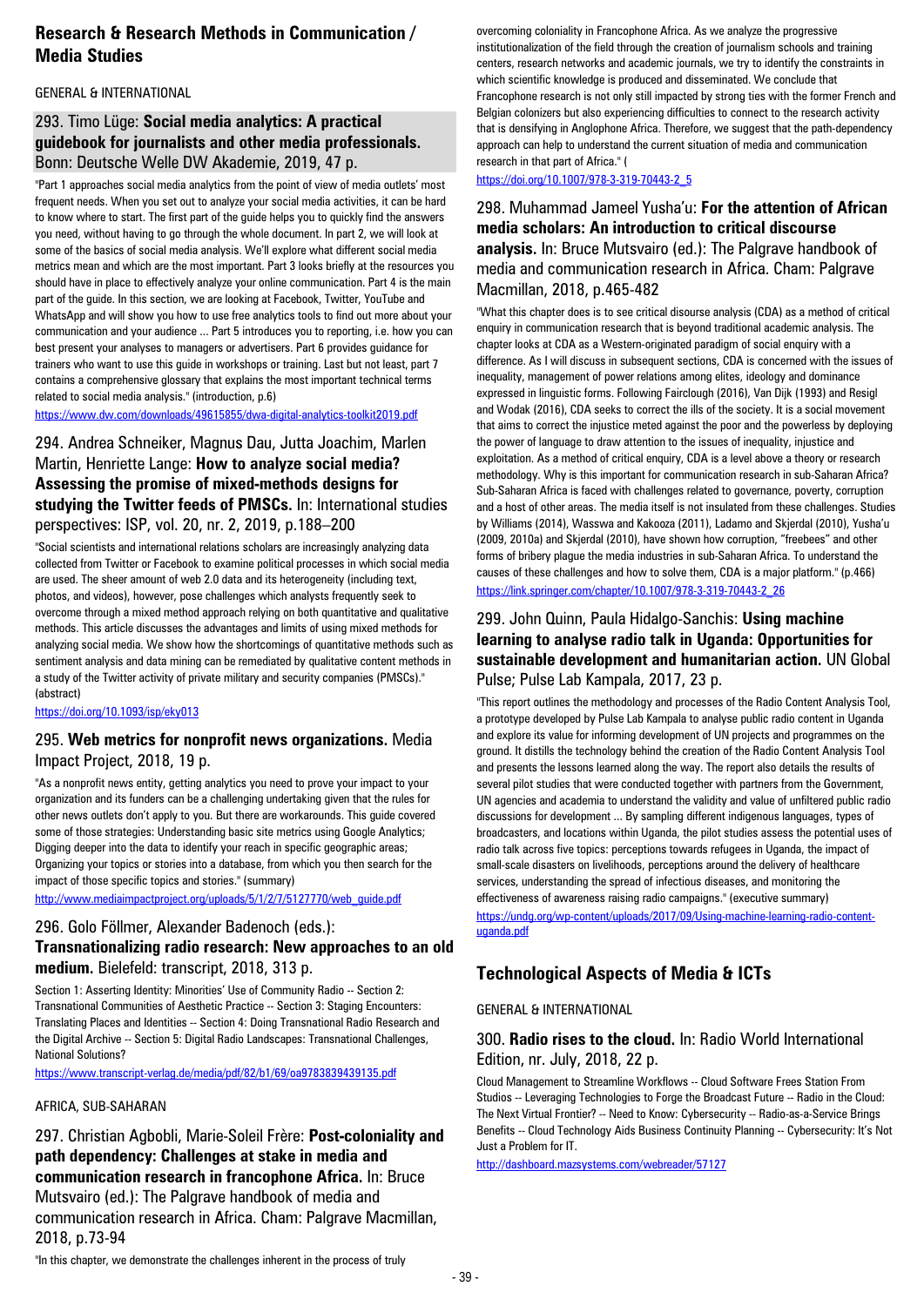## Research & Research Methods in Communication / Media Studies

GENERAL & INTERNATIONAL

### 293. Timo Lüge: **Social media analytics: A practical guidebook for journalists and other media professionals.** Bonn: Deutsche Welle DW Akademie, 2019, 47 p.

"Part 1 approaches social media analytics from the point of view of media outlets' most frequent needs. When you set out to analyze your social media activities, it can be hard to know where to start. The first part of the guide helps you to quickly find the answers you need, without having to go through the whole document. In part 2, we will look at some of the basics of social media analysis. We'll explore what different social media metrics mean and which are the most important. Part 3 looks briefly at the resources you should have in place to effectively analyze your online communication. Part 4 is the main part of the guide. In this section, we are looking at Facebook, Twitter, YouTube and WhatsApp and will show you how to use free analytics tools to find out more about your communication and your audience ... Part 5 introduces you to reporting, i.e. how you can best present your analyses to managers or advertisers. Part 6 provides guidance for trainers who want to use this guide in workshops or training. Last but not least, part 7 contains a comprehensive glossary that explains the most important technical terms related to social media analysis." (introduction, p.6)

https://www.dw.com/downloads/49615855/dwa-digital-analytics-toolkit2019.pdf

### 294. Andrea Schneiker, Magnus Dau, Jutta Joachim, Marlen Martin, Henriette Lange: **How to analyze social media? Assessing the promise of mixed-methods designs for studying the Twitter feeds of PMSCs.** In: International studies perspectives: ISP, vol. 20, nr. 2, 2019, p.188–200

"Social scientists and international relations scholars are increasingly analyzing data collected from Twitter or Facebook to examine political processes in which social media are used. The sheer amount of web 2.0 data and its heterogeneity (including text, photos, and videos), however, pose challenges which analysts frequently seek to overcome through a mixed method approach relying on both quantitative and qualitative methods. This article discusses the advantages and limits of using mixed methods for analyzing social media. We show how the shortcomings of quantitative methods such as sentiment analysis and data mining can be remediated by qualitative content methods in a study of the Twitter activity of private military and security companies (PMSCs)." (abstract)

https://doi.org/10.1093/isp/eky013

### 295. **Web metrics for nonprofit news organizations.** Media Impact Project, 2018, 19 p.

"As a nonprofit news entity, getting analytics you need to prove your impact to your organization and its funders can be a challenging undertaking given that the rules for other news outlets don't apply to you. But there are workarounds. This guide covered some of those strategies: Understanding basic site metrics using Google Analytics; Digging deeper into the data to identify your reach in specific geographic areas; Organizing your topics or stories into a database, from which you then search for the impact of those specific topics and stories." (summary)

http://www.mediaimpactproject.org/uploads/5/1/2/7/5127770/web_guide.pdf

### 296. Golo Föllmer, Alexander Badenoch (eds.): **Transnationalizing radio research: New approaches to an old medium.** Bielefeld: transcript, 2018, 313 p.

Section 1: Asserting Identity: Minorities' Use of Community Radio -- Section 2: Transnational Communities of Aesthetic Practice -- Section 3: Staging Encounters: Translating Places and Identities -- Section 4: Doing Transnational Radio Research and the Digital Archive -- Section 5: Digital Radio Landscapes: Transnational Challenges, National Solutions?

https://www.transcript-verlag.de/media/pdf/82/b1/69/oa9783839439135.pdf

AFRICA, SUB-SAHARAN

### 297. Christian Agbobli, Marie-Soleil Frère: **Post-coloniality and path dependency: Challenges at stake in media and communication research in francophone Africa.** In: Bruce Mutsvairo (ed.): The Palgrave handbook of media and communication research in Africa. Cham: Palgrave Macmillan, 2018, p.73-94

"In this chapter, we demonstrate the challenges inherent in the process of truly overcoming coloniality in Francophone Africa. As we analyze the progressive institutionalization of the field through the creation of journalism schools and training centers, research networks and academic journals, we try to identify the constraints in which scientific knowledge is produced and disseminated. We conclude that Francophone research is not only still impacted by strong ties with the former French and Belgian colonizers but also experiencing difficulties to connect to the research activity that is densifying in Anglophone Africa. Therefore, we suggest that the path-dependency approach can help to understand the current situation of media and communication research in that part of Africa." (

https://doi.org/10.1007/978-3-319-70443-2_5

### 298. Muhammad Jameel Yusha'u: **For the attention of African media scholars: An introduction to critical discourse analysis.** In: Bruce Mutsvairo (ed.): The Palgrave handbook of media and communication research in Africa. Cham: Palgrave Macmillan, 2018, p.465-482

"What this chapter does is to see critical disourse analysis (CDA) as a method of critical enquiry in communication research that is beyond traditional academic analysis. The chapter looks at CDA as a Western-originated paradigm of social enquiry with a difference. As I will discuss in subsequent sections, CDA is concerned with the issues of inequality, management of power relations among elites, ideology and dominance expressed in linguistic forms. Following Fairclough (2016), Van Dijk (1993) and Resigl and Wodak (2016), CDA seeks to correct the ills of the society. It is a social movement that aims to correct the injustice meted against the poor and the powerless by deploying the power of language to draw attention to the issues of inequality, injustice and exploitation. As a method of critical enquiry, CDA is a level above a theory or research methodology. Why is this important for communication research in sub-Saharan Africa? Sub-Saharan Africa is faced with challenges related to governance, poverty, corruption and a host of other areas. The media itself is not insulated from these challenges. Studies by Williams (2014), Wasswa and Kakooza (2011), Ladamo and Skjerdal (2010), Yusha'u (2009, 2010a) and Skjerdal (2010), have shown how corruption, "freebees" and other forms of bribery plague the media industries in sub-Saharan Africa. To understand the causes of these challenges and how to solve them, CDA is a major platform." (p.466)

https://link.springer.com/chapter/10.1007/978-3-319-70443-2_26

### 299. John Quinn, Paula Hidalgo-Sanchis: **Using machine learning to analyse radio talk in Uganda: Opportunities for sustainable development and humanitarian action.** UN Global Pulse; Pulse Lab Kampala, 2017, 23 p.

"This report outlines the methodology and processes of the Radio Content Analysis Tool, a prototype developed by Pulse Lab Kampala to analyse public radio content in Uganda and explore its value for informing development of UN projects and programmes on the ground. It distills the technology behind the creation of the Radio Content Analysis Tool and presents the lessons learned along the way. The report also details the results of several pilot studies that were conducted together with partners from the Government, UN agencies and academia to understand the validity and value of unfiltered public radio discussions for development ... By sampling different indigenous languages, types of broadcasters, and locations within Uganda, the pilot studies assess the potential uses of radio talk across five topics: perceptions towards refugees in Uganda, the impact of small-scale disasters on livelihoods, perceptions around the delivery of healthcare services, understanding the spread of infectious diseases, and monitoring the effectiveness of awareness raising radio campaigns." (executive summary)

https://undg.org/wp-content/uploads/2017/09/Using-machine-learning-radio-content-uganda.pdf

## Technological Aspects of Media & ICTs

GENERAL & INTERNATIONAL

### 300. **Radio rises to the cloud.** In: Radio World International Edition, nr. July, 2018, 22 p.

Cloud Management to Streamline Workflows -- Cloud Software Frees Station From Studios -- Leveraging Technologies to Forge the Broadcast Future -- Radio in the Cloud: The Next Virtual Frontier? -- Need to Know: Cybersecurity -- Radio-as-a-Service Brings Benefits -- Cloud Technology Aids Business Continuity Planning -- Cybersecurity: It's Not Just a Problem for IT.

http://dashboard.mazsystems.com/webreader/57127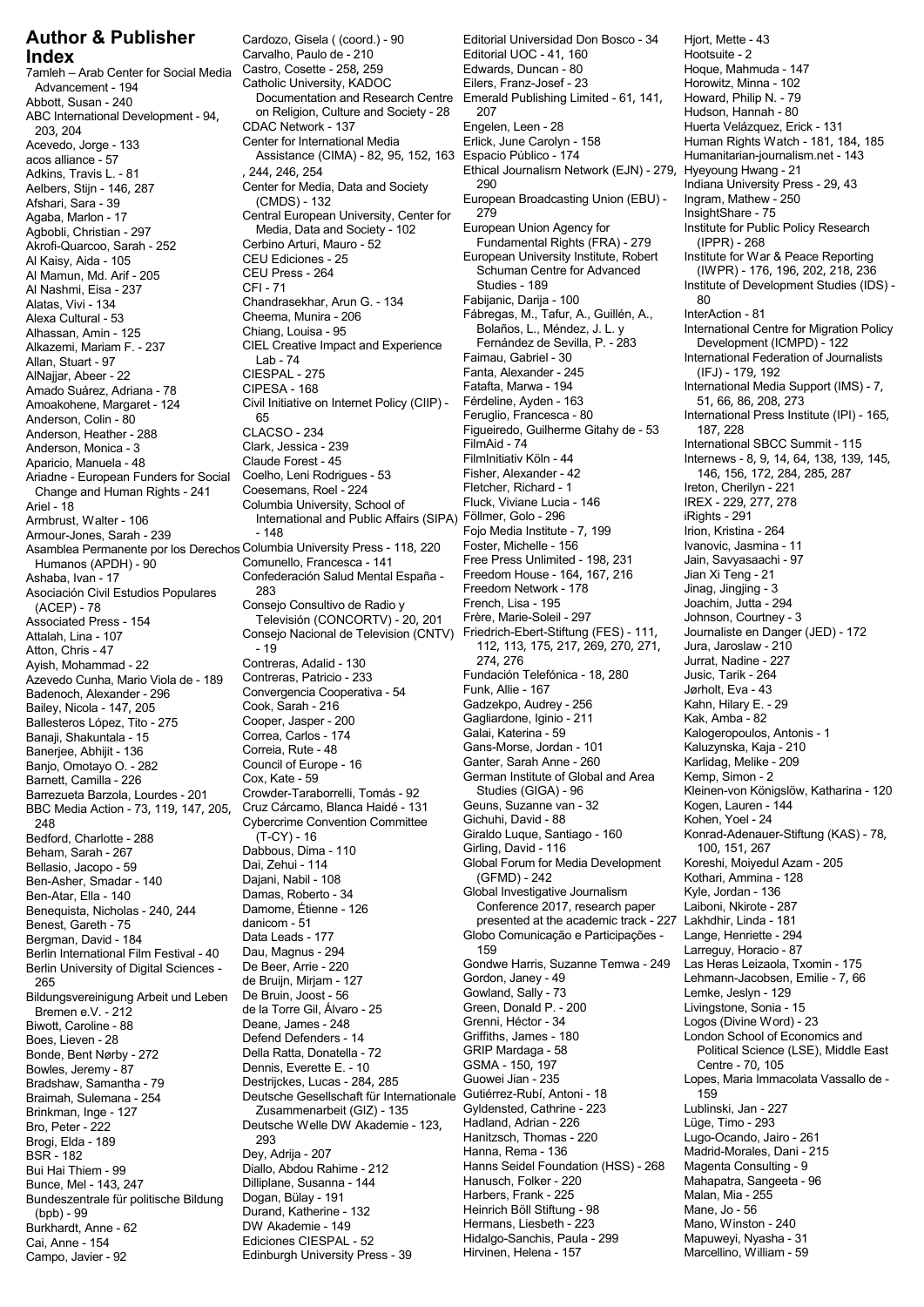# Author & Publisher Index

7amleh – Arab Center for Social Media Advancement - 194
Abbott, Susan - 240
ABC International Development - 94, 203, 204
Acevedo, Jorge - 133
acos alliance - 57
Adkins, Travis L. - 81
Aelbers, Stijn - 146, 287
Afshari, Sara - 39
Agaba, Marlon - 17
Agbobli, Christian - 297
Akrofi-Quarcoo, Sarah - 252
Al Kaisy, Aida - 105
Al Mamun, Md. Arif - 205
Al Nashmi, Eisa - 237
Alatas, Vivi - 134
Alexa Cultural - 53
Alhassan, Amin - 125
Alkazemi, Mariam F. - 237
Allan, Stuart - 97
AlNajjar, Abeer - 22
Amado Suárez, Adriana - 78
Amoakohene, Margaret - 124
Anderson, Colin - 80
Anderson, Heather - 288
Anderson, Monica - 3
Aparicio, Manuela - 48
Ariadne - European Funders for Social Change and Human Rights - 241
Ariel - 18
Armbrust, Walter - 106
Armour-Jones, Sarah - 239
Asamblea Permanente por los Derechos Humanos (APDH) - 90
Ashaba, Ivan - 17
Asociación Civil Estudios Populares (ACEP) - 78
Associated Press - 154
Attalah, Lina - 107
Atton, Chris - 47
Ayish, Mohammad - 22
Azevedo Cunha, Mario Viola de - 189
Badenoch, Alexander - 296
Bailey, Nicola - 147, 205
Ballesteros López, Tito - 275
Banaji, Shakuntala - 15
Banerjee, Abhijit - 136
Banjo, Omotayo O. - 282
Barnett, Camilla - 226
Barrezueta Barzola, Lourdes - 201
BBC Media Action - 73, 119, 147, 205, 248
Bedford, Charlotte - 288
Beham, Sarah - 267
Bellasio, Jacopo - 59
Ben-Asher, Smadar - 140
Ben-Atar, Ella - 140
Benequista, Nicholas - 240, 244
Benest, Gareth - 75
Bergman, David - 184
Berlin International Film Festival - 40
Berlin University of Digital Sciences - 265
Bildungsvereinigung Arbeit und Leben Bremen e.V. - 212
Biwott, Caroline - 88
Boes, Lieven - 28
Bonde, Bent Nørby - 272
Bowles, Jeremy - 87
Bradshaw, Samantha - 79
Braimah, Sulemana - 254
Brinkman, Inge - 127
Bro, Peter - 222
Brogi, Elda - 189
BSR - 182
Bui Hai Thiem - 99
Bunce, Mel - 143, 247
Bundeszentrale für politische Bildung (bpb) - 99
Burkhardt, Anne - 62
Cai, Anne - 154
Campo, Javier - 92
Cardozo, Gisela ( (coord.) - 90
Carvalho, Paulo de - 210
Castro, Cosette - 258, 259
Catholic University, KADOC Documentation and Research Centre on Religion, Culture and Society - 28
CDAC Network - 137
Center for International Media Assistance (CIMA) - 82, 95, 152, 163, 244, 246, 254
Center for Media, Data and Society (CMDS) - 132
Central European University, Center for Media, Data and Society - 102
Cerbino Arturi, Mauro - 52
CEU Ediciones - 25
CEU Press - 264
CFI - 71
Chandrasekhar, Arun G. - 134
Cheema, Munira - 206
Chiang, Louisa - 95
CIEL Creative Impact and Experience Lab - 74
CIESPAL - 275
CIPESA - 168
Civil Initiative on Internet Policy (CIIP) - 65
CLACSO - 234
Clark, Jessica - 239
Claude Forest - 45
Coelho, Leni Rodrigues - 53
Coesemans, Roel - 224
Columbia University, School of International and Public Affairs (SIPA) - 148
Columbia University Press - 118, 220
Comunello, Francesca - 141
Confederación Salud Mental España - 283
Consejo Consultivo de Radio y Televisión (CONCORTV) - 20, 201
Consejo Nacional de Television (CNTV) - 19
Contreras, Adalid - 130
Contreras, Patricio - 233
Convergencia Cooperativa - 54
Cook, Sarah - 216
Cooper, Jasper - 200
Correa, Carlos - 174
Correia, Rute - 48
Council of Europe - 16
Cox, Kate - 59
Crowder-Taraborrelli, Tomás - 92
Cruz Cárcamo, Blanca Haidé - 131
Cybercrime Convention Committee (T-CY) - 16
Dabbous, Dima - 110
Dai, Zehui - 114
Dajani, Nabil - 108
Damas, Roberto - 34
Damome, Étienne - 126
danicom - 51
Data Leads - 177
Dau, Magnus - 294
De Beer, Arrie - 220
de Bruijn, Mirjam - 127
De Bruin, Joost - 56
de la Torre Gil, Álvaro - 25
Deane, James - 248
Defend Defenders - 14
Della Ratta, Donatella - 72
Dennis, Everette E. - 10
Destrijckes, Lucas - 284, 285
Deutsche Gesellschaft für Internationale Zusammenarbeit (GIZ) - 135
Deutsche Welle DW Akademie - 123, 293
Dey, Adrija - 207
Diallo, Abdou Rahime - 212
Dilliplane, Susanna - 144
Dogan, Bülay - 191
Durand, Katherine - 132
DW Akademie - 149
Ediciones CIESPAL - 52
Edinburgh University Press - 39
Editorial Universidad Don Bosco - 34
Editorial UOC - 41, 160
Edwards, Duncan - 80
Eilers, Franz-Josef - 23
Emerald Publishing Limited - 61, 141, 207
Engelen, Leen - 28
Erlick, June Carolyn - 158
Espacio Público - 174
Ethical Journalism Network (EJN) - 279, 290
European Broadcasting Union (EBU) - 279
European Union Agency for Fundamental Rights (FRA) - 279
European University Institute, Robert Schuman Centre for Advanced Studies - 189
Fabijanic, Darija - 100
Fábregas, M., Tafur, A., Guillén, A., Bolaños, L., Méndez, J. L. y Fernández de Sevilla, P. - 283
Faimau, Gabriel - 30
Fanta, Alexander - 245
Fatafta, Marwa - 194
Férdeline, Ayden - 163
Feruglio, Francesca - 80
Figueiredo, Guilherme Gitahy de - 53
FilmAid - 74
FilmInitiativ Köln - 44
Fisher, Alexander - 42
Fletcher, Richard - 1
Fluck, Viviane Lucia - 146
Föllmer, Golo - 296
Fojo Media Institute - 7, 199
Foster, Michelle - 156
Free Press Unlimited - 198, 231
Freedom House - 164, 167, 216
Freedom Network - 178
French, Lisa - 195
Frère, Marie-Soleil - 297
Friedrich-Ebert-Stiftung (FES) - 111, 112, 113, 175, 217, 269, 270, 271, 274, 276
Fundación Telefónica - 18, 280
Funk, Allie - 167
Gadzekpo, Audrey - 256
Gagliardone, Iginio - 211
Galai, Katerina - 59
Gans-Morse, Jordan - 101
Ganter, Sarah Anne - 260
German Institute of Global and Area Studies (GIGA) - 96
Geuns, Suzanne van - 32
Gichuhi, David - 88
Giraldo Luque, Santiago - 160
Girling, David - 116
Global Forum for Media Development (GFMD) - 242
Global Investigative Journalism Conference 2017, research paper presented at the academic track - 227
Globo Comunicação e Participações - 159
Gondwe Harris, Suzanne Temwa - 249
Gordon, Janey - 49
Gowland, Sally - 73
Green, Donald P. - 200
Grenni, Héctor - 34
Griffiths, James - 180
GRIP Mardaga - 58
GSMA - 150, 197
Guowei Jian - 235
Gutiérrez-Rubí, Antoni - 18
Gyldensted, Cathrine - 223
Hadland, Adrian - 226
Hanitzsch, Thomas - 220
Hanna, Rema - 136
Hanns Seidel Foundation (HSS) - 268
Hanusch, Folker - 220
Harbers, Frank - 225
Heinrich Böll Stiftung - 98
Hermans, Liesbeth - 223
Hidalgo-Sanchis, Paula - 299
Hirvinen, Helena - 157
Hjort, Mette - 43
Hootsuite - 2
Hoque, Mahmuda - 147
Horowitz, Minna - 102
Howard, Philip N. - 79
Hudson, Hannah - 80
Huerta Velázquez, Erick - 131
Human Rights Watch - 181, 184, 185
Humanitarian-journalism.net - 143
Hyeyoung Hwang - 21
Indiana University Press - 29, 43
Ingram, Mathew - 250
InsightShare - 75
Institute for Public Policy Research (IPPR) - 268
Institute for War & Peace Reporting (IWPR) - 176, 196, 202, 218, 236
Institute of Development Studies (IDS) - 80
InterAction - 81
International Centre for Migration Policy Development (ICMPD) - 122
International Federation of Journalists (IFJ) - 179, 192
International Media Support (IMS) - 7, 51, 66, 86, 208, 273
International Press Institute (IPI) - 165, 187, 228
International SBCC Summit - 115
Internews - 8, 9, 14, 64, 138, 139, 145, 146, 156, 172, 284, 285, 287
Ireton, Cherilyn - 221
IREX - 229, 277, 278
iRights - 291
Irion, Kristina - 264
Ivanovic, Jasmina - 11
Jain, Savyasaachi - 97
Jian Xi Teng - 21
Jinag, Jingjing - 3
Joachim, Jutta - 294
Johnson, Courtney - 3
Journaliste en Danger (JED) - 172
Jura, Jaroslaw - 210
Jurrat, Nadine - 227
Jusic, Tarik - 264
Jørholt, Eva - 43
Kahn, Hilary E. - 29
Kak, Amba - 82
Kalogeropoulos, Antonis - 1
Kaluzynska, Kaja - 210
Karlidag, Melike - 209
Kemp, Simon - 2
Kleinen-von Königslöw, Katharina - 120
Kogen, Lauren - 144
Kohen, Yoel - 24
Konrad-Adenauer-Stiftung (KAS) - 78, 100, 151, 267
Koreshi, Moiyedul Azam - 205
Kothari, Ammina - 128
Kyle, Jordan - 136
Laiboni, Nkirote - 287
Lakhdhir, Linda - 181
Lange, Henriette - 294
Larreguy, Horacio - 87
Las Heras Leizaola, Txomin - 175
Lehmann-Jacobsen, Emilie - 7, 66
Lemke, Jeslyn - 129
Livingstone, Sonia - 15
Logos (Divine Word) - 23
London School of Economics and Political Science (LSE), Middle East Centre - 70, 105
Lopes, Maria Immacolata Vassallo de - 159
Lublinski, Jan - 227
Lüge, Timo - 293
Lugo-Ocando, Jairo - 261
Madrid-Morales, Dani - 215
Magenta Consulting - 9
Mahapatra, Sangeeta - 96
Malan, Mia - 255
Mane, Jo - 56
Mano, Winston - 240
Mapuweyi, Nyasha - 31
Marcellino, William - 59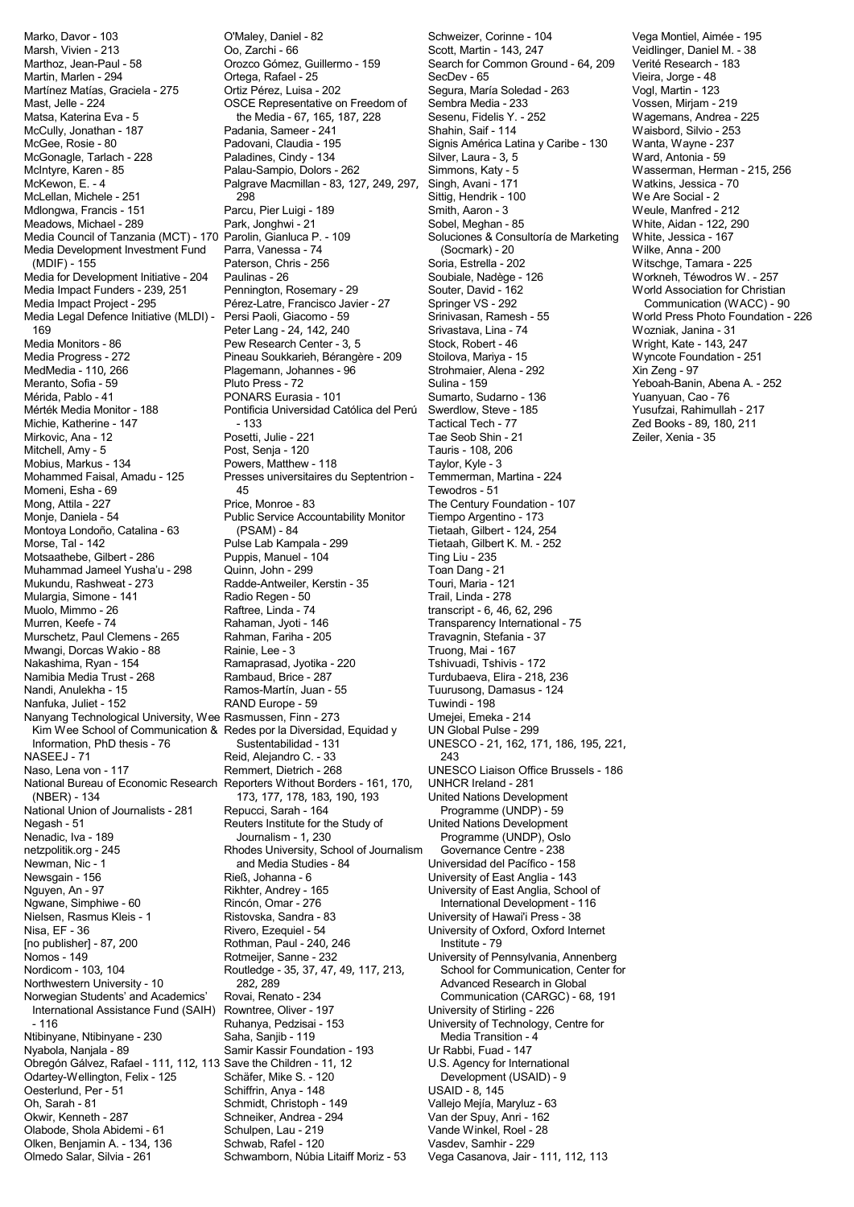Marko, Davor - 103
Marsh, Vivien - 213
Marthoz, Jean-Paul - 58
Martin, Marlen - 294
Martínez Matías, Graciela - 275
Mast, Jelle - 224
Matsa, Katerina Eva - 5
McCully, Jonathan - 187
McGee, Rosie - 80
McGonagle, Tarlach - 228
McIntyre, Karen - 85
McKewon, E. - 4
McLellan, Michele - 251
Mdlongwa, Francis - 151
Meadows, Michael - 289
Media Council of Tanzania (MCT) - 170
Media Development Investment Fund (MDIF) - 155
Media for Development Initiative - 204
Media Impact Funders - 239, 251
Media Impact Project - 295
Media Legal Defence Initiative (MLDI) - 169
Media Monitors - 86
Media Progress - 272
MedMedia - 110, 266
Meranto, Sofia - 59
Mérida, Pablo - 41
Mérték Media Monitor - 188
Michie, Katherine - 147
Mirkovic, Ana - 12
Mitchell, Amy - 5
Mobius, Markus - 134
Mohammed Faisal, Amadu - 125
Momeni, Esha - 69
Mong, Attila - 227
Monje, Daniela - 54
Montoya Londoño, Catalina - 63
Morse, Tal - 142
Motsaathebe, Gilbert - 286
Muhammad Jameel Yusha'u - 298
Mukundu, Rashweat - 273
Mulargia, Simone - 141
Muolo, Mimmo - 26
Murren, Keefe - 74
Murschetz, Paul Clemens - 265
Mwangi, Dorcas Wakio - 88
Nakashima, Ryan - 154
Namibia Media Trust - 268
Nandi, Anulekha - 15
Nanfuka, Juliet - 152
Nanyang Technological University, Wee Kim Wee School of Communication & Information, PhD thesis - 76
NASEEJ - 71
Naso, Lena von - 117
National Bureau of Economic Research (NBER) - 134
National Union of Journalists - 281
Negash - 51
Nenadic, Iva - 189
netzpolitik.org - 245
Newman, Nic - 1
Newsgain - 156
Nguyen, An - 97
Ngwane, Simphiwe - 60
Nielsen, Rasmus Kleis - 1
Nisa, EF - 36
[no publisher] - 87, 200
Nomos - 149
Nordicom - 103, 104
Northwestern University - 10
Norwegian Students' and Academics' International Assistance Fund (SAIH) - 116
Ntibinyane, Ntibinyane - 230
Nyabola, Nanjala - 89
Obregón Gálvez, Rafael - 111, 112, 113
Odartey-Wellington, Felix - 125
Oesterlund, Per - 51
Oh, Sarah - 81
Okwir, Kenneth - 287
Olabode, Shola Abidemi - 61
Olken, Benjamin A. - 134, 136
Olmedo Salar, Silvia - 261
O'Maley, Daniel - 82
Oo, Zarchi - 66
Orozco Gómez, Guillermo - 159
Ortega, Rafael - 25
Ortiz Pérez, Luisa - 202
OSCE Representative on Freedom of the Media - 67, 165, 187, 228
Padania, Sameer - 241
Padovani, Claudia - 195
Paladines, Cindy - 134
Palau-Sampio, Dolors - 262
Palgrave Macmillan - 83, 127, 249, 297, 298
Parcu, Pier Luigi - 189
Park, Jonghwi - 21
Parolin, Gianluca P. - 109
Parra, Vanessa - 74
Paterson, Chris - 256
Paulinas - 26
Pennington, Rosemary - 29
Pérez-Latre, Francisco Javier - 27
Persi Paoli, Giacomo - 59
Peter Lang - 24, 142, 240
Pew Research Center - 3, 5
Pineau Soukkarieh, Bérangère - 209
Plagemann, Johannes - 96
Pluto Press - 72
PONARS Eurasia - 101
Pontificia Universidad Católica del Perú - 133
Posetti, Julie - 221
Post, Senja - 120
Powers, Matthew - 118
Presses universitaires du Septentrion - 45
Price, Monroe - 83
Public Service Accountability Monitor (PSAM) - 84
Pulse Lab Kampala - 299
Puppis, Manuel - 104
Quinn, John - 299
Radde-Antweiler, Kerstin - 35
Radio Regen - 50
Raftree, Linda - 74
Rahaman, Jyoti - 146
Rahman, Fariha - 205
Rainie, Lee - 3
Ramaprasad, Jyotika - 220
Rambaud, Brice - 287
Ramos-Martín, Juan - 55
RAND Europe - 59
Rasmussen, Finn - 273
Redes por la Diversidad, Equidad y Sustentabilidad - 131
Reid, Alejandro C. - 33
Remmert, Dietrich - 268
Reporters Without Borders - 161, 170, 173, 177, 178, 183, 190, 193
Repucci, Sarah - 164
Reuters Institute for the Study of Journalism - 1, 230
Rhodes University, School of Journalism and Media Studies - 84
Rieß, Johanna - 6
Rikhter, Andrey - 165
Rincón, Omar - 276
Ristovska, Sandra - 83
Rivero, Ezequiel - 54
Rothman, Paul - 240, 246
Rotmeijer, Sanne - 232
Routledge - 35, 37, 47, 49, 117, 213, 282, 289
Rovai, Renato - 234
Rowntree, Oliver - 197
Ruhanya, Pedzisai - 153
Saha, Sanjib - 119
Samir Kassir Foundation - 193
Save the Children - 11, 12
Schäfer, Mike S. - 120
Schiffrin, Anya - 148
Schmidt, Christoph - 149
Schneiker, Andrea - 294
Schulpen, Lau - 219
Schwab, Rafel - 120
Schwamborn, Núbia Litaiff Moriz - 53
Schweizer, Corinne - 104
Scott, Martin - 143, 247
Search for Common Ground - 64, 209
SecDev - 65
Segura, María Soledad - 263
Sembra Media - 233
Sesenu, Fidelis Y. - 252
Shahin, Saif - 114
Signis América Latina y Caribe - 130
Silver, Laura - 3, 5
Simmons, Katy - 5
Singh, Avani - 171
Sittig, Hendrik - 100
Smith, Aaron - 3
Sobel, Meghan - 85
Soluciones & Consultoría de Marketing (Socmark) - 20
Soria, Estrella - 202
Soubiale, Nadège - 126
Souter, David - 162
Springer VS - 292
Srinivasan, Ramesh - 55
Srivastava, Lina - 74
Stock, Robert - 46
Stoilova, Mariya - 15
Strohmaier, Alena - 292
Sulina - 159
Sumarto, Sudarno - 136
Swerdlow, Steve - 185
Tactical Tech - 77
Tae Seob Shin - 21
Tauris - 108, 206
Taylor, Kyle - 3
Temmerman, Martina - 224
Tewodros - 51
The Century Foundation - 107
Tiempo Argentino - 173
Tietaah, Gilbert - 124, 254
Tietaah, Gilbert K. M. - 252
Ting Liu - 235
Toan Dang - 21
Touri, Maria - 121
Trail, Linda - 278
transcript - 6, 46, 62, 296
Transparency International - 75
Travagnin, Stefania - 37
Truong, Mai - 167
Tshivuadi, Tshivis - 172
Turdubaeva, Elira - 218, 236
Tuurusong, Damasus - 124
Tuwindi - 198
Umejei, Emeka - 214
UN Global Pulse - 299
UNESCO - 21, 162, 171, 186, 195, 221, 243
UNESCO Liaison Office Brussels - 186
UNHCR Ireland - 281
United Nations Development Programme (UNDP) - 59
United Nations Development Programme (UNDP), Oslo Governance Centre - 238
Universidad del Pacífico - 158
University of East Anglia - 143
University of East Anglia, School of International Development - 116
University of Hawai'i Press - 38
University of Oxford, Oxford Internet Institute - 79
University of Pennsylvania, Annenberg School for Communication, Center for Advanced Research in Global Communication (CARGC) - 68, 191
University of Stirling - 226
University of Technology, Centre for Media Transition - 4
Ur Rabbi, Fuad - 147
U.S. Agency for International Development (USAID) - 9
USAID - 8, 145
Vallejo Mejía, Maryluz - 63
Van der Spuy, Anri - 162
Vande Winkel, Roel - 28
Vasdev, Samhir - 229
Vega Casanova, Jair - 111, 112, 113
Vega Montiel, Aimée - 195
Veidlinger, Daniel M. - 38
Verité Research - 183
Vieira, Jorge - 48
Vogl, Martin - 123
Vossen, Mirjam - 219
Wagemans, Andrea - 225
Waisbord, Silvio - 253
Wanta, Wayne - 237
Ward, Antonia - 59
Wasserman, Herman - 215, 256
Watkins, Jessica - 70
We Are Social - 2
Weule, Manfred - 212
White, Aidan - 122, 290
White, Jessica - 167
Wilke, Anna - 200
Witschge, Tamara - 225
Workneh, Téwodros W. - 257
World Association for Christian Communication (WACC) - 90
World Press Photo Foundation - 226
Wozniak, Janina - 31
Wright, Kate - 143, 247
Wyncote Foundation - 251
Xin Zeng - 97
Yeboah-Banin, Abena A. - 252
Yuanyuan, Cao - 76
Yusufzai, Rahimullah - 217
Zed Books - 89, 180, 211
Zeiler, Xenia - 35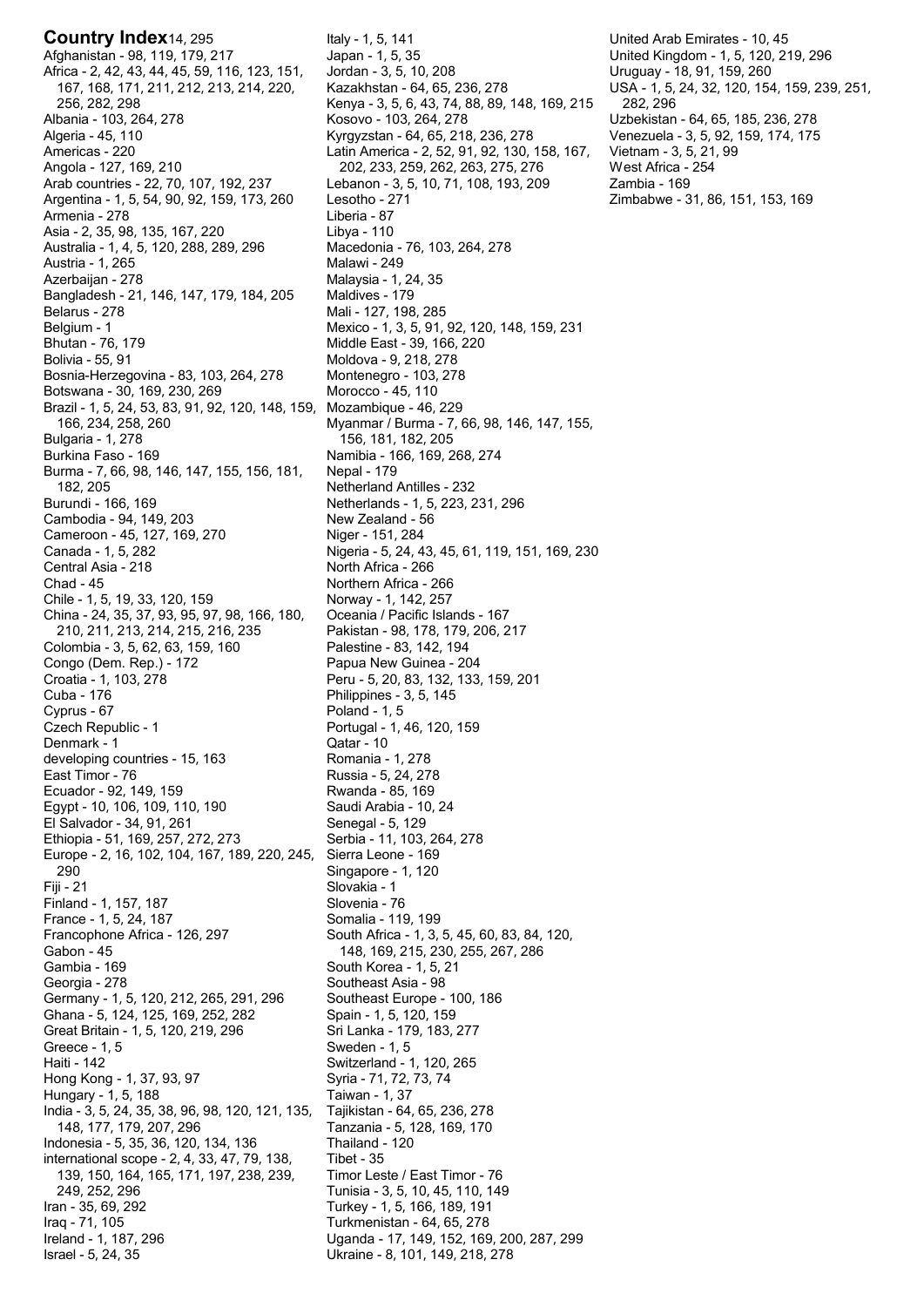**Country Index** 14, 295

Afghanistan - 98, 119, 179, 217
Africa - 2, 42, 43, 44, 45, 59, 116, 123, 151, 167, 168, 171, 211, 212, 213, 214, 220, 256, 282, 298
Albania - 103, 264, 278
Algeria - 45, 110
Americas - 220
Angola - 127, 169, 210
Arab countries - 22, 70, 107, 192, 237
Argentina - 1, 5, 54, 90, 92, 159, 173, 260
Armenia - 278
Asia - 2, 35, 98, 135, 167, 220
Australia - 1, 4, 5, 120, 288, 289, 296
Austria - 1, 265
Azerbaijan - 278
Bangladesh - 21, 146, 147, 179, 184, 205
Belarus - 278
Belgium - 1
Bhutan - 76, 179
Bolivia - 55, 91
Bosnia-Herzegovina - 83, 103, 264, 278
Botswana - 30, 169, 230, 269
Brazil - 1, 5, 24, 53, 83, 91, 92, 120, 148, 159, 166, 234, 258, 260
Bulgaria - 1, 278
Burkina Faso - 169
Burma - 7, 66, 98, 146, 147, 155, 156, 181, 182, 205
Burundi - 166, 169
Cambodia - 94, 149, 203
Cameroon - 45, 127, 169, 270
Canada - 1, 5, 282
Central Asia - 218
Chad - 45
Chile - 1, 5, 19, 33, 120, 159
China - 24, 35, 37, 93, 95, 97, 98, 166, 180, 210, 211, 213, 214, 215, 216, 235
Colombia - 3, 5, 62, 63, 159, 160
Congo (Dem. Rep.) - 172
Croatia - 1, 103, 278
Cuba - 176
Cyprus - 67
Czech Republic - 1
Denmark - 1
developing countries - 15, 163
East Timor - 76
Ecuador - 92, 149, 159
Egypt - 10, 106, 109, 110, 190
El Salvador - 34, 91, 261
Ethiopia - 51, 169, 257, 272, 273
Europe - 2, 16, 102, 104, 167, 189, 220, 245, 290
Fiji - 21
Finland - 1, 157, 187
France - 1, 5, 24, 187
Francophone Africa - 126, 297
Gabon - 45
Gambia - 169
Georgia - 278
Germany - 1, 5, 120, 212, 265, 291, 296
Ghana - 5, 124, 125, 169, 252, 282
Great Britain - 1, 5, 120, 219, 296
Greece - 1, 5
Haiti - 142
Hong Kong - 1, 37, 93, 97
Hungary - 1, 5, 188
India - 3, 5, 24, 35, 38, 96, 98, 120, 121, 135, 148, 177, 179, 207, 296
Indonesia - 5, 35, 36, 120, 134, 136
international scope - 2, 4, 33, 47, 79, 138, 139, 150, 164, 165, 171, 197, 238, 239, 249, 252, 296
Iran - 35, 69, 292
Iraq - 71, 105
Ireland - 1, 187, 296
Israel - 5, 24, 35
Italy - 1, 5, 141
Japan - 1, 5, 35
Jordan - 3, 5, 10, 208
Kazakhstan - 64, 65, 236, 278
Kenya - 3, 5, 6, 43, 74, 88, 89, 148, 169, 215
Kosovo - 103, 264, 278
Kyrgyzstan - 64, 65, 218, 236, 278
Latin America - 2, 52, 91, 92, 130, 158, 167, 202, 233, 259, 262, 263, 275, 276
Lebanon - 3, 5, 10, 71, 108, 193, 209
Lesotho - 271
Liberia - 87
Libya - 110
Macedonia - 76, 103, 264, 278
Malawi - 249
Malaysia - 1, 24, 35
Maldives - 179
Mali - 127, 198, 285
Mexico - 1, 3, 5, 91, 92, 120, 148, 159, 231
Middle East - 39, 166, 220
Moldova - 9, 218, 278
Montenegro - 103, 278
Morocco - 45, 110
Mozambique - 46, 229
Myanmar / Burma - 7, 66, 98, 146, 147, 155, 156, 181, 182, 205
Namibia - 166, 169, 268, 274
Nepal - 179
Netherland Antilles - 232
Netherlands - 1, 5, 223, 231, 296
New Zealand - 56
Niger - 151, 284
Nigeria - 5, 24, 43, 45, 61, 119, 151, 169, 230
North Africa - 266
Northern Africa - 266
Norway - 1, 142, 257
Oceania / Pacific Islands - 167
Pakistan - 98, 178, 179, 206, 217
Palestine - 83, 142, 194
Papua New Guinea - 204
Peru - 5, 20, 83, 132, 133, 159, 201
Philippines - 3, 5, 145
Poland - 1, 5
Portugal - 1, 46, 120, 159
Qatar - 10
Romania - 1, 278
Russia - 5, 24, 278
Rwanda - 85, 169
Saudi Arabia - 10, 24
Senegal - 5, 129
Serbia - 11, 103, 264, 278
Sierra Leone - 169
Singapore - 1, 120
Slovakia - 1
Slovenia - 76
Somalia - 119, 199
South Africa - 1, 3, 5, 45, 60, 83, 84, 120, 148, 169, 215, 230, 255, 267, 286
South Korea - 1, 5, 21
Southeast Asia - 98
Southeast Europe - 100, 186
Spain - 1, 5, 120, 159
Sri Lanka - 179, 183, 277
Sweden - 1, 5
Switzerland - 1, 120, 265
Syria - 71, 72, 73, 74
Taiwan - 1, 37
Tajikistan - 64, 65, 236, 278
Tanzania - 5, 128, 169, 170
Thailand - 120
Tibet - 35
Timor Leste / East Timor - 76
Tunisia - 3, 5, 10, 45, 110, 149
Turkey - 1, 5, 166, 189, 191
Turkmenistan - 64, 65, 278
Uganda - 17, 149, 152, 169, 200, 287, 299
Ukraine - 8, 101, 149, 218, 278
United Arab Emirates - 10, 45
United Kingdom - 1, 5, 120, 219, 296
Uruguay - 18, 91, 159, 260
USA - 1, 5, 24, 32, 120, 154, 159, 239, 251, 282, 296
Uzbekistan - 64, 65, 185, 236, 278
Venezuela - 3, 5, 92, 159, 174, 175
Vietnam - 3, 5, 21, 99
West Africa - 254
Zambia - 169
Zimbabwe - 31, 86, 151, 153, 169